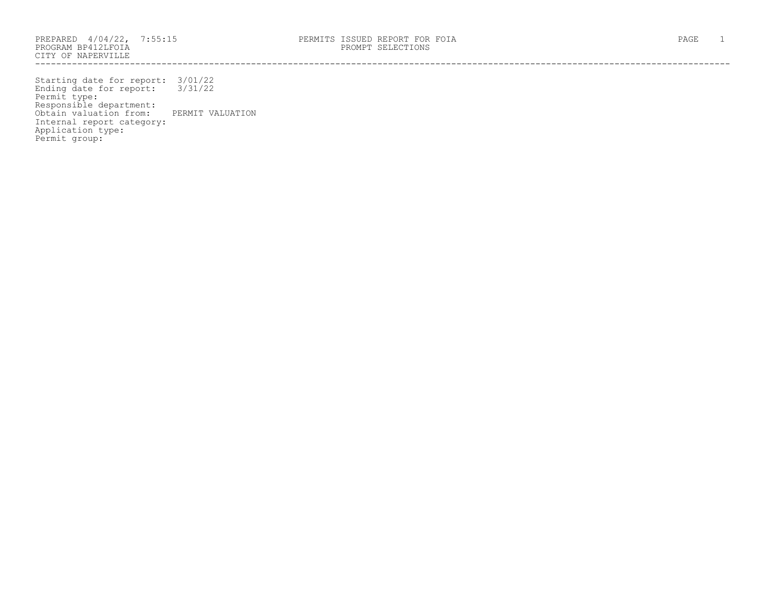PREPARED 4/04/22, 7:55:15
PROGRAM BP412LFOIA
CITY OF NAPERVILLE

PERMITS ISSUED REPORT FOR FOIA
PROMPT SELECTIONS

Starting date for report: 3/01/22
Ending date for report: 3/31/22
Permit type:
Responsible department:
Obtain valuation from: PERMIT VALUATION
Internal report category:
Application type:
Permit group: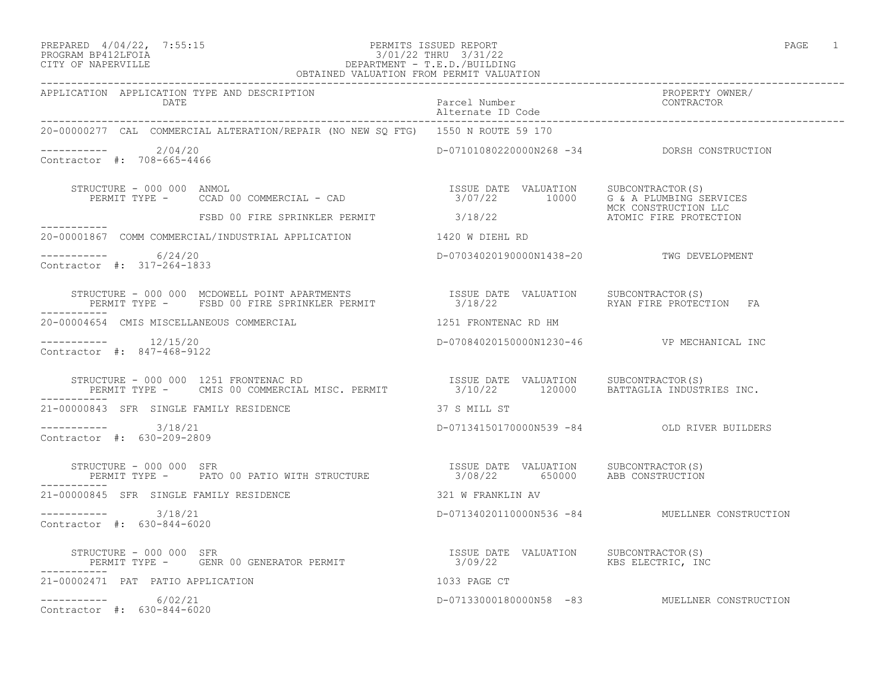PERMITS ISSUED REPORT
3/01/22 THRU 3/31/22
DEPARTMENT - T.E.D./BUILDING
OBTAINED VALUATION FROM PERMIT VALUATION

PREPARED 4/04/22, 7:55:15
PROGRAM BP412LFOIA
CITY OF NAPERVILLE

| APPLICATION | APPLICATION TYPE AND DESCRIPTION / DATE | Parcel Number / Alternate ID Code | PROPERTY OWNER/ CONTRACTOR |
|---|---|---|---|

**20-00000277** CAL COMMERCIAL ALTERATION/REPAIR (NO NEW SQ FTG) — 1550 N ROUTE 59 170

----------- 2/04/20 — D-07101080220000N268 -34 — DORSH CONSTRUCTION
Contractor #: 708-665-4466

STRUCTURE - 000 000 ANMOL

| PERMIT TYPE | ISSUE DATE | VALUATION | SUBCONTRACTOR(S) |
|---|---|---|---|
| CCAD 00 COMMERCIAL - CAD | 3/07/22 | 10000 | G & A PLUMBING SERVICES; MCK CONSTRUCTION LLC |
| FSBD 00 FIRE SPRINKLER PERMIT | 3/18/22 | | ATOMIC FIRE PROTECTION |

**20-00001867** COMM COMMERCIAL/INDUSTRIAL APPLICATION — 1420 W DIEHL RD

----------- 6/24/20 — D-07034020190000N1438-20 — TWG DEVELOPMENT
Contractor #: 317-264-1833

STRUCTURE - 000 000 MCDOWELL POINT APARTMENTS

| PERMIT TYPE | ISSUE DATE | VALUATION | SUBCONTRACTOR(S) |
|---|---|---|---|
| FSBD 00 FIRE SPRINKLER PERMIT | 3/18/22 | | RYAN FIRE PROTECTION FA |

**20-00004654** CMIS MISCELLANEOUS COMMERCIAL — 1251 FRONTENAC RD HM

----------- 12/15/20 — D-07084020150000N1230-46 — VP MECHANICAL INC
Contractor #: 847-468-9122

STRUCTURE - 000 000 1251 FRONTENAC RD

| PERMIT TYPE | ISSUE DATE | VALUATION | SUBCONTRACTOR(S) |
|---|---|---|---|
| CMIS 00 COMMERCIAL MISC. PERMIT | 3/10/22 | 120000 | BATTAGLIA INDUSTRIES INC. |

**21-00000843** SFR SINGLE FAMILY RESIDENCE — 37 S MILL ST

----------- 3/18/21 — D-07134150170000N539 -84 — OLD RIVER BUILDERS
Contractor #: 630-209-2809

STRUCTURE - 000 000 SFR

| PERMIT TYPE | ISSUE DATE | VALUATION | SUBCONTRACTOR(S) |
|---|---|---|---|
| PATO 00 PATIO WITH STRUCTURE | 3/08/22 | 650000 | ABB CONSTRUCTION |

**21-00000845** SFR SINGLE FAMILY RESIDENCE — 321 W FRANKLIN AV

----------- 3/18/21 — D-07134020110000N536 -84 — MUELLNER CONSTRUCTION
Contractor #: 630-844-6020

STRUCTURE - 000 000 SFR

| PERMIT TYPE | ISSUE DATE | VALUATION | SUBCONTRACTOR(S) |
|---|---|---|---|
| GENR 00 GENERATOR PERMIT | 3/09/22 | | KBS ELECTRIC, INC |

**21-00002471** PAT PATIO APPLICATION — 1033 PAGE CT

----------- 6/02/21 — D-07133000180000N58 -83 — MUELLNER CONSTRUCTION
Contractor #: 630-844-6020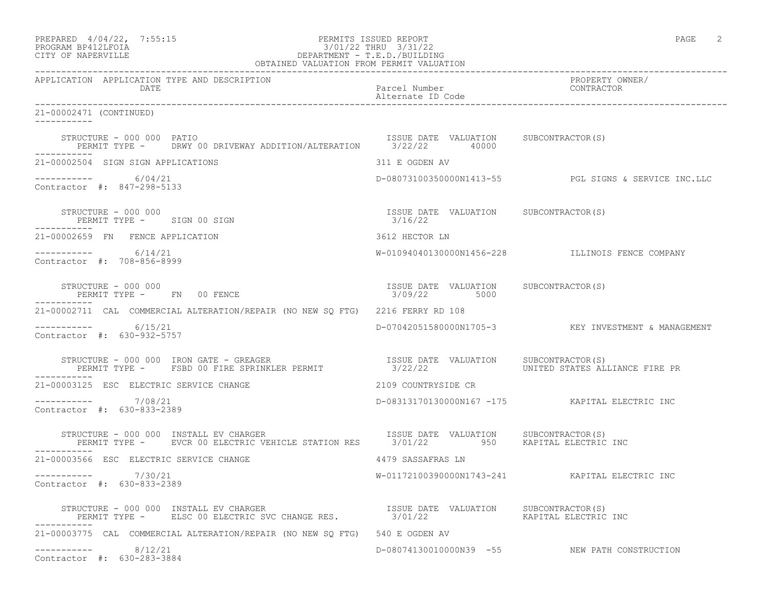PREPARED 4/04/22, 7:55:15 PERMITS ISSUED REPORT
PROGRAM BP412LFOIA 3/01/22 THRU 3/31/22
CITY OF NAPERVILLE DEPARTMENT - T.E.D./BUILDING
OBTAINED VALUATION FROM PERMIT VALUATION

| APPLICATION | APPLICATION TYPE AND DESCRIPTION / DATE | Parcel Number / Alternate ID Code | PROPERTY OWNER/ CONTRACTOR |
|---|---|---|---|

21-00002471 (CONTINUED)

STRUCTURE - 000 000 PATIO — ISSUE DATE 3/22/22, VALUATION 40000, SUBCONTRACTOR(S)
PERMIT TYPE - DRWY 00 DRIVEWAY ADDITION/ALTERATION

---

**21-00002504 SIGN SIGN APPLICATIONS** — 311 E OGDEN AV
6/04/21 — D-08073100350000N1413-55 — PGL SIGNS & SERVICE INC.LLC
Contractor #: 847-298-5133

STRUCTURE - 000 000 — ISSUE DATE 3/16/22, VALUATION, SUBCONTRACTOR(S)
PERMIT TYPE - SIGN 00 SIGN

---

**21-00002659 FN FENCE APPLICATION** — 3612 HECTOR LN
6/14/21 — W-01094040130000N1456-228 — ILLINOIS FENCE COMPANY
Contractor #: 708-856-8999

STRUCTURE - 000 000 — ISSUE DATE 3/09/22, VALUATION 5000, SUBCONTRACTOR(S)
PERMIT TYPE - FN 00 FENCE

---

**21-00002711 CAL COMMERCIAL ALTERATION/REPAIR (NO NEW SQ FTG)** — 2216 FERRY RD 108
6/15/21 — D-07042051580000N1705-3 — KEY INVESTMENT & MANAGEMENT
Contractor #: 630-932-5757

STRUCTURE - 000 000 IRON GATE - GREAGER — ISSUE DATE 3/22/22, VALUATION, SUBCONTRACTOR(S) UNITED STATES ALLIANCE FIRE PR
PERMIT TYPE - FSBD 00 FIRE SPRINKLER PERMIT

---

**21-00003125 ESC ELECTRIC SERVICE CHANGE** — 2109 COUNTRYSIDE CR
7/08/21 — D-08313170130000N167 -175 — KAPITAL ELECTRIC INC
Contractor #: 630-833-2389

STRUCTURE - 000 000 INSTALL EV CHARGER — ISSUE DATE 3/01/22, VALUATION 950, SUBCONTRACTOR(S) KAPITAL ELECTRIC INC
PERMIT TYPE - EVCR 00 ELECTRIC VEHICLE STATION RES

---

**21-00003566 ESC ELECTRIC SERVICE CHANGE** — 4479 SASSAFRAS LN
7/30/21 — W-01172100390000N1743-241 — KAPITAL ELECTRIC INC
Contractor #: 630-833-2389

STRUCTURE - 000 000 INSTALL EV CHARGER — ISSUE DATE 3/01/22, VALUATION, SUBCONTRACTOR(S) KAPITAL ELECTRIC INC
PERMIT TYPE - ELSC 00 ELECTRIC SVC CHANGE RES.

---

**21-00003775 CAL COMMERCIAL ALTERATION/REPAIR (NO NEW SQ FTG)** — 540 E OGDEN AV
8/12/21 — D-08074130010000N39 -55 — NEW PATH CONSTRUCTION
Contractor #: 630-283-3884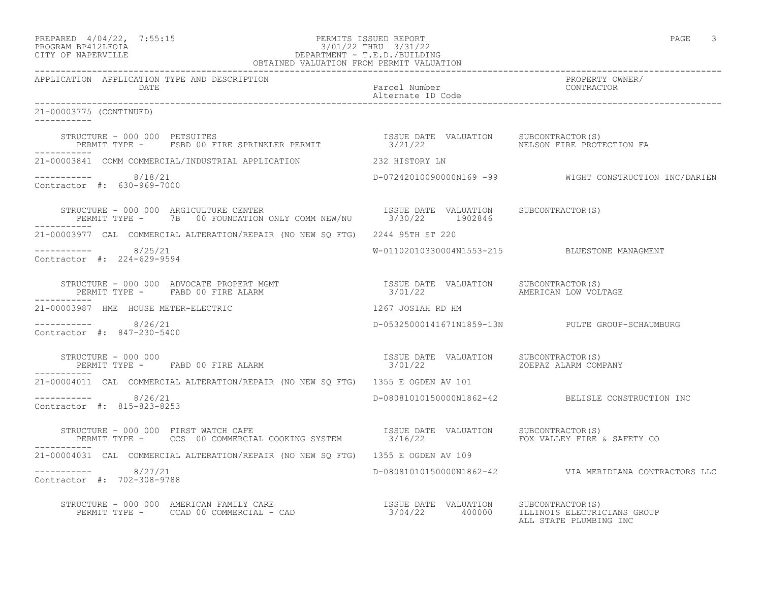PREPARED 4/04/22, 7:55:15 — PERMITS ISSUED REPORT
PROGRAM BP412LFOIA — 3/01/22 THRU 3/31/22
CITY OF NAPERVILLE — DEPARTMENT - T.E.D./BUILDING
OBTAINED VALUATION FROM PERMIT VALUATION

| APPLICATION | APPLICATION TYPE AND DESCRIPTION / DATE | Parcel Number / Alternate ID Code | PROPERTY OWNER/ CONTRACTOR |
|---|---|---|---|

**21-00003775 (CONTINUED)**

STRUCTURE - 000 000 PETSUITES
PERMIT TYPE - FSBD 00 FIRE SPRINKLER PERMIT
ISSUE DATE 3/21/22 VALUATION
SUBCONTRACTOR(S): NELSON FIRE PROTECTION FA

---

**21-00003841** COMM COMMERCIAL/INDUSTRIAL APPLICATION — 232 HISTORY LN
Date: 8/18/21 — D-07242010090000N169 -99 — WIGHT CONSTRUCTION INC/DARIEN
Contractor #: 630-969-7000

STRUCTURE - 000 000 ARGICULTURE CENTER
PERMIT TYPE - 7B 00 FOUNDATION ONLY COMM NEW/NU
ISSUE DATE 3/30/22 VALUATION 1902846
SUBCONTRACTOR(S):

---

**21-00003977** CAL COMMERCIAL ALTERATION/REPAIR (NO NEW SQ FTG) — 2244 95TH ST 220
Date: 8/25/21 — W-01102010330004N1553-215 — BLUESTONE MANAGMENT
Contractor #: 224-629-9594

STRUCTURE - 000 000 ADVOCATE PROPERT MGMT
PERMIT TYPE - FABD 00 FIRE ALARM
ISSUE DATE 3/01/22 VALUATION
SUBCONTRACTOR(S): AMERICAN LOW VOLTAGE

---

**21-00003987** HME HOUSE METER-ELECTRIC — 1267 JOSIAH RD HM
Date: 8/26/21 — D-05325000141671N1859-13N — PULTE GROUP-SCHAUMBURG
Contractor #: 847-230-5400

STRUCTURE - 000 000
PERMIT TYPE - FABD 00 FIRE ALARM
ISSUE DATE 3/01/22 VALUATION
SUBCONTRACTOR(S): ZOEPAZ ALARM COMPANY

---

**21-00004011** CAL COMMERCIAL ALTERATION/REPAIR (NO NEW SQ FTG) — 1355 E OGDEN AV 101
Date: 8/26/21 — D-08081010150000N1862-42 — BELISLE CONSTRUCTION INC
Contractor #: 815-823-8253

STRUCTURE - 000 000 FIRST WATCH CAFE
PERMIT TYPE - CCS 00 COMMERCIAL COOKING SYSTEM
ISSUE DATE 3/16/22 VALUATION
SUBCONTRACTOR(S): FOX VALLEY FIRE & SAFETY CO

---

**21-00004031** CAL COMMERCIAL ALTERATION/REPAIR (NO NEW SQ FTG) — 1355 E OGDEN AV 109
Date: 8/27/21 — D-08081010150000N1862-42 — VIA MERIDIANA CONTRACTORS LLC
Contractor #: 702-308-9788

STRUCTURE - 000 000 AMERICAN FAMILY CARE
PERMIT TYPE - CCAD 00 COMMERCIAL - CAD
ISSUE DATE 3/04/22 VALUATION 400000
SUBCONTRACTOR(S): ILLINOIS ELECTRICIANS GROUP; ALL STATE PLUMBING INC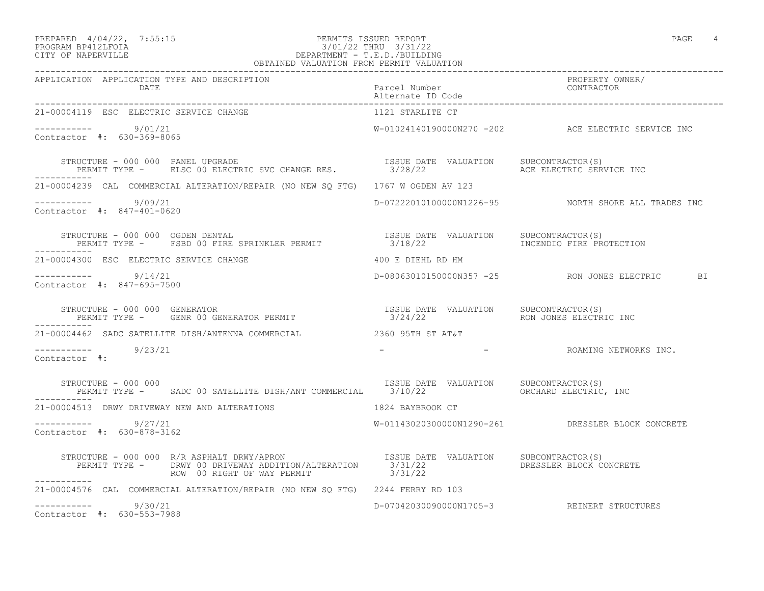PREPARED 4/04/22, 7:55:15 PERMITS ISSUED REPORT
PROGRAM BP412LFOIA 3/01/22 THRU 3/31/22
CITY OF NAPERVILLE DEPARTMENT - T.E.D./BUILDING
OBTAINED VALUATION FROM PERMIT VALUATION

| APPLICATION | APPLICATION TYPE AND DESCRIPTION / DATE | Parcel Number / Alternate ID Code | PROPERTY OWNER/ CONTRACTOR |
|---|---|---|---|
| 21-00004119 | ESC ELECTRIC SERVICE CHANGE | 1121 STARLITE CT | |
| ----------- | 9/01/21 | W-01024140190000N270 -202 | ACE ELECTRIC SERVICE INC |
| Contractor #: 630-369-8065 | | | |

STRUCTURE - 000 000 PANEL UPGRADE — ISSUE DATE VALUATION SUBCONTRACTOR(S)
PERMIT TYPE - ELSC 00 ELECTRIC SVC CHANGE RES. 3/28/22 ACE ELECTRIC SERVICE INC

| APPLICATION | APPLICATION TYPE AND DESCRIPTION / DATE | Parcel Number / Alternate ID Code | PROPERTY OWNER/ CONTRACTOR |
|---|---|---|---|
| 21-00004239 | CAL COMMERCIAL ALTERATION/REPAIR (NO NEW SQ FTG) | 1767 W OGDEN AV 123 | |
| ----------- | 9/09/21 | D-07222010100000N1226-95 | NORTH SHORE ALL TRADES INC |
| Contractor #: 847-401-0620 | | | |

STRUCTURE - 000 000 OGDEN DENTAL — ISSUE DATE VALUATION SUBCONTRACTOR(S)
PERMIT TYPE - FSBD 00 FIRE SPRINKLER PERMIT 3/18/22 INCENDIO FIRE PROTECTION

| APPLICATION | APPLICATION TYPE AND DESCRIPTION / DATE | Parcel Number / Alternate ID Code | PROPERTY OWNER/ CONTRACTOR |
|---|---|---|---|
| 21-00004300 | ESC ELECTRIC SERVICE CHANGE | 400 E DIEHL RD HM | |
| ----------- | 9/14/21 | D-08063010150000N357 -25 | RON JONES ELECTRIC BI |
| Contractor #: 847-695-7500 | | | |

STRUCTURE - 000 000 GENERATOR — ISSUE DATE VALUATION SUBCONTRACTOR(S)
PERMIT TYPE - GENR 00 GENERATOR PERMIT 3/24/22 RON JONES ELECTRIC INC

| APPLICATION | APPLICATION TYPE AND DESCRIPTION / DATE | Parcel Number / Alternate ID Code | PROPERTY OWNER/ CONTRACTOR |
|---|---|---|---|
| 21-00004462 | SADC SATELLITE DISH/ANTENNA COMMERCIAL | 2360 95TH ST AT&T | |
| ----------- | 9/23/21 | - - | ROAMING NETWORKS INC. |
| Contractor #: | | | |

STRUCTURE - 000 000 — ISSUE DATE VALUATION SUBCONTRACTOR(S)
PERMIT TYPE - SADC 00 SATELLITE DISH/ANT COMMERCIAL 3/10/22 ORCHARD ELECTRIC, INC

| APPLICATION | APPLICATION TYPE AND DESCRIPTION / DATE | Parcel Number / Alternate ID Code | PROPERTY OWNER/ CONTRACTOR |
|---|---|---|---|
| 21-00004513 | DRWY DRIVEWAY NEW AND ALTERATIONS | 1824 BAYBROOK CT | |
| ----------- | 9/27/21 | W-01143020300000N1290-261 | DRESSLER BLOCK CONCRETE |
| Contractor #: 630-878-3162 | | | |

STRUCTURE - 000 000 R/R ASPHALT DRWY/APRON — ISSUE DATE VALUATION SUBCONTRACTOR(S)
PERMIT TYPE - DRWY 00 DRIVEWAY ADDITION/ALTERATION 3/31/22 DRESSLER BLOCK CONCRETE
ROW 00 RIGHT OF WAY PERMIT 3/31/22

| APPLICATION | APPLICATION TYPE AND DESCRIPTION / DATE | Parcel Number / Alternate ID Code | PROPERTY OWNER/ CONTRACTOR |
|---|---|---|---|
| 21-00004576 | CAL COMMERCIAL ALTERATION/REPAIR (NO NEW SQ FTG) | 2244 FERRY RD 103 | |
| ----------- | 9/30/21 | D-07042030090000N1705-3 | REINERT STRUCTURES |
| Contractor #: 630-553-7988 | | | |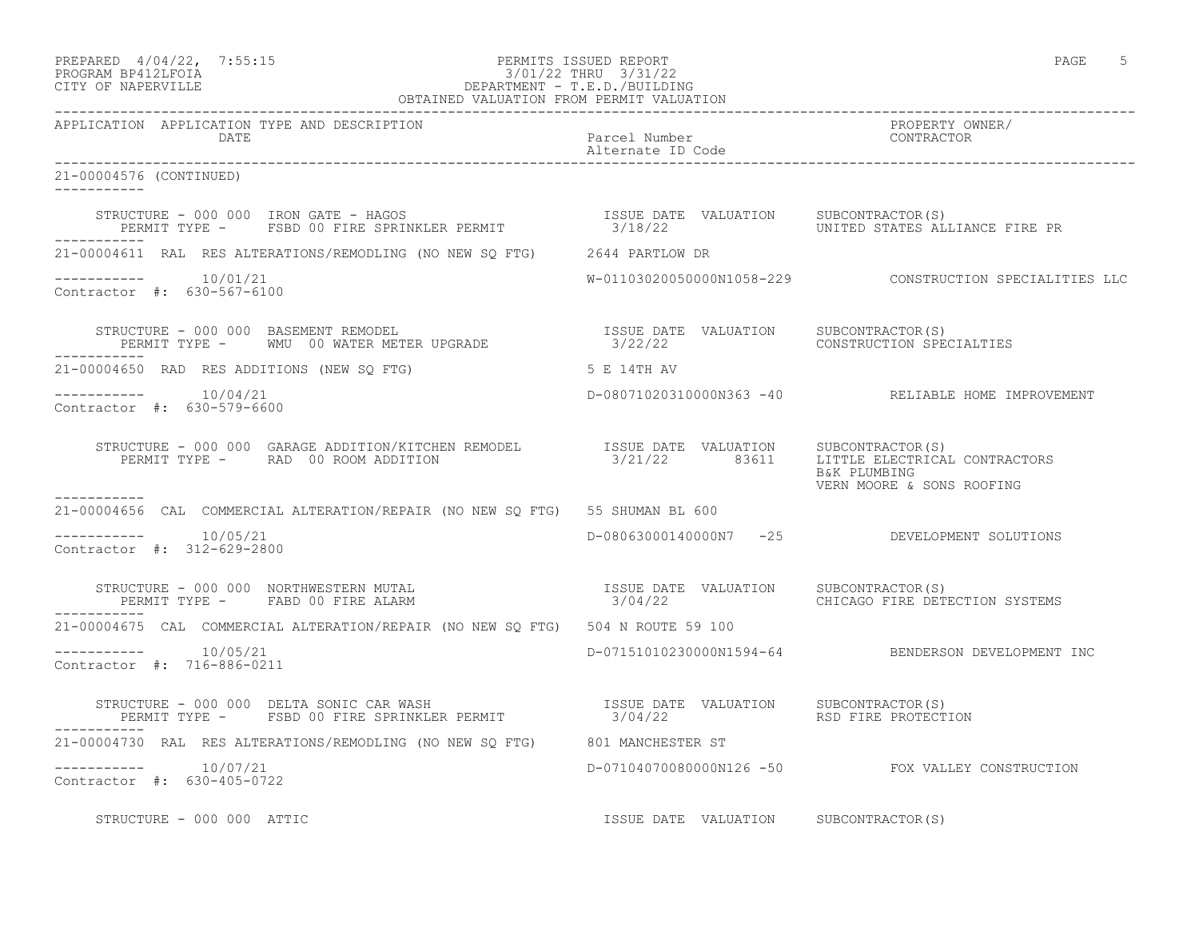PERMITS ISSUED REPORT
3/01/22 THRU 3/31/22
DEPARTMENT - T.E.D./BUILDING
OBTAINED VALUATION FROM PERMIT VALUATION

PREPARED 4/04/22, 7:55:15
PROGRAM BP412LFOIA
CITY OF NAPERVILLE

| APPLICATION | APPLICATION TYPE AND DESCRIPTION / DATE | Parcel Number / Alternate ID Code | PROPERTY OWNER/ CONTRACTOR |
|---|---|---|---|

**21-00004576 (CONTINUED)**

STRUCTURE - 000 000 IRON GATE - HAGOS
PERMIT TYPE - FSBD 00 FIRE SPRINKLER PERMIT
ISSUE DATE: 3/18/22 VALUATION: 
SUBCONTRACTOR(S): UNITED STATES ALLIANCE FIRE PR

---

**21-00004611** RAL RES ALTERATIONS/REMODLING (NO NEW SQ FTG) — 2644 PARTLOW DR
Date: 10/01/21
Parcel: W-01103020050000N1058-229 — CONSTRUCTION SPECIALITIES LLC
Contractor #: 630-567-6100

STRUCTURE - 000 000 BASEMENT REMODEL
PERMIT TYPE - WMU 00 WATER METER UPGRADE
ISSUE DATE: 3/22/22 VALUATION: 
SUBCONTRACTOR(S): CONSTRUCTION SPECIALTIES

---

**21-00004650** RAD RES ADDITIONS (NEW SQ FTG) — 5 E 14TH AV
Date: 10/04/21
Parcel: D-08071020310000N363 -40 — RELIABLE HOME IMPROVEMENT
Contractor #: 630-579-6600

STRUCTURE - 000 000 GARAGE ADDITION/KITCHEN REMODEL
PERMIT TYPE - RAD 00 ROOM ADDITION
ISSUE DATE: 3/21/22 VALUATION: 83611
SUBCONTRACTOR(S): LITTLE ELECTRICAL CONTRACTORS; B&K PLUMBING; VERN MOORE & SONS ROOFING

---

**21-00004656** CAL COMMERCIAL ALTERATION/REPAIR (NO NEW SQ FTG) — 55 SHUMAN BL 600
Date: 10/05/21
Parcel: D-08063000140000N7 -25 — DEVELOPMENT SOLUTIONS
Contractor #: 312-629-2800

STRUCTURE - 000 000 NORTHWESTERN MUTAL
PERMIT TYPE - FABD 00 FIRE ALARM
ISSUE DATE: 3/04/22 VALUATION: 
SUBCONTRACTOR(S): CHICAGO FIRE DETECTION SYSTEMS

---

**21-00004675** CAL COMMERCIAL ALTERATION/REPAIR (NO NEW SQ FTG) — 504 N ROUTE 59 100
Date: 10/05/21
Parcel: D-07151010230000N1594-64 — BENDERSON DEVELOPMENT INC
Contractor #: 716-886-0211

STRUCTURE - 000 000 DELTA SONIC CAR WASH
PERMIT TYPE - FSBD 00 FIRE SPRINKLER PERMIT
ISSUE DATE: 3/04/22 VALUATION: 
SUBCONTRACTOR(S): RSD FIRE PROTECTION

---

**21-00004730** RAL RES ALTERATIONS/REMODLING (NO NEW SQ FTG) — 801 MANCHESTER ST
Date: 10/07/21
Parcel: D-07104070080000N126 -50 — FOX VALLEY CONSTRUCTION
Contractor #: 630-405-0722

STRUCTURE - 000 000 ATTIC
ISSUE DATE VALUATION SUBCONTRACTOR(S)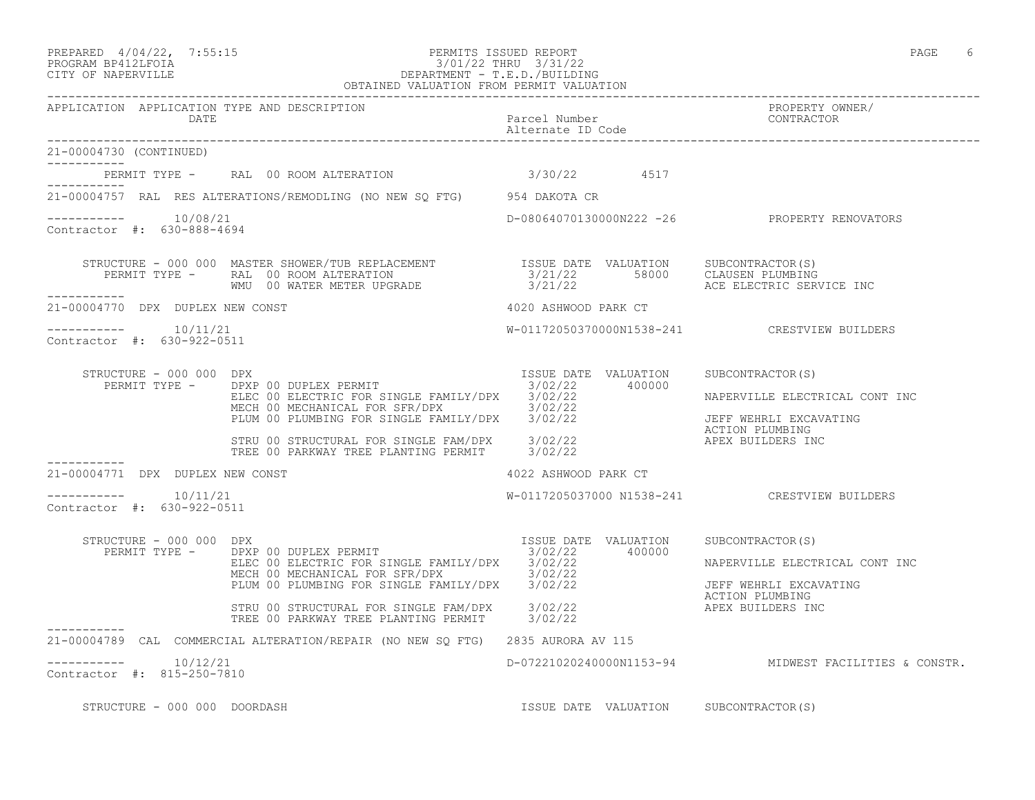21-00004730 (CONTINUED)

PERMIT TYPE - RAL 00 ROOM ALTERATION 3/30/22 4517

---

**21-00004757** RAL RES ALTERATIONS/REMODLING (NO NEW SQ FTG) — 954 DAKOTA CR

Date: 10/08/21 — Parcel: D-08064070130000N222 -26 — Owner/Contractor: PROPERTY RENOVATORS

Contractor #: 630-888-4694

STRUCTURE - 000 000 MASTER SHOWER/TUB REPLACEMENT

| PERMIT TYPE | ISSUE DATE | VALUATION | SUBCONTRACTOR(S) |
|---|---|---|---|
| RAL 00 ROOM ALTERATION | 3/21/22 | 58000 | CLAUSEN PLUMBING |
| WMU 00 WATER METER UPGRADE | 3/21/22 | | ACE ELECTRIC SERVICE INC |

---

**21-00004770** DPX DUPLEX NEW CONST — 4020 ASHWOOD PARK CT

Date: 10/11/21 — Parcel: W-01172050370000N1538-241 — Owner/Contractor: CRESTVIEW BUILDERS

Contractor #: 630-922-0511

STRUCTURE - 000 000 DPX

| PERMIT TYPE | ISSUE DATE | VALUATION | SUBCONTRACTOR(S) |
|---|---|---|---|
| DPXP 00 DUPLEX PERMIT | 3/02/22 | 400000 | |
| ELEC 00 ELECTRIC FOR SINGLE FAMILY/DPX | 3/02/22 | | NAPERVILLE ELECTRICAL CONT INC |
| MECH 00 MECHANICAL FOR SFR/DPX | 3/02/22 | | |
| PLUM 00 PLUMBING FOR SINGLE FAMILY/DPX | 3/02/22 | | JEFF WEHRLI EXCAVATING |
| | | | ACTION PLUMBING |
| STRU 00 STRUCTURAL FOR SINGLE FAM/DPX | 3/02/22 | | APEX BUILDERS INC |
| TREE 00 PARKWAY TREE PLANTING PERMIT | 3/02/22 | | |

---

**21-00004771** DPX DUPLEX NEW CONST — 4022 ASHWOOD PARK CT

Date: 10/11/21 — Parcel: W-0117205037000 N1538-241 — Owner/Contractor: CRESTVIEW BUILDERS

Contractor #: 630-922-0511

STRUCTURE - 000 000 DPX

| PERMIT TYPE | ISSUE DATE | VALUATION | SUBCONTRACTOR(S) |
|---|---|---|---|
| DPXP 00 DUPLEX PERMIT | 3/02/22 | 400000 | |
| ELEC 00 ELECTRIC FOR SINGLE FAMILY/DPX | 3/02/22 | | NAPERVILLE ELECTRICAL CONT INC |
| MECH 00 MECHANICAL FOR SFR/DPX | 3/02/22 | | |
| PLUM 00 PLUMBING FOR SINGLE FAMILY/DPX | 3/02/22 | | JEFF WEHRLI EXCAVATING |
| | | | ACTION PLUMBING |
| STRU 00 STRUCTURAL FOR SINGLE FAM/DPX | 3/02/22 | | APEX BUILDERS INC |
| TREE 00 PARKWAY TREE PLANTING PERMIT | 3/02/22 | | |

---

**21-00004789** CAL COMMERCIAL ALTERATION/REPAIR (NO NEW SQ FTG) — 2835 AURORA AV 115

Date: 10/12/21 — Parcel: D-07221020240000N1153-94 — Owner/Contractor: MIDWEST FACILITIES & CONSTR.

Contractor #: 815-250-7810

STRUCTURE - 000 000 DOORDASH — ISSUE DATE VALUATION SUBCONTRACTOR(S)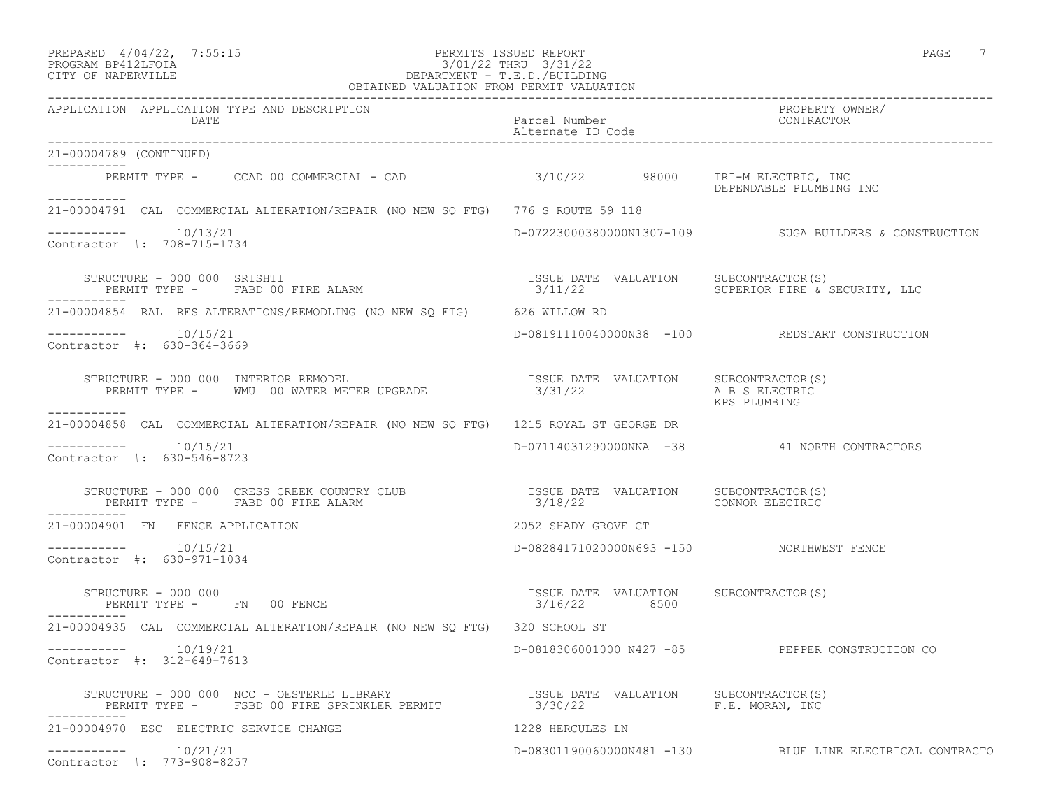PREPARED 4/04/22, 7:55:15 PERMITS ISSUED REPORT
PROGRAM BP412LFOIA 3/01/22 THRU 3/31/22
CITY OF NAPERVILLE DEPARTMENT - T.E.D./BUILDING
OBTAINED VALUATION FROM PERMIT VALUATION

| APPLICATION | APPLICATION TYPE AND DESCRIPTION / DATE | Parcel Number / Alternate ID Code | PROPERTY OWNER/ CONTRACTOR |
|---|---|---|---|

**21-00004789 (CONTINUED)**

PERMIT TYPE - CCAD 00 COMMERCIAL - CAD — 3/10/22 — 98000 — TRI-M ELECTRIC, INC; DEPENDABLE PLUMBING INC

---

**21-00004791** CAL COMMERCIAL ALTERATION/REPAIR (NO NEW SQ FTG) — 776 S ROUTE 59 118
Date: 10/13/21 — D-07223000380000N1307-109 — SUGA BUILDERS & CONSTRUCTION
Contractor #: 708-715-1734

| STRUCTURE | PERMIT TYPE | ISSUE DATE | VALUATION | SUBCONTRACTOR(S) |
|---|---|---|---|---|
| 000 000 SRISHTI | FABD 00 FIRE ALARM | 3/11/22 | | SUPERIOR FIRE & SECURITY, LLC |

---

**21-00004854** RAL RES ALTERATIONS/REMODLING (NO NEW SQ FTG) — 626 WILLOW RD
Date: 10/15/21 — D-08191110040000N38 -100 — REDSTART CONSTRUCTION
Contractor #: 630-364-3669

| STRUCTURE | PERMIT TYPE | ISSUE DATE | VALUATION | SUBCONTRACTOR(S) |
|---|---|---|---|---|
| 000 000 INTERIOR REMODEL | WMU 00 WATER METER UPGRADE | 3/31/22 | | A B S ELECTRIC; KPS PLUMBING |

---

**21-00004858** CAL COMMERCIAL ALTERATION/REPAIR (NO NEW SQ FTG) — 1215 ROYAL ST GEORGE DR
Date: 10/15/21 — D-07114031290000NNA -38 — 41 NORTH CONTRACTORS
Contractor #: 630-546-8723

| STRUCTURE | PERMIT TYPE | ISSUE DATE | VALUATION | SUBCONTRACTOR(S) |
|---|---|---|---|---|
| 000 000 CRESS CREEK COUNTRY CLUB | FABD 00 FIRE ALARM | 3/18/22 | | CONNOR ELECTRIC |

---

**21-00004901** FN FENCE APPLICATION — 2052 SHADY GROVE CT
Date: 10/15/21 — D-08284171020000N693 -150 — NORTHWEST FENCE
Contractor #: 630-971-1034

| STRUCTURE | PERMIT TYPE | ISSUE DATE | VALUATION | SUBCONTRACTOR(S) |
|---|---|---|---|---|
| 000 000 | FN 00 FENCE | 3/16/22 | 8500 | |

---

**21-00004935** CAL COMMERCIAL ALTERATION/REPAIR (NO NEW SQ FTG) — 320 SCHOOL ST
Date: 10/19/21 — D-0818306001000 N427 -85 — PEPPER CONSTRUCTION CO
Contractor #: 312-649-7613

| STRUCTURE | PERMIT TYPE | ISSUE DATE | VALUATION | SUBCONTRACTOR(S) |
|---|---|---|---|---|
| 000 000 NCC - OESTERLE LIBRARY | FSBD 00 FIRE SPRINKLER PERMIT | 3/30/22 | | F.E. MORAN, INC |

---

**21-00004970** ESC ELECTRIC SERVICE CHANGE — 1228 HERCULES LN
Date: 10/21/21 — D-08301190060000N481 -130 — BLUE LINE ELECTRICAL CONTRACTO
Contractor #: 773-908-8257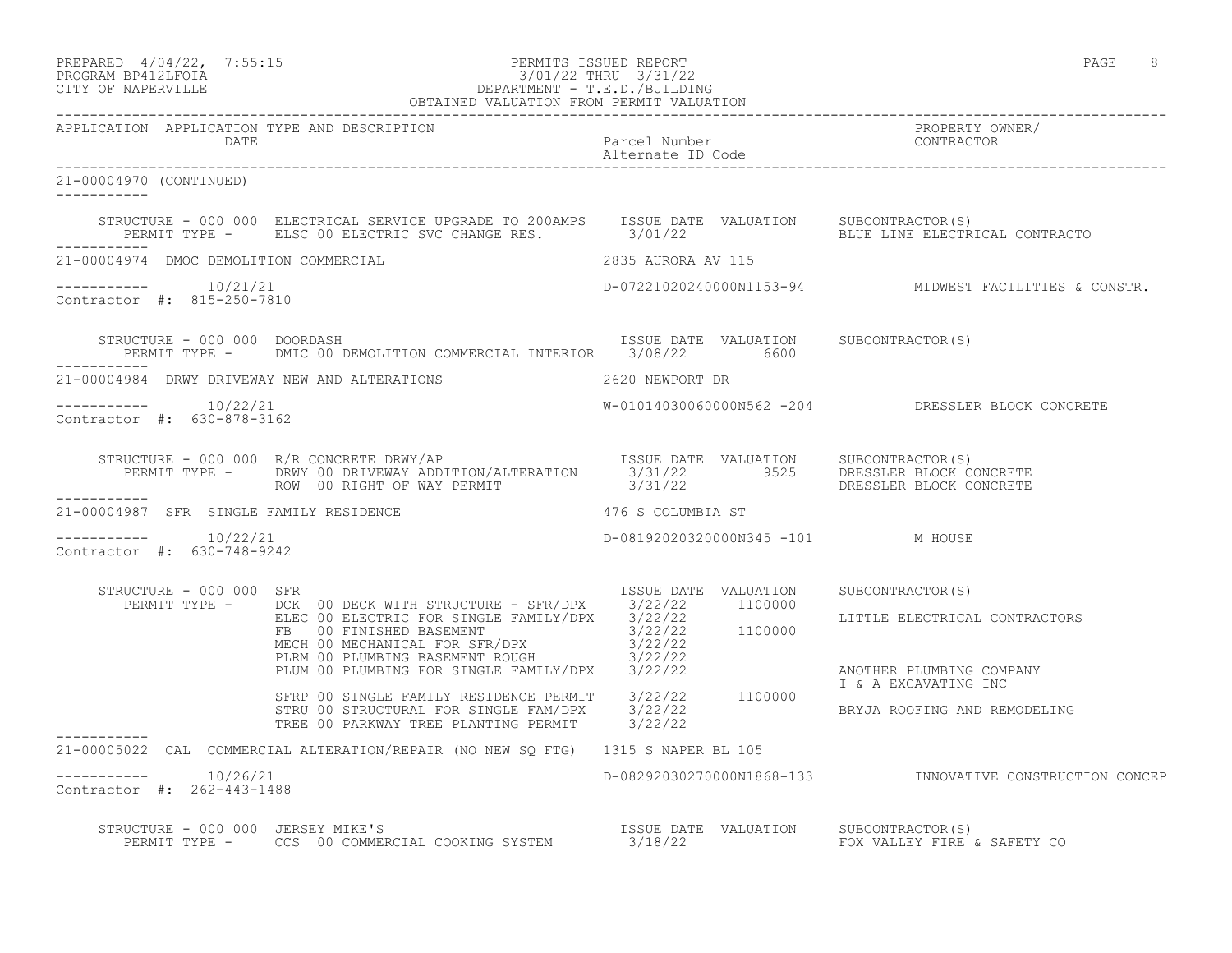PREPARED 4/04/22, 7:55:15 PERMITS ISSUED REPORT
PROGRAM BP412LFOIA 3/01/22 THRU 3/31/22
CITY OF NAPERVILLE DEPARTMENT - T.E.D./BUILDING
OBTAINED VALUATION FROM PERMIT VALUATION

| APPLICATION | APPLICATION TYPE AND DESCRIPTION / DATE | Parcel Number / Alternate ID Code | PROPERTY OWNER/ CONTRACTOR |
|---|---|---|---|

**21-00004970 (CONTINUED)**

STRUCTURE - 000 000 ELECTRICAL SERVICE UPGRADE TO 200AMPS

| PERMIT TYPE | ISSUE DATE | VALUATION | SUBCONTRACTOR(S) |
|---|---|---|---|
| ELSC 00 ELECTRIC SVC CHANGE RES. | 3/01/22 | | BLUE LINE ELECTRICAL CONTRACTO |

---

**21-00004974 DMOC DEMOLITION COMMERCIAL** — 2835 AURORA AV 115
10/21/21 — D-07221020240000N1153-94 — MIDWEST FACILITIES & CONSTR.
Contractor #: 815-250-7810

STRUCTURE - 000 000 DOORDASH

| PERMIT TYPE | ISSUE DATE | VALUATION | SUBCONTRACTOR(S) |
|---|---|---|---|
| DMIC 00 DEMOLITION COMMERCIAL INTERIOR | 3/08/22 | 6600 | |

---

**21-00004984 DRWY DRIVEWAY NEW AND ALTERATIONS** — 2620 NEWPORT DR
10/22/21 — W-01014030060000N562 -204 — DRESSLER BLOCK CONCRETE
Contractor #: 630-878-3162

STRUCTURE - 000 000 R/R CONCRETE DRWY/AP

| PERMIT TYPE | ISSUE DATE | VALUATION | SUBCONTRACTOR(S) |
|---|---|---|---|
| DRWY 00 DRIVEWAY ADDITION/ALTERATION | 3/31/22 | 9525 | DRESSLER BLOCK CONCRETE |
| ROW 00 RIGHT OF WAY PERMIT | 3/31/22 | | DRESSLER BLOCK CONCRETE |

---

**21-00004987 SFR SINGLE FAMILY RESIDENCE** — 476 S COLUMBIA ST
10/22/21 — D-08192020320000N345 -101 — M HOUSE
Contractor #: 630-748-9242

STRUCTURE - 000 000 SFR

| PERMIT TYPE | ISSUE DATE | VALUATION | SUBCONTRACTOR(S) |
|---|---|---|---|
| DCK 00 DECK WITH STRUCTURE - SFR/DPX | 3/22/22 | 1100000 | |
| ELEC 00 ELECTRIC FOR SINGLE FAMILY/DPX | 3/22/22 | | LITTLE ELECTRICAL CONTRACTORS |
| FB 00 FINISHED BASEMENT | 3/22/22 | 1100000 | |
| MECH 00 MECHANICAL FOR SFR/DPX | 3/22/22 | | |
| PLRM 00 PLUMBING BASEMENT ROUGH | 3/22/22 | | |
| PLUM 00 PLUMBING FOR SINGLE FAMILY/DPX | 3/22/22 | | ANOTHER PLUMBING COMPANY |
| | | | I & A EXCAVATING INC |
| SFRP 00 SINGLE FAMILY RESIDENCE PERMIT | 3/22/22 | 1100000 | |
| STRU 00 STRUCTURAL FOR SINGLE FAM/DPX | 3/22/22 | | BRYJA ROOFING AND REMODELING |
| TREE 00 PARKWAY TREE PLANTING PERMIT | 3/22/22 | | |

---

**21-00005022 CAL COMMERCIAL ALTERATION/REPAIR (NO NEW SQ FTG)** — 1315 S NAPER BL 105
10/26/21 — D-08292030270000N1868-133 — INNOVATIVE CONSTRUCTION CONCEP
Contractor #: 262-443-1488

STRUCTURE - 000 000 JERSEY MIKE'S

| PERMIT TYPE | ISSUE DATE | VALUATION | SUBCONTRACTOR(S) |
|---|---|---|---|
| CCS 00 COMMERCIAL COOKING SYSTEM | 3/18/22 | | FOX VALLEY FIRE & SAFETY CO |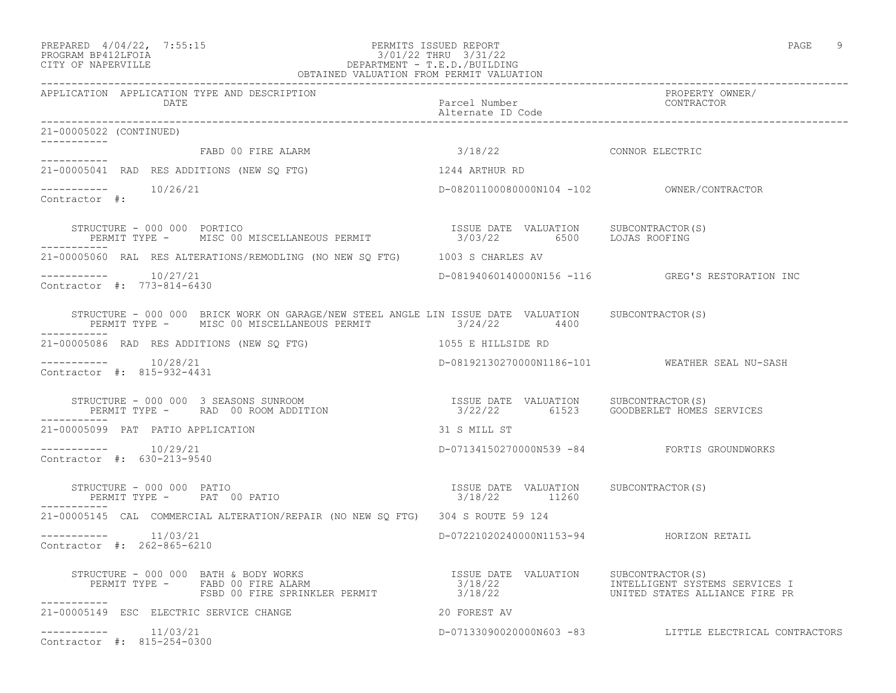PREPARED 4/04/22, 7:55:15
PROGRAM BP412LFOIA
CITY OF NAPERVILLE

PERMITS ISSUED REPORT
3/01/22 THRU 3/31/22
DEPARTMENT - T.E.D./BUILDING
OBTAINED VALUATION FROM PERMIT VALUATION

| APPLICATION | APPLICATION TYPE AND DESCRIPTION / DATE | Parcel Number / Alternate ID Code | PROPERTY OWNER/ CONTRACTOR |
|---|---|---|---|

21-00005022 (CONTINUED)

FABD 00 FIRE ALARM — 3/18/22 — CONNOR ELECTRIC

---

21-00005041 RAD RES ADDITIONS (NEW SQ FTG) — 1244 ARTHUR RD

10/26/21 — D-08201100080000N104 -102 — OWNER/CONTRACTOR

Contractor #:

| STRUCTURE - 000 000 | PORTICO | ISSUE DATE | VALUATION | SUBCONTRACTOR(S) |
|---|---|---|---|---|
| PERMIT TYPE - | MISC 00 MISCELLANEOUS PERMIT | 3/03/22 | 6500 | LOJAS ROOFING |

---

21-00005060 RAL RES ALTERATIONS/REMODLING (NO NEW SQ FTG) — 1003 S CHARLES AV

10/27/21 — D-08194060140000N156 -116 — GREG'S RESTORATION INC

Contractor #: 773-814-6430

| STRUCTURE - 000 000 | BRICK WORK ON GARAGE/NEW STEEL ANGLE LIN | ISSUE DATE | VALUATION | SUBCONTRACTOR(S) |
|---|---|---|---|---|
| PERMIT TYPE - | MISC 00 MISCELLANEOUS PERMIT | 3/24/22 | 4400 | |

---

21-00005086 RAD RES ADDITIONS (NEW SQ FTG) — 1055 E HILLSIDE RD

10/28/21 — D-08192130270000N1186-101 — WEATHER SEAL NU-SASH

Contractor #: 815-932-4431

| STRUCTURE - 000 000 | 3 SEASONS SUNROOM | ISSUE DATE | VALUATION | SUBCONTRACTOR(S) |
|---|---|---|---|---|
| PERMIT TYPE - | RAD 00 ROOM ADDITION | 3/22/22 | 61523 | GOODBERLET HOMES SERVICES |

---

21-00005099 PAT PATIO APPLICATION — 31 S MILL ST

10/29/21 — D-07134150270000N539 -84 — FORTIS GROUNDWORKS

Contractor #: 630-213-9540

| STRUCTURE - 000 000 | PATIO | ISSUE DATE | VALUATION | SUBCONTRACTOR(S) |
|---|---|---|---|---|
| PERMIT TYPE - | PAT 00 PATIO | 3/18/22 | 11260 | |

---

21-00005145 CAL COMMERCIAL ALTERATION/REPAIR (NO NEW SQ FTG) — 304 S ROUTE 59 124

11/03/21 — D-07221020240000N1153-94 — HORIZON RETAIL

Contractor #: 262-865-6210

| STRUCTURE - 000 000 | BATH & BODY WORKS | ISSUE DATE | VALUATION | SUBCONTRACTOR(S) |
|---|---|---|---|---|
| PERMIT TYPE - | FABD 00 FIRE ALARM | 3/18/22 | | INTELLIGENT SYSTEMS SERVICES I |
| | FSBD 00 FIRE SPRINKLER PERMIT | 3/18/22 | | UNITED STATES ALLIANCE FIRE PR |

---

21-00005149 ESC ELECTRIC SERVICE CHANGE — 20 FOREST AV

11/03/21 — D-07133090020000N603 -83 — LITTLE ELECTRICAL CONTRACTORS

Contractor #: 815-254-0300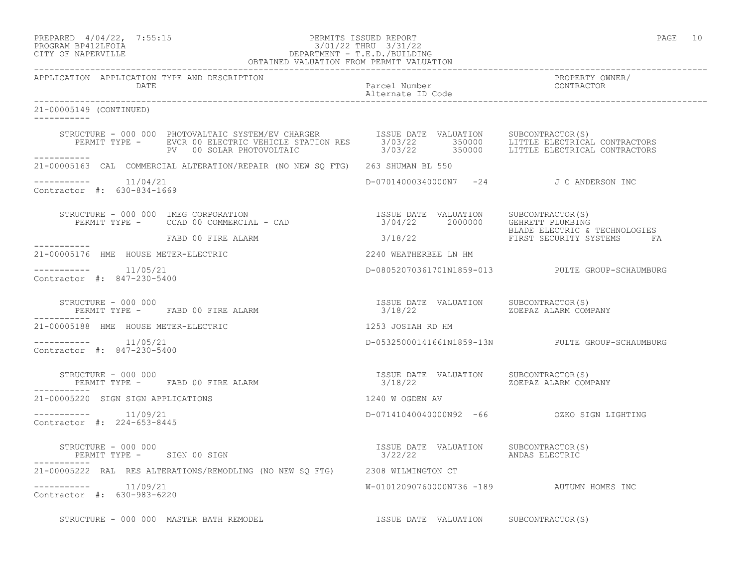PREPARED 4/04/22, 7:55:15
PROGRAM BP412LFOIA
CITY OF NAPERVILLE

PERMITS ISSUED REPORT
3/01/22 THRU 3/31/22
DEPARTMENT - T.E.D./BUILDING
OBTAINED VALUATION FROM PERMIT VALUATION

| APPLICATION | APPLICATION TYPE AND DESCRIPTION / DATE | Parcel Number / Alternate ID Code | PROPERTY OWNER/ CONTRACTOR |
|---|---|---|---|

---

**21-00005149 (CONTINUED)**

STRUCTURE - 000 000 PHOTOVALTAIC SYSTEM/EV CHARGER

| PERMIT TYPE | ISSUE DATE | VALUATION | SUBCONTRACTOR(S) |
|---|---|---|---|
| EVCR 00 ELECTRIC VEHICLE STATION RES | 3/03/22 | 350000 | LITTLE ELECTRICAL CONTRACTORS |
| PV 00 SOLAR PHOTOVOLTAIC | 3/03/22 | 350000 | LITTLE ELECTRICAL CONTRACTORS |

---

**21-00005163** CAL COMMERCIAL ALTERATION/REPAIR (NO NEW SQ FTG) — 263 SHUMAN BL 550

11/04/21 — D-07014000340000N7 -24 — J C ANDERSON INC

Contractor #: 630-834-1669

STRUCTURE - 000 000 IMEG CORPORATION

| PERMIT TYPE | ISSUE DATE | VALUATION | SUBCONTRACTOR(S) |
|---|---|---|---|
| CCAD 00 COMMERCIAL - CAD | 3/04/22 | 2000000 | GEHRETT PLUMBING |
| | | | BLADE ELECTRIC & TECHNOLOGIES |
| FABD 00 FIRE ALARM | 3/18/22 | | FIRST SECURITY SYSTEMS FA |

---

**21-00005176** HME HOUSE METER-ELECTRIC — 2240 WEATHERBEE LN HM

11/05/21 — D-08052070361701N1859-013 — PULTE GROUP-SCHAUMBURG

Contractor #: 847-230-5400

STRUCTURE - 000 000

| PERMIT TYPE | ISSUE DATE | VALUATION | SUBCONTRACTOR(S) |
|---|---|---|---|
| FABD 00 FIRE ALARM | 3/18/22 | | ZOEPAZ ALARM COMPANY |

---

**21-00005188** HME HOUSE METER-ELECTRIC — 1253 JOSIAH RD HM

11/05/21 — D-05325000141661N1859-13N — PULTE GROUP-SCHAUMBURG

Contractor #: 847-230-5400

STRUCTURE - 000 000

| PERMIT TYPE | ISSUE DATE | VALUATION | SUBCONTRACTOR(S) |
|---|---|---|---|
| FABD 00 FIRE ALARM | 3/18/22 | | ZOEPAZ ALARM COMPANY |

---

**21-00005220** SIGN SIGN APPLICATIONS — 1240 W OGDEN AV

11/09/21 — D-07141040040000N92 -66 — OZKO SIGN LIGHTING

Contractor #: 224-653-8445

STRUCTURE - 000 000

| PERMIT TYPE | ISSUE DATE | VALUATION | SUBCONTRACTOR(S) |
|---|---|---|---|
| SIGN 00 SIGN | 3/22/22 | | ANDAS ELECTRIC |

---

**21-00005222** RAL RES ALTERATIONS/REMODLING (NO NEW SQ FTG) — 2308 WILMINGTON CT

11/09/21 — W-01012090760000N736 -189 — AUTUMN HOMES INC

Contractor #: 630-983-6220

STRUCTURE - 000 000 MASTER BATH REMODEL — ISSUE DATE VALUATION SUBCONTRACTOR(S)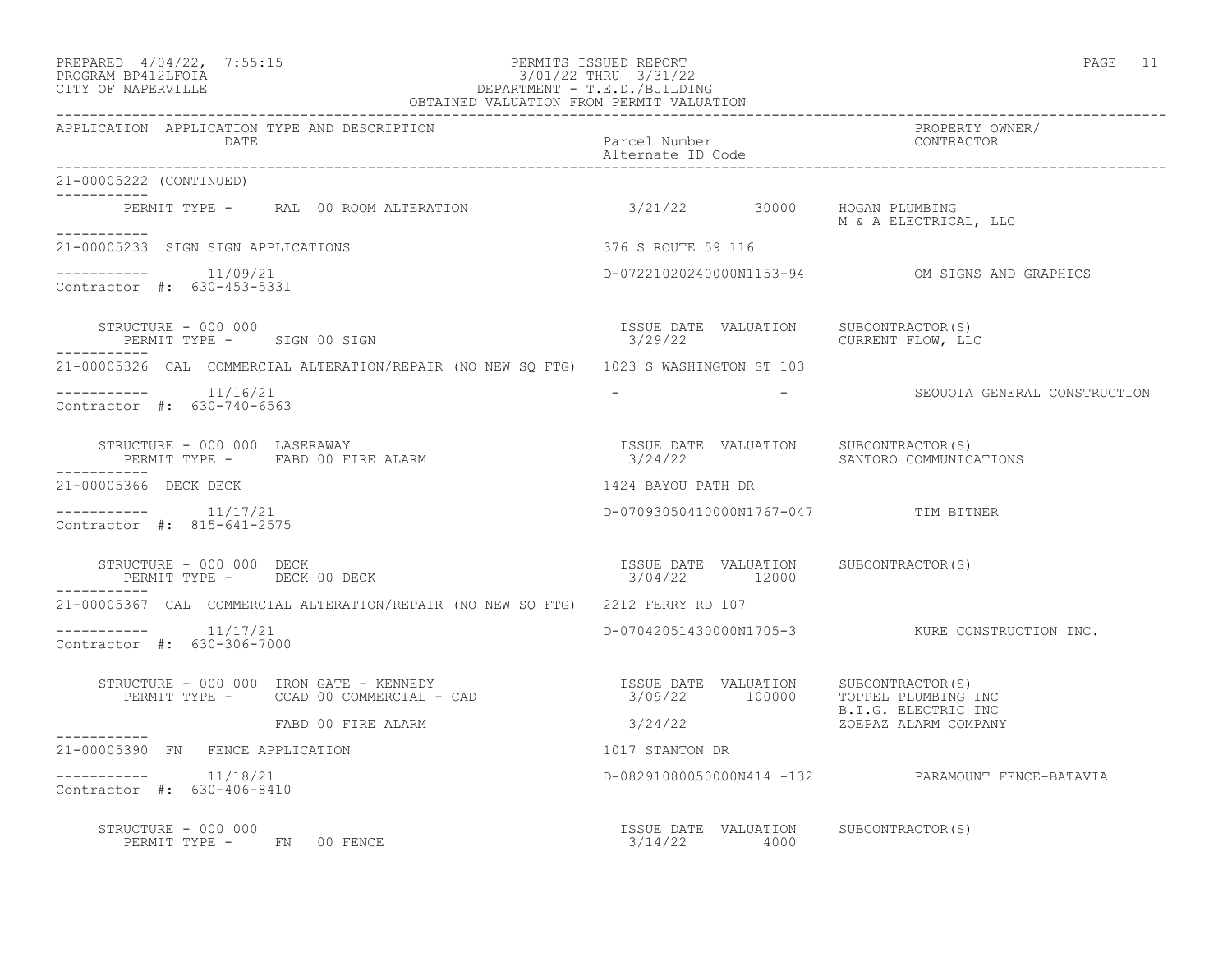APPLICATION APPLICATION TYPE AND DESCRIPTION DATE | Parcel Number / Alternate ID Code | PROPERTY OWNER/ CONTRACTOR

21-00005222 (CONTINUED)

PERMIT TYPE - RAL 00 ROOM ALTERATION | 3/21/22 | 30000 | HOGAN PLUMBING
M & A ELECTRICAL, LLC

---

21-00005233 SIGN SIGN APPLICATIONS | 376 S ROUTE 59 116

11/09/21 | D-07221020240000N1153-94 | OM SIGNS AND GRAPHICS

Contractor #: 630-453-5331

| STRUCTURE - 000 000 | ISSUE DATE | VALUATION | SUBCONTRACTOR(S) |
|---|---|---|---|
| PERMIT TYPE - SIGN 00 SIGN | 3/29/22 | | CURRENT FLOW, LLC |

---

21-00005326 CAL COMMERCIAL ALTERATION/REPAIR (NO NEW SQ FTG) | 1023 S WASHINGTON ST 103

11/16/21 | - - | SEQUOIA GENERAL CONSTRUCTION

Contractor #: 630-740-6563

| STRUCTURE - 000 000 LASERAWAY | ISSUE DATE | VALUATION | SUBCONTRACTOR(S) |
|---|---|---|---|
| PERMIT TYPE - FABD 00 FIRE ALARM | 3/24/22 | | SANTORO COMMUNICATIONS |

---

21-00005366 DECK DECK | 1424 BAYOU PATH DR

11/17/21 | D-07093050410000N1767-047 | TIM BITNER

Contractor #: 815-641-2575

| STRUCTURE - 000 000 DECK | ISSUE DATE | VALUATION | SUBCONTRACTOR(S) |
|---|---|---|---|
| PERMIT TYPE - DECK 00 DECK | 3/04/22 | 12000 | |

---

21-00005367 CAL COMMERCIAL ALTERATION/REPAIR (NO NEW SQ FTG) | 2212 FERRY RD 107

11/17/21 | D-07042051430000N1705-3 | KURE CONSTRUCTION INC.

Contractor #: 630-306-7000

| STRUCTURE - 000 000 IRON GATE - KENNEDY | ISSUE DATE | VALUATION | SUBCONTRACTOR(S) |
|---|---|---|---|
| PERMIT TYPE - CCAD 00 COMMERCIAL - CAD | 3/09/22 | 100000 | TOPPEL PLUMBING INC<br>B.I.G. ELECTRIC INC |
| FABD 00 FIRE ALARM | 3/24/22 | | ZOEPAZ ALARM COMPANY |

---

21-00005390 FN FENCE APPLICATION | 1017 STANTON DR

11/18/21 | D-08291080050000N414 -132 | PARAMOUNT FENCE-BATAVIA

Contractor #: 630-406-8410

| STRUCTURE - 000 000 | ISSUE DATE | VALUATION | SUBCONTRACTOR(S) |
|---|---|---|---|
| PERMIT TYPE - FN 00 FENCE | 3/14/22 | 4000 | |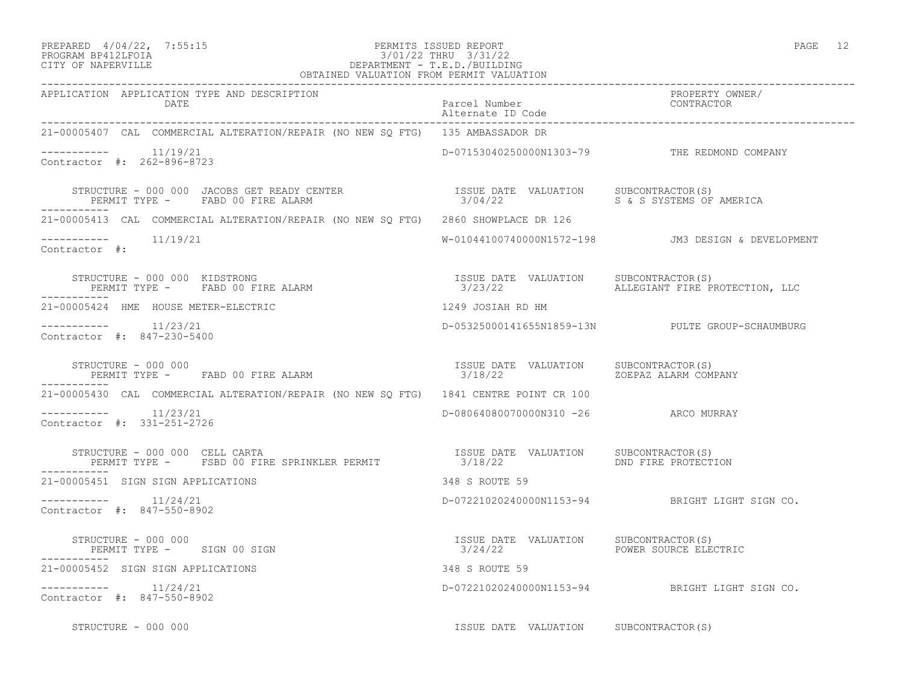| APPLICATION | APPLICATION TYPE AND DESCRIPTION / DATE | Parcel Number / Alternate ID Code | PROPERTY OWNER/ CONTRACTOR |
|---|---|---|---|
| 21-00005407 | CAL COMMERCIAL ALTERATION/REPAIR (NO NEW SQ FTG) | 135 AMBASSADOR DR | |
| ----------- | 11/19/21 | D-07153040250000N1303-79 | THE REDMOND COMPANY |
| Contractor #: 262-896-8723 | | | |
| | STRUCTURE - 000 000 JACOBS GET READY CENTER / PERMIT TYPE - FABD 00 FIRE ALARM | ISSUE DATE 3/04/22 VALUATION | SUBCONTRACTOR(S) S & S SYSTEMS OF AMERICA |
| 21-00005413 | CAL COMMERCIAL ALTERATION/REPAIR (NO NEW SQ FTG) | 2860 SHOWPLACE DR 126 | |
| ----------- | 11/19/21 | W-01044100740000N1572-198 | JM3 DESIGN & DEVELOPMENT |
| Contractor #: | | | |
| | STRUCTURE - 000 000 KIDSTRONG / PERMIT TYPE - FABD 00 FIRE ALARM | ISSUE DATE 3/23/22 VALUATION | SUBCONTRACTOR(S) ALLEGIANT FIRE PROTECTION, LLC |
| 21-00005424 | HME HOUSE METER-ELECTRIC | 1249 JOSIAH RD HM | |
| ----------- | 11/23/21 | D-05325000141655N1859-13N | PULTE GROUP-SCHAUMBURG |
| Contractor #: 847-230-5400 | | | |
| | STRUCTURE - 000 000 / PERMIT TYPE - FABD 00 FIRE ALARM | ISSUE DATE 3/18/22 VALUATION | SUBCONTRACTOR(S) ZOEPAZ ALARM COMPANY |
| 21-00005430 | CAL COMMERCIAL ALTERATION/REPAIR (NO NEW SQ FTG) | 1841 CENTRE POINT CR 100 | |
| ----------- | 11/23/21 | D-08064080070000N310 -26 | ARCO MURRAY |
| Contractor #: 331-251-2726 | | | |
| | STRUCTURE - 000 000 CELL CARTA / PERMIT TYPE - FSBD 00 FIRE SPRINKLER PERMIT | ISSUE DATE 3/18/22 VALUATION | SUBCONTRACTOR(S) DND FIRE PROTECTION |
| 21-00005451 | SIGN SIGN APPLICATIONS | 348 S ROUTE 59 | |
| ----------- | 11/24/21 | D-07221020240000N1153-94 | BRIGHT LIGHT SIGN CO. |
| Contractor #: 847-550-8902 | | | |
| | STRUCTURE - 000 000 / PERMIT TYPE - SIGN 00 SIGN | ISSUE DATE 3/24/22 VALUATION | SUBCONTRACTOR(S) POWER SOURCE ELECTRIC |
| 21-00005452 | SIGN SIGN APPLICATIONS | 348 S ROUTE 59 | |
| ----------- | 11/24/21 | D-07221020240000N1153-94 | BRIGHT LIGHT SIGN CO. |
| Contractor #: 847-550-8902 | | | |
| | STRUCTURE - 000 000 | ISSUE DATE VALUATION | SUBCONTRACTOR(S) |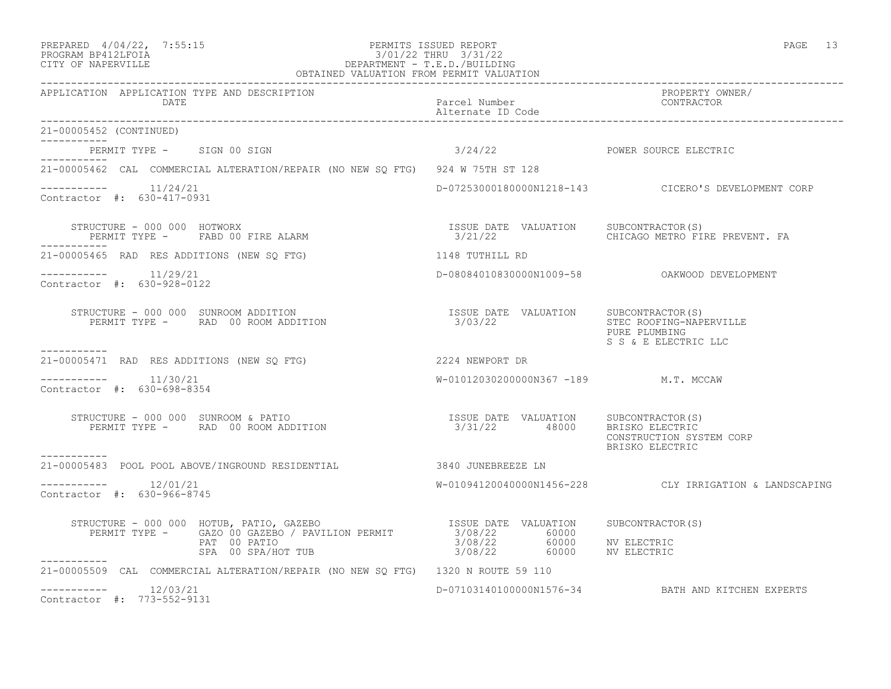PERMITS ISSUED REPORT
3/01/22 THRU 3/31/22
DEPARTMENT - T.E.D./BUILDING
OBTAINED VALUATION FROM PERMIT VALUATION

PREPARED 4/04/22, 7:55:15
PROGRAM BP412LFOIA
CITY OF NAPERVILLE

| APPLICATION | APPLICATION TYPE AND DESCRIPTION / DATE | Parcel Number / Alternate ID Code | PROPERTY OWNER/ CONTRACTOR |
|---|---|---|---|

21-00005452 (CONTINUED)

PERMIT TYPE - SIGN 00 SIGN — 3/24/22 — POWER SOURCE ELECTRIC

---

21-00005462 CAL COMMERCIAL ALTERATION/REPAIR (NO NEW SQ FTG) — 924 W 75TH ST 128

11/24/21 — D-07253000180000N1218-143 — CICERO'S DEVELOPMENT CORP

Contractor #: 630-417-0931

STRUCTURE - 000 000 HOTWORX

| PERMIT TYPE | ISSUE DATE | VALUATION | SUBCONTRACTOR(S) |
|---|---|---|---|
| FABD 00 FIRE ALARM | 3/21/22 | | CHICAGO METRO FIRE PREVENT. FA |

---

21-00005465 RAD RES ADDITIONS (NEW SQ FTG) — 1148 TUTHILL RD

11/29/21 — D-08084010830000N1009-58 — OAKWOOD DEVELOPMENT

Contractor #: 630-928-0122

STRUCTURE - 000 000 SUNROOM ADDITION

| PERMIT TYPE | ISSUE DATE | VALUATION | SUBCONTRACTOR(S) |
|---|---|---|---|
| RAD 00 ROOM ADDITION | 3/03/22 | | STEC ROOFING-NAPERVILLE |
| | | | PURE PLUMBING |
| | | | S S & E ELECTRIC LLC |

---

21-00005471 RAD RES ADDITIONS (NEW SQ FTG) — 2224 NEWPORT DR

11/30/21 — W-01012030200000N367 -189 — M.T. MCCAW

Contractor #: 630-698-8354

STRUCTURE - 000 000 SUNROOM & PATIO

| PERMIT TYPE | ISSUE DATE | VALUATION | SUBCONTRACTOR(S) |
|---|---|---|---|
| RAD 00 ROOM ADDITION | 3/31/22 | 48000 | BRISKO ELECTRIC |
| | | | CONSTRUCTION SYSTEM CORP |
| | | | BRISKO ELECTRIC |

---

21-00005483 POOL POOL ABOVE/INGROUND RESIDENTIAL — 3840 JUNEBREEZE LN

12/01/21 — W-01094120040000N1456-228 — CLY IRRIGATION & LANDSCAPING

Contractor #: 630-966-8745

STRUCTURE - 000 000 HOTUB, PATIO, GAZEBO

| PERMIT TYPE | ISSUE DATE | VALUATION | SUBCONTRACTOR(S) |
|---|---|---|---|
| GAZO 00 GAZEBO / PAVILION PERMIT | 3/08/22 | 60000 | |
| PAT 00 PATIO | 3/08/22 | 60000 | NV ELECTRIC |
| SPA 00 SPA/HOT TUB | 3/08/22 | 60000 | NV ELECTRIC |

---

21-00005509 CAL COMMERCIAL ALTERATION/REPAIR (NO NEW SQ FTG) — 1320 N ROUTE 59 110

12/03/21 — D-07103140100000N1576-34 — BATH AND KITCHEN EXPERTS

Contractor #: 773-552-9131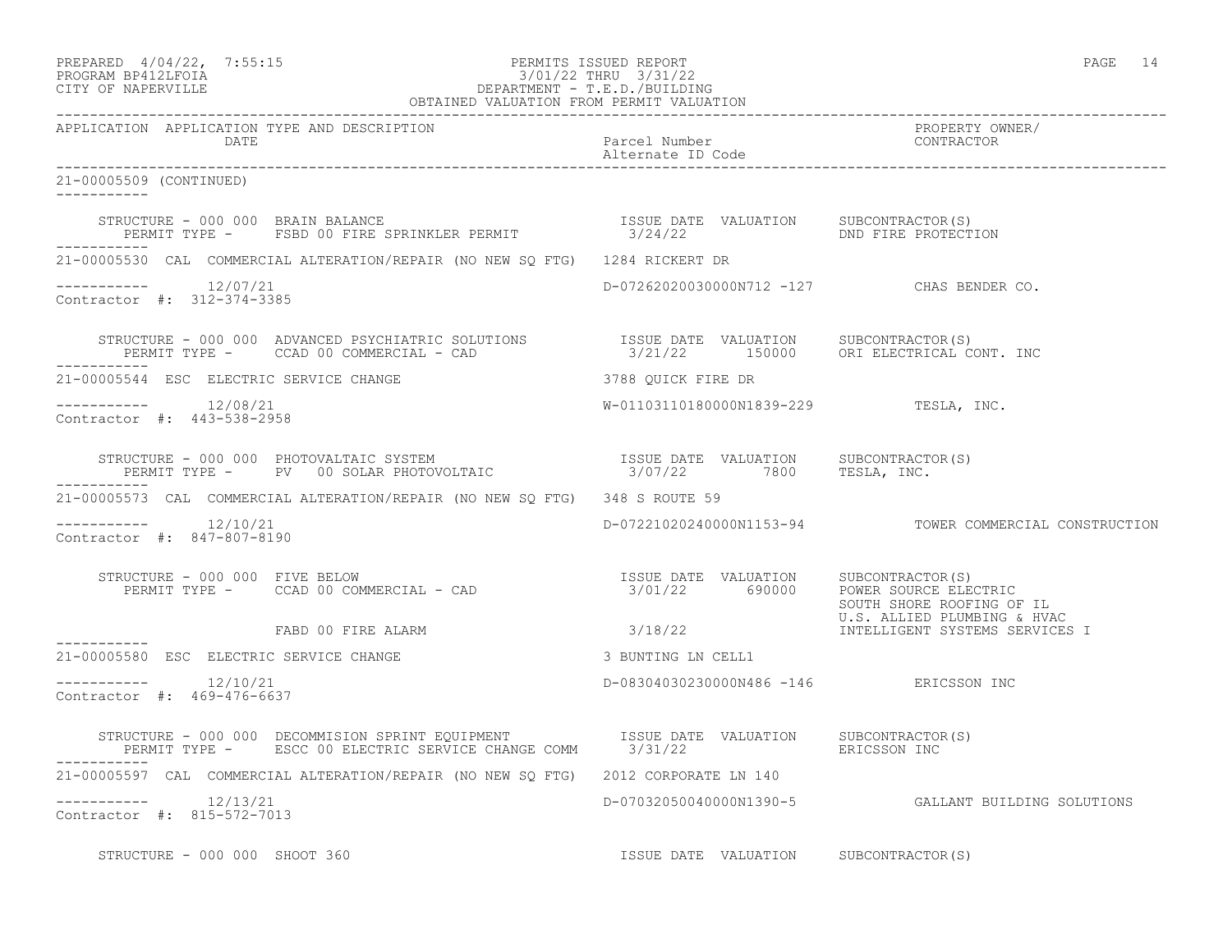21-00005509 (CONTINUED)

STRUCTURE - 000 000 BRAIN BALANCE
PERMIT TYPE - FSBD 00 FIRE SPRINKLER PERMIT

| ISSUE DATE | VALUATION | SUBCONTRACTOR(S) |
|---|---|---|
| 3/24/22 | | DND FIRE PROTECTION |

---

21-00005530 CAL COMMERCIAL ALTERATION/REPAIR (NO NEW SQ FTG) 1284 RICKERT DR

12/07/21 D-07262020030000N712 -127 CHAS BENDER CO.

Contractor #: 312-374-3385

STRUCTURE - 000 000 ADVANCED PSYCHIATRIC SOLUTIONS
PERMIT TYPE - CCAD 00 COMMERCIAL - CAD

| ISSUE DATE | VALUATION | SUBCONTRACTOR(S) |
|---|---|---|
| 3/21/22 | 150000 | ORI ELECTRICAL CONT. INC |

---

21-00005544 ESC ELECTRIC SERVICE CHANGE 3788 QUICK FIRE DR

12/08/21 W-01103110180000N1839-229 TESLA, INC.

Contractor #: 443-538-2958

STRUCTURE - 000 000 PHOTOVALTAIC SYSTEM
PERMIT TYPE - PV 00 SOLAR PHOTOVOLTAIC

| ISSUE DATE | VALUATION | SUBCONTRACTOR(S) |
|---|---|---|
| 3/07/22 | 7800 | TESLA, INC. |

---

21-00005573 CAL COMMERCIAL ALTERATION/REPAIR (NO NEW SQ FTG) 348 S ROUTE 59

12/10/21 D-07221020240000N1153-94 TOWER COMMERCIAL CONSTRUCTION

Contractor #: 847-807-8190

STRUCTURE - 000 000 FIVE BELOW
PERMIT TYPE - CCAD 00 COMMERCIAL - CAD
FABD 00 FIRE ALARM

| ISSUE DATE | VALUATION | SUBCONTRACTOR(S) |
|---|---|---|
| 3/01/22 | 690000 | POWER SOURCE ELECTRIC |
| | | SOUTH SHORE ROOFING OF IL |
| | | U.S. ALLIED PLUMBING & HVAC |
| 3/18/22 | | INTELLIGENT SYSTEMS SERVICES I |

---

21-00005580 ESC ELECTRIC SERVICE CHANGE 3 BUNTING LN CELL1

12/10/21 D-08304030230000N486 -146 ERICSSON INC

Contractor #: 469-476-6637

STRUCTURE - 000 000 DECOMMISION SPRINT EQUIPMENT
PERMIT TYPE - ESCC 00 ELECTRIC SERVICE CHANGE COMM

| ISSUE DATE | VALUATION | SUBCONTRACTOR(S) |
|---|---|---|
| 3/31/22 | | ERICSSON INC |

---

21-00005597 CAL COMMERCIAL ALTERATION/REPAIR (NO NEW SQ FTG) 2012 CORPORATE LN 140

12/13/21 D-07032050040000N1390-5 GALLANT BUILDING SOLUTIONS

Contractor #: 815-572-7013

STRUCTURE - 000 000 SHOOT 360

| ISSUE DATE | VALUATION | SUBCONTRACTOR(S) |
|---|---|---|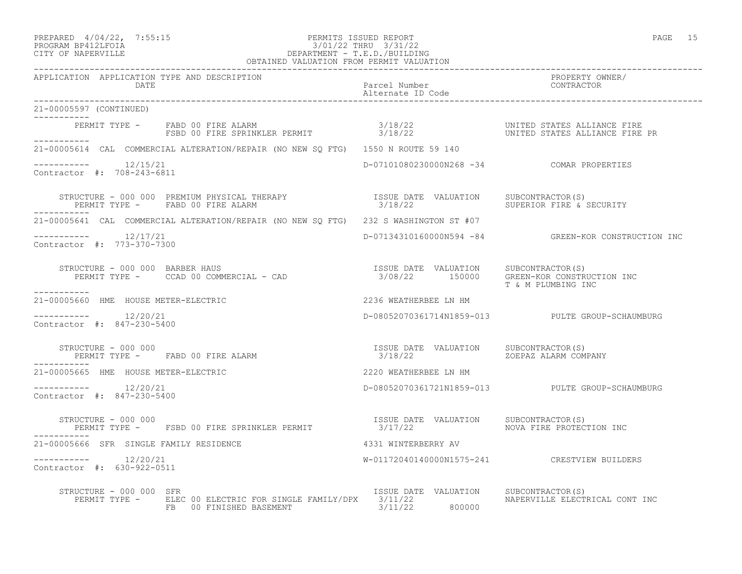PREPARED 4/04/22, 7:55:15 PERMITS ISSUED REPORT
PROGRAM BP412LFOIA 3/01/22 THRU 3/31/22
CITY OF NAPERVILLE DEPARTMENT - T.E.D./BUILDING
OBTAINED VALUATION FROM PERMIT VALUATION

| APPLICATION | APPLICATION TYPE AND DESCRIPTION / DATE | Parcel Number / Alternate ID Code | PROPERTY OWNER/ CONTRACTOR |
|---|---|---|---|

**21-00005597 (CONTINUED)**

| PERMIT TYPE | ISSUE DATE | VALUATION | SUBCONTRACTOR(S) |
|---|---|---|---|
| FABD 00 FIRE ALARM | 3/18/22 | | UNITED STATES ALLIANCE FIRE |
| FSBD 00 FIRE SPRINKLER PERMIT | 3/18/22 | | UNITED STATES ALLIANCE FIRE PR |

**21-00005614** CAL COMMERCIAL ALTERATION/REPAIR (NO NEW SQ FTG) — 1550 N ROUTE 59 140

12/15/21 — D-07101080230000N268 -34 — COMAR PROPERTIES
Contractor #: 708-243-6811

STRUCTURE - 000 000 PREMIUM PHYSICAL THERAPY

| PERMIT TYPE | ISSUE DATE | VALUATION | SUBCONTRACTOR(S) |
|---|---|---|---|
| FABD 00 FIRE ALARM | 3/18/22 | | SUPERIOR FIRE & SECURITY |

**21-00005641** CAL COMMERCIAL ALTERATION/REPAIR (NO NEW SQ FTG) — 232 S WASHINGTON ST #07

12/17/21 — D-07134310160000N594 -84 — GREEN-KOR CONSTRUCTION INC
Contractor #: 773-370-7300

STRUCTURE - 000 000 BARBER HAUS

| PERMIT TYPE | ISSUE DATE | VALUATION | SUBCONTRACTOR(S) |
|---|---|---|---|
| CCAD 00 COMMERCIAL - CAD | 3/08/22 | 150000 | GREEN-KOR CONSTRUCTION INC; T & M PLUMBING INC |

**21-00005660** HME HOUSE METER-ELECTRIC — 2236 WEATHERBEE LN HM

12/20/21 — D-08052070361714N1859-013 — PULTE GROUP-SCHAUMBURG
Contractor #: 847-230-5400

STRUCTURE - 000 000

| PERMIT TYPE | ISSUE DATE | VALUATION | SUBCONTRACTOR(S) |
|---|---|---|---|
| FABD 00 FIRE ALARM | 3/18/22 | | ZOEPAZ ALARM COMPANY |

**21-00005665** HME HOUSE METER-ELECTRIC — 2220 WEATHERBEE LN HM

12/20/21 — D-08052070361721N1859-013 — PULTE GROUP-SCHAUMBURG
Contractor #: 847-230-5400

STRUCTURE - 000 000

| PERMIT TYPE | ISSUE DATE | VALUATION | SUBCONTRACTOR(S) |
|---|---|---|---|
| FSBD 00 FIRE SPRINKLER PERMIT | 3/17/22 | | NOVA FIRE PROTECTION INC |

**21-00005666** SFR SINGLE FAMILY RESIDENCE — 4331 WINTERBERRY AV

12/20/21 — W-01172040140000N1575-241 — CRESTVIEW BUILDERS
Contractor #: 630-922-0511

STRUCTURE - 000 000 SFR

| PERMIT TYPE | ISSUE DATE | VALUATION | SUBCONTRACTOR(S) |
|---|---|---|---|
| ELEC 00 ELECTRIC FOR SINGLE FAMILY/DPX | 3/11/22 | | NAPERVILLE ELECTRICAL CONT INC |
| FB 00 FINISHED BASEMENT | 3/11/22 | 800000 | |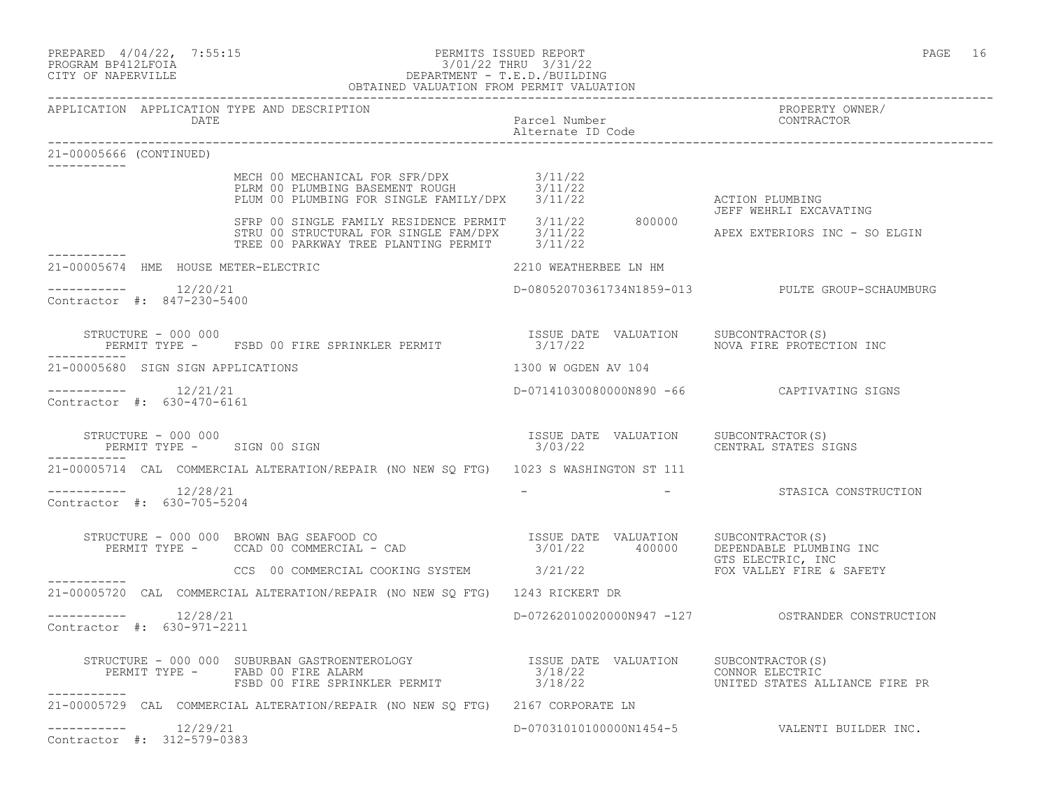PERMITS ISSUED REPORT
3/01/22 THRU 3/31/22
DEPARTMENT - T.E.D./BUILDING
OBTAINED VALUATION FROM PERMIT VALUATION

PREPARED 4/04/22, 7:55:15
PROGRAM BP412LFOIA
CITY OF NAPERVILLE

| APPLICATION | APPLICATION TYPE AND DESCRIPTION / DATE | Parcel Number / Alternate ID Code | | PROPERTY OWNER/ CONTRACTOR |
|---|---|---|---|---|

**21-00005666 (CONTINUED)**

| Permit Type | Issue Date | Valuation | Subcontractor(s) |
|---|---|---|---|
| MECH 00 MECHANICAL FOR SFR/DPX | 3/11/22 | | |
| PLRM 00 PLUMBING BASEMENT ROUGH | 3/11/22 | | |
| PLUM 00 PLUMBING FOR SINGLE FAMILY/DPX | 3/11/22 | | ACTION PLUMBING |
| | | | JEFF WEHRLI EXCAVATING |
| SFRP 00 SINGLE FAMILY RESIDENCE PERMIT | 3/11/22 | 800000 | |
| STRU 00 STRUCTURAL FOR SINGLE FAM/DPX | 3/11/22 | | APEX EXTERIORS INC - SO ELGIN |
| TREE 00 PARKWAY TREE PLANTING PERMIT | 3/11/22 | | |

---

**21-00005674 HME HOUSE METER-ELECTRIC** — 2210 WEATHERBEE LN HM

12/20/21 — D-08052070361734N1859-013 — PULTE GROUP-SCHAUMBURG

Contractor #: 847-230-5400

STRUCTURE - 000 000

| Permit Type | Issue Date | Valuation | Subcontractor(s) |
|---|---|---|---|
| FSBD 00 FIRE SPRINKLER PERMIT | 3/17/22 | | NOVA FIRE PROTECTION INC |

---

**21-00005680 SIGN SIGN APPLICATIONS** — 1300 W OGDEN AV 104

12/21/21 — D-07141030080000N890 -66 — CAPTIVATING SIGNS

Contractor #: 630-470-6161

STRUCTURE - 000 000

| Permit Type | Issue Date | Valuation | Subcontractor(s) |
|---|---|---|---|
| SIGN 00 SIGN | 3/03/22 | | CENTRAL STATES SIGNS |

---

**21-00005714 CAL COMMERCIAL ALTERATION/REPAIR (NO NEW SQ FTG)** — 1023 S WASHINGTON ST 111

12/28/21 — - - — STASICA CONSTRUCTION

Contractor #: 630-705-5204

STRUCTURE - 000 000 BROWN BAG SEAFOOD CO

| Permit Type | Issue Date | Valuation | Subcontractor(s) |
|---|---|---|---|
| CCAD 00 COMMERCIAL - CAD | 3/01/22 | 400000 | DEPENDABLE PLUMBING INC |
| | | | GTS ELECTRIC, INC |
| CCS 00 COMMERCIAL COOKING SYSTEM | 3/21/22 | | FOX VALLEY FIRE & SAFETY |

---

**21-00005720 CAL COMMERCIAL ALTERATION/REPAIR (NO NEW SQ FTG)** — 1243 RICKERT DR

12/28/21 — D-07262010020000N947 -127 — OSTRANDER CONSTRUCTION

Contractor #: 630-971-2211

STRUCTURE - 000 000 SUBURBAN GASTROENTEROLOGY

| Permit Type | Issue Date | Valuation | Subcontractor(s) |
|---|---|---|---|
| FABD 00 FIRE ALARM | 3/18/22 | | CONNOR ELECTRIC |
| FSBD 00 FIRE SPRINKLER PERMIT | 3/18/22 | | UNITED STATES ALLIANCE FIRE PR |

---

**21-00005729 CAL COMMERCIAL ALTERATION/REPAIR (NO NEW SQ FTG)** — 2167 CORPORATE LN

12/29/21 — D-07031010100000N1454-5 — VALENTI BUILDER INC.

Contractor #: 312-579-0383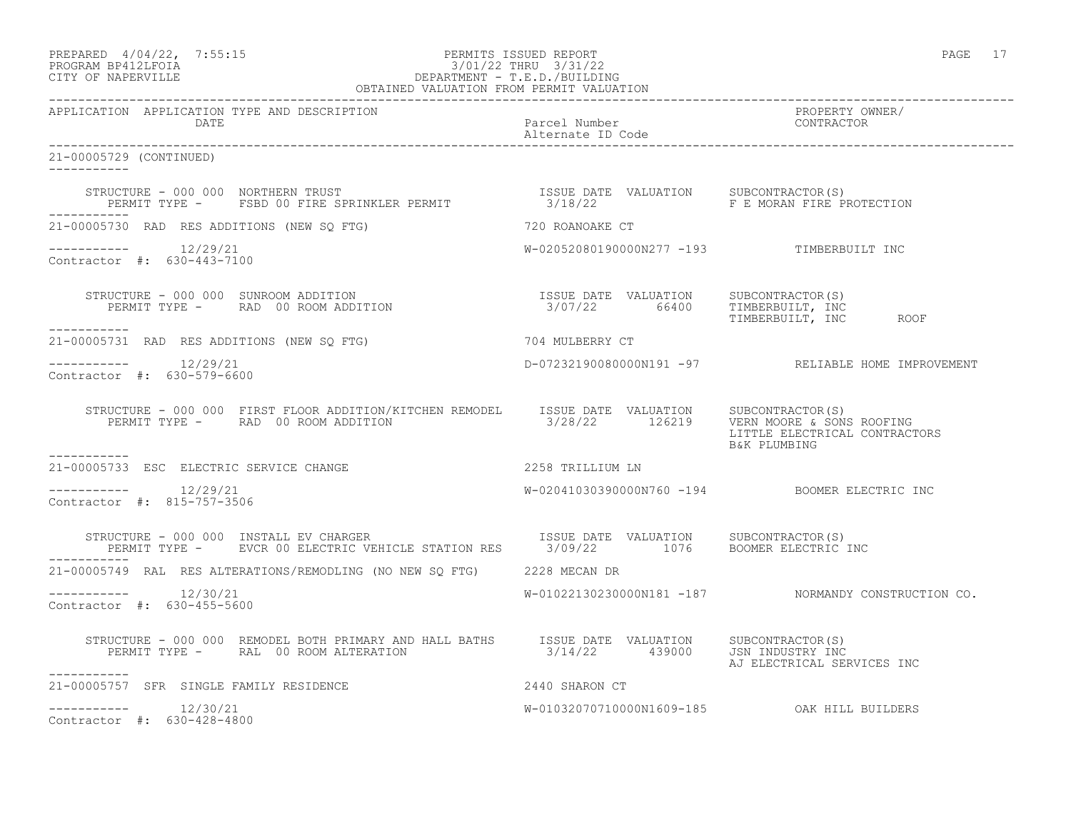APPLICATION APPLICATION TYPE AND DESCRIPTION / DATE — Parcel Number / Alternate ID Code — PROPERTY OWNER/ CONTRACTOR

## 21-00005729 (CONTINUED)

STRUCTURE - 000 000 NORTHERN TRUST
PERMIT TYPE - FSBD 00 FIRE SPRINKLER PERMIT

| ISSUE DATE | VALUATION | SUBCONTRACTOR(S) |
|---|---|---|
| 3/18/22 | | F E MORAN FIRE PROTECTION |

## 21-00005730 RAD RES ADDITIONS (NEW SQ FTG) — 720 ROANOAKE CT

12/29/21 — W-02052080190000N277 -193 — TIMBERBUILT INC
Contractor #: 630-443-7100

STRUCTURE - 000 000 SUNROOM ADDITION
PERMIT TYPE - RAD 00 ROOM ADDITION

| ISSUE DATE | VALUATION | SUBCONTRACTOR(S) |
|---|---|---|
| 3/07/22 | 66400 | TIMBERBUILT, INC |
| | | TIMBERBUILT, INC ROOF |

## 21-00005731 RAD RES ADDITIONS (NEW SQ FTG) — 704 MULBERRY CT

12/29/21 — D-07232190080000N191 -97 — RELIABLE HOME IMPROVEMENT
Contractor #: 630-579-6600

STRUCTURE - 000 000 FIRST FLOOR ADDITION/KITCHEN REMODEL
PERMIT TYPE - RAD 00 ROOM ADDITION

| ISSUE DATE | VALUATION | SUBCONTRACTOR(S) |
|---|---|---|
| 3/28/22 | 126219 | VERN MOORE & SONS ROOFING |
| | | LITTLE ELECTRICAL CONTRACTORS |
| | | B&K PLUMBING |

## 21-00005733 ESC ELECTRIC SERVICE CHANGE — 2258 TRILLIUM LN

12/29/21 — W-02041030390000N760 -194 — BOOMER ELECTRIC INC
Contractor #: 815-757-3506

STRUCTURE - 000 000 INSTALL EV CHARGER
PERMIT TYPE - EVCR 00 ELECTRIC VEHICLE STATION RES

| ISSUE DATE | VALUATION | SUBCONTRACTOR(S) |
|---|---|---|
| 3/09/22 | 1076 | BOOMER ELECTRIC INC |

## 21-00005749 RAL RES ALTERATIONS/REMODLING (NO NEW SQ FTG) — 2228 MECAN DR

12/30/21 — W-01022130230000N181 -187 — NORMANDY CONSTRUCTION CO.
Contractor #: 630-455-5600

STRUCTURE - 000 000 REMODEL BOTH PRIMARY AND HALL BATHS
PERMIT TYPE - RAL 00 ROOM ALTERATION

| ISSUE DATE | VALUATION | SUBCONTRACTOR(S) |
|---|---|---|
| 3/14/22 | 439000 | JSN INDUSTRY INC |
| | | AJ ELECTRICAL SERVICES INC |

## 21-00005757 SFR SINGLE FAMILY RESIDENCE — 2440 SHARON CT

12/30/21 — W-01032070710000N1609-185 — OAK HILL BUILDERS
Contractor #: 630-428-4800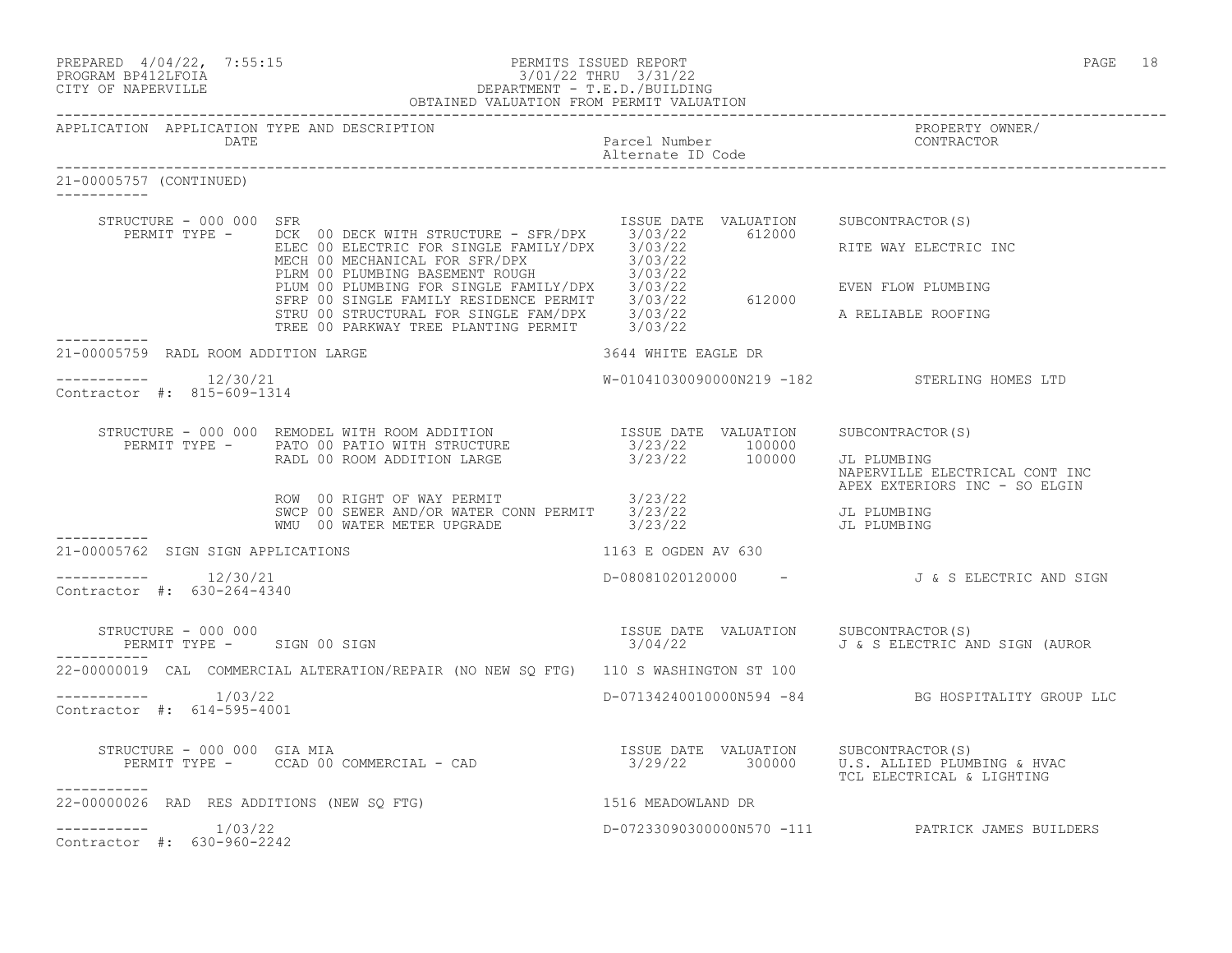PREPARED 4/04/22, 7:55:15 PERMITS ISSUED REPORT
PROGRAM BP412LFOIA 3/01/22 THRU 3/31/22
CITY OF NAPERVILLE DEPARTMENT - T.E.D./BUILDING
OBTAINED VALUATION FROM PERMIT VALUATION

| APPLICATION | APPLICATION TYPE AND DESCRIPTION DATE | Parcel Number Alternate ID Code | PROPERTY OWNER/ CONTRACTOR |
|---|---|---|---|

**21-00005757 (CONTINUED)**

STRUCTURE - 000 000 SFR

| PERMIT TYPE | ISSUE DATE | VALUATION | SUBCONTRACTOR(S) |
|---|---|---|---|
| DCK 00 DECK WITH STRUCTURE - SFR/DPX | 3/03/22 | 612000 | |
| ELEC 00 ELECTRIC FOR SINGLE FAMILY/DPX | 3/03/22 | | RITE WAY ELECTRIC INC |
| MECH 00 MECHANICAL FOR SFR/DPX | 3/03/22 | | |
| PLRM 00 PLUMBING BASEMENT ROUGH | 3/03/22 | | |
| PLUM 00 PLUMBING FOR SINGLE FAMILY/DPX | 3/03/22 | | EVEN FLOW PLUMBING |
| SFRP 00 SINGLE FAMILY RESIDENCE PERMIT | 3/03/22 | 612000 | |
| STRU 00 STRUCTURAL FOR SINGLE FAM/DPX | 3/03/22 | | A RELIABLE ROOFING |
| TREE 00 PARKWAY TREE PLANTING PERMIT | 3/03/22 | | |

**21-00005759** RADL ROOM ADDITION LARGE — 3644 WHITE EAGLE DR

12/30/21 — W-01041030090000N219 -182 — STERLING HOMES LTD
Contractor #: 815-609-1314

STRUCTURE - 000 000 REMODEL WITH ROOM ADDITION

| PERMIT TYPE | ISSUE DATE | VALUATION | SUBCONTRACTOR(S) |
|---|---|---|---|
| PATO 00 PATIO WITH STRUCTURE | 3/23/22 | 100000 | |
| RADL 00 ROOM ADDITION LARGE | 3/23/22 | 100000 | JL PLUMBING<br>NAPERVILLE ELECTRICAL CONT INC<br>APEX EXTERIORS INC - SO ELGIN |
| ROW 00 RIGHT OF WAY PERMIT | 3/23/22 | | |
| SWCP 00 SEWER AND/OR WATER CONN PERMIT | 3/23/22 | | JL PLUMBING |
| WMU 00 WATER METER UPGRADE | 3/23/22 | | JL PLUMBING |

**21-00005762** SIGN SIGN APPLICATIONS — 1163 E OGDEN AV 630

12/30/21 — D-08081020120000 - — J & S ELECTRIC AND SIGN
Contractor #: 630-264-4340

STRUCTURE - 000 000

| PERMIT TYPE | ISSUE DATE | VALUATION | SUBCONTRACTOR(S) |
|---|---|---|---|
| SIGN 00 SIGN | 3/04/22 | | J & S ELECTRIC AND SIGN (AUROR |

**22-00000019** CAL COMMERCIAL ALTERATION/REPAIR (NO NEW SQ FTG) — 110 S WASHINGTON ST 100

1/03/22 — D-07134240010000N594 -84 — BG HOSPITALITY GROUP LLC
Contractor #: 614-595-4001

STRUCTURE - 000 000 GIA MIA

| PERMIT TYPE | ISSUE DATE | VALUATION | SUBCONTRACTOR(S) |
|---|---|---|---|
| CCAD 00 COMMERCIAL - CAD | 3/29/22 | 300000 | U.S. ALLIED PLUMBING & HVAC<br>TCL ELECTRICAL & LIGHTING |

**22-00000026** RAD RES ADDITIONS (NEW SQ FTG) — 1516 MEADOWLAND DR

1/03/22 — D-07233090300000N570 -111 — PATRICK JAMES BUILDERS
Contractor #: 630-960-2242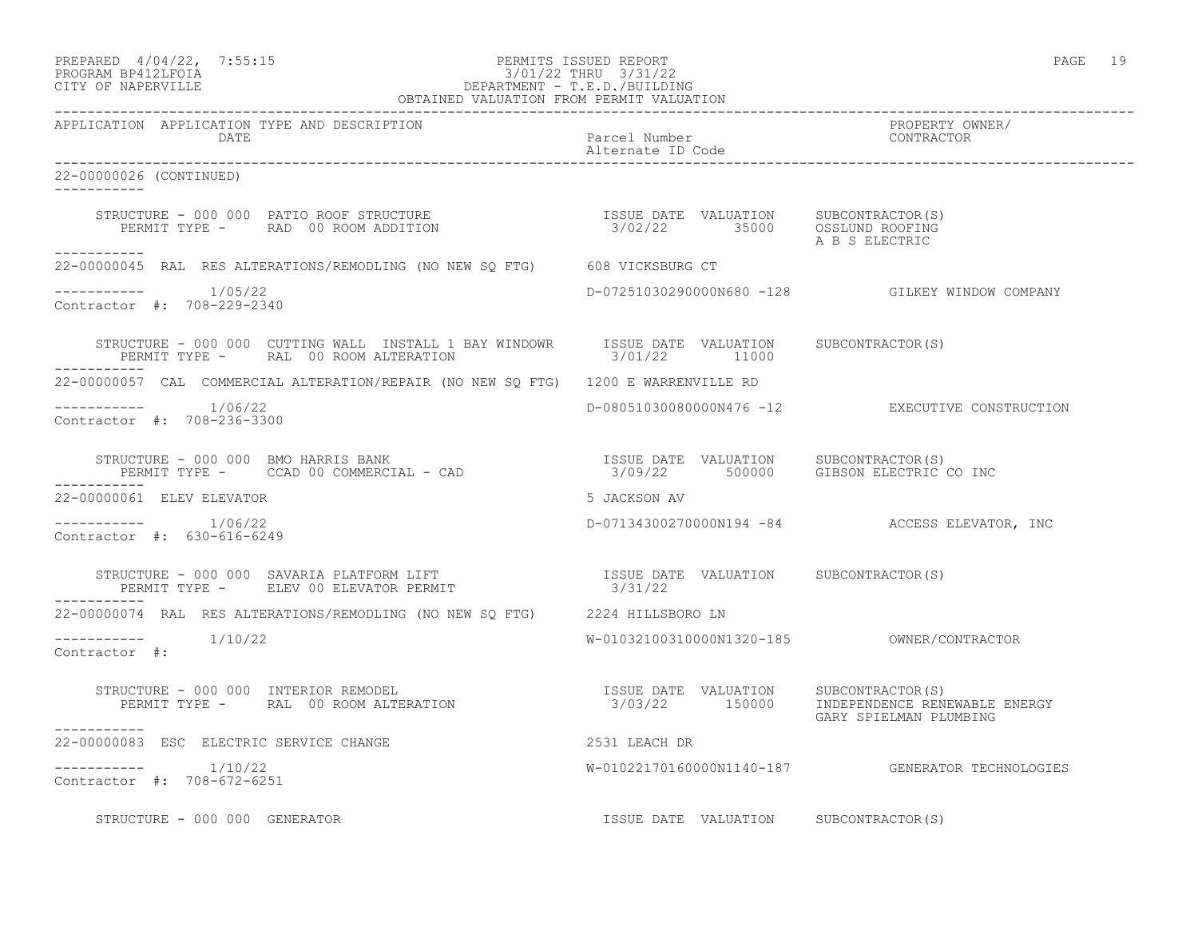PREPARED 4/04/22, 7:55:15
PROGRAM BP412LFOIA
CITY OF NAPERVILLE

PERMITS ISSUED REPORT
3/01/22 THRU 3/31/22
DEPARTMENT - T.E.D./BUILDING
OBTAINED VALUATION FROM PERMIT VALUATION

| APPLICATION | APPLICATION TYPE AND DESCRIPTION / DATE | Parcel Number / Alternate ID Code | PROPERTY OWNER/ CONTRACTOR |
|---|---|---|---|

22-00000026 (CONTINUED)

STRUCTURE - 000 000 PATIO ROOF STRUCTURE
PERMIT TYPE - RAD 00 ROOM ADDITION
ISSUE DATE 3/02/22 VALUATION 35000
SUBCONTRACTOR(S): OSSLUND ROOFING, A B S ELECTRIC

---

22-00000045 RAL RES ALTERATIONS/REMODLING (NO NEW SQ FTG) 608 VICKSBURG CT

1/05/22 D-07251030290000N680 -128 GILKEY WINDOW COMPANY
Contractor #: 708-229-2340

STRUCTURE - 000 000 CUTTING WALL INSTALL 1 BAY WINDOWR
PERMIT TYPE - RAL 00 ROOM ALTERATION
ISSUE DATE 3/01/22 VALUATION 11000
SUBCONTRACTOR(S)

---

22-00000057 CAL COMMERCIAL ALTERATION/REPAIR (NO NEW SQ FTG) 1200 E WARRENVILLE RD

1/06/22 D-08051030080000N476 -12 EXECUTIVE CONSTRUCTION
Contractor #: 708-236-3300

STRUCTURE - 000 000 BMO HARRIS BANK
PERMIT TYPE - CCAD 00 COMMERCIAL - CAD
ISSUE DATE 3/09/22 VALUATION 500000
SUBCONTRACTOR(S): GIBSON ELECTRIC CO INC

---

22-00000061 ELEV ELEVATOR 5 JACKSON AV

1/06/22 D-07134300270000N194 -84 ACCESS ELEVATOR, INC
Contractor #: 630-616-6249

STRUCTURE - 000 000 SAVARIA PLATFORM LIFT
PERMIT TYPE - ELEV 00 ELEVATOR PERMIT
ISSUE DATE 3/31/22 VALUATION
SUBCONTRACTOR(S)

---

22-00000074 RAL RES ALTERATIONS/REMODLING (NO NEW SQ FTG) 2224 HILLSBORO LN

1/10/22 W-01032100310000N1320-185 OWNER/CONTRACTOR
Contractor #:

STRUCTURE - 000 000 INTERIOR REMODEL
PERMIT TYPE - RAL 00 ROOM ALTERATION
ISSUE DATE 3/03/22 VALUATION 150000
SUBCONTRACTOR(S): INDEPENDENCE RENEWABLE ENERGY, GARY SPIELMAN PLUMBING

---

22-00000083 ESC ELECTRIC SERVICE CHANGE 2531 LEACH DR

1/10/22 W-01022170160000N1140-187 GENERATOR TECHNOLOGIES
Contractor #: 708-672-6251

STRUCTURE - 000 000 GENERATOR
ISSUE DATE VALUATION SUBCONTRACTOR(S)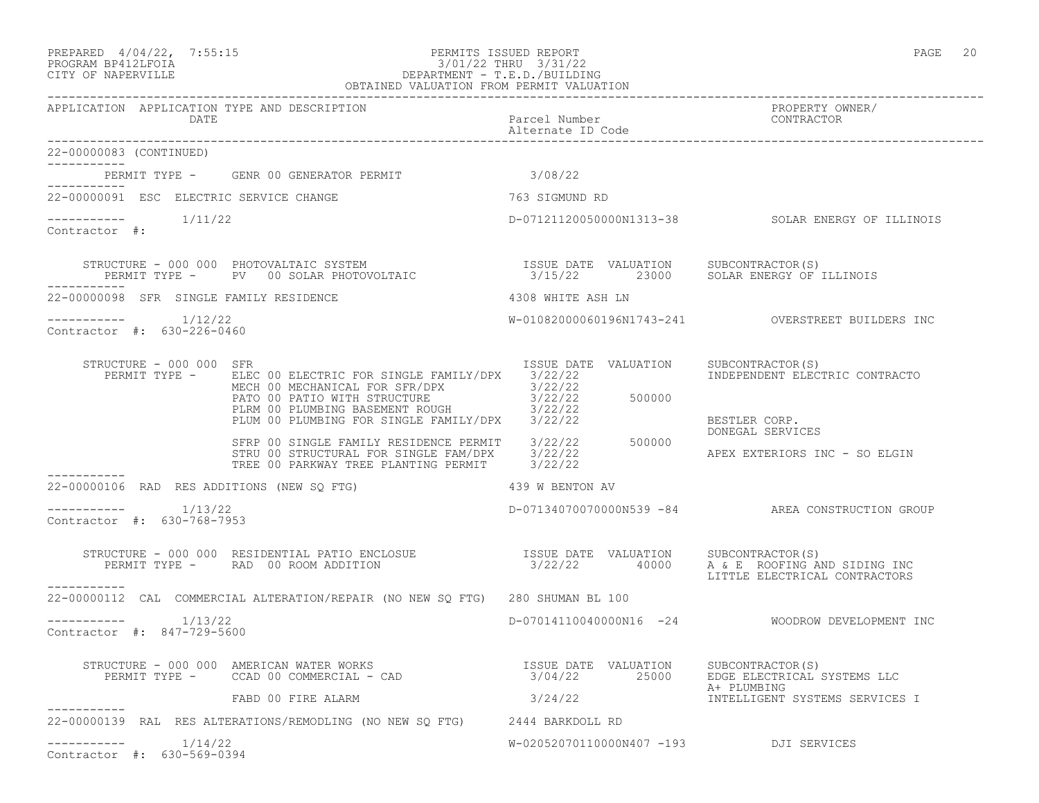PREPARED 4/04/22, 7:55:15 PERMITS ISSUED REPORT
PROGRAM BP412LFOIA 3/01/22 THRU 3/31/22
CITY OF NAPERVILLE DEPARTMENT - T.E.D./BUILDING
OBTAINED VALUATION FROM PERMIT VALUATION

| APPLICATION | APPLICATION TYPE AND DESCRIPTION / DATE | Parcel Number / Alternate ID Code | PROPERTY OWNER/ CONTRACTOR |
|---|---|---|---|

**22-00000083 (CONTINUED)**

PERMIT TYPE - GENR 00 GENERATOR PERMIT 3/08/22

---

**22-00000091 ESC ELECTRIC SERVICE CHANGE** — 763 SIGMUND RD

1/11/22 — D-07121120050000N1313-38 — SOLAR ENERGY OF ILLINOIS

Contractor #:

| STRUCTURE - 000 000 PHOTOVOLTAIC SYSTEM | ISSUE DATE | VALUATION | SUBCONTRACTOR(S) |
|---|---|---|---|
| PERMIT TYPE - PV 00 SOLAR PHOTOVOLTAIC | 3/15/22 | 23000 | SOLAR ENERGY OF ILLINOIS |

---

**22-00000098 SFR SINGLE FAMILY RESIDENCE** — 4308 WHITE ASH LN

1/12/22 — W-01082000060196N1743-241 — OVERSTREET BUILDERS INC

Contractor #: 630-226-0460

| STRUCTURE - 000 000 SFR | ISSUE DATE | VALUATION | SUBCONTRACTOR(S) |
|---|---|---|---|
| PERMIT TYPE - ELEC 00 ELECTRIC FOR SINGLE FAMILY/DPX | 3/22/22 | | INDEPENDENT ELECTRIC CONTRACTO |
| MECH 00 MECHANICAL FOR SFR/DPX | 3/22/22 | | |
| PATO 00 PATIO WITH STRUCTURE | 3/22/22 | 500000 | |
| PLRM 00 PLUMBING BASEMENT ROUGH | 3/22/22 | | |
| PLUM 00 PLUMBING FOR SINGLE FAMILY/DPX | 3/22/22 | | BESTLER CORP. |
| | | | DONEGAL SERVICES |
| SFRP 00 SINGLE FAMILY RESIDENCE PERMIT | 3/22/22 | 500000 | |
| STRU 00 STRUCTURAL FOR SINGLE FAM/DPX | 3/22/22 | | APEX EXTERIORS INC - SO ELGIN |
| TREE 00 PARKWAY TREE PLANTING PERMIT | 3/22/22 | | |

---

**22-00000106 RAD RES ADDITIONS (NEW SQ FTG)** — 439 W BENTON AV

1/13/22 — D-07134070070000N539 -84 — AREA CONSTRUCTION GROUP

Contractor #: 630-768-7953

| STRUCTURE - 000 000 RESIDENTIAL PATIO ENCLOSUE | ISSUE DATE | VALUATION | SUBCONTRACTOR(S) |
|---|---|---|---|
| PERMIT TYPE - RAD 00 ROOM ADDITION | 3/22/22 | 40000 | A & E ROOFING AND SIDING INC |
| | | | LITTLE ELECTRICAL CONTRACTORS |

---

**22-00000112 CAL COMMERCIAL ALTERATION/REPAIR (NO NEW SQ FTG)** — 280 SHUMAN BL 100

1/13/22 — D-07014110040000N16 -24 — WOODROW DEVELOPMENT INC

Contractor #: 847-729-5600

| STRUCTURE - 000 000 AMERICAN WATER WORKS | ISSUE DATE | VALUATION | SUBCONTRACTOR(S) |
|---|---|---|---|
| PERMIT TYPE - CCAD 00 COMMERCIAL - CAD | 3/04/22 | 25000 | EDGE ELECTRICAL SYSTEMS LLC |
| | | | A+ PLUMBING |
| FABD 00 FIRE ALARM | 3/24/22 | | INTELLIGENT SYSTEMS SERVICES I |

---

**22-00000139 RAL RES ALTERATIONS/REMODLING (NO NEW SQ FTG)** — 2444 BARKDOLL RD

1/14/22 — W-02052070110000N407 -193 — DJI SERVICES

Contractor #: 630-569-0394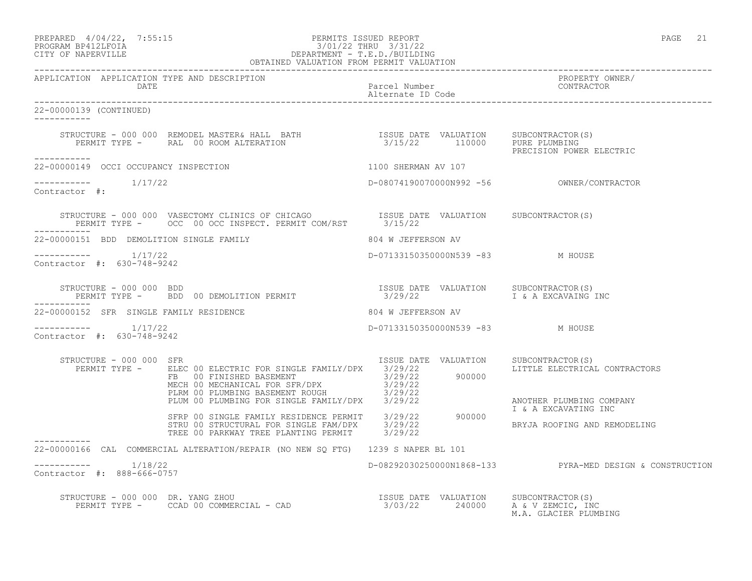PREPARED 4/04/22, 7:55:15 — PERMITS ISSUED REPORT — PAGE 21
PROGRAM BP412LFOIA — 3/01/22 THRU 3/31/22
CITY OF NAPERVILLE — DEPARTMENT - T.E.D./BUILDING
OBTAINED VALUATION FROM PERMIT VALUATION

| APPLICATION | APPLICATION TYPE AND DESCRIPTION / DATE | Parcel Number / Alternate ID Code | PROPERTY OWNER/ CONTRACTOR |
|---|---|---|---|

## 22-00000139 (CONTINUED)

STRUCTURE - 000 000 REMODEL MASTER& HALL BATH
PERMIT TYPE - RAL 00 ROOM ALTERATION

| ISSUE DATE | VALUATION | SUBCONTRACTOR(S) |
|---|---|---|
| 3/15/22 | 110000 | PURE PLUMBING |
| | | PRECISION POWER ELECTRIC |

## 22-00000149 OCCI OCCUPANCY INSPECTION

1100 SHERMAN AV 107
Date: 1/17/22
D-08074190070000N992 -56 — OWNER/CONTRACTOR
Contractor #:

STRUCTURE - 000 000 VASECTOMY CLINICS OF CHICAGO
PERMIT TYPE - OCC 00 OCC INSPECT. PERMIT COM/RST

| ISSUE DATE | VALUATION | SUBCONTRACTOR(S) |
|---|---|---|
| 3/15/22 | | |

## 22-00000151 BDD DEMOLITION SINGLE FAMILY

804 W JEFFERSON AV
Date: 1/17/22
D-07133150350000N539 -83 — M HOUSE
Contractor #: 630-748-9242

STRUCTURE - 000 000 BDD
PERMIT TYPE - BDD 00 DEMOLITION PERMIT

| ISSUE DATE | VALUATION | SUBCONTRACTOR(S) |
|---|---|---|
| 3/29/22 | | I & A EXCAVAING INC |

## 22-00000152 SFR SINGLE FAMILY RESIDENCE

804 W JEFFERSON AV
Date: 1/17/22
D-07133150350000N539 -83 — M HOUSE
Contractor #: 630-748-9242

STRUCTURE - 000 000 SFR

| PERMIT TYPE | ISSUE DATE | VALUATION | SUBCONTRACTOR(S) |
|---|---|---|---|
| ELEC 00 ELECTRIC FOR SINGLE FAMILY/DPX | 3/29/22 | | LITTLE ELECTRICAL CONTRACTORS |
| FB 00 FINISHED BASEMENT | 3/29/22 | 900000 | |
| MECH 00 MECHANICAL FOR SFR/DPX | 3/29/22 | | |
| PLRM 00 PLUMBING BASEMENT ROUGH | 3/29/22 | | |
| PLUM 00 PLUMBING FOR SINGLE FAMILY/DPX | 3/29/22 | | ANOTHER PLUMBING COMPANY |
| | | | I & A EXCAVATING INC |
| SFRP 00 SINGLE FAMILY RESIDENCE PERMIT | 3/29/22 | 900000 | |
| STRU 00 STRUCTURAL FOR SINGLE FAM/DPX | 3/29/22 | | BRYJA ROOFING AND REMODELING |
| TREE 00 PARKWAY TREE PLANTING PERMIT | 3/29/22 | | |

## 22-00000166 CAL COMMERCIAL ALTERATION/REPAIR (NO NEW SQ FTG)

1239 S NAPER BL 101
Date: 1/18/22
D-08292030250000N1868-133 — PYRA-MED DESIGN & CONSTRUCTION
Contractor #: 888-666-0757

STRUCTURE - 000 000 DR. YANG ZHOU
PERMIT TYPE - CCAD 00 COMMERCIAL - CAD

| ISSUE DATE | VALUATION | SUBCONTRACTOR(S) |
|---|---|---|
| 3/03/22 | 240000 | A & V ZEMCIC, INC |
| | | M.A. GLACIER PLUMBING |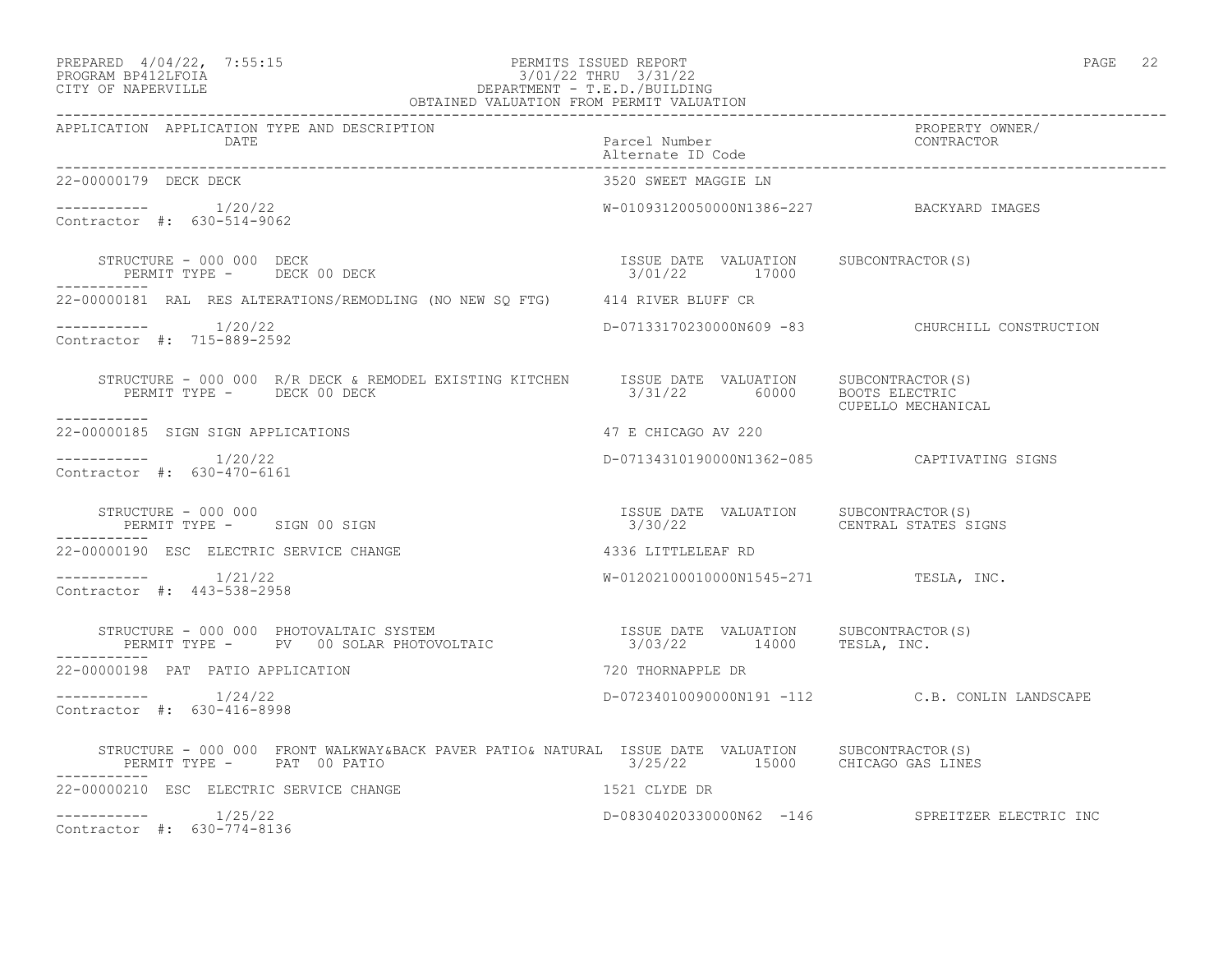PREPARED 4/04/22, 7:55:15 PERMITS ISSUED REPORT
PROGRAM BP412LFOIA 3/01/22 THRU 3/31/22
CITY OF NAPERVILLE DEPARTMENT - T.E.D./BUILDING
OBTAINED VALUATION FROM PERMIT VALUATION

| APPLICATION | APPLICATION TYPE AND DESCRIPTION / DATE | Parcel Number / Alternate ID Code | PROPERTY OWNER/ CONTRACTOR |
|---|---|---|---|
| 22-00000179 | DECK DECK | 3520 SWEET MAGGIE LN | |
| ----------- | 1/20/22 | W-01093120050000N1386-227 | BACKYARD IMAGES |
| Contractor #: 630-514-9062 | | | |
| | STRUCTURE - 000 000 DECK / PERMIT TYPE - DECK 00 DECK | ISSUE DATE 3/01/22 VALUATION 17000 | SUBCONTRACTOR(S) |
| 22-00000181 | RAL RES ALTERATIONS/REMODLING (NO NEW SQ FTG) | 414 RIVER BLUFF CR | |
| ----------- | 1/20/22 | D-07133170230000N609 -83 | CHURCHILL CONSTRUCTION |
| Contractor #: 715-889-2592 | | | |
| | STRUCTURE - 000 000 R/R DECK & REMODEL EXISTING KITCHEN / PERMIT TYPE - DECK 00 DECK | ISSUE DATE 3/31/22 VALUATION 60000 | SUBCONTRACTOR(S) BOOTS ELECTRIC, CUPELLO MECHANICAL |
| 22-00000185 | SIGN SIGN APPLICATIONS | 47 E CHICAGO AV 220 | |
| ----------- | 1/20/22 | D-07134310190000N1362-085 | CAPTIVATING SIGNS |
| Contractor #: 630-470-6161 | | | |
| | STRUCTURE - 000 000 / PERMIT TYPE - SIGN 00 SIGN | ISSUE DATE 3/30/22 VALUATION | SUBCONTRACTOR(S) CENTRAL STATES SIGNS |
| 22-00000190 | ESC ELECTRIC SERVICE CHANGE | 4336 LITTLELEAF RD | |
| ----------- | 1/21/22 | W-01202100010000N1545-271 | TESLA, INC. |
| Contractor #: 443-538-2958 | | | |
| | STRUCTURE - 000 000 PHOTOVALTAIC SYSTEM / PERMIT TYPE - PV 00 SOLAR PHOTOVOLTAIC | ISSUE DATE 3/03/22 VALUATION 14000 | SUBCONTRACTOR(S) TESLA, INC. |
| 22-00000198 | PAT PATIO APPLICATION | 720 THORNAPPLE DR | |
| ----------- | 1/24/22 | D-07234010090000N191 -112 | C.B. CONLIN LANDSCAPE |
| Contractor #: 630-416-8998 | | | |
| | STRUCTURE - 000 000 FRONT WALKWAY&BACK PAVER PATIO& NATURAL / PERMIT TYPE - PAT 00 PATIO | ISSUE DATE 3/25/22 VALUATION 15000 | SUBCONTRACTOR(S) CHICAGO GAS LINES |
| 22-00000210 | ESC ELECTRIC SERVICE CHANGE | 1521 CLYDE DR | |
| ----------- | 1/25/22 | D-08304020330000N62 -146 | SPREITZER ELECTRIC INC |
| Contractor #: 630-774-8136 | | | |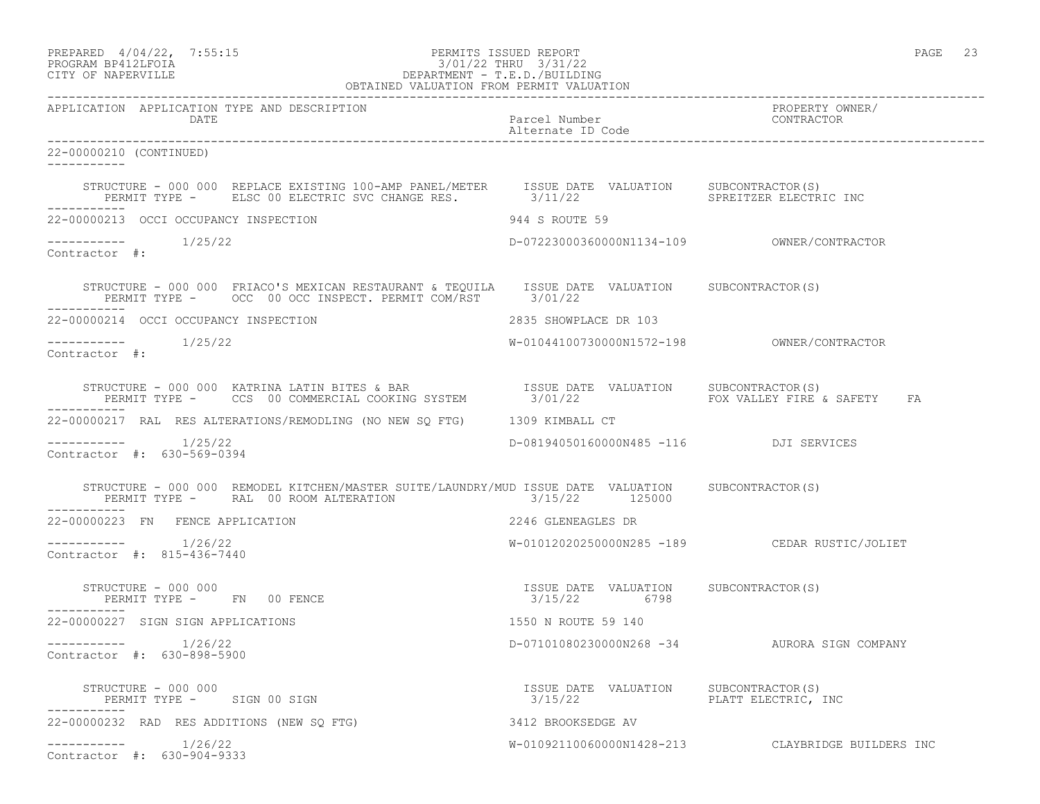PERMITS ISSUED REPORT
3/01/22 THRU 3/31/22
DEPARTMENT - T.E.D./BUILDING
OBTAINED VALUATION FROM PERMIT VALUATION

PREPARED 4/04/22, 7:55:15
PROGRAM BP412LFOIA
CITY OF NAPERVILLE

| APPLICATION | APPLICATION TYPE AND DESCRIPTION / DATE | Parcel Number / Alternate ID Code | PROPERTY OWNER/ CONTRACTOR |
|---|---|---|---|

**22-00000210 (CONTINUED)**

STRUCTURE - 000 000 REPLACE EXISTING 100-AMP PANEL/METER — ISSUE DATE 3/11/22 — VALUATION — SUBCONTRACTOR(S): SPREITZER ELECTRIC INC
PERMIT TYPE - ELSC 00 ELECTRIC SVC CHANGE RES.

**22-00000213** OCCI OCCUPANCY INSPECTION — 944 S ROUTE 59
1/25/22 — D-07223000360000N1134-109 — OWNER/CONTRACTOR
Contractor #:

STRUCTURE - 000 000 FRIACO'S MEXICAN RESTAURANT & TEQUILA — ISSUE DATE 3/01/22 — VALUATION — SUBCONTRACTOR(S)
PERMIT TYPE - OCC 00 OCC INSPECT. PERMIT COM/RST

**22-00000214** OCCI OCCUPANCY INSPECTION — 2835 SHOWPLACE DR 103
1/25/22 — W-01044100730000N1572-198 — OWNER/CONTRACTOR
Contractor #:

STRUCTURE - 000 000 KATRINA LATIN BITES & BAR — ISSUE DATE 3/01/22 — VALUATION — SUBCONTRACTOR(S): FOX VALLEY FIRE & SAFETY FA
PERMIT TYPE - CCS 00 COMMERCIAL COOKING SYSTEM

**22-00000217** RAL RES ALTERATIONS/REMODLING (NO NEW SQ FTG) — 1309 KIMBALL CT
1/25/22 — D-08194050160000N485 -116 — DJI SERVICES
Contractor #: 630-569-0394

STRUCTURE - 000 000 REMODEL KITCHEN/MASTER SUITE/LAUNDRY/MUD — ISSUE DATE 3/15/22 — VALUATION 125000 — SUBCONTRACTOR(S)
PERMIT TYPE - RAL 00 ROOM ALTERATION

**22-00000223** FN FENCE APPLICATION — 2246 GLENEAGLES DR
1/26/22 — W-01012020250000N285 -189 — CEDAR RUSTIC/JOLIET
Contractor #: 815-436-7440

STRUCTURE - 000 000 — ISSUE DATE 3/15/22 — VALUATION 6798 — SUBCONTRACTOR(S)
PERMIT TYPE - FN 00 FENCE

**22-00000227** SIGN SIGN APPLICATIONS — 1550 N ROUTE 59 140
1/26/22 — D-07101080230000N268 -34 — AURORA SIGN COMPANY
Contractor #: 630-898-5900

STRUCTURE - 000 000 — ISSUE DATE 3/15/22 — VALUATION — SUBCONTRACTOR(S): PLATT ELECTRIC, INC
PERMIT TYPE - SIGN 00 SIGN

**22-00000232** RAD RES ADDITIONS (NEW SQ FTG) — 3412 BROOKSEDGE AV
1/26/22 — W-01092110060000N1428-213 — CLAYBRIDGE BUILDERS INC
Contractor #: 630-904-9333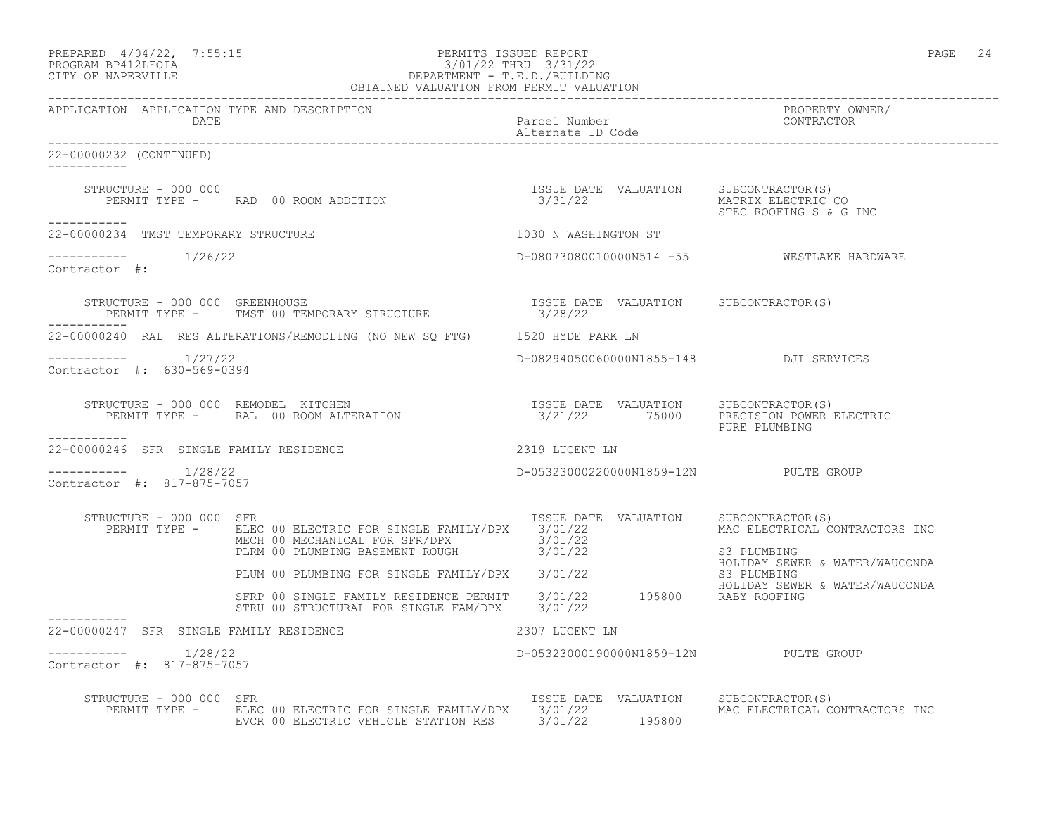22-00000232 (CONTINUED)

```
    STRUCTURE - 000 000                                        ISSUE DATE  VALUATION     SUBCONTRACTOR(S)
       PERMIT TYPE -     RAD  00 ROOM ADDITION                  3/31/22                  MATRIX ELECTRIC CO
                                                                                         STEC ROOFING S & G INC
-----------
22-00000234  TMST TEMPORARY STRUCTURE                          1030 N WASHINGTON ST

-----------       1/26/22                                      D-08073080010000N514 -55            WESTLAKE HARDWARE
Contractor #:

    STRUCTURE - 000 000  GREENHOUSE                            ISSUE DATE  VALUATION     SUBCONTRACTOR(S)
       PERMIT TYPE -     TMST 00 TEMPORARY STRUCTURE            3/28/22
-----------
22-00000240  RAL  RES ALTERATIONS/REMODLING (NO NEW SQ FTG)    1520 HYDE PARK LN

-----------       1/27/22                                      D-08294050060000N1855-148           DJI SERVICES
Contractor #:  630-569-0394

    STRUCTURE - 000 000  REMODEL  KITCHEN                      ISSUE DATE  VALUATION     SUBCONTRACTOR(S)
       PERMIT TYPE -     RAL  00 ROOM ALTERATION                3/21/22      75000       PRECISION POWER ELECTRIC
                                                                                         PURE PLUMBING
-----------
22-00000246  SFR  SINGLE FAMILY RESIDENCE                      2319 LUCENT LN

-----------       1/28/22                                      D-05323000220000N1859-12N           PULTE GROUP
Contractor #:  817-875-7057

    STRUCTURE - 000 000  SFR                                   ISSUE DATE  VALUATION     SUBCONTRACTOR(S)
       PERMIT TYPE -     ELEC 00 ELECTRIC FOR SINGLE FAMILY/DPX   3/01/22                MAC ELECTRICAL CONTRACTORS INC
                         MECH 00 MECHANICAL FOR SFR/DPX           3/01/22
                         PLRM 00 PLUMBING BASEMENT ROUGH          3/01/22                S3 PLUMBING
                                                                                         HOLIDAY SEWER & WATER/WAUCONDA
                         PLUM 00 PLUMBING FOR SINGLE FAMILY/DPX   3/01/22                S3 PLUMBING
                                                                                         HOLIDAY SEWER & WATER/WAUCONDA
                         SFRP 00 SINGLE FAMILY RESIDENCE PERMIT   3/01/22     195800     RABY ROOFING
                         STRU 00 STRUCTURAL FOR SINGLE FAM/DPX    3/01/22
-----------
22-00000247  SFR  SINGLE FAMILY RESIDENCE                      2307 LUCENT LN

-----------       1/28/22                                      D-05323000190000N1859-12N           PULTE GROUP
Contractor #:  817-875-7057

    STRUCTURE - 000 000  SFR                                   ISSUE DATE  VALUATION     SUBCONTRACTOR(S)
       PERMIT TYPE -     ELEC 00 ELECTRIC FOR SINGLE FAMILY/DPX   3/01/22                MAC ELECTRICAL CONTRACTORS INC
                         EVCR 00 ELECTRIC VEHICLE STATION RES     3/01/22     195800
```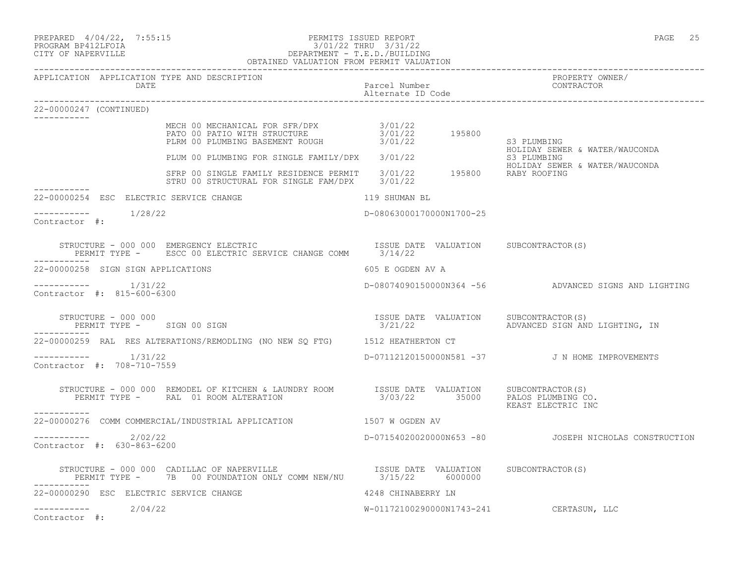PERMITS ISSUED REPORT
3/01/22 THRU 3/31/22
DEPARTMENT - T.E.D./BUILDING
OBTAINED VALUATION FROM PERMIT VALUATION

PREPARED 4/04/22, 7:55:15
PROGRAM BP412LFOIA
CITY OF NAPERVILLE

| APPLICATION | APPLICATION TYPE AND DESCRIPTION / DATE | Parcel Number / Alternate ID Code | | PROPERTY OWNER/ CONTRACTOR |
|---|---|---|---|---|
| 22-00000247 (CONTINUED) | | | | |
| | MECH 00 MECHANICAL FOR SFR/DPX | 3/01/22 | | |
| | PATO 00 PATIO WITH STRUCTURE | 3/01/22 | 195800 | |
| | PLRM 00 PLUMBING BASEMENT ROUGH | 3/01/22 | | S3 PLUMBING<br>HOLIDAY SEWER & WATER/WAUCONDA |
| | PLUM 00 PLUMBING FOR SINGLE FAMILY/DPX | 3/01/22 | | S3 PLUMBING<br>HOLIDAY SEWER & WATER/WAUCONDA |
| | SFRP 00 SINGLE FAMILY RESIDENCE PERMIT | 3/01/22 | 195800 | RABY ROOFING |
| | STRU 00 STRUCTURAL FOR SINGLE FAM/DPX | 3/01/22 | | |

22-00000254 ESC ELECTRIC SERVICE CHANGE — 119 SHUMAN BL
1/28/22 — D-08063000170000N1700-25
Contractor #:

STRUCTURE - 000 000 EMERGENCY ELECTRIC — ISSUE DATE / VALUATION / SUBCONTRACTOR(S)
PERMIT TYPE - ESCC 00 ELECTRIC SERVICE CHANGE COMM — 3/14/22

22-00000258 SIGN SIGN APPLICATIONS — 605 E OGDEN AV A
1/31/22 — D-08074090150000N364 -56 — ADVANCED SIGNS AND LIGHTING
Contractor #: 815-600-6300

STRUCTURE - 000 000 — ISSUE DATE / VALUATION / SUBCONTRACTOR(S)
PERMIT TYPE - SIGN 00 SIGN — 3/21/22 — ADVANCED SIGN AND LIGHTING, IN

22-00000259 RAL RES ALTERATIONS/REMODLING (NO NEW SQ FTG) — 1512 HEATHERTON CT
1/31/22 — D-07112120150000N581 -37 — J N HOME IMPROVEMENTS
Contractor #: 708-710-7559

STRUCTURE - 000 000 REMODEL OF KITCHEN & LAUNDRY ROOM — ISSUE DATE / VALUATION / SUBCONTRACTOR(S)
PERMIT TYPE - RAL 01 ROOM ALTERATION — 3/03/22 — 35000 — PALOS PLUMBING CO., KEAST ELECTRIC INC

22-00000276 COMM COMMERCIAL/INDUSTRIAL APPLICATION — 1507 W OGDEN AV
2/02/22 — D-07154020020000N653 -80 — JOSEPH NICHOLAS CONSTRUCTION
Contractor #: 630-863-6200

STRUCTURE - 000 000 CADILLAC OF NAPERVILLE — ISSUE DATE / VALUATION / SUBCONTRACTOR(S)
PERMIT TYPE - 7B 00 FOUNDATION ONLY COMM NEW/NU — 3/15/22 — 6000000

22-00000290 ESC ELECTRIC SERVICE CHANGE — 4248 CHINABERRY LN
2/04/22 — W-01172100290000N1743-241 — CERTASUN, LLC
Contractor #: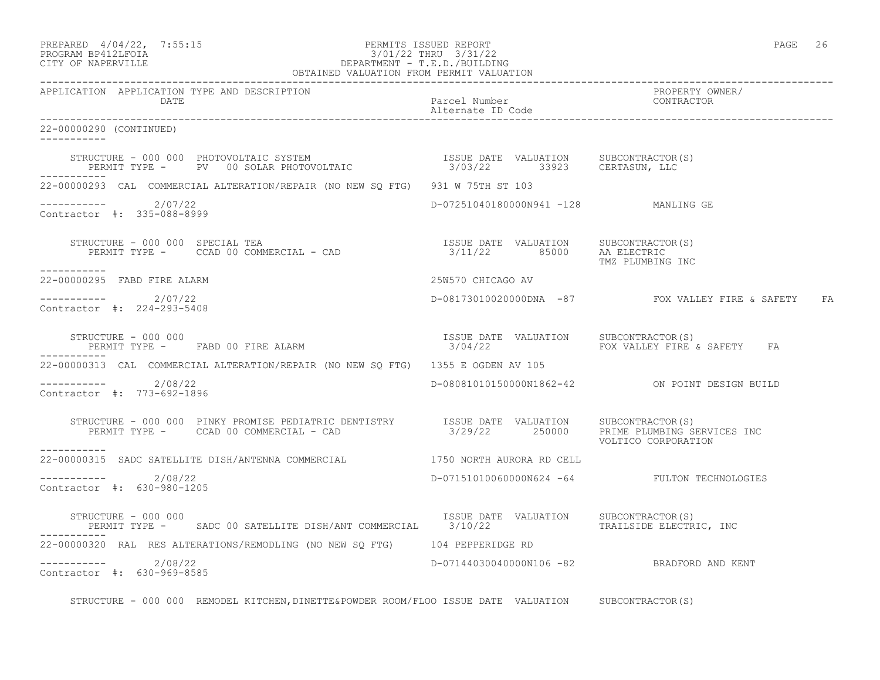APPLICATION APPLICATION TYPE AND DESCRIPTION | Parcel Number / Alternate ID Code | PROPERTY OWNER/ CONTRACTOR

22-00000290 (CONTINUED)

STRUCTURE - 000 000 PHOTOVOLTAIC SYSTEM
PERMIT TYPE - PV 00 SOLAR PHOTOVOLTAIC
ISSUE DATE 3/03/22 VALUATION 33923 SUBCONTRACTOR(S) CERTASUN, LLC

---

22-00000293 CAL COMMERCIAL ALTERATION/REPAIR (NO NEW SQ FTG) 931 W 75TH ST 103
2/07/22 D-07251040180000N941 -128 MANLING GE
Contractor #: 335-088-8999

STRUCTURE - 000 000 SPECIAL TEA
PERMIT TYPE - CCAD 00 COMMERCIAL - CAD
ISSUE DATE 3/11/22 VALUATION 85000 SUBCONTRACTOR(S) AA ELECTRIC, TMZ PLUMBING INC

---

22-00000295 FABD FIRE ALARM 25W570 CHICAGO AV
2/07/22 D-08173010020000DNA -87 FOX VALLEY FIRE & SAFETY FA
Contractor #: 224-293-5408

STRUCTURE - 000 000
PERMIT TYPE - FABD 00 FIRE ALARM
ISSUE DATE 3/04/22 VALUATION SUBCONTRACTOR(S) FOX VALLEY FIRE & SAFETY FA

---

22-00000313 CAL COMMERCIAL ALTERATION/REPAIR (NO NEW SQ FTG) 1355 E OGDEN AV 105
2/08/22 D-08081010150000N1862-42 ON POINT DESIGN BUILD
Contractor #: 773-692-1896

STRUCTURE - 000 000 PINKY PROMISE PEDIATRIC DENTISTRY
PERMIT TYPE - CCAD 00 COMMERCIAL - CAD
ISSUE DATE 3/29/22 VALUATION 250000 SUBCONTRACTOR(S) PRIME PLUMBING SERVICES INC, VOLTICO CORPORATION

---

22-00000315 SADC SATELLITE DISH/ANTENNA COMMERCIAL 1750 NORTH AURORA RD CELL
2/08/22 D-07151010060000N624 -64 FULTON TECHNOLOGIES
Contractor #: 630-980-1205

STRUCTURE - 000 000
PERMIT TYPE - SADC 00 SATELLITE DISH/ANT COMMERCIAL
ISSUE DATE 3/10/22 VALUATION SUBCONTRACTOR(S) TRAILSIDE ELECTRIC, INC

---

22-00000320 RAL RES ALTERATIONS/REMODLING (NO NEW SQ FTG) 104 PEPPERIDGE RD
2/08/22 D-07144030040000N106 -82 BRADFORD AND KENT
Contractor #: 630-969-8585

STRUCTURE - 000 000 REMODEL KITCHEN,DINETTE&POWDER ROOM/FLOO ISSUE DATE VALUATION SUBCONTRACTOR(S)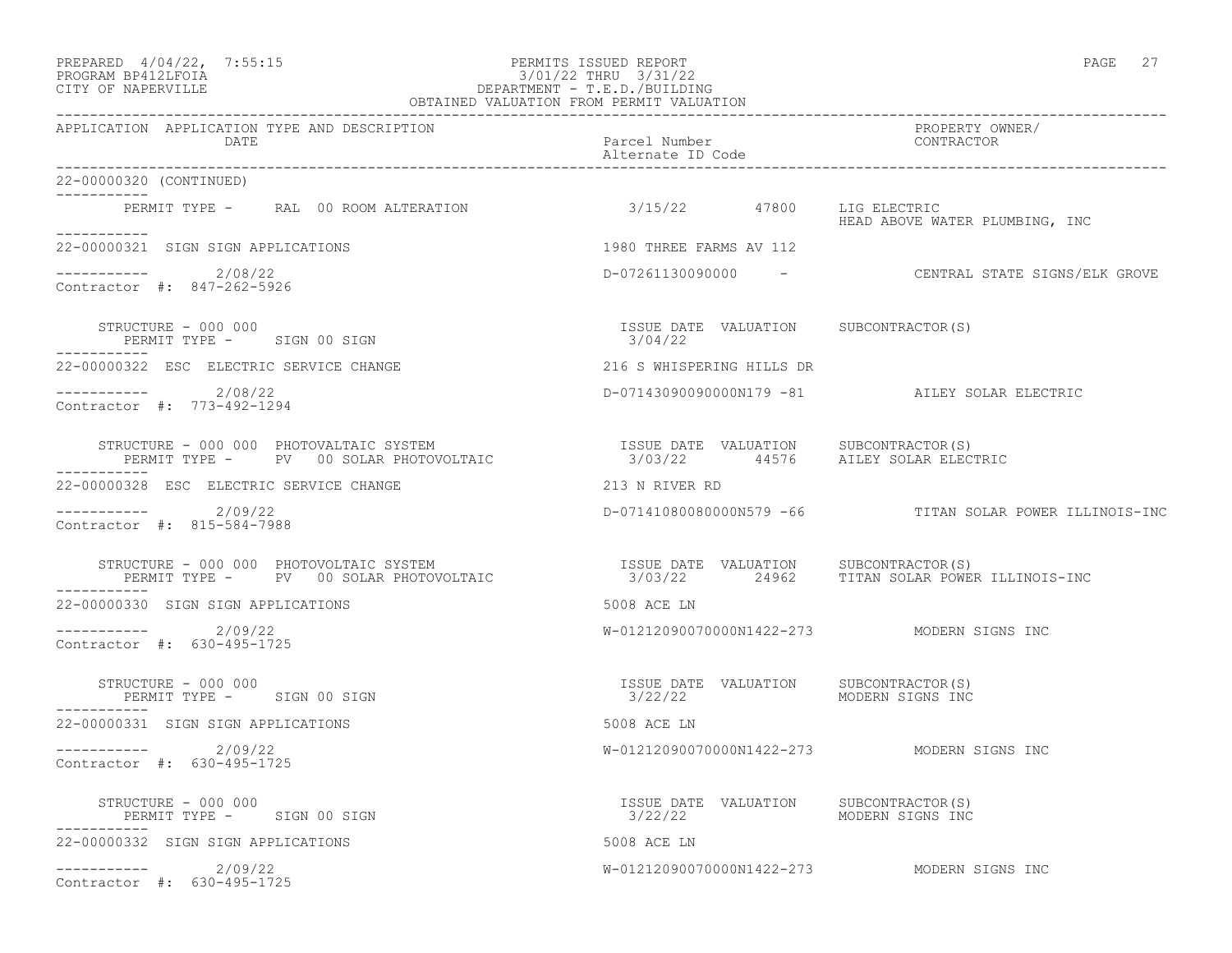PERMITS ISSUED REPORT
3/01/22 THRU 3/31/22
DEPARTMENT - T.E.D./BUILDING
OBTAINED VALUATION FROM PERMIT VALUATION

PREPARED 4/04/22, 7:55:15
PROGRAM BP412LFOIA
CITY OF NAPERVILLE

| APPLICATION | APPLICATION TYPE AND DESCRIPTION / DATE | Parcel Number / Alternate ID Code | PROPERTY OWNER/ CONTRACTOR |
|---|---|---|---|

22-00000320 (CONTINUED)

PERMIT TYPE - RAL 00 ROOM ALTERATION — 3/15/22 — 47800 — LIG ELECTRIC; HEAD ABOVE WATER PLUMBING, INC

---

22-00000321 SIGN SIGN APPLICATIONS — 1980 THREE FARMS AV 112

2/08/22 — D-07261130090000 - — CENTRAL STATE SIGNS/ELK GROVE

Contractor #: 847-262-5926

| STRUCTURE - 000 000 | ISSUE DATE | VALUATION | SUBCONTRACTOR(S) |
|---|---|---|---|
| PERMIT TYPE - SIGN 00 SIGN | 3/04/22 | | |

---

22-00000322 ESC ELECTRIC SERVICE CHANGE — 216 S WHISPERING HILLS DR

2/08/22 — D-07143090090000N179 -81 — AILEY SOLAR ELECTRIC

Contractor #: 773-492-1294

| STRUCTURE - 000 000 PHOTOVALTAIC SYSTEM | ISSUE DATE | VALUATION | SUBCONTRACTOR(S) |
|---|---|---|---|
| PERMIT TYPE - PV 00 SOLAR PHOTOVOLTAIC | 3/03/22 | 44576 | AILEY SOLAR ELECTRIC |

---

22-00000328 ESC ELECTRIC SERVICE CHANGE — 213 N RIVER RD

2/09/22 — D-07141080080000N579 -66 — TITAN SOLAR POWER ILLINOIS-INC

Contractor #: 815-584-7988

| STRUCTURE - 000 000 PHOTOVOLTAIC SYSTEM | ISSUE DATE | VALUATION | SUBCONTRACTOR(S) |
|---|---|---|---|
| PERMIT TYPE - PV 00 SOLAR PHOTOVOLTAIC | 3/03/22 | 24962 | TITAN SOLAR POWER ILLINOIS-INC |

---

22-00000330 SIGN SIGN APPLICATIONS — 5008 ACE LN

2/09/22 — W-01212090070000N1422-273 — MODERN SIGNS INC

Contractor #: 630-495-1725

| STRUCTURE - 000 000 | ISSUE DATE | VALUATION | SUBCONTRACTOR(S) |
|---|---|---|---|
| PERMIT TYPE - SIGN 00 SIGN | 3/22/22 | | MODERN SIGNS INC |

---

22-00000331 SIGN SIGN APPLICATIONS — 5008 ACE LN

2/09/22 — W-01212090070000N1422-273 — MODERN SIGNS INC

Contractor #: 630-495-1725

| STRUCTURE - 000 000 | ISSUE DATE | VALUATION | SUBCONTRACTOR(S) |
|---|---|---|---|
| PERMIT TYPE - SIGN 00 SIGN | 3/22/22 | | MODERN SIGNS INC |

---

22-00000332 SIGN SIGN APPLICATIONS — 5008 ACE LN

2/09/22 — W-01212090070000N1422-273 — MODERN SIGNS INC

Contractor #: 630-495-1725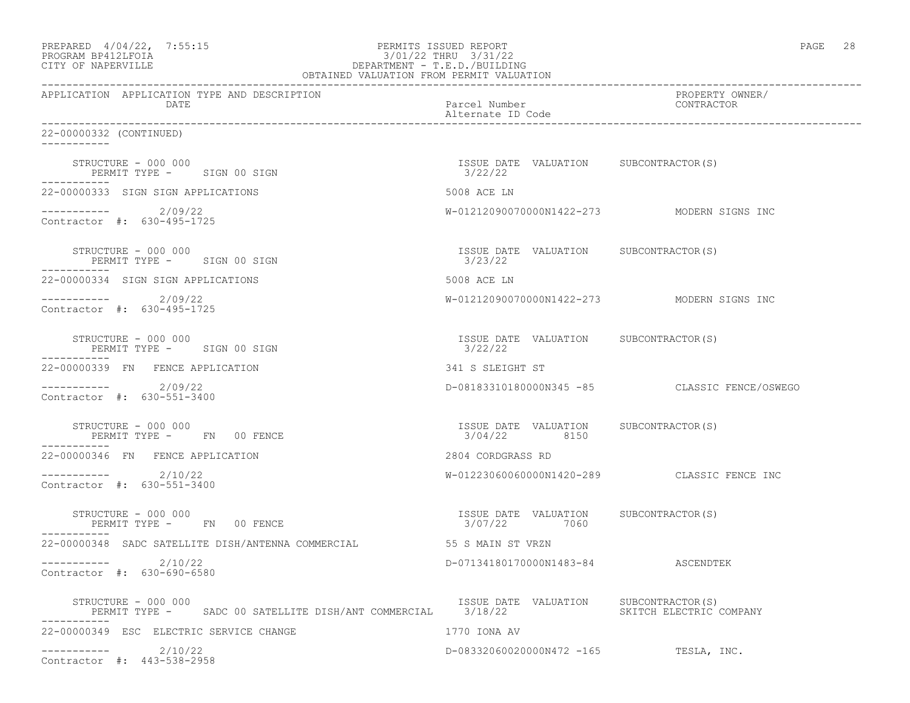APPLICATION APPLICATION TYPE AND DESCRIPTION DATE | Parcel Number Alternate ID Code | PROPERTY OWNER/ CONTRACTOR

22-00000332 (CONTINUED)

STRUCTURE - 000 000
PERMIT TYPE - SIGN 00 SIGN
ISSUE DATE 3/22/22 VALUATION SUBCONTRACTOR(S)

22-00000333 SIGN SIGN APPLICATIONS
5008 ACE LN
2/09/22
W-01212090070000N1422-273 MODERN SIGNS INC
Contractor #: 630-495-1725

STRUCTURE - 000 000
PERMIT TYPE - SIGN 00 SIGN
ISSUE DATE 3/23/22 VALUATION SUBCONTRACTOR(S)

22-00000334 SIGN SIGN APPLICATIONS
5008 ACE LN
2/09/22
W-01212090070000N1422-273 MODERN SIGNS INC
Contractor #: 630-495-1725

STRUCTURE - 000 000
PERMIT TYPE - SIGN 00 SIGN
ISSUE DATE 3/22/22 VALUATION SUBCONTRACTOR(S)

22-00000339 FN FENCE APPLICATION
341 S SLEIGHT ST
2/09/22
D-08183310180000N345 -85 CLASSIC FENCE/OSWEGO
Contractor #: 630-551-3400

STRUCTURE - 000 000
PERMIT TYPE - FN 00 FENCE
ISSUE DATE 3/04/22 VALUATION 8150 SUBCONTRACTOR(S)

22-00000346 FN FENCE APPLICATION
2804 CORDGRASS RD
2/10/22
W-01223060060000N1420-289 CLASSIC FENCE INC
Contractor #: 630-551-3400

STRUCTURE - 000 000
PERMIT TYPE - FN 00 FENCE
ISSUE DATE 3/07/22 VALUATION 7060 SUBCONTRACTOR(S)

22-00000348 SADC SATELLITE DISH/ANTENNA COMMERCIAL
55 S MAIN ST VRZN
2/10/22
D-07134180170000N1483-84 ASCENDTEK
Contractor #: 630-690-6580

STRUCTURE - 000 000
PERMIT TYPE - SADC 00 SATELLITE DISH/ANT COMMERCIAL
ISSUE DATE 3/18/22 VALUATION SUBCONTRACTOR(S) SKITCH ELECTRIC COMPANY

22-00000349 ESC ELECTRIC SERVICE CHANGE
1770 IONA AV
2/10/22
D-08332060020000N472 -165 TESLA, INC.
Contractor #: 443-538-2958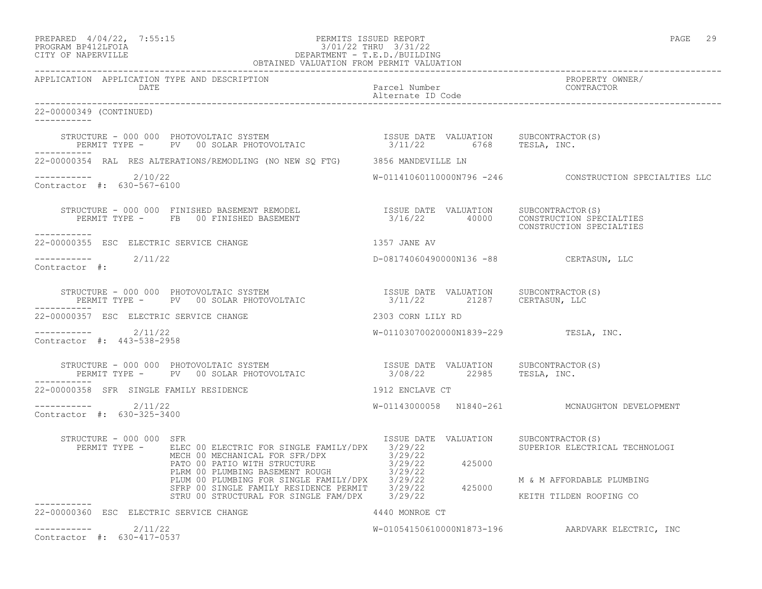APPLICATION APPLICATION TYPE AND DESCRIPTION DATE | Parcel Number / Alternate ID Code | PROPERTY OWNER/ CONTRACTOR

22-00000349 (CONTINUED)

STRUCTURE - 000 000 PHOTOVOLTAIC SYSTEM
PERMIT TYPE - PV 00 SOLAR PHOTOVOLTAIC

| ISSUE DATE | VALUATION | SUBCONTRACTOR(S) |
|---|---|---|
| 3/11/22 | 6768 | TESLA, INC. |

22-00000354 RAL RES ALTERATIONS/REMODLING (NO NEW SQ FTG) 3856 MANDEVILLE LN

2/10/22 W-01141060110000N796 -246 CONSTRUCTION SPECIALTIES LLC
Contractor #: 630-567-6100

STRUCTURE - 000 000 FINISHED BASEMENT REMODEL
PERMIT TYPE - FB 00 FINISHED BASEMENT

| ISSUE DATE | VALUATION | SUBCONTRACTOR(S) |
|---|---|---|
| 3/16/22 | 40000 | CONSTRUCTION SPECIALTIES |
| | | CONSTRUCTION SPECIALTIES |

22-00000355 ESC ELECTRIC SERVICE CHANGE 1357 JANE AV

2/11/22 D-08174060490000N136 -88 CERTASUN, LLC
Contractor #:

STRUCTURE - 000 000 PHOTOVOLTAIC SYSTEM
PERMIT TYPE - PV 00 SOLAR PHOTOVOLTAIC

| ISSUE DATE | VALUATION | SUBCONTRACTOR(S) |
|---|---|---|
| 3/11/22 | 21287 | CERTASUN, LLC |

22-00000357 ESC ELECTRIC SERVICE CHANGE 2303 CORN LILY RD

2/11/22 W-01103070020000N1839-229 TESLA, INC.
Contractor #: 443-538-2958

STRUCTURE - 000 000 PHOTOVOLTAIC SYSTEM
PERMIT TYPE - PV 00 SOLAR PHOTOVOLTAIC

| ISSUE DATE | VALUATION | SUBCONTRACTOR(S) |
|---|---|---|
| 3/08/22 | 22985 | TESLA, INC. |

22-00000358 SFR SINGLE FAMILY RESIDENCE 1912 ENCLAVE CT

2/11/22 W-01143000058 N1840-261 MCNAUGHTON DEVELOPMENT
Contractor #: 630-325-3400

STRUCTURE - 000 000 SFR

| PERMIT TYPE | ISSUE DATE | VALUATION | SUBCONTRACTOR(S) |
|---|---|---|---|
| ELEC 00 ELECTRIC FOR SINGLE FAMILY/DPX | 3/29/22 | | SUPERIOR ELECTRICAL TECHNOLOGI |
| MECH 00 MECHANICAL FOR SFR/DPX | 3/29/22 | | |
| PATO 00 PATIO WITH STRUCTURE | 3/29/22 | 425000 | |
| PLRM 00 PLUMBING BASEMENT ROUGH | 3/29/22 | | |
| PLUM 00 PLUMBING FOR SINGLE FAMILY/DPX | 3/29/22 | | M & M AFFORDABLE PLUMBING |
| SFRP 00 SINGLE FAMILY RESIDENCE PERMIT | 3/29/22 | 425000 | |
| STRU 00 STRUCTURAL FOR SINGLE FAM/DPX | 3/29/22 | | KEITH TILDEN ROOFING CO |

22-00000360 ESC ELECTRIC SERVICE CHANGE 4440 MONROE CT

2/11/22 W-01054150610000N1873-196 AARDVARK ELECTRIC, INC
Contractor #: 630-417-0537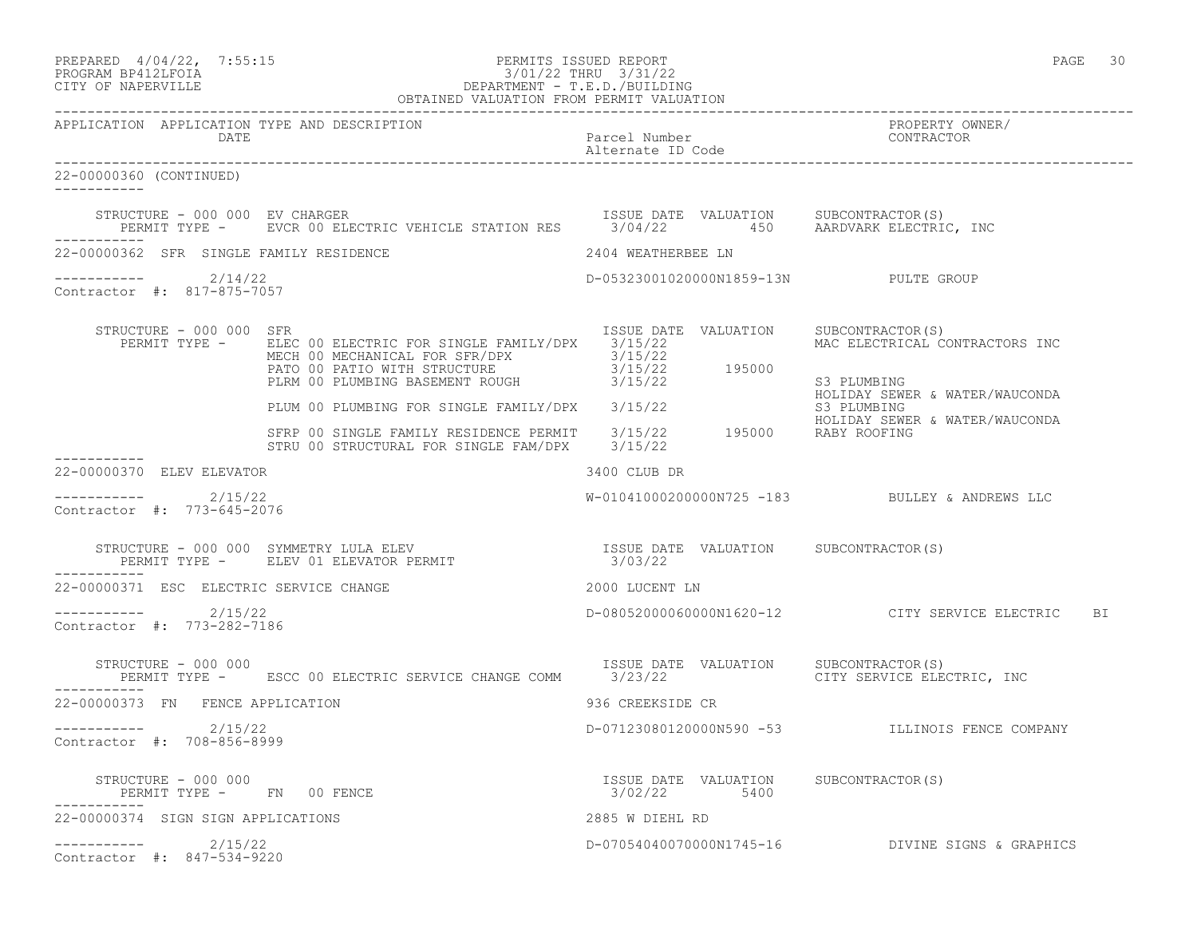PREPARED 4/04/22, 7:55:15 PERMITS ISSUED REPORT
PROGRAM BP412LFOIA 3/01/22 THRU 3/31/22
CITY OF NAPERVILLE DEPARTMENT - T.E.D./BUILDING
OBTAINED VALUATION FROM PERMIT VALUATION

| APPLICATION | APPLICATION TYPE AND DESCRIPTION / DATE | Parcel Number / Alternate ID Code | PROPERTY OWNER/ CONTRACTOR |
|---|---|---|---|

**22-00000360 (CONTINUED)**

STRUCTURE - 000 000 EV CHARGER

| PERMIT TYPE | ISSUE DATE | VALUATION | SUBCONTRACTOR(S) |
|---|---|---|---|
| EVCR 00 ELECTRIC VEHICLE STATION RES | 3/04/22 | 450 | AARDVARK ELECTRIC, INC |

**22-00000362 SFR SINGLE FAMILY RESIDENCE** — 2404 WEATHERBEE LN

2/14/22 — D-05323001020000N1859-13N — PULTE GROUP

Contractor #: 817-875-7057

STRUCTURE - 000 000 SFR

| PERMIT TYPE | ISSUE DATE | VALUATION | SUBCONTRACTOR(S) |
|---|---|---|---|
| ELEC 00 ELECTRIC FOR SINGLE FAMILY/DPX | 3/15/22 | | MAC ELECTRICAL CONTRACTORS INC |
| MECH 00 MECHANICAL FOR SFR/DPX | 3/15/22 | | |
| PATO 00 PATIO WITH STRUCTURE | 3/15/22 | 195000 | |
| PLRM 00 PLUMBING BASEMENT ROUGH | 3/15/22 | | S3 PLUMBING; HOLIDAY SEWER & WATER/WAUCONDA |
| PLUM 00 PLUMBING FOR SINGLE FAMILY/DPX | 3/15/22 | | S3 PLUMBING; HOLIDAY SEWER & WATER/WAUCONDA |
| SFRP 00 SINGLE FAMILY RESIDENCE PERMIT | 3/15/22 | 195000 | RABY ROOFING |
| STRU 00 STRUCTURAL FOR SINGLE FAM/DPX | 3/15/22 | | |

**22-00000370 ELEV ELEVATOR** — 3400 CLUB DR

2/15/22 — W-01041000200000N725 -183 — BULLEY & ANDREWS LLC

Contractor #: 773-645-2076

STRUCTURE - 000 000 SYMMETRY LULA ELEV

| PERMIT TYPE | ISSUE DATE | VALUATION | SUBCONTRACTOR(S) |
|---|---|---|---|
| ELEV 01 ELEVATOR PERMIT | 3/03/22 | | |

**22-00000371 ESC ELECTRIC SERVICE CHANGE** — 2000 LUCENT LN

2/15/22 — D-08052000060000N1620-12 — CITY SERVICE ELECTRIC BI

Contractor #: 773-282-7186

STRUCTURE - 000 000

| PERMIT TYPE | ISSUE DATE | VALUATION | SUBCONTRACTOR(S) |
|---|---|---|---|
| ESCC 00 ELECTRIC SERVICE CHANGE COMM | 3/23/22 | | CITY SERVICE ELECTRIC, INC |

**22-00000373 FN FENCE APPLICATION** — 936 CREEKSIDE CR

2/15/22 — D-07123080120000N590 -53 — ILLINOIS FENCE COMPANY

Contractor #: 708-856-8999

STRUCTURE - 000 000

| PERMIT TYPE | ISSUE DATE | VALUATION | SUBCONTRACTOR(S) |
|---|---|---|---|
| FN 00 FENCE | 3/02/22 | 5400 | |

**22-00000374 SIGN SIGN APPLICATIONS** — 2885 W DIEHL RD

2/15/22 — D-07054040070000N1745-16 — DIVINE SIGNS & GRAPHICS

Contractor #: 847-534-9220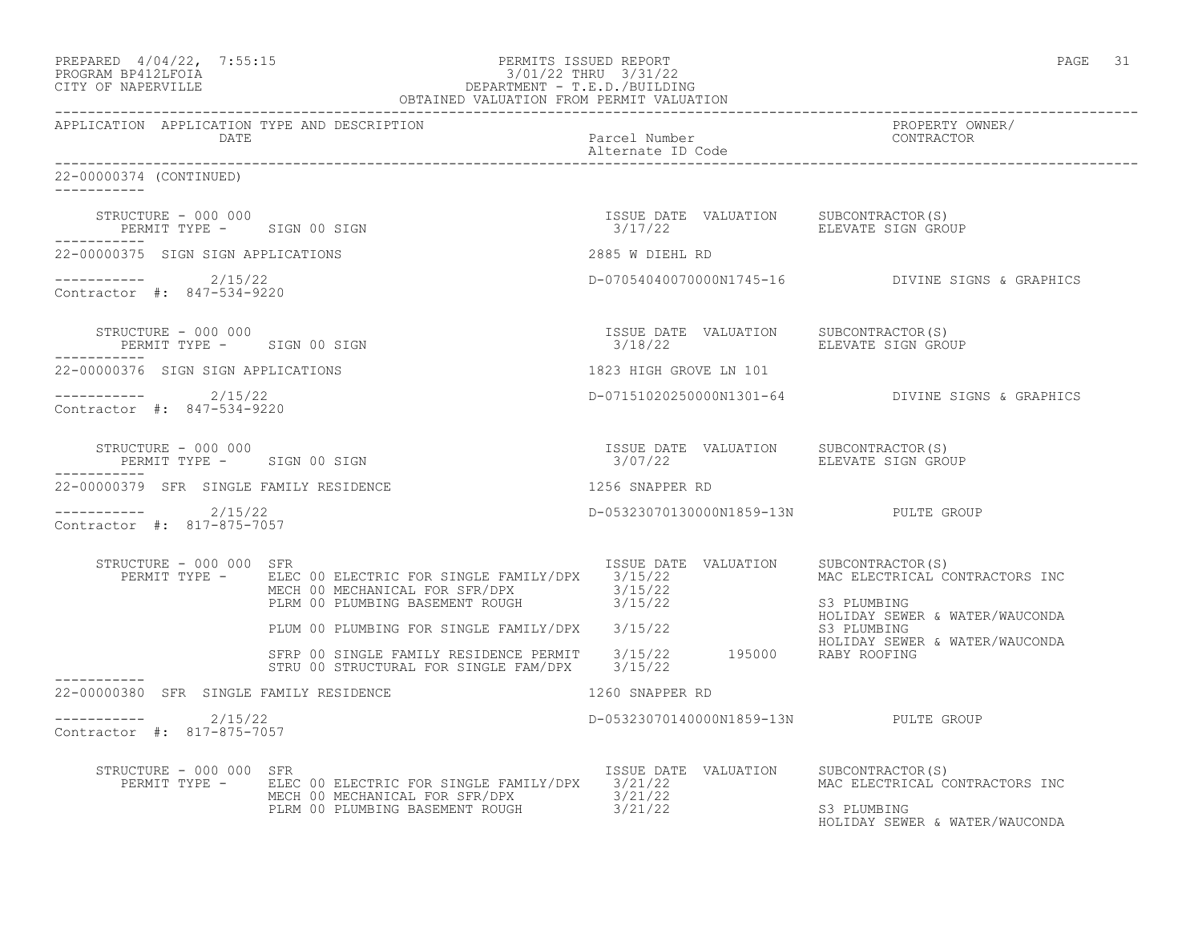PREPARED 4/04/22, 7:55:15 PERMITS ISSUED REPORT
PROGRAM BP412LFOIA 3/01/22 THRU 3/31/22
CITY OF NAPERVILLE DEPARTMENT - T.E.D./BUILDING
OBTAINED VALUATION FROM PERMIT VALUATION

| APPLICATION | APPLICATION TYPE AND DESCRIPTION / DATE | Parcel Number / Alternate ID Code | PROPERTY OWNER/ CONTRACTOR |
|---|---|---|---|

22-00000374 (CONTINUED)

STRUCTURE - 000 000
PERMIT TYPE - SIGN 00 SIGN

| ISSUE DATE | VALUATION | SUBCONTRACTOR(S) |
|---|---|---|
| 3/17/22 | | ELEVATE SIGN GROUP |

22-00000375 SIGN SIGN APPLICATIONS — 2885 W DIEHL RD
2/15/22 — D-07054040070000N1745-16 — DIVINE SIGNS & GRAPHICS
Contractor #: 847-534-9220

STRUCTURE - 000 000
PERMIT TYPE - SIGN 00 SIGN

| ISSUE DATE | VALUATION | SUBCONTRACTOR(S) |
|---|---|---|
| 3/18/22 | | ELEVATE SIGN GROUP |

22-00000376 SIGN SIGN APPLICATIONS — 1823 HIGH GROVE LN 101
2/15/22 — D-07151020250000N1301-64 — DIVINE SIGNS & GRAPHICS
Contractor #: 847-534-9220

STRUCTURE - 000 000
PERMIT TYPE - SIGN 00 SIGN

| ISSUE DATE | VALUATION | SUBCONTRACTOR(S) |
|---|---|---|
| 3/07/22 | | ELEVATE SIGN GROUP |

22-00000379 SFR SINGLE FAMILY RESIDENCE — 1256 SNAPPER RD
2/15/22 — D-05323070130000N1859-13N — PULTE GROUP
Contractor #: 817-875-7057

STRUCTURE - 000 000 SFR

| PERMIT TYPE | ISSUE DATE | VALUATION | SUBCONTRACTOR(S) |
|---|---|---|---|
| ELEC 00 ELECTRIC FOR SINGLE FAMILY/DPX | 3/15/22 | | MAC ELECTRICAL CONTRACTORS INC |
| MECH 00 MECHANICAL FOR SFR/DPX | 3/15/22 | | |
| PLRM 00 PLUMBING BASEMENT ROUGH | 3/15/22 | | S3 PLUMBING<br>HOLIDAY SEWER & WATER/WAUCONDA |
| PLUM 00 PLUMBING FOR SINGLE FAMILY/DPX | 3/15/22 | | S3 PLUMBING<br>HOLIDAY SEWER & WATER/WAUCONDA |
| SFRP 00 SINGLE FAMILY RESIDENCE PERMIT | 3/15/22 | 195000 | RABY ROOFING |
| STRU 00 STRUCTURAL FOR SINGLE FAM/DPX | 3/15/22 | | |

22-00000380 SFR SINGLE FAMILY RESIDENCE — 1260 SNAPPER RD
2/15/22 — D-05323070140000N1859-13N — PULTE GROUP
Contractor #: 817-875-7057

STRUCTURE - 000 000 SFR

| PERMIT TYPE | ISSUE DATE | VALUATION | SUBCONTRACTOR(S) |
|---|---|---|---|
| ELEC 00 ELECTRIC FOR SINGLE FAMILY/DPX | 3/21/22 | | MAC ELECTRICAL CONTRACTORS INC |
| MECH 00 MECHANICAL FOR SFR/DPX | 3/21/22 | | |
| PLRM 00 PLUMBING BASEMENT ROUGH | 3/21/22 | | S3 PLUMBING<br>HOLIDAY SEWER & WATER/WAUCONDA |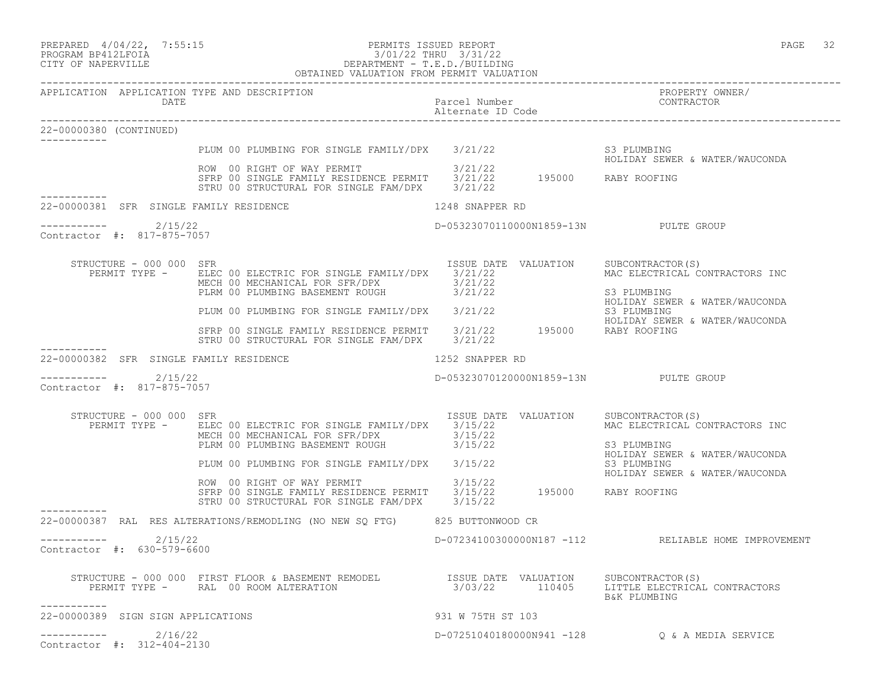PREPARED 4/04/22, 7:55:15
PROGRAM BP412LFOIA
CITY OF NAPERVILLE

PERMITS ISSUED REPORT
3/01/22 THRU 3/31/22
DEPARTMENT - T.E.D./BUILDING
OBTAINED VALUATION FROM PERMIT VALUATION

| APPLICATION | APPLICATION TYPE AND DESCRIPTION / DATE | Parcel Number / Alternate ID Code | PROPERTY OWNER/ CONTRACTOR |
|---|---|---|---|

## 22-00000380 (CONTINUED)

| PERMIT TYPE | ISSUE DATE | VALUATION | SUBCONTRACTOR(S) |
|---|---|---|---|
| PLUM 00 PLUMBING FOR SINGLE FAMILY/DPX | 3/21/22 | | S3 PLUMBING<br>HOLIDAY SEWER & WATER/WAUCONDA |
| ROW 00 RIGHT OF WAY PERMIT | 3/21/22 | | |
| SFRP 00 SINGLE FAMILY RESIDENCE PERMIT | 3/21/22 | 195000 | RABY ROOFING |
| STRU 00 STRUCTURAL FOR SINGLE FAM/DPX | 3/21/22 | | |

## 22-00000381 SFR SINGLE FAMILY RESIDENCE — 1248 SNAPPER RD

2/15/22 — D-05323070110000N1859-13N — PULTE GROUP

Contractor #: 817-875-7057

STRUCTURE - 000 000 SFR

| PERMIT TYPE | ISSUE DATE | VALUATION | SUBCONTRACTOR(S) |
|---|---|---|---|
| ELEC 00 ELECTRIC FOR SINGLE FAMILY/DPX | 3/21/22 | | MAC ELECTRICAL CONTRACTORS INC |
| MECH 00 MECHANICAL FOR SFR/DPX | 3/21/22 | | |
| PLRM 00 PLUMBING BASEMENT ROUGH | 3/21/22 | | S3 PLUMBING<br>HOLIDAY SEWER & WATER/WAUCONDA |
| PLUM 00 PLUMBING FOR SINGLE FAMILY/DPX | 3/21/22 | | S3 PLUMBING<br>HOLIDAY SEWER & WATER/WAUCONDA |
| SFRP 00 SINGLE FAMILY RESIDENCE PERMIT | 3/21/22 | 195000 | RABY ROOFING |
| STRU 00 STRUCTURAL FOR SINGLE FAM/DPX | 3/21/22 | | |

## 22-00000382 SFR SINGLE FAMILY RESIDENCE — 1252 SNAPPER RD

2/15/22 — D-05323070120000N1859-13N — PULTE GROUP

Contractor #: 817-875-7057

STRUCTURE - 000 000 SFR

| PERMIT TYPE | ISSUE DATE | VALUATION | SUBCONTRACTOR(S) |
|---|---|---|---|
| ELEC 00 ELECTRIC FOR SINGLE FAMILY/DPX | 3/15/22 | | MAC ELECTRICAL CONTRACTORS INC |
| MECH 00 MECHANICAL FOR SFR/DPX | 3/15/22 | | |
| PLRM 00 PLUMBING BASEMENT ROUGH | 3/15/22 | | S3 PLUMBING<br>HOLIDAY SEWER & WATER/WAUCONDA |
| PLUM 00 PLUMBING FOR SINGLE FAMILY/DPX | 3/15/22 | | S3 PLUMBING<br>HOLIDAY SEWER & WATER/WAUCONDA |
| ROW 00 RIGHT OF WAY PERMIT | 3/15/22 | | |
| SFRP 00 SINGLE FAMILY RESIDENCE PERMIT | 3/15/22 | 195000 | RABY ROOFING |
| STRU 00 STRUCTURAL FOR SINGLE FAM/DPX | 3/15/22 | | |

## 22-00000387 RAL RES ALTERATIONS/REMODLING (NO NEW SQ FTG) — 825 BUTTONWOOD CR

2/15/22 — D-07234100300000N187 -112 — RELIABLE HOME IMPROVEMENT

Contractor #: 630-579-6600

STRUCTURE - 000 000 FIRST FLOOR & BASEMENT REMODEL

| PERMIT TYPE | ISSUE DATE | VALUATION | SUBCONTRACTOR(S) |
|---|---|---|---|
| RAL 00 ROOM ALTERATION | 3/03/22 | 110405 | LITTLE ELECTRICAL CONTRACTORS<br>B&K PLUMBING |

## 22-00000389 SIGN SIGN APPLICATIONS — 931 W 75TH ST 103

2/16/22 — D-07251040180000N941 -128 — Q & A MEDIA SERVICE

Contractor #: 312-404-2130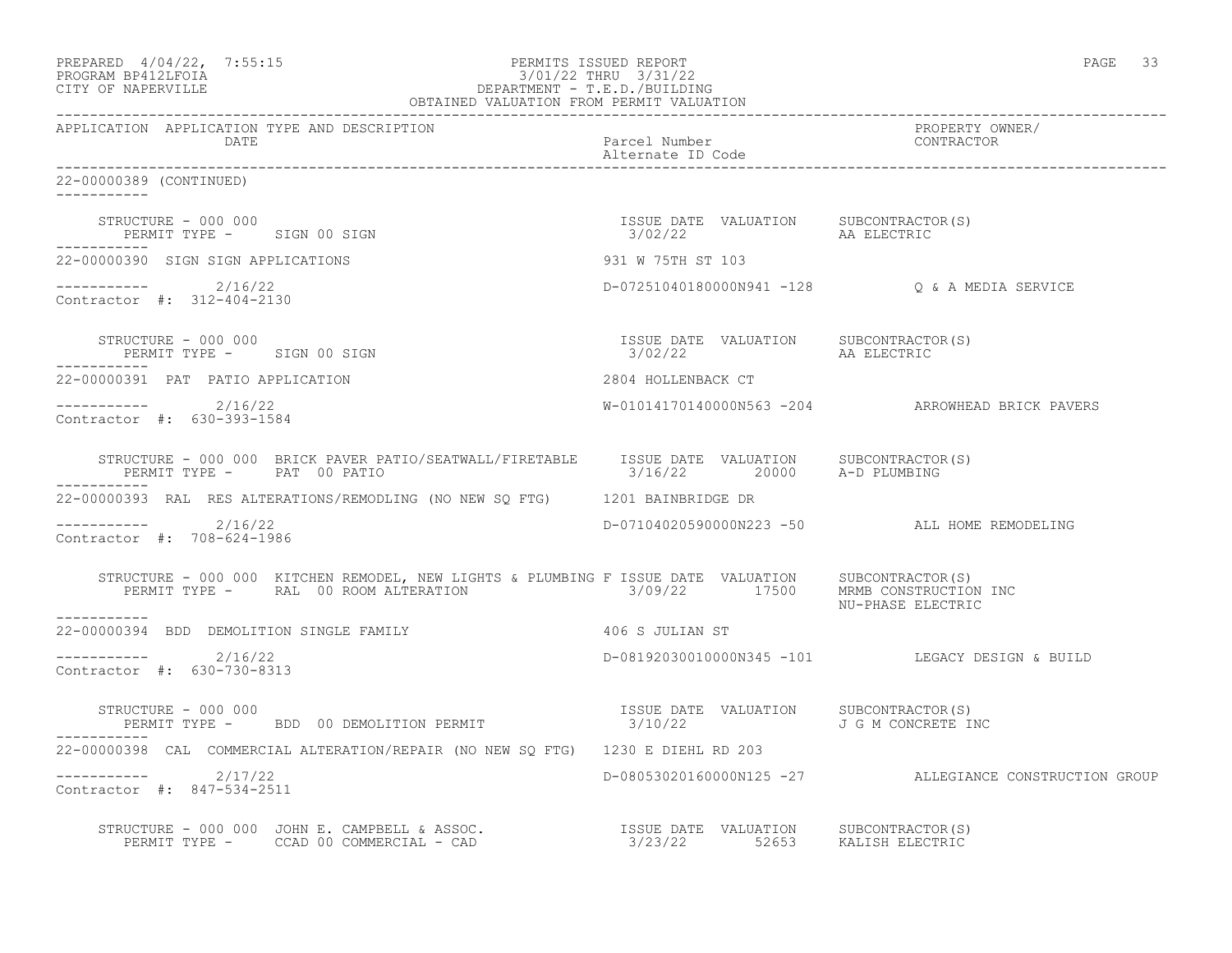PREPARED 4/04/22, 7:55:15 PERMITS ISSUED REPORT
PROGRAM BP412LFOIA 3/01/22 THRU 3/31/22
CITY OF NAPERVILLE DEPARTMENT - T.E.D./BUILDING
OBTAINED VALUATION FROM PERMIT VALUATION

| APPLICATION | APPLICATION TYPE AND DESCRIPTION / DATE | Parcel Number / Alternate ID Code | PROPERTY OWNER/ CONTRACTOR |
|---|---|---|---|

22-00000389 (CONTINUED)

STRUCTURE - 000 000
PERMIT TYPE - SIGN 00 SIGN
ISSUE DATE 3/02/22 VALUATION SUBCONTRACTOR(S) AA ELECTRIC

22-00000390 SIGN SIGN APPLICATIONS — 931 W 75TH ST 103
2/16/22 — D-07251040180000N941 -128 — Q & A MEDIA SERVICE
Contractor #: 312-404-2130

STRUCTURE - 000 000
PERMIT TYPE - SIGN 00 SIGN
ISSUE DATE 3/02/22 VALUATION SUBCONTRACTOR(S) AA ELECTRIC

22-00000391 PAT PATIO APPLICATION — 2804 HOLLENBACK CT
2/16/22 — W-01014170140000N563 -204 — ARROWHEAD BRICK PAVERS
Contractor #: 630-393-1584

STRUCTURE - 000 000 BRICK PAVER PATIO/SEATWALL/FIRETABLE
PERMIT TYPE - PAT 00 PATIO
ISSUE DATE 3/16/22 VALUATION 20000 SUBCONTRACTOR(S) A-D PLUMBING

22-00000393 RAL RES ALTERATIONS/REMODLING (NO NEW SQ FTG) — 1201 BAINBRIDGE DR
2/16/22 — D-07104020590000N223 -50 — ALL HOME REMODELING
Contractor #: 708-624-1986

STRUCTURE - 000 000 KITCHEN REMODEL, NEW LIGHTS & PLUMBING F
PERMIT TYPE - RAL 00 ROOM ALTERATION
ISSUE DATE 3/09/22 VALUATION 17500 SUBCONTRACTOR(S) MRMB CONSTRUCTION INC, NU-PHASE ELECTRIC

22-00000394 BDD DEMOLITION SINGLE FAMILY — 406 S JULIAN ST
2/16/22 — D-08192030010000N345 -101 — LEGACY DESIGN & BUILD
Contractor #: 630-730-8313

STRUCTURE - 000 000
PERMIT TYPE - BDD 00 DEMOLITION PERMIT
ISSUE DATE 3/10/22 VALUATION SUBCONTRACTOR(S) J G M CONCRETE INC

22-00000398 CAL COMMERCIAL ALTERATION/REPAIR (NO NEW SQ FTG) — 1230 E DIEHL RD 203
2/17/22 — D-08053020160000N125 -27 — ALLEGIANCE CONSTRUCTION GROUP
Contractor #: 847-534-2511

STRUCTURE - 000 000 JOHN E. CAMPBELL & ASSOC.
PERMIT TYPE - CCAD 00 COMMERCIAL - CAD
ISSUE DATE 3/23/22 VALUATION 52653 SUBCONTRACTOR(S) KALISH ELECTRIC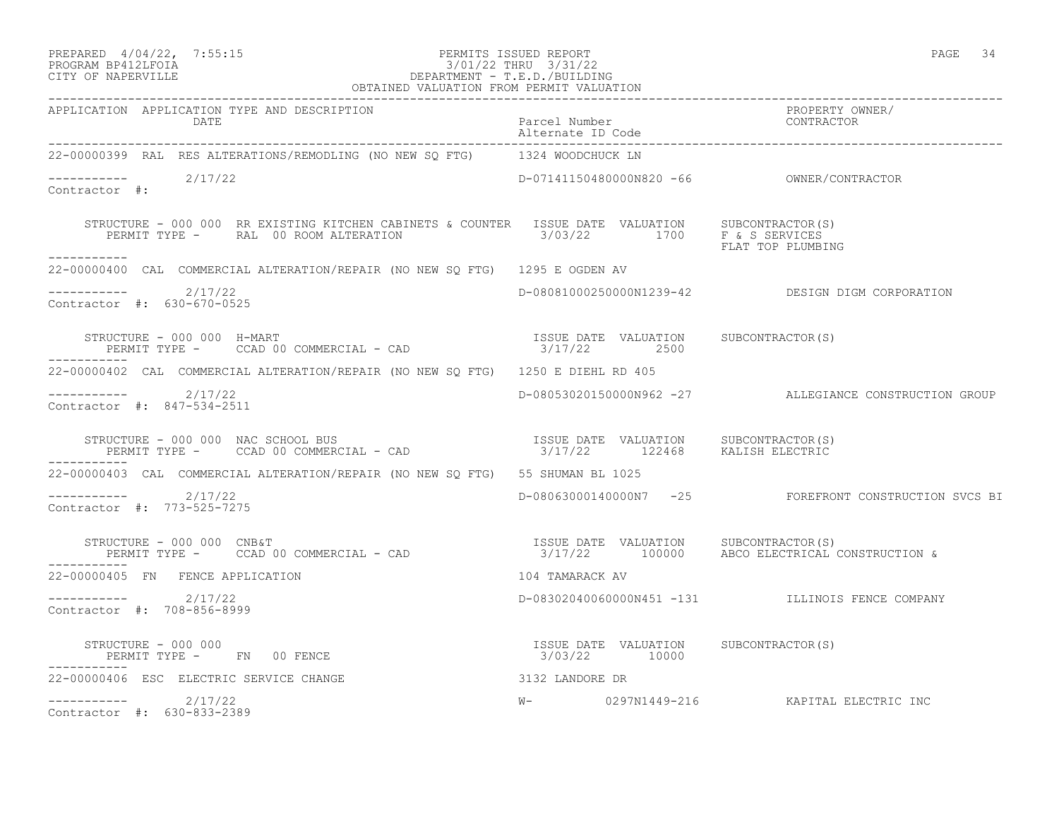PERMITS ISSUED REPORT
3/01/22 THRU 3/31/22
DEPARTMENT - T.E.D./BUILDING
OBTAINED VALUATION FROM PERMIT VALUATION

PREPARED 4/04/22, 7:55:15
PROGRAM BP412LFOIA
CITY OF NAPERVILLE

| APPLICATION | APPLICATION TYPE AND DESCRIPTION / DATE | Parcel Number / Alternate ID Code | PROPERTY OWNER/ CONTRACTOR |
|---|---|---|---|
| 22-00000399 | RAL RES ALTERATIONS/REMODLING (NO NEW SQ FTG) | 1324 WOODCHUCK LN | |
| ----------- | 2/17/22 | D-07141150480000N820 -66 | OWNER/CONTRACTOR |
| Contractor #: | | | |

STRUCTURE - 000 000 RR EXISTING KITCHEN CABINETS & COUNTER ISSUE DATE VALUATION SUBCONTRACTOR(S)
PERMIT TYPE - RAL 00 ROOM ALTERATION 3/03/22 1700 F & S SERVICES
FLAT TOP PLUMBING

| APPLICATION | APPLICATION TYPE AND DESCRIPTION / DATE | Parcel Number / Alternate ID Code | PROPERTY OWNER/ CONTRACTOR |
|---|---|---|---|
| 22-00000400 | CAL COMMERCIAL ALTERATION/REPAIR (NO NEW SQ FTG) | 1295 E OGDEN AV | |
| ----------- | 2/17/22 | D-08081000250000N1239-42 | DESIGN DIGM CORPORATION |
| Contractor #: 630-670-0525 | | | |

STRUCTURE - 000 000 H-MART ISSUE DATE VALUATION SUBCONTRACTOR(S)
PERMIT TYPE - CCAD 00 COMMERCIAL - CAD 3/17/22 2500

| APPLICATION | APPLICATION TYPE AND DESCRIPTION / DATE | Parcel Number / Alternate ID Code | PROPERTY OWNER/ CONTRACTOR |
|---|---|---|---|
| 22-00000402 | CAL COMMERCIAL ALTERATION/REPAIR (NO NEW SQ FTG) | 1250 E DIEHL RD 405 | |
| ----------- | 2/17/22 | D-08053020150000N962 -27 | ALLEGIANCE CONSTRUCTION GROUP |
| Contractor #: 847-534-2511 | | | |

STRUCTURE - 000 000 NAC SCHOOL BUS ISSUE DATE VALUATION SUBCONTRACTOR(S)
PERMIT TYPE - CCAD 00 COMMERCIAL - CAD 3/17/22 122468 KALISH ELECTRIC

| APPLICATION | APPLICATION TYPE AND DESCRIPTION / DATE | Parcel Number / Alternate ID Code | PROPERTY OWNER/ CONTRACTOR |
|---|---|---|---|
| 22-00000403 | CAL COMMERCIAL ALTERATION/REPAIR (NO NEW SQ FTG) | 55 SHUMAN BL 1025 | |
| ----------- | 2/17/22 | D-08063000140000N7 -25 | FOREFRONT CONSTRUCTION SVCS BI |
| Contractor #: 773-525-7275 | | | |

STRUCTURE - 000 000 CNB&T ISSUE DATE VALUATION SUBCONTRACTOR(S)
PERMIT TYPE - CCAD 00 COMMERCIAL - CAD 3/17/22 100000 ABCO ELECTRICAL CONSTRUCTION &

| APPLICATION | APPLICATION TYPE AND DESCRIPTION / DATE | Parcel Number / Alternate ID Code | PROPERTY OWNER/ CONTRACTOR |
|---|---|---|---|
| 22-00000405 | FN FENCE APPLICATION | 104 TAMARACK AV | |
| ----------- | 2/17/22 | D-08302040060000N451 -131 | ILLINOIS FENCE COMPANY |
| Contractor #: 708-856-8999 | | | |

STRUCTURE - 000 000 ISSUE DATE VALUATION SUBCONTRACTOR(S)
PERMIT TYPE - FN 00 FENCE 3/03/22 10000

| APPLICATION | APPLICATION TYPE AND DESCRIPTION / DATE | Parcel Number / Alternate ID Code | PROPERTY OWNER/ CONTRACTOR |
|---|---|---|---|
| 22-00000406 | ESC ELECTRIC SERVICE CHANGE | 3132 LANDORE DR | |
| ----------- | 2/17/22 | W- 0297N1449-216 | KAPITAL ELECTRIC INC |
| Contractor #: 630-833-2389 | | | |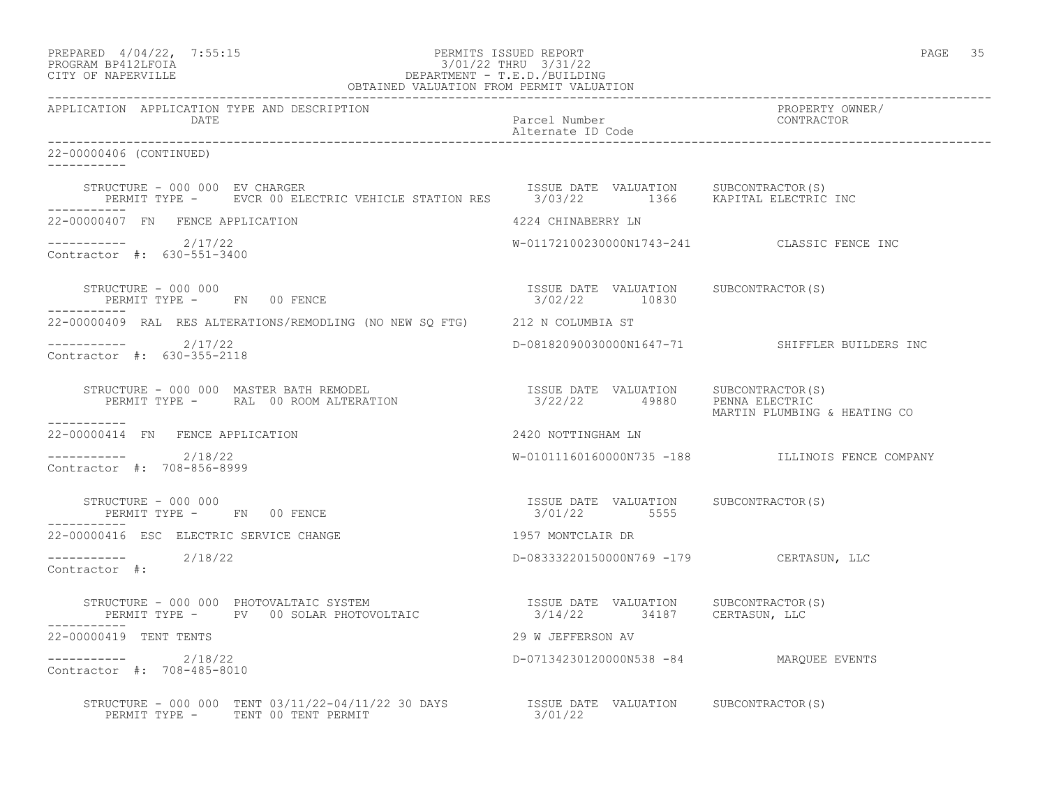PREPARED 4/04/22, 7:55:15 PERMITS ISSUED REPORT
PROGRAM BP412LFOIA 3/01/22 THRU 3/31/22
CITY OF NAPERVILLE DEPARTMENT - T.E.D./BUILDING
OBTAINED VALUATION FROM PERMIT VALUATION

| APPLICATION | APPLICATION TYPE AND DESCRIPTION DATE | Parcel Number Alternate ID Code | PROPERTY OWNER/ CONTRACTOR |
|---|---|---|---|

**22-00000406 (CONTINUED)**

STRUCTURE - 000 000 EV CHARGER — ISSUE DATE 3/03/22, VALUATION 1366, SUBCONTRACTOR(S): KAPITAL ELECTRIC INC
PERMIT TYPE - EVCR 00 ELECTRIC VEHICLE STATION RES

---

**22-00000407 FN FENCE APPLICATION** — 4224 CHINABERRY LN
Date: 2/17/22 — W-01172100230000N1743-241 — CLASSIC FENCE INC
Contractor #: 630-551-3400

STRUCTURE - 000 000 — ISSUE DATE 3/02/22, VALUATION 10830, SUBCONTRACTOR(S):
PERMIT TYPE - FN 00 FENCE

---

**22-00000409 RAL RES ALTERATIONS/REMODLING (NO NEW SQ FTG)** — 212 N COLUMBIA ST
Date: 2/17/22 — D-08182090030000N1647-71 — SHIFFLER BUILDERS INC
Contractor #: 630-355-2118

STRUCTURE - 000 000 MASTER BATH REMODEL — ISSUE DATE 3/22/22, VALUATION 49880, SUBCONTRACTOR(S): PENNA ELECTRIC; MARTIN PLUMBING & HEATING CO
PERMIT TYPE - RAL 00 ROOM ALTERATION

---

**22-00000414 FN FENCE APPLICATION** — 2420 NOTTINGHAM LN
Date: 2/18/22 — W-01011160160000N735 -188 — ILLINOIS FENCE COMPANY
Contractor #: 708-856-8999

STRUCTURE - 000 000 — ISSUE DATE 3/01/22, VALUATION 5555, SUBCONTRACTOR(S):
PERMIT TYPE - FN 00 FENCE

---

**22-00000416 ESC ELECTRIC SERVICE CHANGE** — 1957 MONTCLAIR DR
Date: 2/18/22 — D-08333220150000N769 -179 — CERTASUN, LLC
Contractor #:

STRUCTURE - 000 000 PHOTOVALTAIC SYSTEM — ISSUE DATE 3/14/22, VALUATION 34187, SUBCONTRACTOR(S): CERTASUN, LLC
PERMIT TYPE - PV 00 SOLAR PHOTOVOLTAIC

---

**22-00000419 TENT TENTS** — 29 W JEFFERSON AV
Date: 2/18/22 — D-07134230120000N538 -84 — MARQUEE EVENTS
Contractor #: 708-485-8010

STRUCTURE - 000 000 TENT 03/11/22-04/11/22 30 DAYS — ISSUE DATE 3/01/22, VALUATION, SUBCONTRACTOR(S):
PERMIT TYPE - TENT 00 TENT PERMIT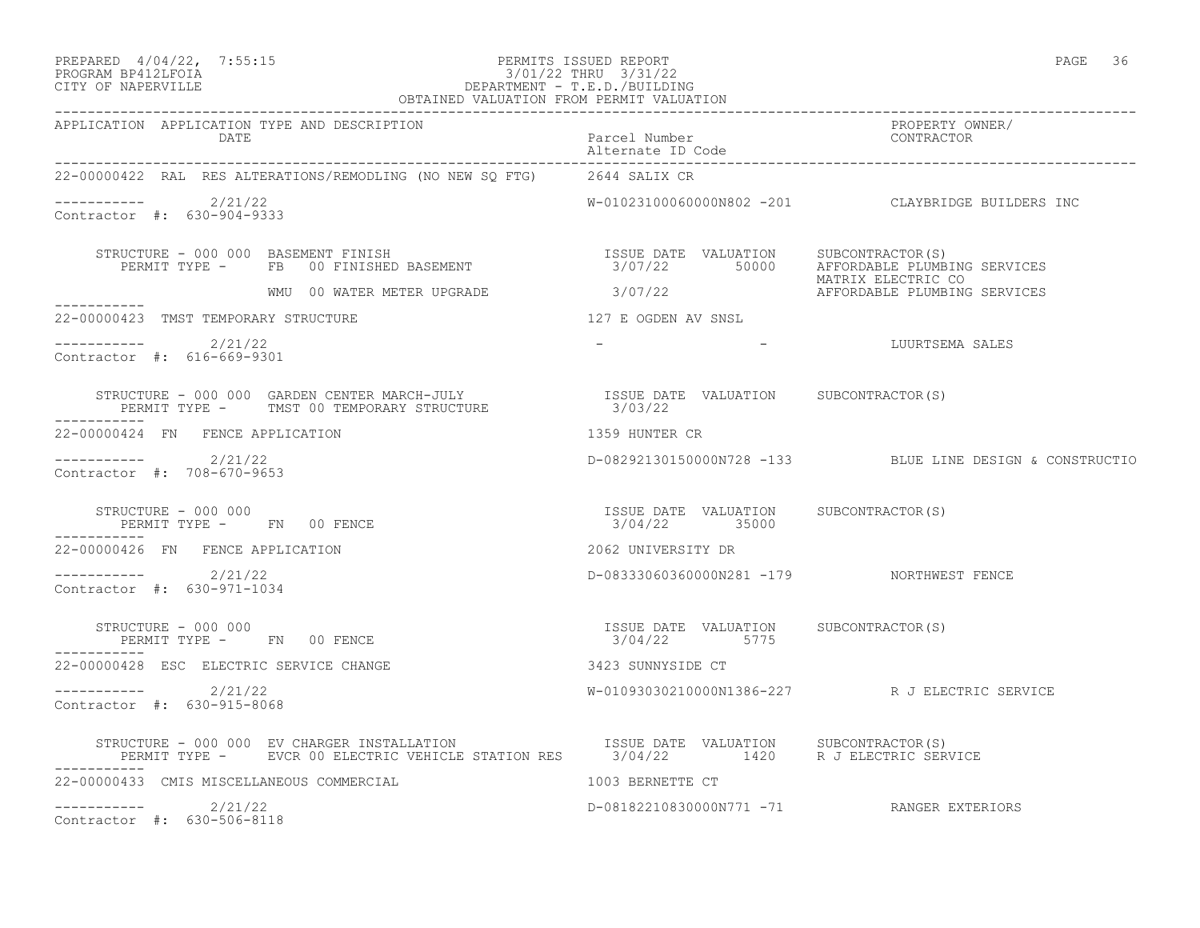PERMITS ISSUED REPORT
3/01/22 THRU 3/31/22
DEPARTMENT - T.E.D./BUILDING
OBTAINED VALUATION FROM PERMIT VALUATION

PREPARED 4/04/22, 7:55:15
PROGRAM BP412LFOIA
CITY OF NAPERVILLE

| APPLICATION | APPLICATION TYPE AND DESCRIPTION / DATE | Parcel Number / Alternate ID Code | PROPERTY OWNER/ CONTRACTOR |
|---|---|---|---|
| 22-00000422 | RAL RES ALTERATIONS/REMODLING (NO NEW SQ FTG) | 2644 SALIX CR | |
| | 2/21/22 | W-01023100060000N802 -201 | CLAYBRIDGE BUILDERS INC |
| Contractor #: 630-904-9333 | | | |

STRUCTURE - 000 000 BASEMENT FINISH

| PERMIT TYPE | ISSUE DATE | VALUATION | SUBCONTRACTOR(S) |
|---|---|---|---|
| FB 00 FINISHED BASEMENT | 3/07/22 | 50000 | AFFORDABLE PLUMBING SERVICES; MATRIX ELECTRIC CO |
| WMU 00 WATER METER UPGRADE | 3/07/22 | | AFFORDABLE PLUMBING SERVICES |

| APPLICATION | APPLICATION TYPE AND DESCRIPTION / DATE | Parcel Number / Alternate ID Code | PROPERTY OWNER/ CONTRACTOR |
|---|---|---|---|
| 22-00000423 | TMST TEMPORARY STRUCTURE | 127 E OGDEN AV SNSL | |
| | 2/21/22 | - - | LUURTSEMA SALES |
| Contractor #: 616-669-9301 | | | |

STRUCTURE - 000 000 GARDEN CENTER MARCH-JULY

| PERMIT TYPE | ISSUE DATE | VALUATION | SUBCONTRACTOR(S) |
|---|---|---|---|
| TMST 00 TEMPORARY STRUCTURE | 3/03/22 | | |

| APPLICATION | APPLICATION TYPE AND DESCRIPTION / DATE | Parcel Number / Alternate ID Code | PROPERTY OWNER/ CONTRACTOR |
|---|---|---|---|
| 22-00000424 | FN FENCE APPLICATION | 1359 HUNTER CR | |
| | 2/21/22 | D-08292130150000N728 -133 | BLUE LINE DESIGN & CONSTRUCTIO |
| Contractor #: 708-670-9653 | | | |

STRUCTURE - 000 000

| PERMIT TYPE | ISSUE DATE | VALUATION | SUBCONTRACTOR(S) |
|---|---|---|---|
| FN 00 FENCE | 3/04/22 | 35000 | |

| APPLICATION | APPLICATION TYPE AND DESCRIPTION / DATE | Parcel Number / Alternate ID Code | PROPERTY OWNER/ CONTRACTOR |
|---|---|---|---|
| 22-00000426 | FN FENCE APPLICATION | 2062 UNIVERSITY DR | |
| | 2/21/22 | D-08333060360000N281 -179 | NORTHWEST FENCE |
| Contractor #: 630-971-1034 | | | |

STRUCTURE - 000 000

| PERMIT TYPE | ISSUE DATE | VALUATION | SUBCONTRACTOR(S) |
|---|---|---|---|
| FN 00 FENCE | 3/04/22 | 5775 | |

| APPLICATION | APPLICATION TYPE AND DESCRIPTION / DATE | Parcel Number / Alternate ID Code | PROPERTY OWNER/ CONTRACTOR |
|---|---|---|---|
| 22-00000428 | ESC ELECTRIC SERVICE CHANGE | 3423 SUNNYSIDE CT | |
| | 2/21/22 | W-01093030210000N1386-227 | R J ELECTRIC SERVICE |
| Contractor #: 630-915-8068 | | | |

STRUCTURE - 000 000 EV CHARGER INSTALLATION

| PERMIT TYPE | ISSUE DATE | VALUATION | SUBCONTRACTOR(S) |
|---|---|---|---|
| EVCR 00 ELECTRIC VEHICLE STATION RES | 3/04/22 | 1420 | R J ELECTRIC SERVICE |

| APPLICATION | APPLICATION TYPE AND DESCRIPTION / DATE | Parcel Number / Alternate ID Code | PROPERTY OWNER/ CONTRACTOR |
|---|---|---|---|
| 22-00000433 | CMIS MISCELLANEOUS COMMERCIAL | 1003 BERNETTE CT | |
| | 2/21/22 | D-08182210830000N771 -71 | RANGER EXTERIORS |
| Contractor #: 630-506-8118 | | | |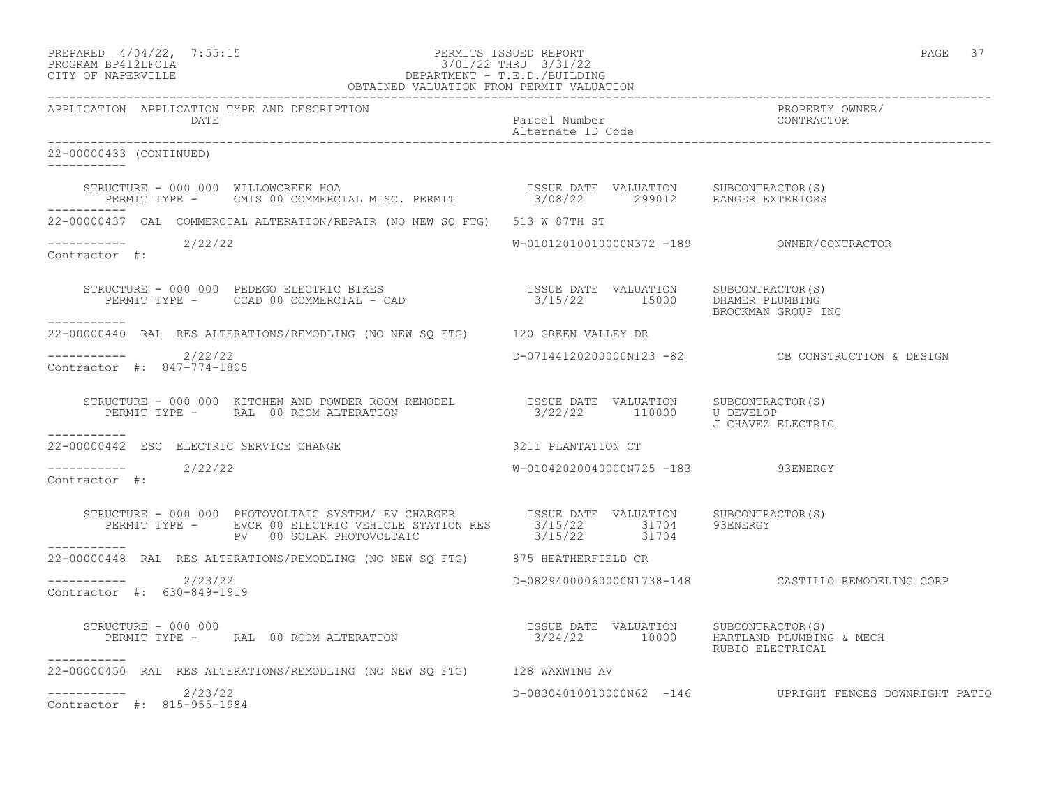PREPARED 4/04/22, 7:55:15 PERMITS ISSUED REPORT
PROGRAM BP412LFOIA 3/01/22 THRU 3/31/22
CITY OF NAPERVILLE DEPARTMENT - T.E.D./BUILDING
OBTAINED VALUATION FROM PERMIT VALUATION

| APPLICATION | APPLICATION TYPE AND DESCRIPTION / DATE | Parcel Number / Alternate ID Code | PROPERTY OWNER/ CONTRACTOR |
|---|---|---|---|

**22-00000433 (CONTINUED)**

STRUCTURE - 000 000 WILLOWCREEK HOA
PERMIT TYPE - CMIS 00 COMMERCIAL MISC. PERMIT
ISSUE DATE 3/08/22 VALUATION 299012 SUBCONTRACTOR(S) RANGER EXTERIORS

---

**22-00000437** CAL COMMERCIAL ALTERATION/REPAIR (NO NEW SQ FTG) 513 W 87TH ST
2/22/22 W-01012010010000N372 -189 OWNER/CONTRACTOR
Contractor #:

STRUCTURE - 000 000 PEDEGO ELECTRIC BIKES
PERMIT TYPE - CCAD 00 COMMERCIAL - CAD
ISSUE DATE 3/15/22 VALUATION 15000 SUBCONTRACTOR(S) DHAMER PLUMBING, BROCKMAN GROUP INC

---

**22-00000440** RAL RES ALTERATIONS/REMODLING (NO NEW SQ FTG) 120 GREEN VALLEY DR
2/22/22 D-07144120200000N123 -82 CB CONSTRUCTION & DESIGN
Contractor #: 847-774-1805

STRUCTURE - 000 000 KITCHEN AND POWDER ROOM REMODEL
PERMIT TYPE - RAL 00 ROOM ALTERATION
ISSUE DATE 3/22/22 VALUATION 110000 SUBCONTRACTOR(S) U DEVELOP, J CHAVEZ ELECTRIC

---

**22-00000442** ESC ELECTRIC SERVICE CHANGE 3211 PLANTATION CT
2/22/22 W-01042020040000N725 -183 93ENERGY
Contractor #:

STRUCTURE - 000 000 PHOTOVOLTAIC SYSTEM/ EV CHARGER
PERMIT TYPE - EVCR 00 ELECTRIC VEHICLE STATION RES — ISSUE DATE 3/15/22 VALUATION 31704 SUBCONTRACTOR(S) 93ENERGY
PV 00 SOLAR PHOTOVOLTAIC — ISSUE DATE 3/15/22 VALUATION 31704

---

**22-00000448** RAL RES ALTERATIONS/REMODLING (NO NEW SQ FTG) 875 HEATHERFIELD CR
2/23/22 D-08294000060000N1738-148 CASTILLO REMODELING CORP
Contractor #: 630-849-1919

STRUCTURE - 000 000
PERMIT TYPE - RAL 00 ROOM ALTERATION
ISSUE DATE 3/24/22 VALUATION 10000 SUBCONTRACTOR(S) HARTLAND PLUMBING & MECH, RUBIO ELECTRICAL

---

**22-00000450** RAL RES ALTERATIONS/REMODLING (NO NEW SQ FTG) 128 WAXWING AV
2/23/22 D-08304010010000N62 -146 UPRIGHT FENCES DOWNRIGHT PATIO
Contractor #: 815-955-1984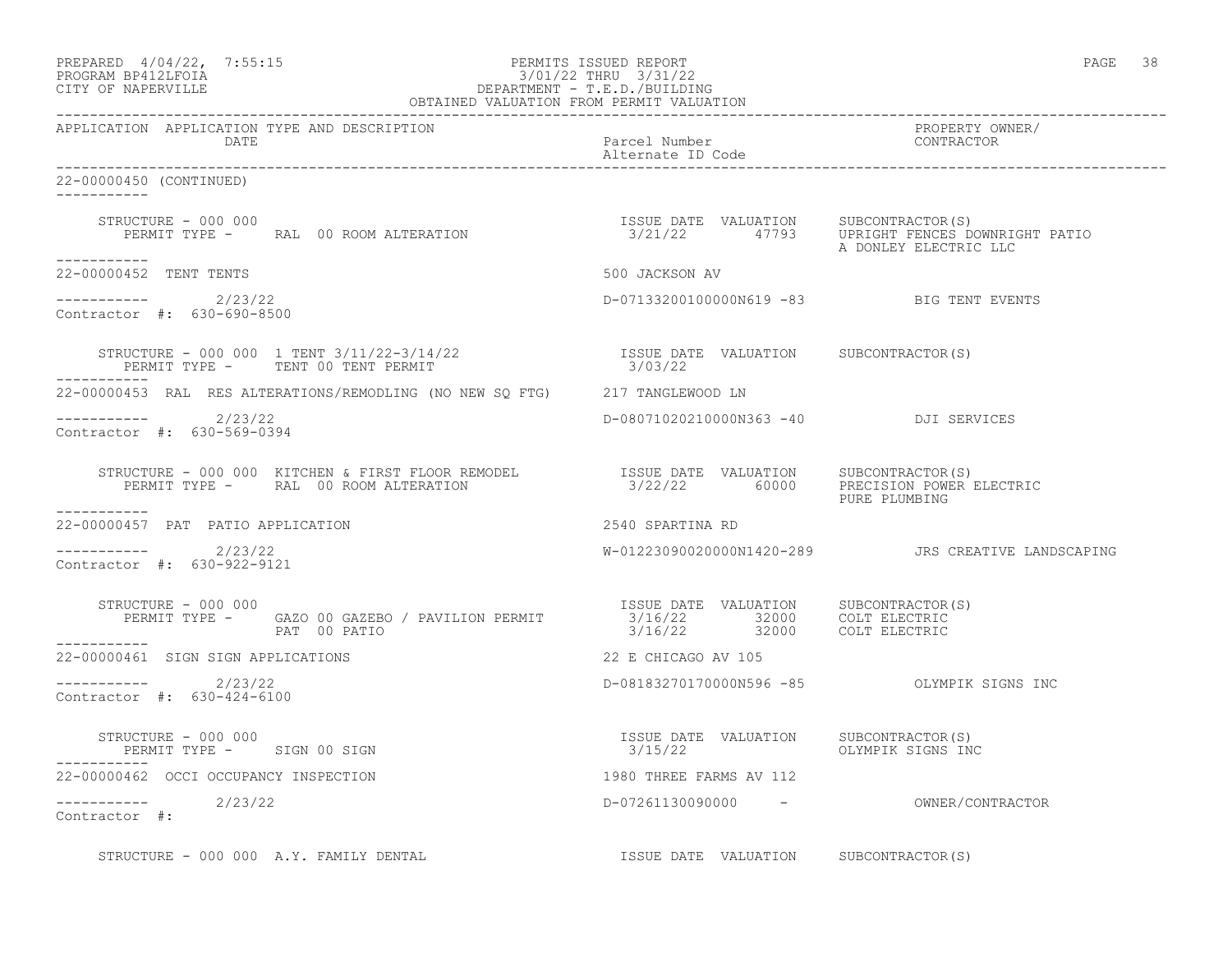PREPARED 4/04/22, 7:55:15 PERMITS ISSUED REPORT
PROGRAM BP412LFOIA 3/01/22 THRU 3/31/22
CITY OF NAPERVILLE DEPARTMENT - T.E.D./BUILDING
OBTAINED VALUATION FROM PERMIT VALUATION

| APPLICATION | APPLICATION TYPE AND DESCRIPTION / DATE | Parcel Number / Alternate ID Code | PROPERTY OWNER/ CONTRACTOR |
|---|---|---|---|

22-00000450 (CONTINUED)

STRUCTURE - 000 000
PERMIT TYPE - RAL 00 ROOM ALTERATION

| ISSUE DATE | VALUATION | SUBCONTRACTOR(S) |
|---|---|---|
| 3/21/22 | 47793 | UPRIGHT FENCES DOWNRIGHT PATIO |
| | | A DONLEY ELECTRIC LLC |

---

22-00000452 TENT TENTS — 500 JACKSON AV

2/23/22 — D-07133200100000N619 -83 — BIG TENT EVENTS

Contractor #: 630-690-8500

STRUCTURE - 000 000 1 TENT 3/11/22-3/14/22
PERMIT TYPE - TENT 00 TENT PERMIT

| ISSUE DATE | VALUATION | SUBCONTRACTOR(S) |
|---|---|---|
| 3/03/22 | | |

---

22-00000453 RAL RES ALTERATIONS/REMODLING (NO NEW SQ FTG) — 217 TANGLEWOOD LN

2/23/22 — D-08071020210000N363 -40 — DJI SERVICES

Contractor #: 630-569-0394

STRUCTURE - 000 000 KITCHEN & FIRST FLOOR REMODEL
PERMIT TYPE - RAL 00 ROOM ALTERATION

| ISSUE DATE | VALUATION | SUBCONTRACTOR(S) |
|---|---|---|
| 3/22/22 | 60000 | PRECISION POWER ELECTRIC |
| | | PURE PLUMBING |

---

22-00000457 PAT PATIO APPLICATION — 2540 SPARTINA RD

2/23/22 — W-01223090020000N1420-289 — JRS CREATIVE LANDSCAPING

Contractor #: 630-922-9121

STRUCTURE - 000 000
PERMIT TYPE - GAZO 00 GAZEBO / PAVILION PERMIT
PAT 00 PATIO

| ISSUE DATE | VALUATION | SUBCONTRACTOR(S) |
|---|---|---|
| 3/16/22 | 32000 | COLT ELECTRIC |
| 3/16/22 | 32000 | COLT ELECTRIC |

---

22-00000461 SIGN SIGN APPLICATIONS — 22 E CHICAGO AV 105

2/23/22 — D-08183270170000N596 -85 — OLYMPIK SIGNS INC

Contractor #: 630-424-6100

STRUCTURE - 000 000
PERMIT TYPE - SIGN 00 SIGN

| ISSUE DATE | VALUATION | SUBCONTRACTOR(S) |
|---|---|---|
| 3/15/22 | | OLYMPIK SIGNS INC |

---

22-00000462 OCCI OCCUPANCY INSPECTION — 1980 THREE FARMS AV 112

2/23/22 — D-07261130090000 - — OWNER/CONTRACTOR

Contractor #:

STRUCTURE - 000 000 A.Y. FAMILY DENTAL

| ISSUE DATE | VALUATION | SUBCONTRACTOR(S) |
|---|---|---|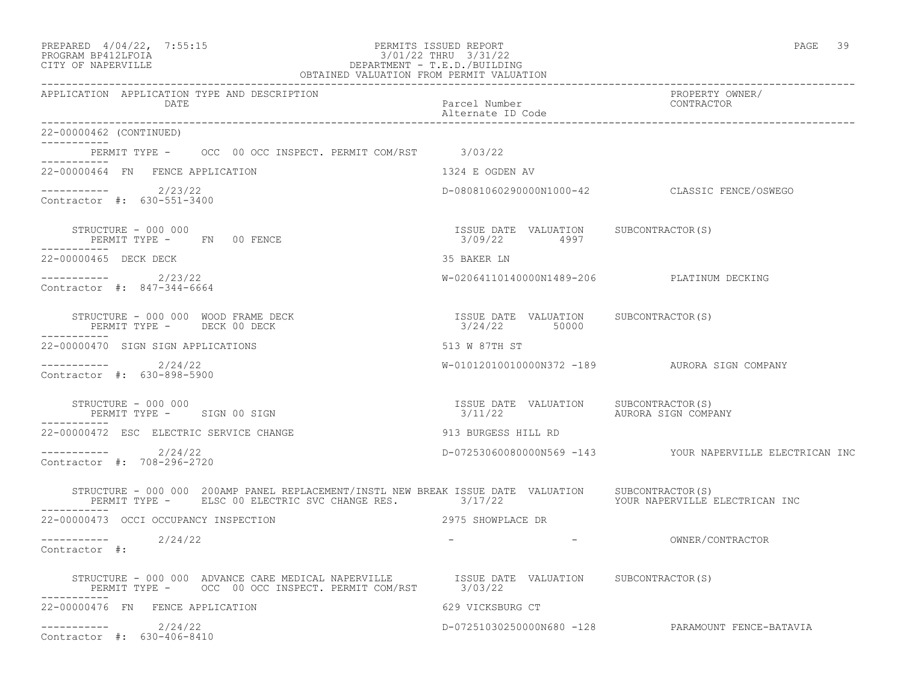PREPARED 4/04/22, 7:55:15
PROGRAM BP412LFOIA
CITY OF NAPERVILLE

PERMITS ISSUED REPORT
3/01/22 THRU 3/31/22
DEPARTMENT - T.E.D./BUILDING
OBTAINED VALUATION FROM PERMIT VALUATION

| APPLICATION | APPLICATION TYPE AND DESCRIPTION DATE | Parcel Number Alternate ID Code | PROPERTY OWNER/ CONTRACTOR |
|---|---|---|---|

22-00000462 (CONTINUED)

PERMIT TYPE - OCC 00 OCC INSPECT. PERMIT COM/RST 3/03/22

---

22-00000464 FN FENCE APPLICATION — 1324 E OGDEN AV

2/23/22 — D-08081060290000N1000-42 — CLASSIC FENCE/OSWEGO

Contractor #: 630-551-3400

STRUCTURE - 000 000
PERMIT TYPE - FN 00 FENCE

| ISSUE DATE | VALUATION | SUBCONTRACTOR(S) |
|---|---|---|
| 3/09/22 | 4997 | |

---

22-00000465 DECK DECK — 35 BAKER LN

2/23/22 — W-02064110140000N1489-206 — PLATINUM DECKING

Contractor #: 847-344-6664

STRUCTURE - 000 000 WOOD FRAME DECK
PERMIT TYPE - DECK 00 DECK

| ISSUE DATE | VALUATION | SUBCONTRACTOR(S) |
|---|---|---|
| 3/24/22 | 50000 | |

---

22-00000470 SIGN SIGN APPLICATIONS — 513 W 87TH ST

2/24/22 — W-01012010010000N372 -189 — AURORA SIGN COMPANY

Contractor #: 630-898-5900

STRUCTURE - 000 000
PERMIT TYPE - SIGN 00 SIGN

| ISSUE DATE | VALUATION | SUBCONTRACTOR(S) |
|---|---|---|
| 3/11/22 | | AURORA SIGN COMPANY |

---

22-00000472 ESC ELECTRIC SERVICE CHANGE — 913 BURGESS HILL RD

2/24/22 — D-07253060080000N569 -143 — YOUR NAPERVILLE ELECTRICAN INC

Contractor #: 708-296-2720

STRUCTURE - 000 000 200AMP PANEL REPLACEMENT/INSTL NEW BREAK
PERMIT TYPE - ELSC 00 ELECTRIC SVC CHANGE RES.

| ISSUE DATE | VALUATION | SUBCONTRACTOR(S) |
|---|---|---|
| 3/17/22 | | YOUR NAPERVILLE ELECTRICAN INC |

---

22-00000473 OCCI OCCUPANCY INSPECTION — 2975 SHOWPLACE DR

2/24/22 — - - — OWNER/CONTRACTOR

Contractor #:

STRUCTURE - 000 000 ADVANCE CARE MEDICAL NAPERVILLE
PERMIT TYPE - OCC 00 OCC INSPECT. PERMIT COM/RST

| ISSUE DATE | VALUATION | SUBCONTRACTOR(S) |
|---|---|---|
| 3/03/22 | | |

---

22-00000476 FN FENCE APPLICATION — 629 VICKSBURG CT

2/24/22 — D-07251030250000N680 -128 — PARAMOUNT FENCE-BATAVIA

Contractor #: 630-406-8410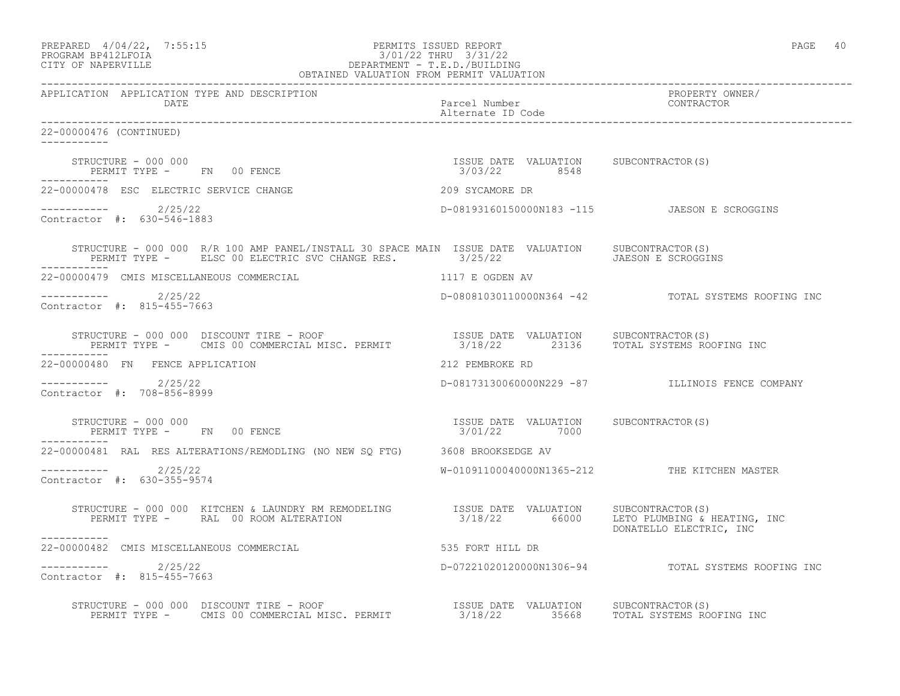PREPARED 4/04/22, 7:55:15
PROGRAM BP412LFOIA
CITY OF NAPERVILLE

PERMITS ISSUED REPORT
3/01/22 THRU 3/31/22
DEPARTMENT - T.E.D./BUILDING
OBTAINED VALUATION FROM PERMIT VALUATION

| APPLICATION | APPLICATION TYPE AND DESCRIPTION / DATE | Parcel Number / Alternate ID Code | PROPERTY OWNER/ CONTRACTOR |
|---|---|---|---|

22-00000476 (CONTINUED)

STRUCTURE - 000 000
PERMIT TYPE - FN 00 FENCE
ISSUE DATE 3/03/22 VALUATION 8548 SUBCONTRACTOR(S)

---

22-00000478 ESC ELECTRIC SERVICE CHANGE — 209 SYCAMORE DR

2/25/22 — D-08193160150000N183 -115 — JAESON E SCROGGINS

Contractor #: 630-546-1883

STRUCTURE - 000 000 R/R 100 AMP PANEL/INSTALL 30 SPACE MAIN
PERMIT TYPE - ELSC 00 ELECTRIC SVC CHANGE RES.
ISSUE DATE 3/25/22 VALUATION SUBCONTRACTOR(S) JAESON E SCROGGINS

---

22-00000479 CMIS MISCELLANEOUS COMMERCIAL — 1117 E OGDEN AV

2/25/22 — D-08081030110000N364 -42 — TOTAL SYSTEMS ROOFING INC

Contractor #: 815-455-7663

STRUCTURE - 000 000 DISCOUNT TIRE - ROOF
PERMIT TYPE - CMIS 00 COMMERCIAL MISC. PERMIT
ISSUE DATE 3/18/22 VALUATION 23136 SUBCONTRACTOR(S) TOTAL SYSTEMS ROOFING INC

---

22-00000480 FN FENCE APPLICATION — 212 PEMBROKE RD

2/25/22 — D-08173130060000N229 -87 — ILLINOIS FENCE COMPANY

Contractor #: 708-856-8999

STRUCTURE - 000 000
PERMIT TYPE - FN 00 FENCE
ISSUE DATE 3/01/22 VALUATION 7000 SUBCONTRACTOR(S)

---

22-00000481 RAL RES ALTERATIONS/REMODLING (NO NEW SQ FTG) — 3608 BROOKSEDGE AV

2/25/22 — W-01091100040000N1365-212 — THE KITCHEN MASTER

Contractor #: 630-355-9574

STRUCTURE - 000 000 KITCHEN & LAUNDRY RM REMODELING
PERMIT TYPE - RAL 00 ROOM ALTERATION
ISSUE DATE 3/18/22 VALUATION 66000 SUBCONTRACTOR(S) LETO PLUMBING & HEATING, INC; DONATELLO ELECTRIC, INC

---

22-00000482 CMIS MISCELLANEOUS COMMERCIAL — 535 FORT HILL DR

2/25/22 — D-07221020120000N1306-94 — TOTAL SYSTEMS ROOFING INC

Contractor #: 815-455-7663

STRUCTURE - 000 000 DISCOUNT TIRE - ROOF
PERMIT TYPE - CMIS 00 COMMERCIAL MISC. PERMIT
ISSUE DATE 3/18/22 VALUATION 35668 SUBCONTRACTOR(S) TOTAL SYSTEMS ROOFING INC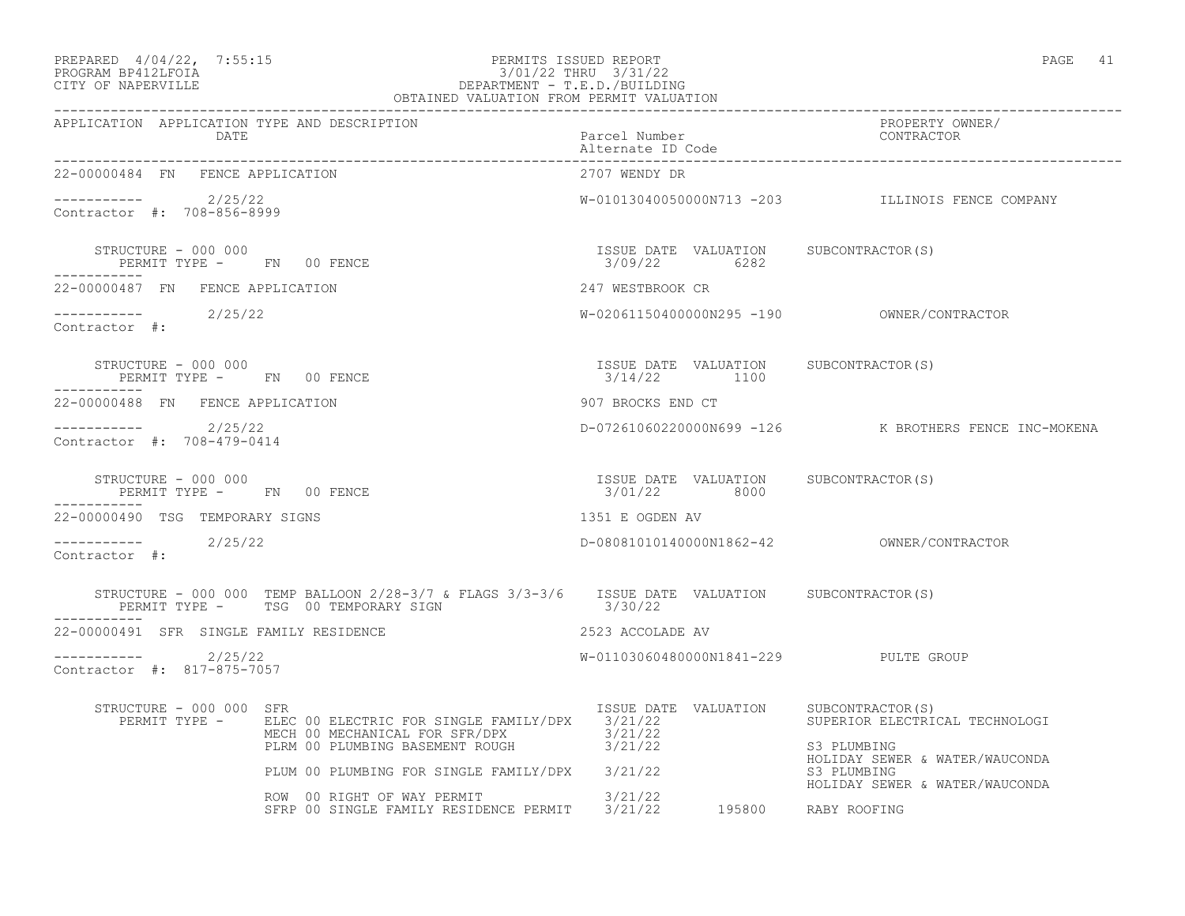PERMITS ISSUED REPORT
3/01/22 THRU 3/31/22
DEPARTMENT - T.E.D./BUILDING
OBTAINED VALUATION FROM PERMIT VALUATION

PREPARED 4/04/22, 7:55:15
PROGRAM BP412LFOIA
CITY OF NAPERVILLE

| APPLICATION | APPLICATION TYPE AND DESCRIPTION / DATE | Parcel Number / Alternate ID Code | PROPERTY OWNER/ CONTRACTOR |
|---|---|---|---|
| 22-00000484 | FN FENCE APPLICATION | 2707 WENDY DR | |
| ----------- | 2/25/22 | W-01013040050000N713 -203 | ILLINOIS FENCE COMPANY |
| Contractor #: 708-856-8999 | | | |

STRUCTURE - 000 000
PERMIT TYPE - FN 00 FENCE

| ISSUE DATE | VALUATION | SUBCONTRACTOR(S) |
|---|---|---|
| 3/09/22 | 6282 | |

| APPLICATION | APPLICATION TYPE AND DESCRIPTION / DATE | Parcel Number / Alternate ID Code | PROPERTY OWNER/ CONTRACTOR |
|---|---|---|---|
| 22-00000487 | FN FENCE APPLICATION | 247 WESTBROOK CR | |
| ----------- | 2/25/22 | W-02061150400000N295 -190 | OWNER/CONTRACTOR |
| Contractor #: | | | |

STRUCTURE - 000 000
PERMIT TYPE - FN 00 FENCE

| ISSUE DATE | VALUATION | SUBCONTRACTOR(S) |
|---|---|---|
| 3/14/22 | 1100 | |

| APPLICATION | APPLICATION TYPE AND DESCRIPTION / DATE | Parcel Number / Alternate ID Code | PROPERTY OWNER/ CONTRACTOR |
|---|---|---|---|
| 22-00000488 | FN FENCE APPLICATION | 907 BROCKS END CT | |
| ----------- | 2/25/22 | D-07261060220000N699 -126 | K BROTHERS FENCE INC-MOKENA |
| Contractor #: 708-479-0414 | | | |

STRUCTURE - 000 000
PERMIT TYPE - FN 00 FENCE

| ISSUE DATE | VALUATION | SUBCONTRACTOR(S) |
|---|---|---|
| 3/01/22 | 8000 | |

| APPLICATION | APPLICATION TYPE AND DESCRIPTION / DATE | Parcel Number / Alternate ID Code | PROPERTY OWNER/ CONTRACTOR |
|---|---|---|---|
| 22-00000490 | TSG TEMPORARY SIGNS | 1351 E OGDEN AV | |
| ----------- | 2/25/22 | D-08081010140000N1862-42 | OWNER/CONTRACTOR |
| Contractor #: | | | |

STRUCTURE - 000 000 TEMP BALLOON 2/28-3/7 & FLAGS 3/3-3/6
PERMIT TYPE - TSG 00 TEMPORARY SIGN

| ISSUE DATE | VALUATION | SUBCONTRACTOR(S) |
|---|---|---|
| 3/30/22 | | |

| APPLICATION | APPLICATION TYPE AND DESCRIPTION / DATE | Parcel Number / Alternate ID Code | PROPERTY OWNER/ CONTRACTOR |
|---|---|---|---|
| 22-00000491 | SFR SINGLE FAMILY RESIDENCE | 2523 ACCOLADE AV | |
| ----------- | 2/25/22 | W-01103060480000N1841-229 | PULTE GROUP |
| Contractor #: 817-875-7057 | | | |

STRUCTURE - 000 000 SFR

| PERMIT TYPE | ISSUE DATE | VALUATION | SUBCONTRACTOR(S) |
|---|---|---|---|
| ELEC 00 ELECTRIC FOR SINGLE FAMILY/DPX | 3/21/22 | | SUPERIOR ELECTRICAL TECHNOLOGI |
| MECH 00 MECHANICAL FOR SFR/DPX | 3/21/22 | | |
| PLRM 00 PLUMBING BASEMENT ROUGH | 3/21/22 | | S3 PLUMBING<br>HOLIDAY SEWER & WATER/WAUCONDA |
| PLUM 00 PLUMBING FOR SINGLE FAMILY/DPX | 3/21/22 | | S3 PLUMBING<br>HOLIDAY SEWER & WATER/WAUCONDA |
| ROW 00 RIGHT OF WAY PERMIT | 3/21/22 | | |
| SFRP 00 SINGLE FAMILY RESIDENCE PERMIT | 3/21/22 | 195800 | RABY ROOFING |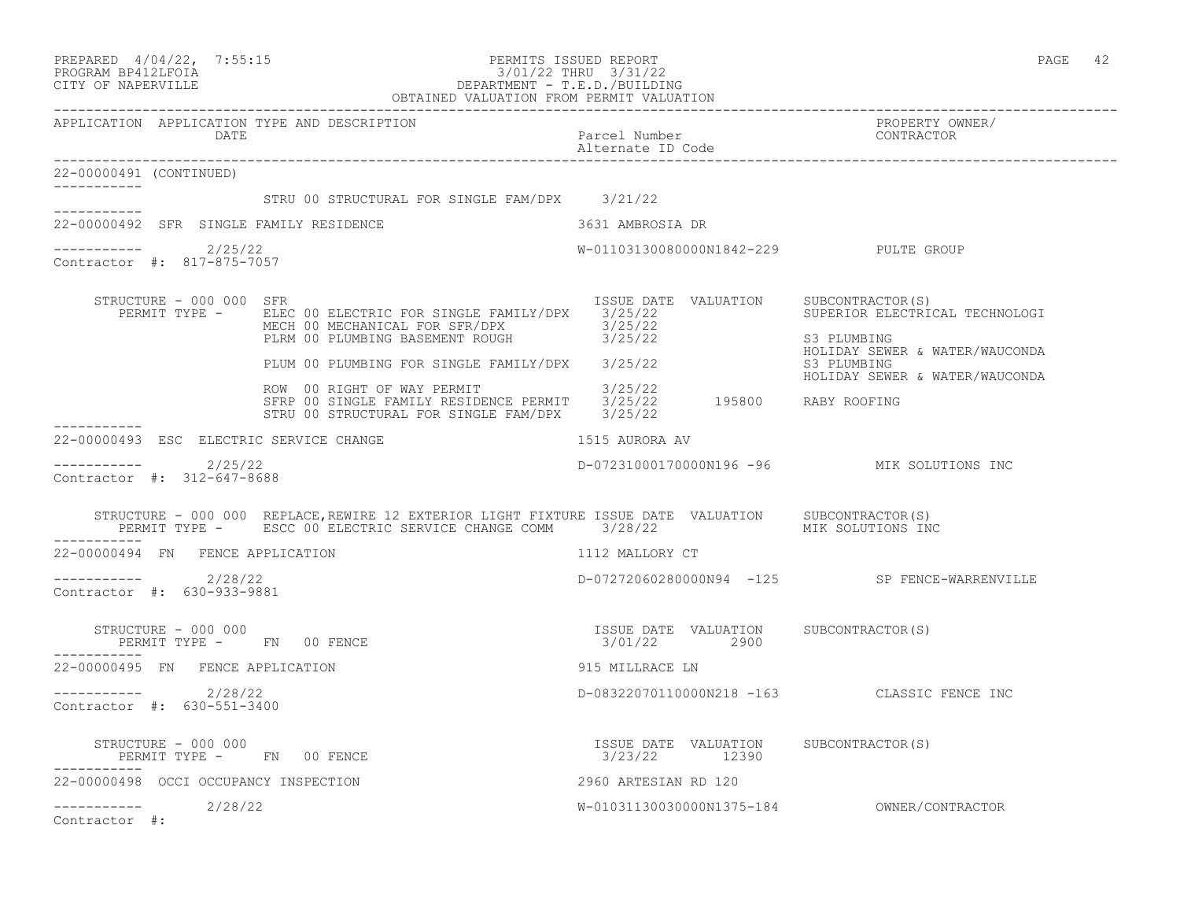PREPARED 4/04/22, 7:55:15 — PERMITS ISSUED REPORT
PROGRAM BP412LFOIA — 3/01/22 THRU 3/31/22
CITY OF NAPERVILLE — DEPARTMENT - T.E.D./BUILDING
OBTAINED VALUATION FROM PERMIT VALUATION

| APPLICATION | APPLICATION TYPE AND DESCRIPTION / DATE | Parcel Number / Alternate ID Code | PROPERTY OWNER/ CONTRACTOR |
|---|---|---|---|

**22-00000491 (CONTINUED)**

| PERMIT TYPE | ISSUE DATE | VALUATION | SUBCONTRACTOR(S) |
|---|---|---|---|
| STRU 00 STRUCTURAL FOR SINGLE FAM/DPX | 3/21/22 | | |

**22-00000492 SFR SINGLE FAMILY RESIDENCE** — 3631 AMBROSIA DR

2/25/22 — W-01103130080000N1842-229 — PULTE GROUP

Contractor #: 817-875-7057

STRUCTURE - 000 000 SFR

| PERMIT TYPE | ISSUE DATE | VALUATION | SUBCONTRACTOR(S) |
|---|---|---|---|
| ELEC 00 ELECTRIC FOR SINGLE FAMILY/DPX | 3/25/22 | | SUPERIOR ELECTRICAL TECHNOLOGI |
| MECH 00 MECHANICAL FOR SFR/DPX | 3/25/22 | | |
| PLRM 00 PLUMBING BASEMENT ROUGH | 3/25/22 | | S3 PLUMBING<br>HOLIDAY SEWER & WATER/WAUCONDA |
| PLUM 00 PLUMBING FOR SINGLE FAMILY/DPX | 3/25/22 | | S3 PLUMBING<br>HOLIDAY SEWER & WATER/WAUCONDA |
| ROW 00 RIGHT OF WAY PERMIT | 3/25/22 | | |
| SFRP 00 SINGLE FAMILY RESIDENCE PERMIT | 3/25/22 | 195800 | RABY ROOFING |
| STRU 00 STRUCTURAL FOR SINGLE FAM/DPX | 3/25/22 | | |

**22-00000493 ESC ELECTRIC SERVICE CHANGE** — 1515 AURORA AV

2/25/22 — D-07231000170000N196 -96 — MIK SOLUTIONS INC

Contractor #: 312-647-8688

STRUCTURE - 000 000 REPLACE,REWIRE 12 EXTERIOR LIGHT FIXTURE

| PERMIT TYPE | ISSUE DATE | VALUATION | SUBCONTRACTOR(S) |
|---|---|---|---|
| ESCC 00 ELECTRIC SERVICE CHANGE COMM | 3/28/22 | | MIK SOLUTIONS INC |

**22-00000494 FN FENCE APPLICATION** — 1112 MALLORY CT

2/28/22 — D-07272060280000N94 -125 — SP FENCE-WARRENVILLE

Contractor #: 630-933-9881

STRUCTURE - 000 000

| PERMIT TYPE | ISSUE DATE | VALUATION | SUBCONTRACTOR(S) |
|---|---|---|---|
| FN 00 FENCE | 3/01/22 | 2900 | |

**22-00000495 FN FENCE APPLICATION** — 915 MILLRACE LN

2/28/22 — D-08322070110000N218 -163 — CLASSIC FENCE INC

Contractor #: 630-551-3400

STRUCTURE - 000 000

| PERMIT TYPE | ISSUE DATE | VALUATION | SUBCONTRACTOR(S) |
|---|---|---|---|
| FN 00 FENCE | 3/23/22 | 12390 | |

**22-00000498 OCCI OCCUPANCY INSPECTION** — 2960 ARTESIAN RD 120

2/28/22 — W-01031130030000N1375-184 — OWNER/CONTRACTOR

Contractor #: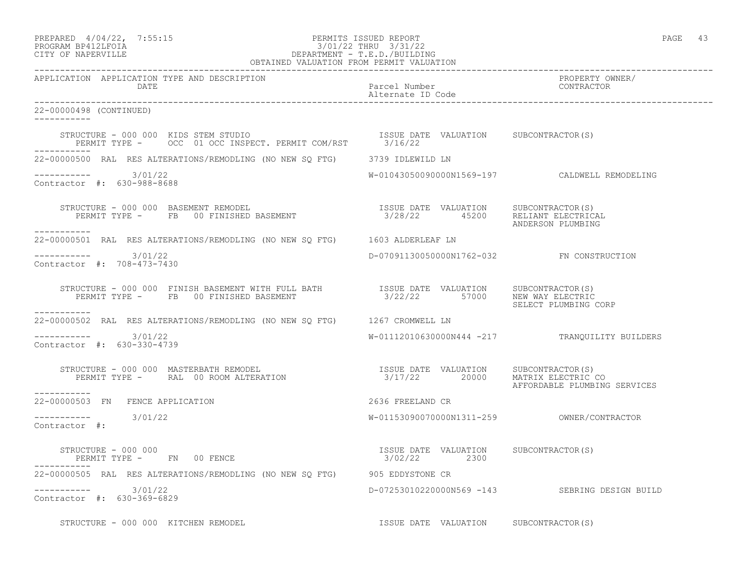PERMITS ISSUED REPORT
3/01/22 THRU 3/31/22
DEPARTMENT - T.E.D./BUILDING
OBTAINED VALUATION FROM PERMIT VALUATION

PREPARED 4/04/22, 7:55:15
PROGRAM BP412LFOIA
CITY OF NAPERVILLE

| APPLICATION | APPLICATION TYPE AND DESCRIPTION / DATE | Parcel Number / Alternate ID Code | PROPERTY OWNER/ CONTRACTOR |
|---|---|---|---|

22-00000498 (CONTINUED)

STRUCTURE - 000 000 KIDS STEM STUDIO — ISSUE DATE 3/16/22 — VALUATION — SUBCONTRACTOR(S)
PERMIT TYPE - OCC 01 OCC INSPECT. PERMIT COM/RST

---

22-00000500 RAL RES ALTERATIONS/REMODLING (NO NEW SQ FTG) — 3739 IDLEWILD LN
3/01/22 — W-01043050090000N1569-197 — CALDWELL REMODELING
Contractor #: 630-988-8688

STRUCTURE - 000 000 BASEMENT REMODEL — ISSUE DATE 3/28/22 — VALUATION 45200 — SUBCONTRACTOR(S) RELIANT ELECTRICAL, ANDERSON PLUMBING
PERMIT TYPE - FB 00 FINISHED BASEMENT

---

22-00000501 RAL RES ALTERATIONS/REMODLING (NO NEW SQ FTG) — 1603 ALDERLEAF LN
3/01/22 — D-07091130050000N1762-032 — FN CONSTRUCTION
Contractor #: 708-473-7430

STRUCTURE - 000 000 FINISH BASEMENT WITH FULL BATH — ISSUE DATE 3/22/22 — VALUATION 57000 — SUBCONTRACTOR(S) NEW WAY ELECTRIC, SELECT PLUMBING CORP
PERMIT TYPE - FB 00 FINISHED BASEMENT

---

22-00000502 RAL RES ALTERATIONS/REMODLING (NO NEW SQ FTG) — 1267 CROMWELL LN
3/01/22 — W-01112010630000N444 -217 — TRANQUILITY BUILDERS
Contractor #: 630-330-4739

STRUCTURE - 000 000 MASTERBATH REMODEL — ISSUE DATE 3/17/22 — VALUATION 20000 — SUBCONTRACTOR(S) MATRIX ELECTRIC CO, AFFORDABLE PLUMBING SERVICES
PERMIT TYPE - RAL 00 ROOM ALTERATION

---

22-00000503 FN FENCE APPLICATION — 2636 FREELAND CR
3/01/22 — W-01153090070000N1311-259 — OWNER/CONTRACTOR
Contractor #:

STRUCTURE - 000 000 — ISSUE DATE 3/02/22 — VALUATION 2300 — SUBCONTRACTOR(S)
PERMIT TYPE - FN 00 FENCE

---

22-00000505 RAL RES ALTERATIONS/REMODLING (NO NEW SQ FTG) — 905 EDDYSTONE CR
3/01/22 — D-07253010220000N569 -143 — SEBRING DESIGN BUILD
Contractor #: 630-369-6829

STRUCTURE - 000 000 KITCHEN REMODEL — ISSUE DATE — VALUATION — SUBCONTRACTOR(S)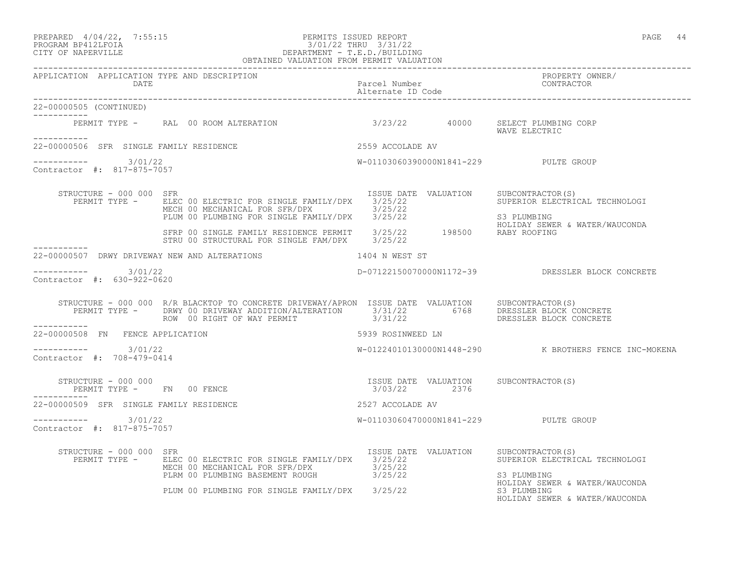PREPARED 4/04/22, 7:55:15 PERMITS ISSUED REPORT
PROGRAM BP412LFOIA 3/01/22 THRU 3/31/22
CITY OF NAPERVILLE DEPARTMENT - T.E.D./BUILDING
OBTAINED VALUATION FROM PERMIT VALUATION

| APPLICATION | APPLICATION TYPE AND DESCRIPTION DATE | Parcel Number / Alternate ID Code | PROPERTY OWNER/ CONTRACTOR |
|---|---|---|---|

**22-00000505 (CONTINUED)**

PERMIT TYPE - RAL 00 ROOM ALTERATION 3/23/22 40000 SELECT PLUMBING CORP
WAVE ELECTRIC

---

**22-00000506 SFR SINGLE FAMILY RESIDENCE** — 2559 ACCOLADE AV

3/01/22 — W-01103060390000N1841-229 — PULTE GROUP
Contractor #: 817-875-7057

STRUCTURE - 000 000 SFR

| PERMIT TYPE | ISSUE DATE | VALUATION | SUBCONTRACTOR(S) |
|---|---|---|---|
| ELEC 00 ELECTRIC FOR SINGLE FAMILY/DPX | 3/25/22 | | SUPERIOR ELECTRICAL TECHNOLOGI |
| MECH 00 MECHANICAL FOR SFR/DPX | 3/25/22 | | |
| PLUM 00 PLUMBING FOR SINGLE FAMILY/DPX | 3/25/22 | | S3 PLUMBING<br>HOLIDAY SEWER & WATER/WAUCONDA |
| SFRP 00 SINGLE FAMILY RESIDENCE PERMIT | 3/25/22 | 198500 | RABY ROOFING |
| STRU 00 STRUCTURAL FOR SINGLE FAM/DPX | 3/25/22 | | |

---

**22-00000507 DRWY DRIVEWAY NEW AND ALTERATIONS** — 1404 N WEST ST

3/01/22 — D-07122150070000N1172-39 — DRESSLER BLOCK CONCRETE
Contractor #: 630-922-0620

STRUCTURE - 000 000 R/R BLACKTOP TO CONCRETE DRIVEWAY/APRON

| PERMIT TYPE | ISSUE DATE | VALUATION | SUBCONTRACTOR(S) |
|---|---|---|---|
| DRWY 00 DRIVEWAY ADDITION/ALTERATION | 3/31/22 | 6768 | DRESSLER BLOCK CONCRETE |
| ROW 00 RIGHT OF WAY PERMIT | 3/31/22 | | DRESSLER BLOCK CONCRETE |

---

**22-00000508 FN FENCE APPLICATION** — 5939 ROSINWEED LN

3/01/22 — W-01224010130000N1448-290 — K BROTHERS FENCE INC-MOKENA
Contractor #: 708-479-0414

STRUCTURE - 000 000

| PERMIT TYPE | ISSUE DATE | VALUATION | SUBCONTRACTOR(S) |
|---|---|---|---|
| FN 00 FENCE | 3/03/22 | 2376 | |

---

**22-00000509 SFR SINGLE FAMILY RESIDENCE** — 2527 ACCOLADE AV

3/01/22 — W-01103060470000N1841-229 — PULTE GROUP
Contractor #: 817-875-7057

STRUCTURE - 000 000 SFR

| PERMIT TYPE | ISSUE DATE | VALUATION | SUBCONTRACTOR(S) |
|---|---|---|---|
| ELEC 00 ELECTRIC FOR SINGLE FAMILY/DPX | 3/25/22 | | SUPERIOR ELECTRICAL TECHNOLOGI |
| MECH 00 MECHANICAL FOR SFR/DPX | 3/25/22 | | |
| PLRM 00 PLUMBING BASEMENT ROUGH | 3/25/22 | | S3 PLUMBING<br>HOLIDAY SEWER & WATER/WAUCONDA |
| PLUM 00 PLUMBING FOR SINGLE FAMILY/DPX | 3/25/22 | | S3 PLUMBING<br>HOLIDAY SEWER & WATER/WAUCONDA |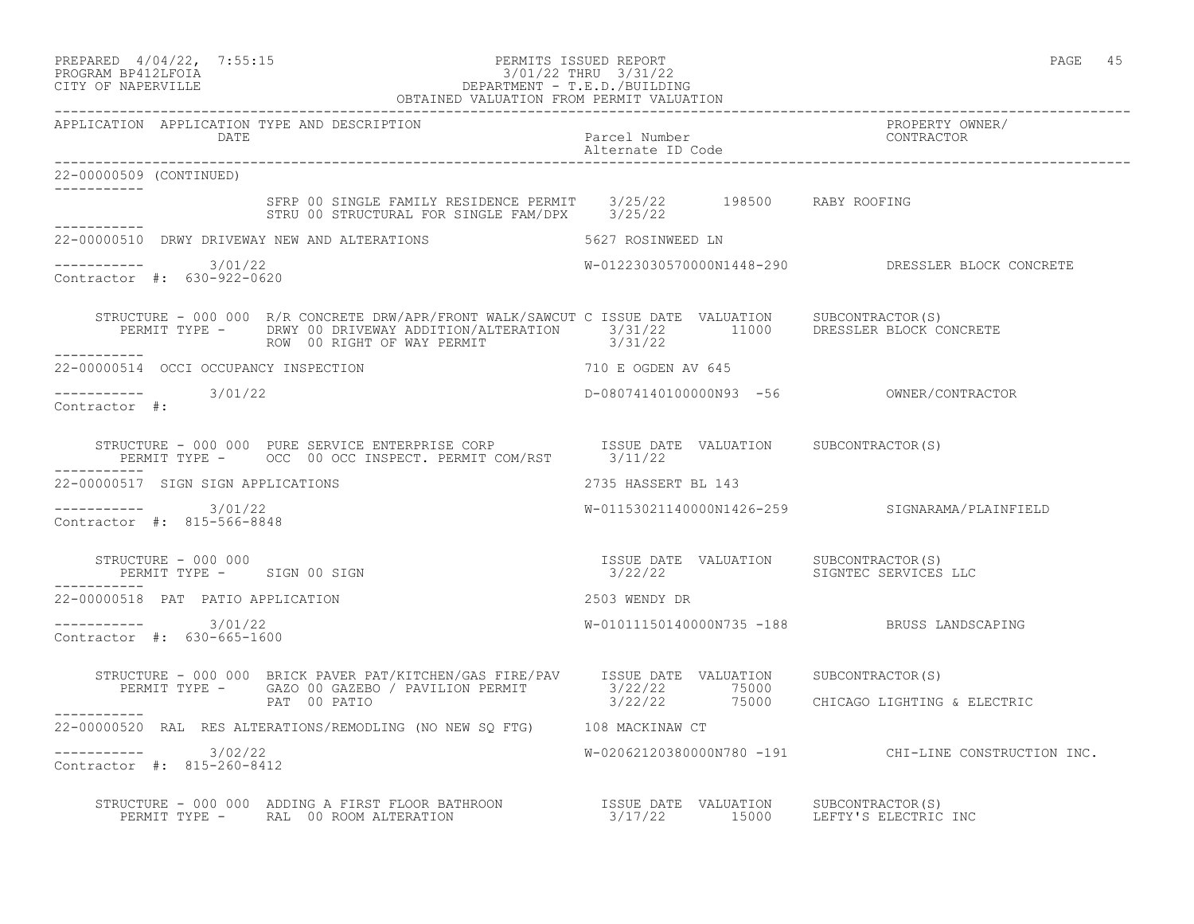PREPARED 4/04/22, 7:55:15 PERMITS ISSUED REPORT
PROGRAM BP412LFOIA 3/01/22 THRU 3/31/22
CITY OF NAPERVILLE DEPARTMENT - T.E.D./BUILDING
OBTAINED VALUATION FROM PERMIT VALUATION

| APPLICATION | APPLICATION TYPE AND DESCRIPTION DATE | Parcel Number Alternate ID Code | PROPERTY OWNER/ CONTRACTOR |
|---|---|---|---|

22-00000509 (CONTINUED)

SFRP 00 SINGLE FAMILY RESIDENCE PERMIT 3/25/22 198500 RABY ROOFING
STRU 00 STRUCTURAL FOR SINGLE FAM/DPX 3/25/22

---

22-00000510 DRWY DRIVEWAY NEW AND ALTERATIONS 5627 ROSINWEED LN

3/01/22 W-01223030570000N1448-290 DRESSLER BLOCK CONCRETE
Contractor #: 630-922-0620

STRUCTURE - 000 000 R/R CONCRETE DRW/APR/FRONT WALK/SAWCUT C ISSUE DATE VALUATION SUBCONTRACTOR(S)
PERMIT TYPE - DRWY 00 DRIVEWAY ADDITION/ALTERATION 3/31/22 11000 DRESSLER BLOCK CONCRETE
ROW 00 RIGHT OF WAY PERMIT 3/31/22

---

22-00000514 OCCI OCCUPANCY INSPECTION 710 E OGDEN AV 645

3/01/22 D-08074140100000N93 -56 OWNER/CONTRACTOR
Contractor #:

STRUCTURE - 000 000 PURE SERVICE ENTERPRISE CORP ISSUE DATE VALUATION SUBCONTRACTOR(S)
PERMIT TYPE - OCC 00 OCC INSPECT. PERMIT COM/RST 3/11/22

---

22-00000517 SIGN SIGN APPLICATIONS 2735 HASSERT BL 143

3/01/22 W-01153021140000N1426-259 SIGNARAMA/PLAINFIELD
Contractor #: 815-566-8848

STRUCTURE - 000 000 ISSUE DATE VALUATION SUBCONTRACTOR(S)
PERMIT TYPE - SIGN 00 SIGN 3/22/22 SIGNTEC SERVICES LLC

---

22-00000518 PAT PATIO APPLICATION 2503 WENDY DR

3/01/22 W-01011150140000N735 -188 BRUSS LANDSCAPING
Contractor #: 630-665-1600

STRUCTURE - 000 000 BRICK PAVER PAT/KITCHEN/GAS FIRE/PAV ISSUE DATE VALUATION SUBCONTRACTOR(S)
PERMIT TYPE - GAZO 00 GAZEBO / PAVILION PERMIT 3/22/22 75000
PAT 00 PATIO 3/22/22 75000 CHICAGO LIGHTING & ELECTRIC

---

22-00000520 RAL RES ALTERATIONS/REMODLING (NO NEW SQ FTG) 108 MACKINAW CT

3/02/22 W-02062120380000N780 -191 CHI-LINE CONSTRUCTION INC.
Contractor #: 815-260-8412

STRUCTURE - 000 000 ADDING A FIRST FLOOR BATHROON ISSUE DATE VALUATION SUBCONTRACTOR(S)
PERMIT TYPE - RAL 00 ROOM ALTERATION 3/17/22 15000 LEFTY'S ELECTRIC INC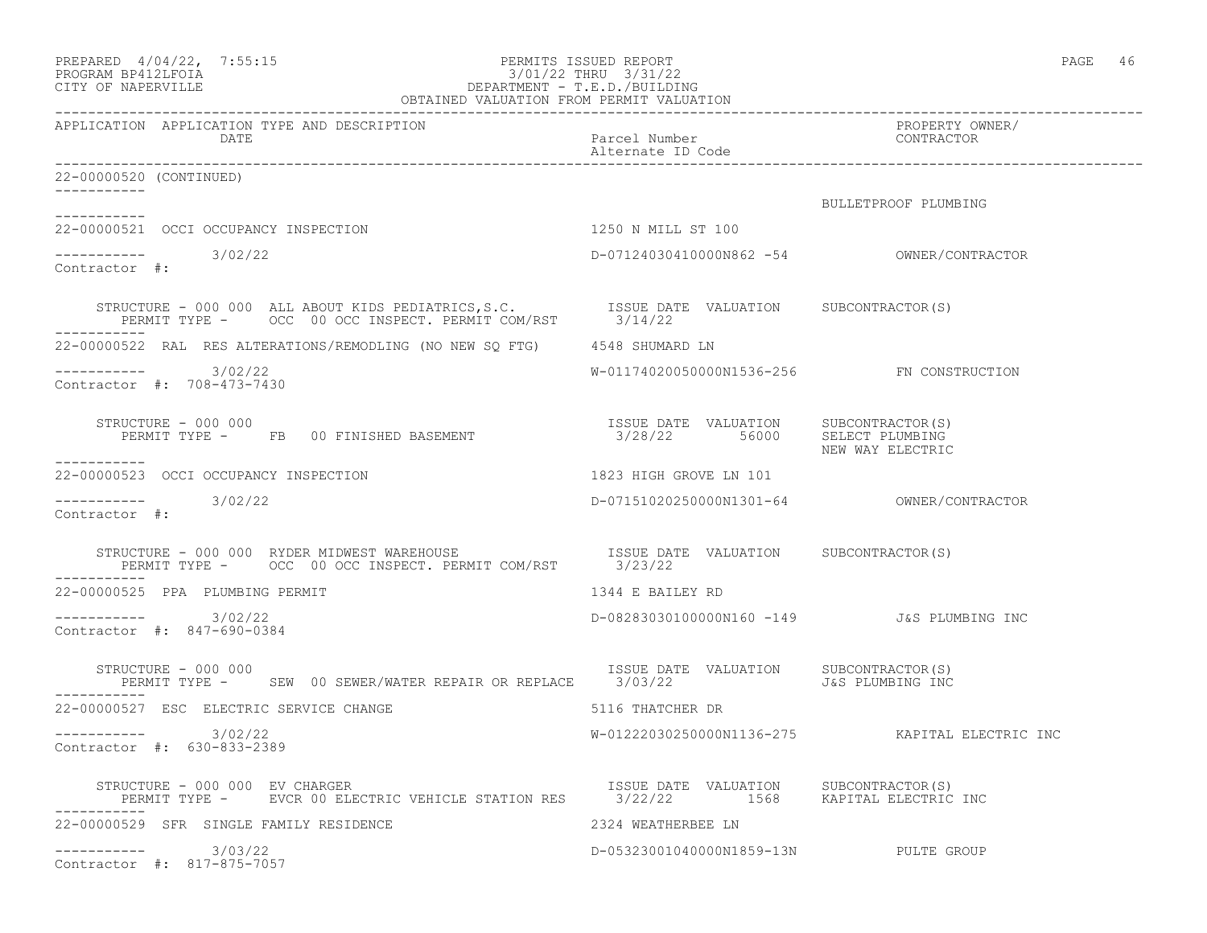PREPARED 4/04/22, 7:55:15
PROGRAM BP412LFOIA
CITY OF NAPERVILLE

PERMITS ISSUED REPORT
3/01/22 THRU 3/31/22
DEPARTMENT - T.E.D./BUILDING
OBTAINED VALUATION FROM PERMIT VALUATION

| APPLICATION | APPLICATION TYPE AND DESCRIPTION / DATE | Parcel Number / Alternate ID Code | PROPERTY OWNER/ CONTRACTOR |
|---|---|---|---|

22-00000520 (CONTINUED)

BULLETPROOF PLUMBING

---

22-00000521 OCCI OCCUPANCY INSPECTION — 1250 N MILL ST 100

3/02/22 — D-07124030410000N862 -54 — OWNER/CONTRACTOR

Contractor #:

STRUCTURE - 000 000 ALL ABOUT KIDS PEDIATRICS,S.C.
PERMIT TYPE - OCC 00 OCC INSPECT. PERMIT COM/RST
ISSUE DATE 3/14/22 VALUATION SUBCONTRACTOR(S)

---

22-00000522 RAL RES ALTERATIONS/REMODLING (NO NEW SQ FTG) — 4548 SHUMARD LN

3/02/22 — W-01174020050000N1536-256 — FN CONSTRUCTION

Contractor #: 708-473-7430

STRUCTURE - 000 000
PERMIT TYPE - FB 00 FINISHED BASEMENT
ISSUE DATE 3/28/22 VALUATION 56000 SUBCONTRACTOR(S) SELECT PLUMBING, NEW WAY ELECTRIC

---

22-00000523 OCCI OCCUPANCY INSPECTION — 1823 HIGH GROVE LN 101

3/02/22 — D-07151020250000N1301-64 — OWNER/CONTRACTOR

Contractor #:

STRUCTURE - 000 000 RYDER MIDWEST WAREHOUSE
PERMIT TYPE - OCC 00 OCC INSPECT. PERMIT COM/RST
ISSUE DATE 3/23/22 VALUATION SUBCONTRACTOR(S)

---

22-00000525 PPA PLUMBING PERMIT — 1344 E BAILEY RD

3/02/22 — D-08283030100000N160 -149 — J&S PLUMBING INC

Contractor #: 847-690-0384

STRUCTURE - 000 000
PERMIT TYPE - SEW 00 SEWER/WATER REPAIR OR REPLACE
ISSUE DATE 3/03/22 VALUATION SUBCONTRACTOR(S) J&S PLUMBING INC

---

22-00000527 ESC ELECTRIC SERVICE CHANGE — 5116 THATCHER DR

3/02/22 — W-01222030250000N1136-275 — KAPITAL ELECTRIC INC

Contractor #: 630-833-2389

STRUCTURE - 000 000 EV CHARGER
PERMIT TYPE - EVCR 00 ELECTRIC VEHICLE STATION RES
ISSUE DATE 3/22/22 VALUATION 1568 SUBCONTRACTOR(S) KAPITAL ELECTRIC INC

---

22-00000529 SFR SINGLE FAMILY RESIDENCE — 2324 WEATHERBEE LN

3/03/22 — D-05323001040000N1859-13N — PULTE GROUP

Contractor #: 817-875-7057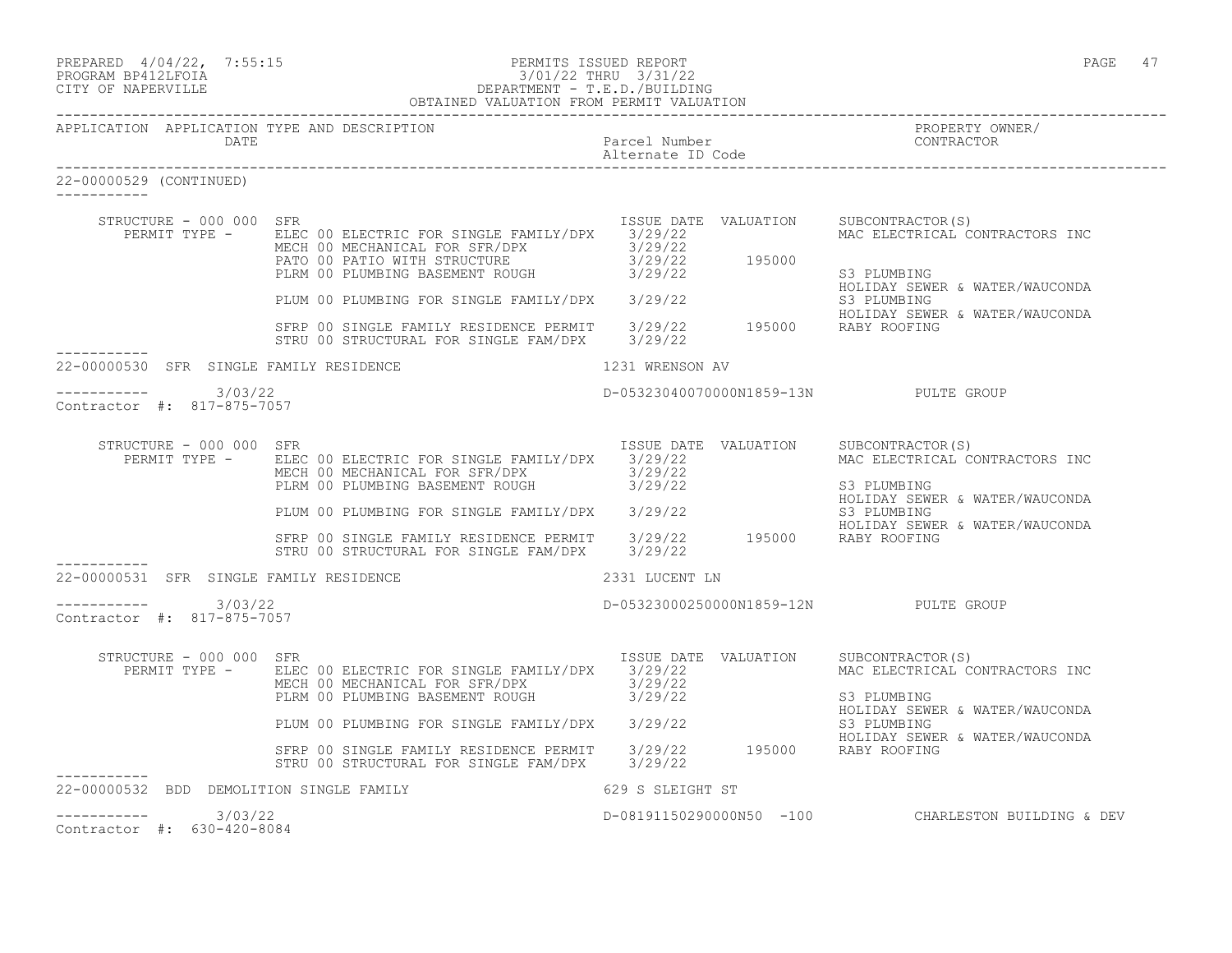PREPARED 4/04/22, 7:55:15 PERMITS ISSUED REPORT
PROGRAM BP412LFOIA 3/01/22 THRU 3/31/22
CITY OF NAPERVILLE DEPARTMENT - T.E.D./BUILDING
OBTAINED VALUATION FROM PERMIT VALUATION

| APPLICATION | APPLICATION TYPE AND DESCRIPTION / DATE | Parcel Number / Alternate ID Code | PROPERTY OWNER/ CONTRACTOR |
|---|---|---|---|

**22-00000529 (CONTINUED)**

STRUCTURE - 000 000 SFR

| PERMIT TYPE - | ISSUE DATE | VALUATION | SUBCONTRACTOR(S) |
|---|---|---|---|
| ELEC 00 ELECTRIC FOR SINGLE FAMILY/DPX | 3/29/22 | | MAC ELECTRICAL CONTRACTORS INC |
| MECH 00 MECHANICAL FOR SFR/DPX | 3/29/22 | | |
| PATO 00 PATIO WITH STRUCTURE | 3/29/22 | 195000 | |
| PLRM 00 PLUMBING BASEMENT ROUGH | 3/29/22 | | S3 PLUMBING<br>HOLIDAY SEWER & WATER/WAUCONDA |
| PLUM 00 PLUMBING FOR SINGLE FAMILY/DPX | 3/29/22 | | S3 PLUMBING<br>HOLIDAY SEWER & WATER/WAUCONDA |
| SFRP 00 SINGLE FAMILY RESIDENCE PERMIT | 3/29/22 | 195000 | RABY ROOFING |
| STRU 00 STRUCTURAL FOR SINGLE FAM/DPX | 3/29/22 | | |

---

**22-00000530 SFR SINGLE FAMILY RESIDENCE** — 1231 WRENSON AV

3/03/22 — D-05323040070000N1859-13N — PULTE GROUP

Contractor #: 817-875-7057

STRUCTURE - 000 000 SFR

| PERMIT TYPE - | ISSUE DATE | VALUATION | SUBCONTRACTOR(S) |
|---|---|---|---|
| ELEC 00 ELECTRIC FOR SINGLE FAMILY/DPX | 3/29/22 | | MAC ELECTRICAL CONTRACTORS INC |
| MECH 00 MECHANICAL FOR SFR/DPX | 3/29/22 | | |
| PLRM 00 PLUMBING BASEMENT ROUGH | 3/29/22 | | S3 PLUMBING<br>HOLIDAY SEWER & WATER/WAUCONDA |
| PLUM 00 PLUMBING FOR SINGLE FAMILY/DPX | 3/29/22 | | S3 PLUMBING<br>HOLIDAY SEWER & WATER/WAUCONDA |
| SFRP 00 SINGLE FAMILY RESIDENCE PERMIT | 3/29/22 | 195000 | RABY ROOFING |
| STRU 00 STRUCTURAL FOR SINGLE FAM/DPX | 3/29/22 | | |

---

**22-00000531 SFR SINGLE FAMILY RESIDENCE** — 2331 LUCENT LN

3/03/22 — D-05323000250000N1859-12N — PULTE GROUP

Contractor #: 817-875-7057

STRUCTURE - 000 000 SFR

| PERMIT TYPE - | ISSUE DATE | VALUATION | SUBCONTRACTOR(S) |
|---|---|---|---|
| ELEC 00 ELECTRIC FOR SINGLE FAMILY/DPX | 3/29/22 | | MAC ELECTRICAL CONTRACTORS INC |
| MECH 00 MECHANICAL FOR SFR/DPX | 3/29/22 | | |
| PLRM 00 PLUMBING BASEMENT ROUGH | 3/29/22 | | S3 PLUMBING<br>HOLIDAY SEWER & WATER/WAUCONDA |
| PLUM 00 PLUMBING FOR SINGLE FAMILY/DPX | 3/29/22 | | S3 PLUMBING<br>HOLIDAY SEWER & WATER/WAUCONDA |
| SFRP 00 SINGLE FAMILY RESIDENCE PERMIT | 3/29/22 | 195000 | RABY ROOFING |
| STRU 00 STRUCTURAL FOR SINGLE FAM/DPX | 3/29/22 | | |

---

**22-00000532 BDD DEMOLITION SINGLE FAMILY** — 629 S SLEIGHT ST

3/03/22 — D-08191150290000N50 -100 — CHARLESTON BUILDING & DEV

Contractor #: 630-420-8084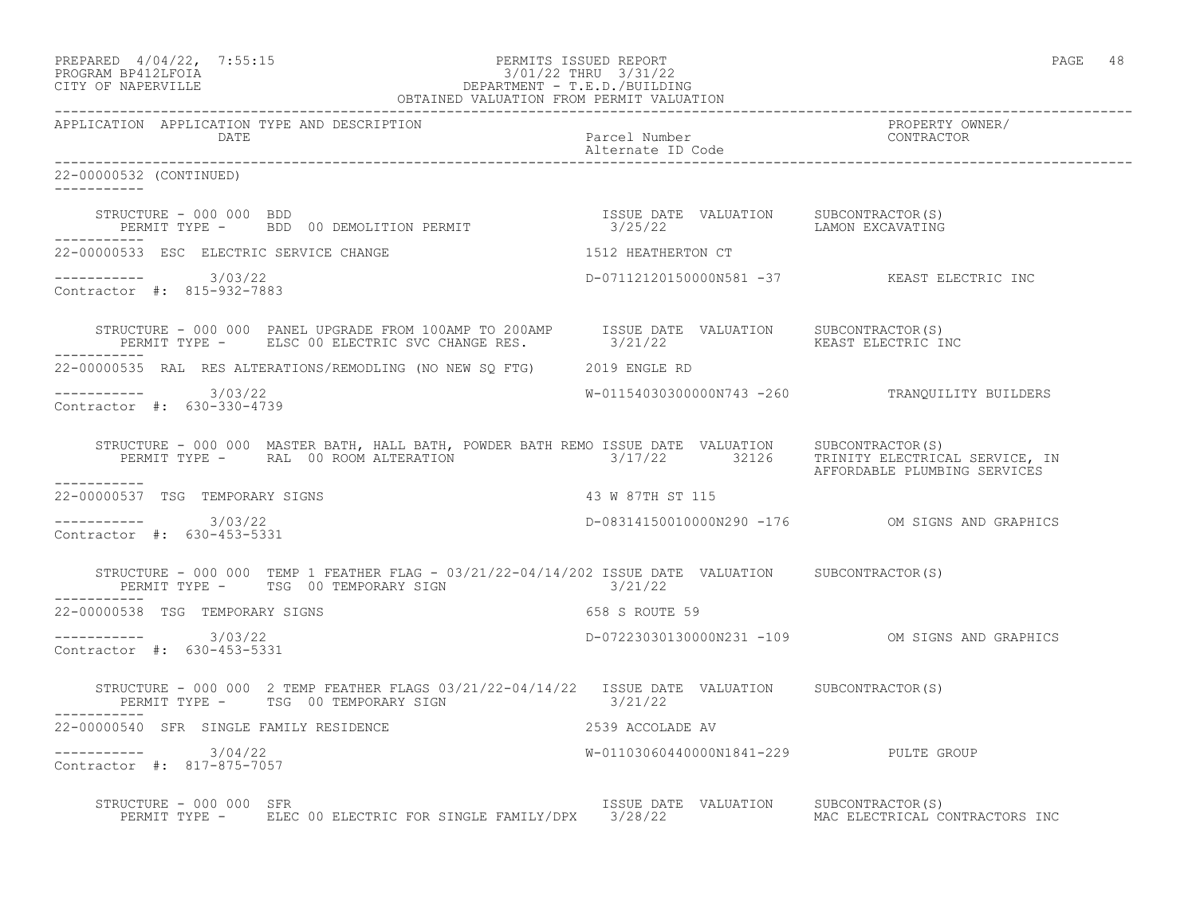22-00000532 (CONTINUED)

STRUCTURE - 000 000 BDD
PERMIT TYPE - BDD 00 DEMOLITION PERMIT

| ISSUE DATE | VALUATION | SUBCONTRACTOR(S) |
|---|---|---|
| 3/25/22 | | LAMON EXCAVATING |

---

**22-00000533 ESC ELECTRIC SERVICE CHANGE** — 1512 HEATHERTON CT

3/03/22 — D-07112120150000N581 -37 — KEAST ELECTRIC INC

Contractor #: 815-932-7883

STRUCTURE - 000 000 PANEL UPGRADE FROM 100AMP TO 200AMP
PERMIT TYPE - ELSC 00 ELECTRIC SVC CHANGE RES.

| ISSUE DATE | VALUATION | SUBCONTRACTOR(S) |
|---|---|---|
| 3/21/22 | | KEAST ELECTRIC INC |

---

**22-00000535 RAL RES ALTERATIONS/REMODLING (NO NEW SQ FTG)** — 2019 ENGLE RD

3/03/22 — W-01154030300000N743 -260 — TRANQUILITY BUILDERS

Contractor #: 630-330-4739

STRUCTURE - 000 000 MASTER BATH, HALL BATH, POWDER BATH REMO
PERMIT TYPE - RAL 00 ROOM ALTERATION

| ISSUE DATE | VALUATION | SUBCONTRACTOR(S) |
|---|---|---|
| 3/17/22 | 32126 | TRINITY ELECTRICAL SERVICE, IN<br>AFFORDABLE PLUMBING SERVICES |

---

**22-00000537 TSG TEMPORARY SIGNS** — 43 W 87TH ST 115

3/03/22 — D-08314150010000N290 -176 — OM SIGNS AND GRAPHICS

Contractor #: 630-453-5331

STRUCTURE - 000 000 TEMP 1 FEATHER FLAG - 03/21/22-04/14/202
PERMIT TYPE - TSG 00 TEMPORARY SIGN

| ISSUE DATE | VALUATION | SUBCONTRACTOR(S) |
|---|---|---|
| 3/21/22 | | |

---

**22-00000538 TSG TEMPORARY SIGNS** — 658 S ROUTE 59

3/03/22 — D-07223030130000N231 -109 — OM SIGNS AND GRAPHICS

Contractor #: 630-453-5331

STRUCTURE - 000 000 2 TEMP FEATHER FLAGS 03/21/22-04/14/22
PERMIT TYPE - TSG 00 TEMPORARY SIGN

| ISSUE DATE | VALUATION | SUBCONTRACTOR(S) |
|---|---|---|
| 3/21/22 | | |

---

**22-00000540 SFR SINGLE FAMILY RESIDENCE** — 2539 ACCOLADE AV

3/04/22 — W-01103060440000N1841-229 — PULTE GROUP

Contractor #: 817-875-7057

STRUCTURE - 000 000 SFR
PERMIT TYPE - ELEC 00 ELECTRIC FOR SINGLE FAMILY/DPX

| ISSUE DATE | VALUATION | SUBCONTRACTOR(S) |
|---|---|---|
| 3/28/22 | | MAC ELECTRICAL CONTRACTORS INC |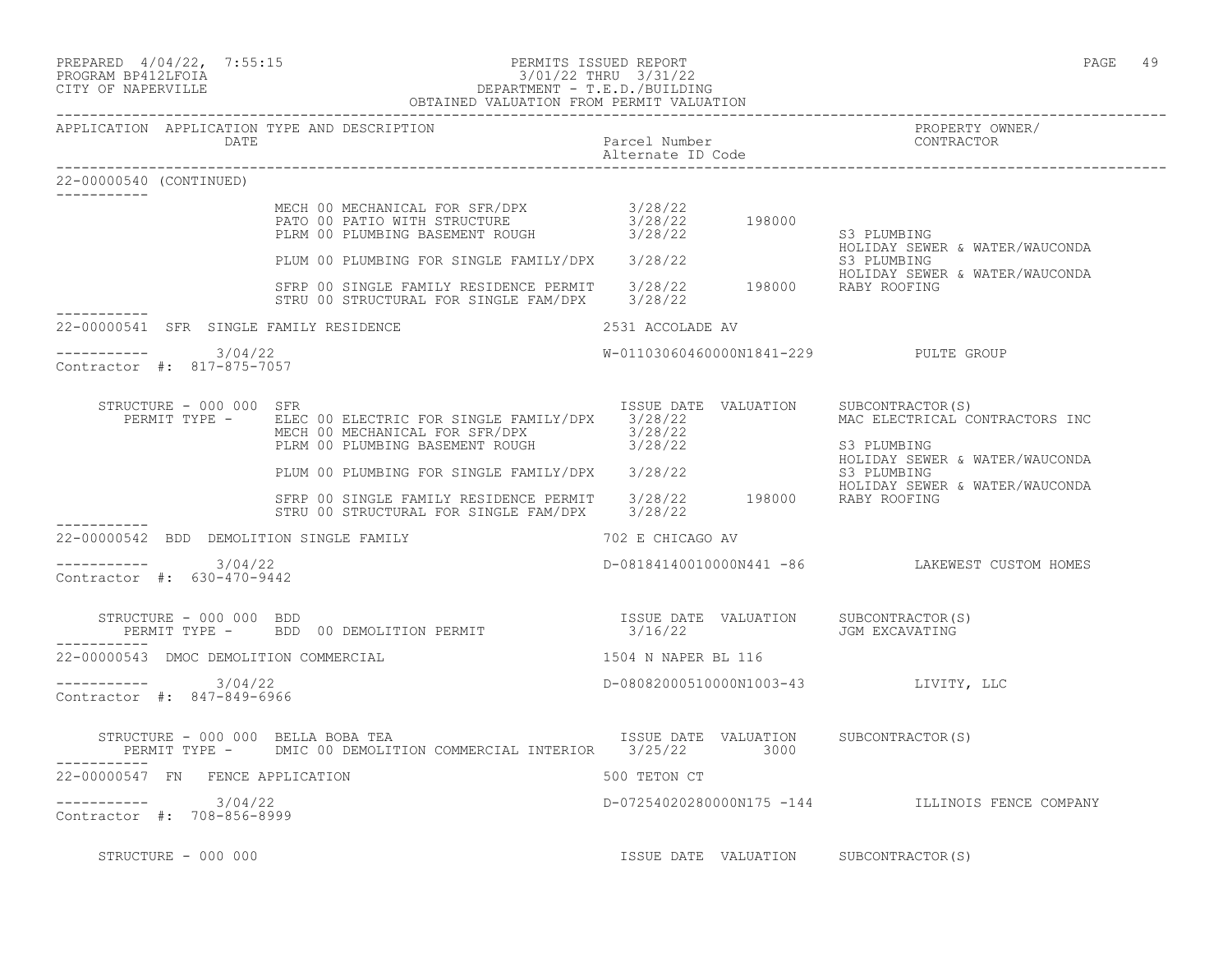PREPARED 4/04/22, 7:55:15 — PERMITS ISSUED REPORT
PROGRAM BP412LFOIA — 3/01/22 THRU 3/31/22
CITY OF NAPERVILLE — DEPARTMENT - T.E.D./BUILDING
OBTAINED VALUATION FROM PERMIT VALUATION

| APPLICATION | APPLICATION TYPE AND DESCRIPTION / DATE | Parcel Number / Alternate ID Code | PROPERTY OWNER/ CONTRACTOR |
|---|---|---|---|

## 22-00000540 (CONTINUED)

| PERMIT TYPE | ISSUE DATE | VALUATION | SUBCONTRACTOR(S) |
|---|---|---|---|
| MECH 00 MECHANICAL FOR SFR/DPX | 3/28/22 | | |
| PATO 00 PATIO WITH STRUCTURE | 3/28/22 | 198000 | |
| PLRM 00 PLUMBING BASEMENT ROUGH | 3/28/22 | | S3 PLUMBING; HOLIDAY SEWER & WATER/WAUCONDA |
| PLUM 00 PLUMBING FOR SINGLE FAMILY/DPX | 3/28/22 | | S3 PLUMBING; HOLIDAY SEWER & WATER/WAUCONDA |
| SFRP 00 SINGLE FAMILY RESIDENCE PERMIT | 3/28/22 | 198000 | RABY ROOFING |
| STRU 00 STRUCTURAL FOR SINGLE FAM/DPX | 3/28/22 | | |

## 22-00000541 SFR SINGLE FAMILY RESIDENCE — 2531 ACCOLADE AV

3/04/22 — W-01103060460000N1841-229 — PULTE GROUP
Contractor #: 817-875-7057

STRUCTURE - 000 000 SFR

| PERMIT TYPE | ISSUE DATE | VALUATION | SUBCONTRACTOR(S) |
|---|---|---|---|
| ELEC 00 ELECTRIC FOR SINGLE FAMILY/DPX | 3/28/22 | | MAC ELECTRICAL CONTRACTORS INC |
| MECH 00 MECHANICAL FOR SFR/DPX | 3/28/22 | | |
| PLRM 00 PLUMBING BASEMENT ROUGH | 3/28/22 | | S3 PLUMBING; HOLIDAY SEWER & WATER/WAUCONDA |
| PLUM 00 PLUMBING FOR SINGLE FAMILY/DPX | 3/28/22 | | S3 PLUMBING; HOLIDAY SEWER & WATER/WAUCONDA |
| SFRP 00 SINGLE FAMILY RESIDENCE PERMIT | 3/28/22 | 198000 | RABY ROOFING |
| STRU 00 STRUCTURAL FOR SINGLE FAM/DPX | 3/28/22 | | |

## 22-00000542 BDD DEMOLITION SINGLE FAMILY — 702 E CHICAGO AV

3/04/22 — D-08184140010000N441 -86 — LAKEWEST CUSTOM HOMES
Contractor #: 630-470-9442

STRUCTURE - 000 000 BDD

| PERMIT TYPE | ISSUE DATE | VALUATION | SUBCONTRACTOR(S) |
|---|---|---|---|
| BDD 00 DEMOLITION PERMIT | 3/16/22 | | JGM EXCAVATING |

## 22-00000543 DMOC DEMOLITION COMMERCIAL — 1504 N NAPER BL 116

3/04/22 — D-08082000510000N1003-43 — LIVITY, LLC
Contractor #: 847-849-6966

STRUCTURE - 000 000 BELLA BOBA TEA

| PERMIT TYPE | ISSUE DATE | VALUATION | SUBCONTRACTOR(S) |
|---|---|---|---|
| DMIC 00 DEMOLITION COMMERCIAL INTERIOR | 3/25/22 | 3000 | |

## 22-00000547 FN FENCE APPLICATION — 500 TETON CT

3/04/22 — D-07254020280000N175 -144 — ILLINOIS FENCE COMPANY
Contractor #: 708-856-8999

STRUCTURE - 000 000 — ISSUE DATE — VALUATION — SUBCONTRACTOR(S)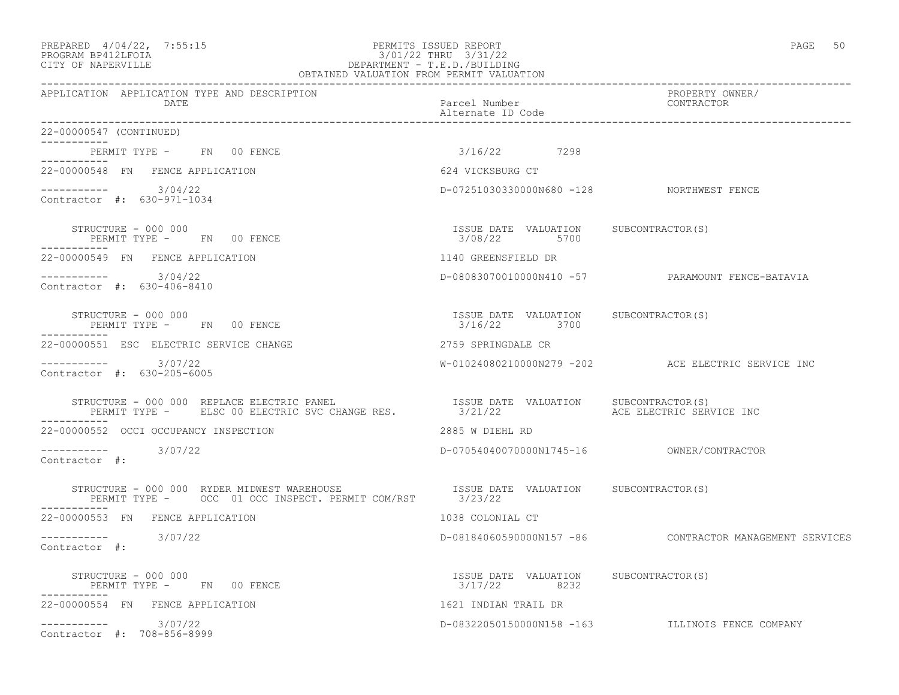PREPARED 4/04/22, 7:55:15
PROGRAM BP412LFOIA
CITY OF NAPERVILLE

PERMITS ISSUED REPORT
3/01/22 THRU 3/31/22
DEPARTMENT - T.E.D./BUILDING
OBTAINED VALUATION FROM PERMIT VALUATION

| APPLICATION | APPLICATION TYPE AND DESCRIPTION / DATE | Parcel Number / Alternate ID Code | PROPERTY OWNER/ CONTRACTOR |
|---|---|---|---|

22-00000547 (CONTINUED)

PERMIT TYPE - FN 00 FENCE — 3/16/22 — 7298

---

22-00000548 FN FENCE APPLICATION — 624 VICKSBURG CT

3/04/22 — D-07251030330000N680 -128 — NORTHWEST FENCE

Contractor #: 630-971-1034

STRUCTURE - 000 000 — ISSUE DATE 3/08/22 — VALUATION 5700 — SUBCONTRACTOR(S)

PERMIT TYPE - FN 00 FENCE

---

22-00000549 FN FENCE APPLICATION — 1140 GREENSFIELD DR

3/04/22 — D-08083070010000N410 -57 — PARAMOUNT FENCE-BATAVIA

Contractor #: 630-406-8410

STRUCTURE - 000 000 — ISSUE DATE 3/16/22 — VALUATION 3700 — SUBCONTRACTOR(S)

PERMIT TYPE - FN 00 FENCE

---

22-00000551 ESC ELECTRIC SERVICE CHANGE — 2759 SPRINGDALE CR

3/07/22 — W-01024080210000N279 -202 — ACE ELECTRIC SERVICE INC

Contractor #: 630-205-6005

STRUCTURE - 000 000 REPLACE ELECTRIC PANEL — ISSUE DATE 3/21/22 — VALUATION — SUBCONTRACTOR(S) ACE ELECTRIC SERVICE INC

PERMIT TYPE - ELSC 00 ELECTRIC SVC CHANGE RES.

---

22-00000552 OCCI OCCUPANCY INSPECTION — 2885 W DIEHL RD

3/07/22 — D-07054040070000N1745-16 — OWNER/CONTRACTOR

Contractor #:

STRUCTURE - 000 000 RYDER MIDWEST WAREHOUSE — ISSUE DATE 3/23/22 — VALUATION — SUBCONTRACTOR(S)

PERMIT TYPE - OCC 01 OCC INSPECT. PERMIT COM/RST

---

22-00000553 FN FENCE APPLICATION — 1038 COLONIAL CT

3/07/22 — D-08184060590000N157 -86 — CONTRACTOR MANAGEMENT SERVICES

Contractor #:

STRUCTURE - 000 000 — ISSUE DATE 3/17/22 — VALUATION 8232 — SUBCONTRACTOR(S)

PERMIT TYPE - FN 00 FENCE

---

22-00000554 FN FENCE APPLICATION — 1621 INDIAN TRAIL DR

3/07/22 — D-08322050150000N158 -163 — ILLINOIS FENCE COMPANY

Contractor #: 708-856-8999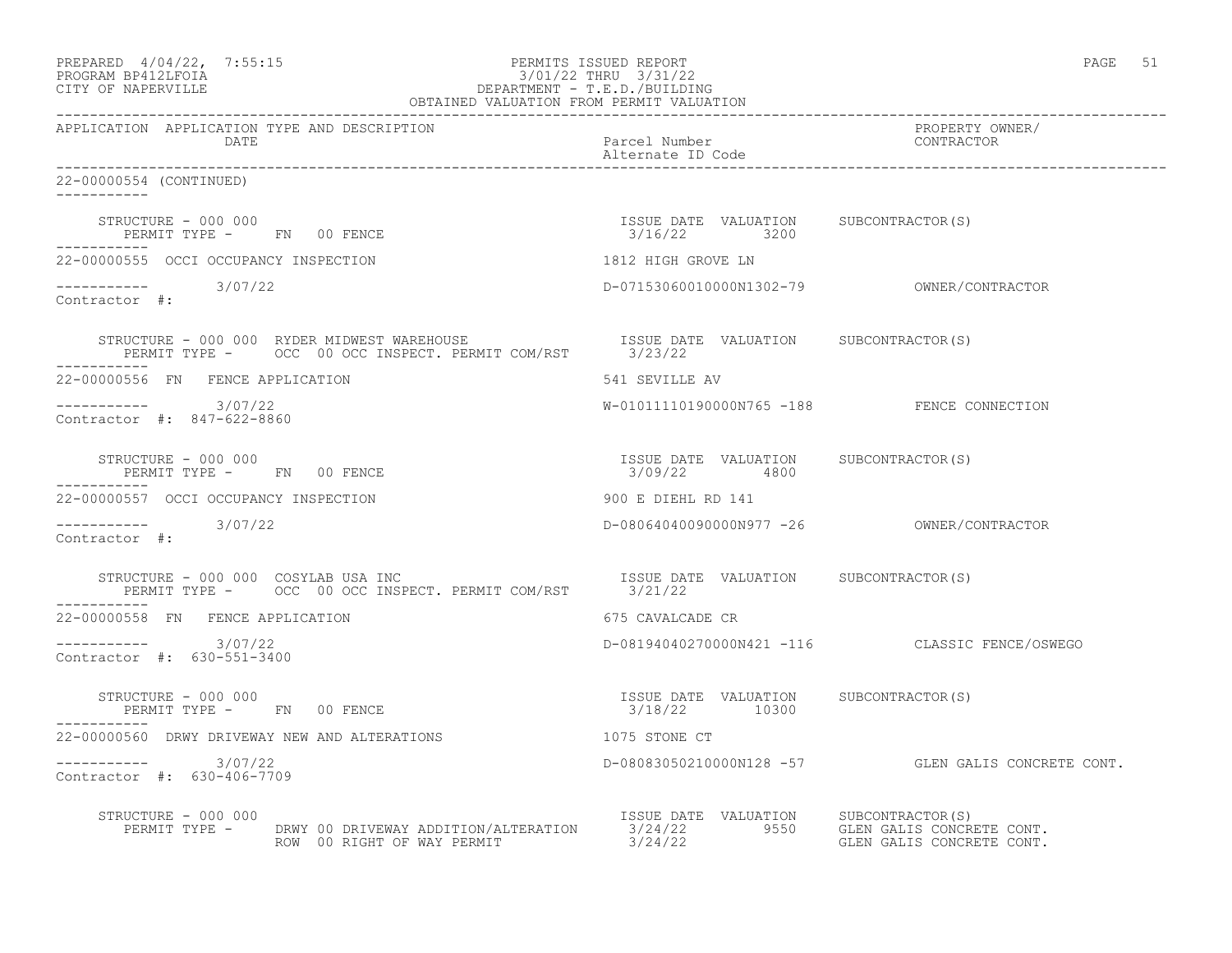OBTAINED VALUATION FROM PERMIT VALUATION

| APPLICATION | APPLICATION TYPE AND DESCRIPTION DATE | Parcel Number / Alternate ID Code | PROPERTY OWNER/ CONTRACTOR |
|---|---|---|---|

22-00000554 (CONTINUED)

STRUCTURE - 000 000
PERMIT TYPE - FN 00 FENCE
ISSUE DATE 3/16/22 VALUATION 3200 SUBCONTRACTOR(S)

---

22-00000555 OCCI OCCUPANCY INSPECTION — 1812 HIGH GROVE LN
3/07/22 — D-07153060010000N1302-79 — OWNER/CONTRACTOR
Contractor #:

STRUCTURE - 000 000 RYDER MIDWEST WAREHOUSE
PERMIT TYPE - OCC 00 OCC INSPECT. PERMIT COM/RST
ISSUE DATE 3/23/22 VALUATION SUBCONTRACTOR(S)

---

22-00000556 FN FENCE APPLICATION — 541 SEVILLE AV
3/07/22 — W-01011110190000N765 -188 — FENCE CONNECTION
Contractor #: 847-622-8860

STRUCTURE - 000 000
PERMIT TYPE - FN 00 FENCE
ISSUE DATE 3/09/22 VALUATION 4800 SUBCONTRACTOR(S)

---

22-00000557 OCCI OCCUPANCY INSPECTION — 900 E DIEHL RD 141
3/07/22 — D-08064040090000N977 -26 — OWNER/CONTRACTOR
Contractor #:

STRUCTURE - 000 000 COSYLAB USA INC
PERMIT TYPE - OCC 00 OCC INSPECT. PERMIT COM/RST
ISSUE DATE 3/21/22 VALUATION SUBCONTRACTOR(S)

---

22-00000558 FN FENCE APPLICATION — 675 CAVALCADE CR
3/07/22 — D-08194040270000N421 -116 — CLASSIC FENCE/OSWEGO
Contractor #: 630-551-3400

STRUCTURE - 000 000
PERMIT TYPE - FN 00 FENCE
ISSUE DATE 3/18/22 VALUATION 10300 SUBCONTRACTOR(S)

---

22-00000560 DRWY DRIVEWAY NEW AND ALTERATIONS — 1075 STONE CT
3/07/22 — D-08083050210000N128 -57 — GLEN GALIS CONCRETE CONT.
Contractor #: 630-406-7709

STRUCTURE - 000 000

| PERMIT TYPE | ISSUE DATE | VALUATION | SUBCONTRACTOR(S) |
|---|---|---|---|
| DRWY 00 DRIVEWAY ADDITION/ALTERATION | 3/24/22 | 9550 | GLEN GALIS CONCRETE CONT. |
| ROW 00 RIGHT OF WAY PERMIT | 3/24/22 | | GLEN GALIS CONCRETE CONT. |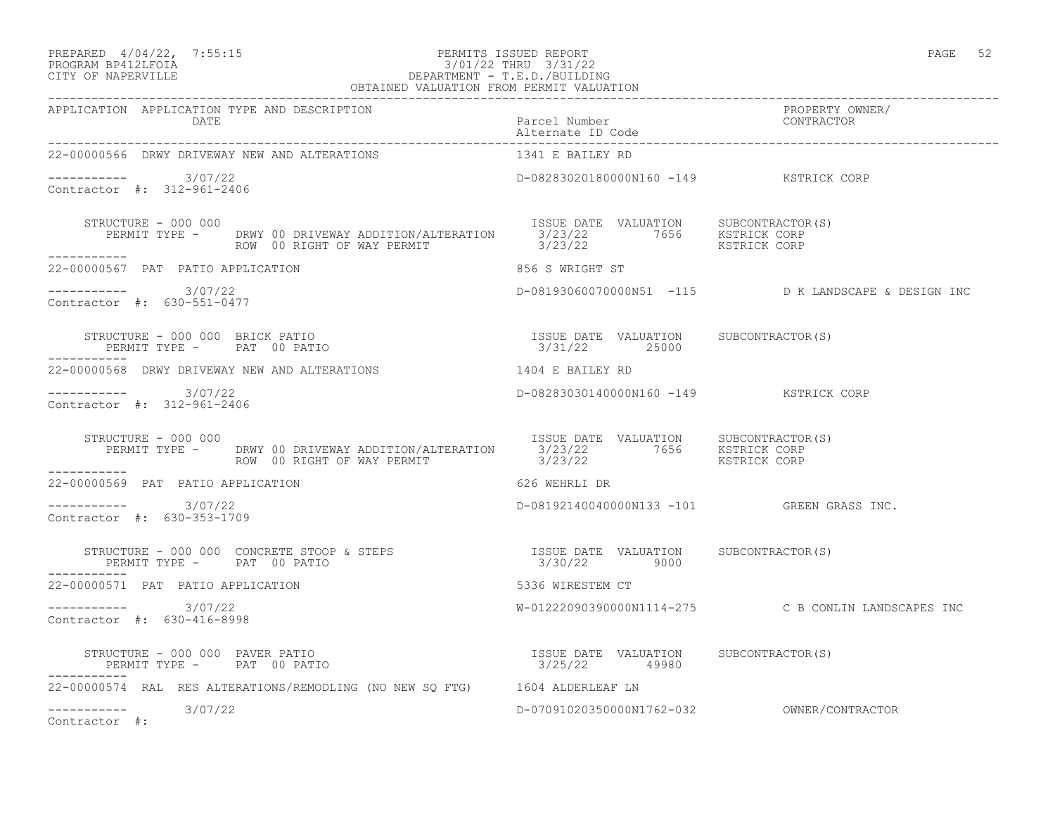PREPARED 4/04/22, 7:55:15 PERMITS ISSUED REPORT
PROGRAM BP412LFOIA 3/01/22 THRU 3/31/22
CITY OF NAPERVILLE DEPARTMENT - T.E.D./BUILDING
OBTAINED VALUATION FROM PERMIT VALUATION

| APPLICATION | APPLICATION TYPE AND DESCRIPTION / DATE | Parcel Number / Alternate ID Code | PROPERTY OWNER/ CONTRACTOR |
|---|---|---|---|

**22-00000566** DRWY DRIVEWAY NEW AND ALTERATIONS — 1341 E BAILEY RD
----------- 3/07/22 — D-08283020180000N160 -149 — KSTRICK CORP
Contractor #: 312-961-2406

| STRUCTURE - 000 000 | | ISSUE DATE | VALUATION | SUBCONTRACTOR(S) |
|---|---|---|---|---|
| PERMIT TYPE - | DRWY 00 DRIVEWAY ADDITION/ALTERATION | 3/23/22 | 7656 | KSTRICK CORP |
| | ROW 00 RIGHT OF WAY PERMIT | 3/23/22 | | KSTRICK CORP |

**22-00000567** PAT PATIO APPLICATION — 856 S WRIGHT ST
----------- 3/07/22 — D-08193060070000N51 -115 — D K LANDSCAPE & DESIGN INC
Contractor #: 630-551-0477

| STRUCTURE - 000 000 BRICK PATIO | | ISSUE DATE | VALUATION | SUBCONTRACTOR(S) |
|---|---|---|---|---|
| PERMIT TYPE - | PAT 00 PATIO | 3/31/22 | 25000 | |

**22-00000568** DRWY DRIVEWAY NEW AND ALTERATIONS — 1404 E BAILEY RD
----------- 3/07/22 — D-08283030140000N160 -149 — KSTRICK CORP
Contractor #: 312-961-2406

| STRUCTURE - 000 000 | | ISSUE DATE | VALUATION | SUBCONTRACTOR(S) |
|---|---|---|---|---|
| PERMIT TYPE - | DRWY 00 DRIVEWAY ADDITION/ALTERATION | 3/23/22 | 7656 | KSTRICK CORP |
| | ROW 00 RIGHT OF WAY PERMIT | 3/23/22 | | KSTRICK CORP |

**22-00000569** PAT PATIO APPLICATION — 626 WEHRLI DR
----------- 3/07/22 — D-08192140040000N133 -101 — GREEN GRASS INC.
Contractor #: 630-353-1709

| STRUCTURE - 000 000 CONCRETE STOOP & STEPS | | ISSUE DATE | VALUATION | SUBCONTRACTOR(S) |
|---|---|---|---|---|
| PERMIT TYPE - | PAT 00 PATIO | 3/30/22 | 9000 | |

**22-00000571** PAT PATIO APPLICATION — 5336 WIRESTEM CT
----------- 3/07/22 — W-01222090390000N1114-275 — C B CONLIN LANDSCAPES INC
Contractor #: 630-416-8998

| STRUCTURE - 000 000 PAVER PATIO | | ISSUE DATE | VALUATION | SUBCONTRACTOR(S) |
|---|---|---|---|---|
| PERMIT TYPE - | PAT 00 PATIO | 3/25/22 | 49980 | |

**22-00000574** RAL RES ALTERATIONS/REMODLING (NO NEW SQ FTG) — 1604 ALDERLEAF LN
----------- 3/07/22 — D-07091020350000N1762-032 — OWNER/CONTRACTOR
Contractor #: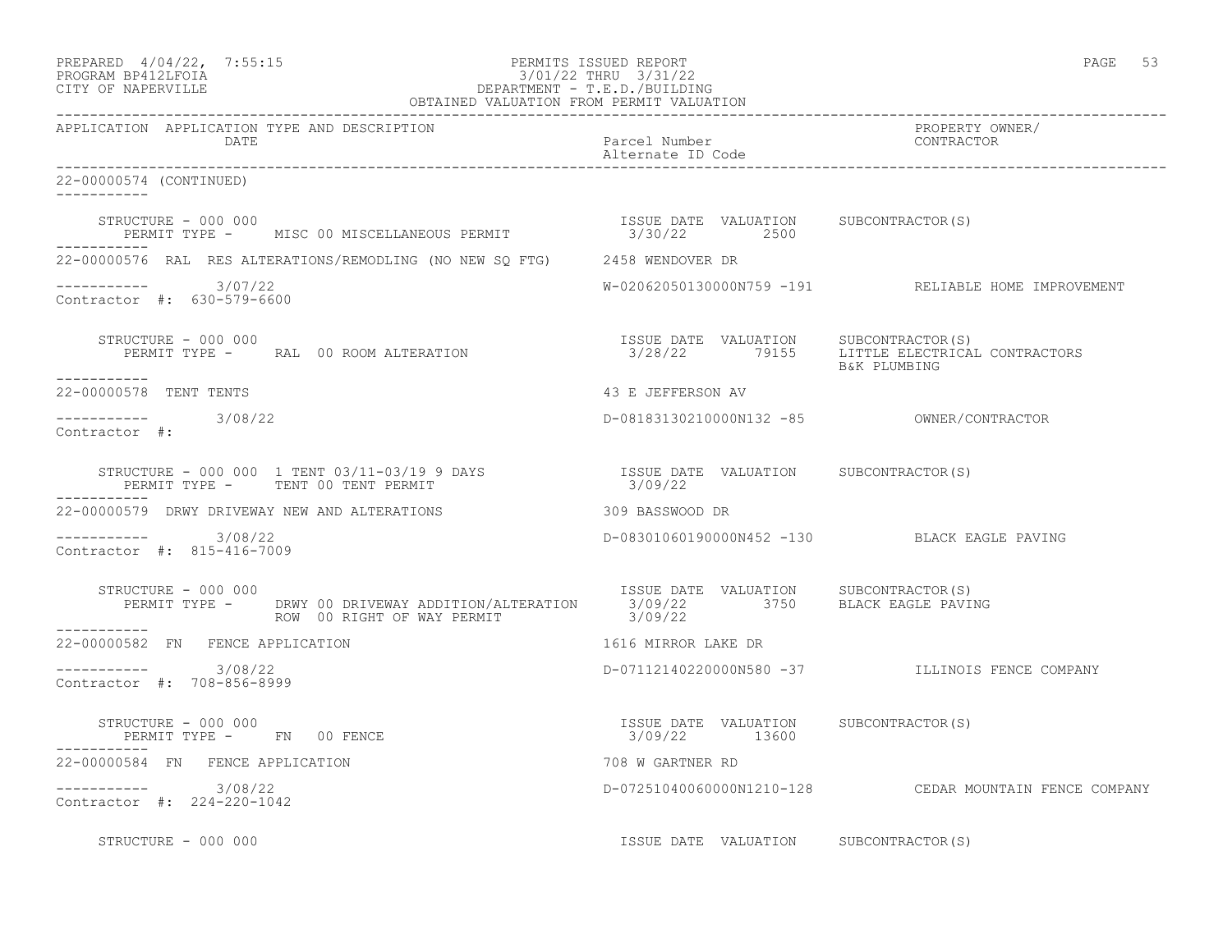APPLICATION APPLICATION TYPE AND DESCRIPTION | Parcel Number / Alternate ID Code | PROPERTY OWNER/ CONTRACTOR
DATE

22-00000574 (CONTINUED)

STRUCTURE - 000 000
PERMIT TYPE - MISC 00 MISCELLANEOUS PERMIT — ISSUE DATE 3/30/22, VALUATION 2500, SUBCONTRACTOR(S): —

---

22-00000576 RAL RES ALTERATIONS/REMODLING (NO NEW SQ FTG) — 2458 WENDOVER DR

3/07/22 — W-02062050130000N759 -191 — RELIABLE HOME IMPROVEMENT

Contractor #: 630-579-6600

STRUCTURE - 000 000
PERMIT TYPE - RAL 00 ROOM ALTERATION — ISSUE DATE 3/28/22, VALUATION 79155, SUBCONTRACTOR(S): LITTLE ELECTRICAL CONTRACTORS; B&K PLUMBING

---

22-00000578 TENT TENTS — 43 E JEFFERSON AV

3/08/22 — D-08183130210000N132 -85 — OWNER/CONTRACTOR

Contractor #:

STRUCTURE - 000 000 1 TENT 03/11-03/19 9 DAYS
PERMIT TYPE - TENT 00 TENT PERMIT — ISSUE DATE 3/09/22, VALUATION —, SUBCONTRACTOR(S): —

---

22-00000579 DRWY DRIVEWAY NEW AND ALTERATIONS — 309 BASSWOOD DR

3/08/22 — D-08301060190000N452 -130 — BLACK EAGLE PAVING

Contractor #: 815-416-7009

STRUCTURE - 000 000
PERMIT TYPE - DRWY 00 DRIVEWAY ADDITION/ALTERATION — ISSUE DATE 3/09/22, VALUATION 3750, SUBCONTRACTOR(S): BLACK EAGLE PAVING
ROW 00 RIGHT OF WAY PERMIT — ISSUE DATE 3/09/22

---

22-00000582 FN FENCE APPLICATION — 1616 MIRROR LAKE DR

3/08/22 — D-07112140220000N580 -37 — ILLINOIS FENCE COMPANY

Contractor #: 708-856-8999

STRUCTURE - 000 000
PERMIT TYPE - FN 00 FENCE — ISSUE DATE 3/09/22, VALUATION 13600, SUBCONTRACTOR(S): —

---

22-00000584 FN FENCE APPLICATION — 708 W GARTNER RD

3/08/22 — D-07251040060000N1210-128 — CEDAR MOUNTAIN FENCE COMPANY

Contractor #: 224-220-1042

STRUCTURE - 000 000 — ISSUE DATE, VALUATION, SUBCONTRACTOR(S)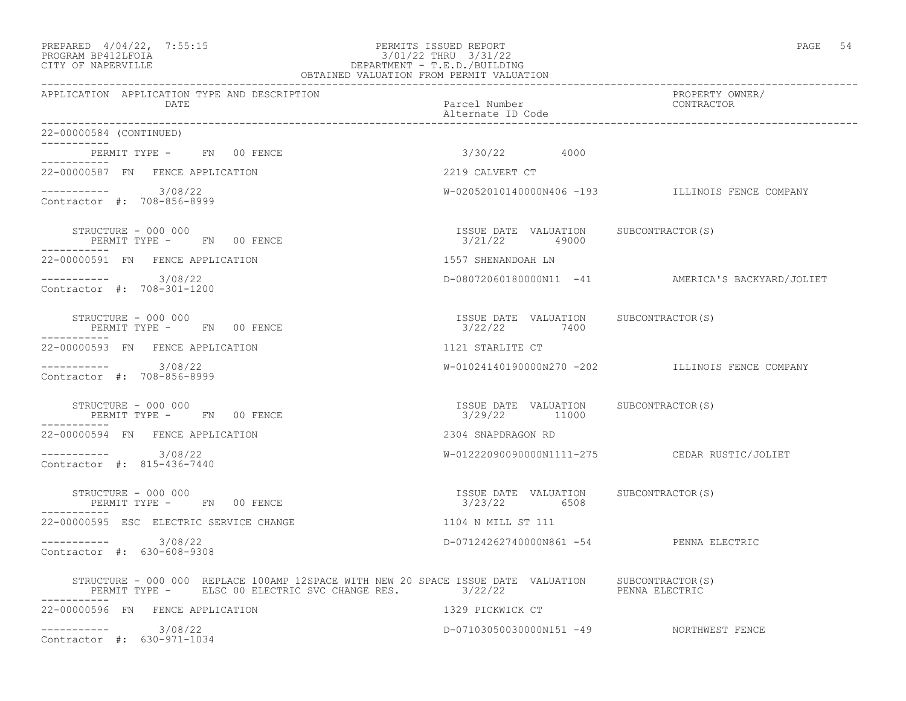PREPARED 4/04/22, 7:55:15 PERMITS ISSUED REPORT
PROGRAM BP412LFOIA 3/01/22 THRU 3/31/22
CITY OF NAPERVILLE DEPARTMENT - T.E.D./BUILDING
OBTAINED VALUATION FROM PERMIT VALUATION

| APPLICATION | APPLICATION TYPE AND DESCRIPTION / DATE | Parcel Number / Alternate ID Code | PROPERTY OWNER/ CONTRACTOR |
|---|---|---|---|

22-00000584 (CONTINUED)

PERMIT TYPE - FN 00 FENCE — 3/30/22 4000

---

22-00000587 FN FENCE APPLICATION — 2219 CALVERT CT

3/08/22 — W-02052010140000N406 -193 — ILLINOIS FENCE COMPANY

Contractor #: 708-856-8999

STRUCTURE - 000 000 — ISSUE DATE 3/21/22 — VALUATION 49000 — SUBCONTRACTOR(S)
PERMIT TYPE - FN 00 FENCE

---

22-00000591 FN FENCE APPLICATION — 1557 SHENANDOAH LN

3/08/22 — D-08072060180000N11 -41 — AMERICA'S BACKYARD/JOLIET

Contractor #: 708-301-1200

STRUCTURE - 000 000 — ISSUE DATE 3/22/22 — VALUATION 7400 — SUBCONTRACTOR(S)
PERMIT TYPE - FN 00 FENCE

---

22-00000593 FN FENCE APPLICATION — 1121 STARLITE CT

3/08/22 — W-01024140190000N270 -202 — ILLINOIS FENCE COMPANY

Contractor #: 708-856-8999

STRUCTURE - 000 000 — ISSUE DATE 3/29/22 — VALUATION 11000 — SUBCONTRACTOR(S)
PERMIT TYPE - FN 00 FENCE

---

22-00000594 FN FENCE APPLICATION — 2304 SNAPDRAGON RD

3/08/22 — W-01222090090000N1111-275 — CEDAR RUSTIC/JOLIET

Contractor #: 815-436-7440

STRUCTURE - 000 000 — ISSUE DATE 3/23/22 — VALUATION 6508 — SUBCONTRACTOR(S)
PERMIT TYPE - FN 00 FENCE

---

22-00000595 ESC ELECTRIC SERVICE CHANGE — 1104 N MILL ST 111

3/08/22 — D-07124262740000N861 -54 — PENNA ELECTRIC

Contractor #: 630-608-9308

STRUCTURE - 000 000 REPLACE 100AMP 12SPACE WITH NEW 20 SPACE — ISSUE DATE 3/22/22 — VALUATION — SUBCONTRACTOR(S) PENNA ELECTRIC
PERMIT TYPE - ELSC 00 ELECTRIC SVC CHANGE RES.

---

22-00000596 FN FENCE APPLICATION — 1329 PICKWICK CT

3/08/22 — D-07103050030000N151 -49 — NORTHWEST FENCE

Contractor #: 630-971-1034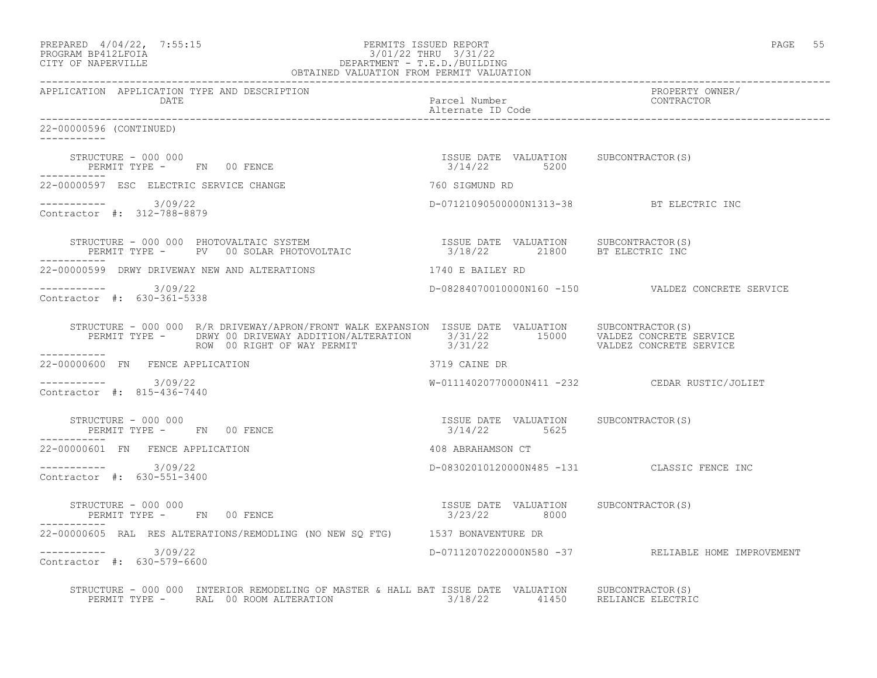PREPARED 4/04/22, 7:55:15 PERMITS ISSUED REPORT
PROGRAM BP412LFOIA 3/01/22 THRU 3/31/22
CITY OF NAPERVILLE DEPARTMENT - T.E.D./BUILDING
OBTAINED VALUATION FROM PERMIT VALUATION

| APPLICATION | APPLICATION TYPE AND DESCRIPTION / DATE | Parcel Number / Alternate ID Code | PROPERTY OWNER/ CONTRACTOR |
|---|---|---|---|

22-00000596 (CONTINUED)

STRUCTURE - 000 000
PERMIT TYPE - FN 00 FENCE
ISSUE DATE 3/14/22 VALUATION 5200 SUBCONTRACTOR(S)

---

22-00000597 ESC ELECTRIC SERVICE CHANGE — 760 SIGMUND RD
3/09/22 — D-07121090500000N1313-38 — BT ELECTRIC INC
Contractor #: 312-788-8879

STRUCTURE - 000 000 PHOTOVALTAIC SYSTEM
PERMIT TYPE - PV 00 SOLAR PHOTOVOLTAIC
ISSUE DATE 3/18/22 VALUATION 21800 SUBCONTRACTOR(S) BT ELECTRIC INC

---

22-00000599 DRWY DRIVEWAY NEW AND ALTERATIONS — 1740 E BAILEY RD
3/09/22 — D-08284070010000N160 -150 — VALDEZ CONCRETE SERVICE
Contractor #: 630-361-5338

STRUCTURE - 000 000 R/R DRIVEWAY/APRON/FRONT WALK EXPANSION

| PERMIT TYPE | ISSUE DATE | VALUATION | SUBCONTRACTOR(S) |
|---|---|---|---|
| DRWY 00 DRIVEWAY ADDITION/ALTERATION | 3/31/22 | 15000 | VALDEZ CONCRETE SERVICE |
| ROW 00 RIGHT OF WAY PERMIT | 3/31/22 | | VALDEZ CONCRETE SERVICE |

---

22-00000600 FN FENCE APPLICATION — 3719 CAINE DR
3/09/22 — W-01114020770000N411 -232 — CEDAR RUSTIC/JOLIET
Contractor #: 815-436-7440

STRUCTURE - 000 000
PERMIT TYPE - FN 00 FENCE
ISSUE DATE 3/14/22 VALUATION 5625 SUBCONTRACTOR(S)

---

22-00000601 FN FENCE APPLICATION — 408 ABRAHAMSON CT
3/09/22 — D-08302010120000N485 -131 — CLASSIC FENCE INC
Contractor #: 630-551-3400

STRUCTURE - 000 000
PERMIT TYPE - FN 00 FENCE
ISSUE DATE 3/23/22 VALUATION 8000 SUBCONTRACTOR(S)

---

22-00000605 RAL RES ALTERATIONS/REMODLING (NO NEW SQ FTG) — 1537 BONAVENTURE DR
3/09/22 — D-07112070220000N580 -37 — RELIABLE HOME IMPROVEMENT
Contractor #: 630-579-6600

STRUCTURE - 000 000 INTERIOR REMODELING OF MASTER & HALL BAT
PERMIT TYPE - RAL 00 ROOM ALTERATION
ISSUE DATE 3/18/22 VALUATION 41450 SUBCONTRACTOR(S) RELIANCE ELECTRIC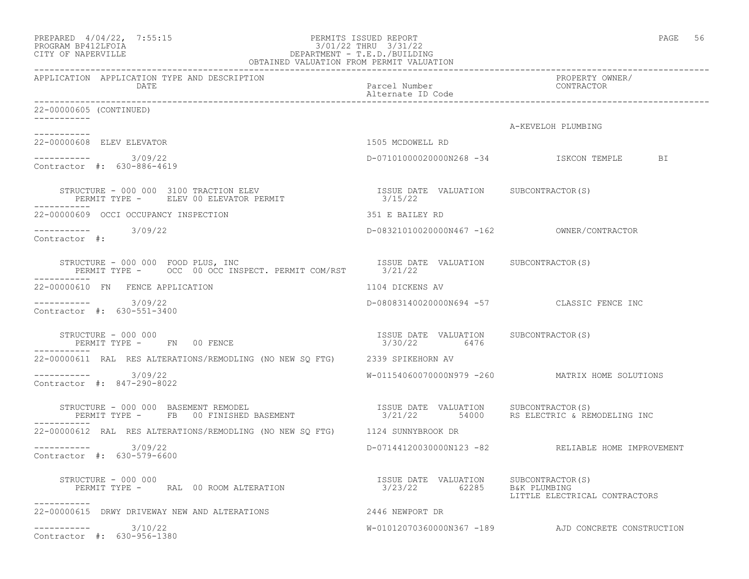| APPLICATION | APPLICATION TYPE AND DESCRIPTION DATE | Parcel Number Alternate ID Code | PROPERTY OWNER/ CONTRACTOR |
|---|---|---|---|

22-00000605 (CONTINUED)

A-KEVELOH PLUMBING

---

22-00000608 ELEV ELEVATOR — 1505 MCDOWELL RD

3/09/22 — D-07101000020000N268 -34 — ISKCON TEMPLE BI

Contractor #: 630-886-4619

STRUCTURE - 000 000 3100 TRACTION ELEV
PERMIT TYPE - ELEV 00 ELEVATOR PERMIT

| ISSUE DATE | VALUATION | SUBCONTRACTOR(S) |
|---|---|---|
| 3/15/22 | | |

---

22-00000609 OCCI OCCUPANCY INSPECTION — 351 E BAILEY RD

3/09/22 — D-08321010020000N467 -162 — OWNER/CONTRACTOR

Contractor #:

STRUCTURE - 000 000 FOOD PLUS, INC
PERMIT TYPE - OCC 00 OCC INSPECT. PERMIT COM/RST

| ISSUE DATE | VALUATION | SUBCONTRACTOR(S) |
|---|---|---|
| 3/21/22 | | |

---

22-00000610 FN FENCE APPLICATION — 1104 DICKENS AV

3/09/22 — D-08083140020000N694 -57 — CLASSIC FENCE INC

Contractor #: 630-551-3400

STRUCTURE - 000 000
PERMIT TYPE - FN 00 FENCE

| ISSUE DATE | VALUATION | SUBCONTRACTOR(S) |
|---|---|---|
| 3/30/22 | 6476 | |

---

22-00000611 RAL RES ALTERATIONS/REMODLING (NO NEW SQ FTG) — 2339 SPIKEHORN AV

3/09/22 — W-01154060070000N979 -260 — MATRIX HOME SOLUTIONS

Contractor #: 847-290-8022

STRUCTURE - 000 000 BASEMENT REMODEL
PERMIT TYPE - FB 00 FINISHED BASEMENT

| ISSUE DATE | VALUATION | SUBCONTRACTOR(S) |
|---|---|---|
| 3/21/22 | 54000 | RS ELECTRIC & REMODELING INC |

---

22-00000612 RAL RES ALTERATIONS/REMODLING (NO NEW SQ FTG) — 1124 SUNNYBROOK DR

3/09/22 — D-07144120030000N123 -82 — RELIABLE HOME IMPROVEMENT

Contractor #: 630-579-6600

STRUCTURE - 000 000
PERMIT TYPE - RAL 00 ROOM ALTERATION

| ISSUE DATE | VALUATION | SUBCONTRACTOR(S) |
|---|---|---|
| 3/23/22 | 62285 | B&K PLUMBING<br>LITTLE ELECTRICAL CONTRACTORS |

---

22-00000615 DRWY DRIVEWAY NEW AND ALTERATIONS — 2446 NEWPORT DR

3/10/22 — W-01012070360000N367 -189 — AJD CONCRETE CONSTRUCTION

Contractor #: 630-956-1380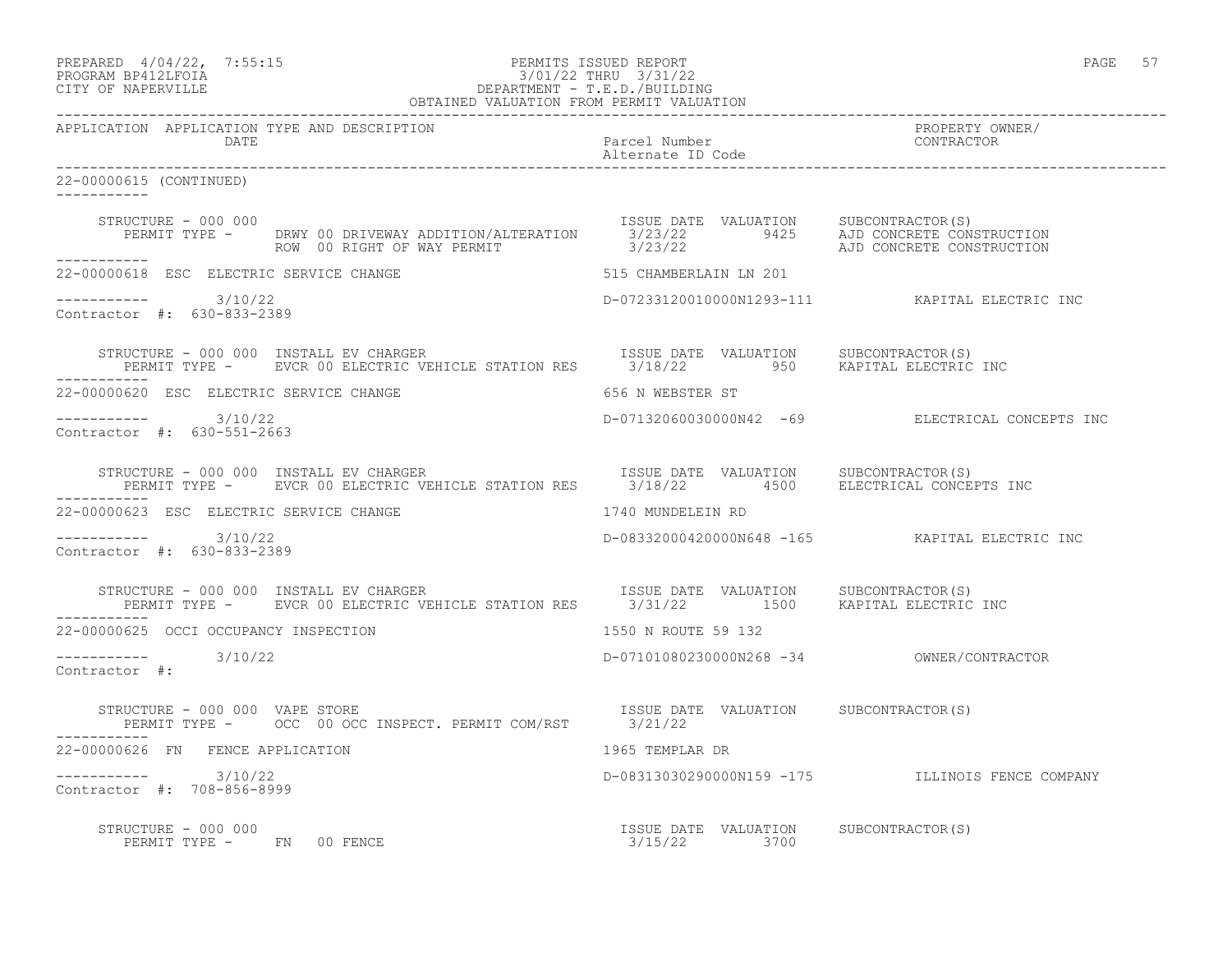22-00000615 (CONTINUED)

| STRUCTURE - 000 000 | ISSUE DATE | VALUATION | SUBCONTRACTOR(S) |
|---|---|---|---|
| PERMIT TYPE - DRWY 00 DRIVEWAY ADDITION/ALTERATION | 3/23/22 | 9425 | AJD CONCRETE CONSTRUCTION |
| ROW 00 RIGHT OF WAY PERMIT | 3/23/22 | | AJD CONCRETE CONSTRUCTION |

22-00000618 ESC ELECTRIC SERVICE CHANGE — 515 CHAMBERLAIN LN 201

3/10/22 — D-07233120010000N1293-111 — KAPITAL ELECTRIC INC

Contractor #: 630-833-2389

| STRUCTURE - 000 000 INSTALL EV CHARGER | ISSUE DATE | VALUATION | SUBCONTRACTOR(S) |
|---|---|---|---|
| PERMIT TYPE - EVCR 00 ELECTRIC VEHICLE STATION RES | 3/18/22 | 950 | KAPITAL ELECTRIC INC |

22-00000620 ESC ELECTRIC SERVICE CHANGE — 656 N WEBSTER ST

3/10/22 — D-07132060030000N42 -69 — ELECTRICAL CONCEPTS INC

Contractor #: 630-551-2663

| STRUCTURE - 000 000 INSTALL EV CHARGER | ISSUE DATE | VALUATION | SUBCONTRACTOR(S) |
|---|---|---|---|
| PERMIT TYPE - EVCR 00 ELECTRIC VEHICLE STATION RES | 3/18/22 | 4500 | ELECTRICAL CONCEPTS INC |

22-00000623 ESC ELECTRIC SERVICE CHANGE — 1740 MUNDELEIN RD

3/10/22 — D-08332000420000N648 -165 — KAPITAL ELECTRIC INC

Contractor #: 630-833-2389

| STRUCTURE - 000 000 INSTALL EV CHARGER | ISSUE DATE | VALUATION | SUBCONTRACTOR(S) |
|---|---|---|---|
| PERMIT TYPE - EVCR 00 ELECTRIC VEHICLE STATION RES | 3/31/22 | 1500 | KAPITAL ELECTRIC INC |

22-00000625 OCCI OCCUPANCY INSPECTION — 1550 N ROUTE 59 132

3/10/22 — D-07101080230000N268 -34 — OWNER/CONTRACTOR

Contractor #:

| STRUCTURE - 000 000 VAPE STORE | ISSUE DATE | VALUATION | SUBCONTRACTOR(S) |
|---|---|---|---|
| PERMIT TYPE - OCC 00 OCC INSPECT. PERMIT COM/RST | 3/21/22 | | |

22-00000626 FN FENCE APPLICATION — 1965 TEMPLAR DR

3/10/22 — D-08313030290000N159 -175 — ILLINOIS FENCE COMPANY

Contractor #: 708-856-8999

| STRUCTURE - 000 000 | ISSUE DATE | VALUATION | SUBCONTRACTOR(S) |
|---|---|---|---|
| PERMIT TYPE - FN 00 FENCE | 3/15/22 | 3700 | |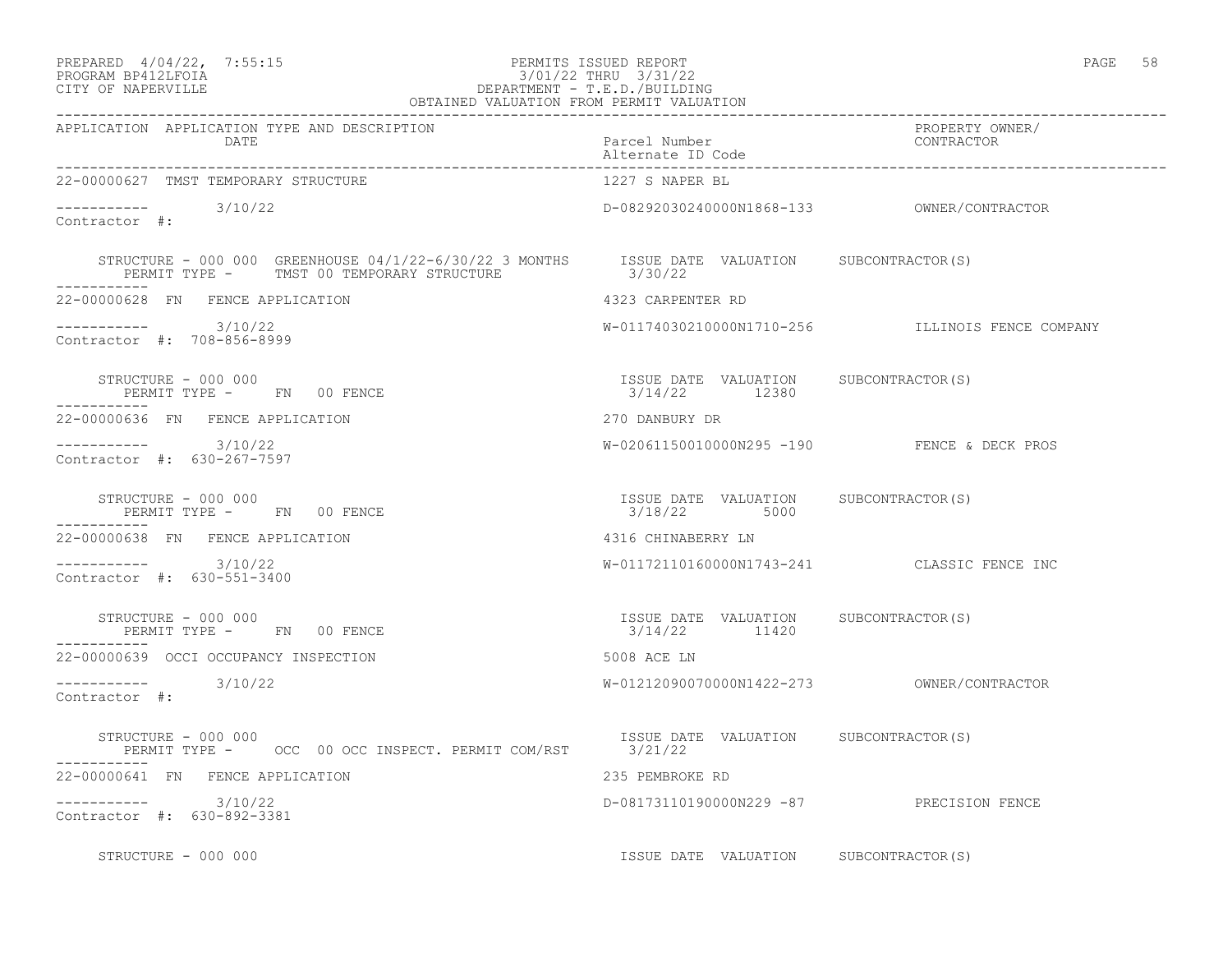| APPLICATION | APPLICATION TYPE AND DESCRIPTION DATE | Parcel Number Alternate ID Code | PROPERTY OWNER/ CONTRACTOR |
|---|---|---|---|
| 22-00000627 | TMST TEMPORARY STRUCTURE | 1227 S NAPER BL | |
| ----------- | 3/10/22 | D-08292030240000N1868-133 | OWNER/CONTRACTOR |
| Contractor #: | | | |
| | STRUCTURE - 000 000 GREENHOUSE 04/1/22-6/30/22 3 MONTHS PERMIT TYPE - TMST 00 TEMPORARY STRUCTURE | ISSUE DATE VALUATION 3/30/22 | SUBCONTRACTOR(S) |
| 22-00000628 | FN FENCE APPLICATION | 4323 CARPENTER RD | |
| ----------- | 3/10/22 | W-01174030210000N1710-256 | ILLINOIS FENCE COMPANY |
| Contractor #: 708-856-8999 | | | |
| | STRUCTURE - 000 000 PERMIT TYPE - FN 00 FENCE | ISSUE DATE VALUATION 3/14/22 12380 | SUBCONTRACTOR(S) |
| 22-00000636 | FN FENCE APPLICATION | 270 DANBURY DR | |
| ----------- | 3/10/22 | W-02061150010000N295 -190 | FENCE & DECK PROS |
| Contractor #: 630-267-7597 | | | |
| | STRUCTURE - 000 000 PERMIT TYPE - FN 00 FENCE | ISSUE DATE VALUATION 3/18/22 5000 | SUBCONTRACTOR(S) |
| 22-00000638 | FN FENCE APPLICATION | 4316 CHINABERRY LN | |
| ----------- | 3/10/22 | W-01172110160000N1743-241 | CLASSIC FENCE INC |
| Contractor #: 630-551-3400 | | | |
| | STRUCTURE - 000 000 PERMIT TYPE - FN 00 FENCE | ISSUE DATE VALUATION 3/14/22 11420 | SUBCONTRACTOR(S) |
| 22-00000639 | OCCI OCCUPANCY INSPECTION | 5008 ACE LN | |
| ----------- | 3/10/22 | W-01212090070000N1422-273 | OWNER/CONTRACTOR |
| Contractor #: | | | |
| | STRUCTURE - 000 000 PERMIT TYPE - OCC 00 OCC INSPECT. PERMIT COM/RST | ISSUE DATE VALUATION 3/21/22 | SUBCONTRACTOR(S) |
| 22-00000641 | FN FENCE APPLICATION | 235 PEMBROKE RD | |
| ----------- | 3/10/22 | D-08173110190000N229 -87 | PRECISION FENCE |
| Contractor #: 630-892-3381 | | | |
| | STRUCTURE - 000 000 | ISSUE DATE VALUATION | SUBCONTRACTOR(S) |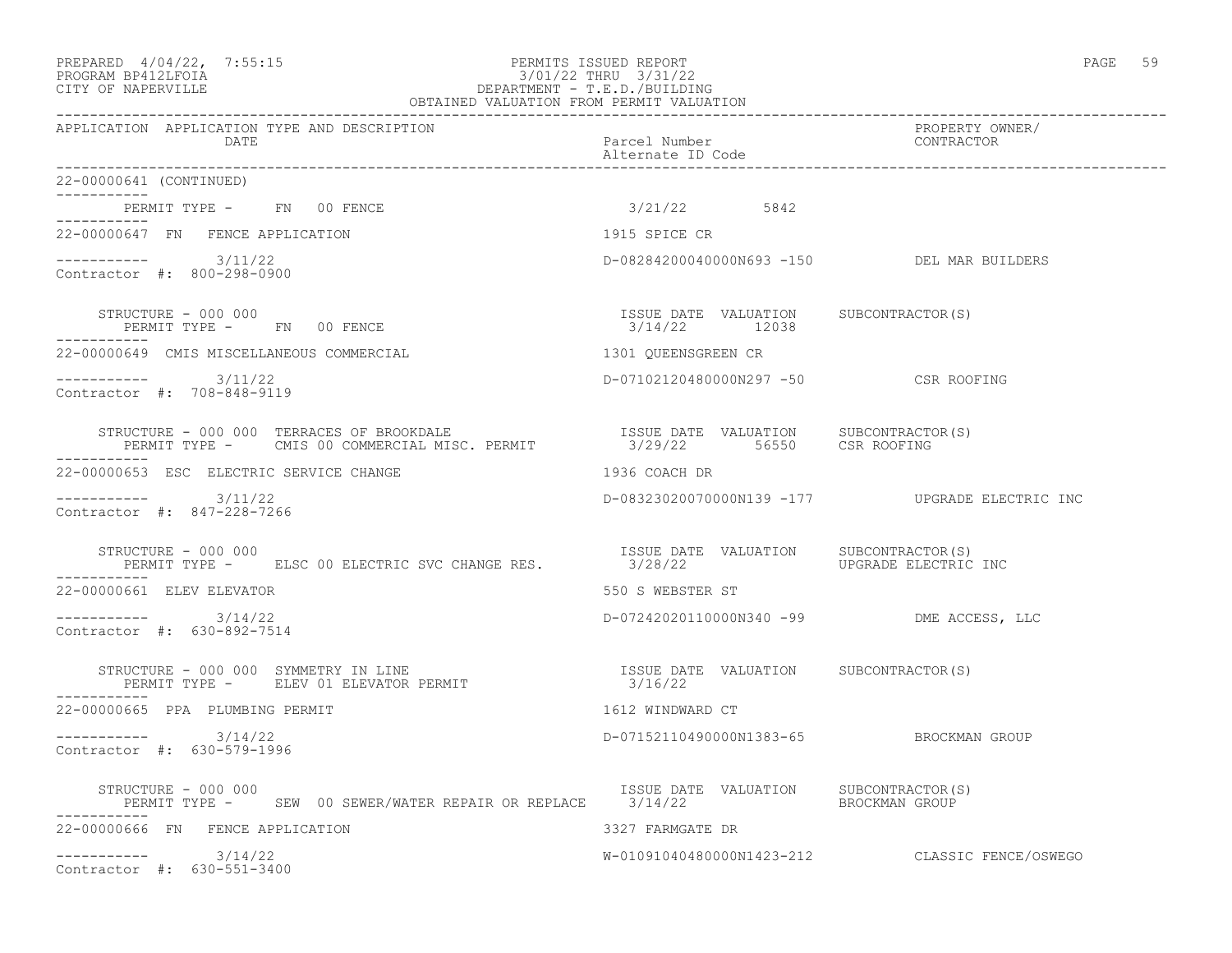PREPARED 4/04/22, 7:55:15
PROGRAM BP412LFOIA
CITY OF NAPERVILLE

PERMITS ISSUED REPORT
3/01/22 THRU 3/31/22
DEPARTMENT - T.E.D./BUILDING
OBTAINED VALUATION FROM PERMIT VALUATION

| APPLICATION | APPLICATION TYPE AND DESCRIPTION / DATE | Parcel Number / Alternate ID Code | PROPERTY OWNER/ CONTRACTOR |
|---|---|---|---|

22-00000641 (CONTINUED)

PERMIT TYPE - FN 00 FENCE — 3/21/22 — 5842

---

**22-00000647 FN FENCE APPLICATION** — 1915 SPICE CR

3/11/22 — D-08284200040000N693 -150 — DEL MAR BUILDERS

Contractor #: 800-298-0900

STRUCTURE - 000 000
PERMIT TYPE - FN 00 FENCE

| ISSUE DATE | VALUATION | SUBCONTRACTOR(S) |
|---|---|---|
| 3/14/22 | 12038 | |

---

**22-00000649 CMIS MISCELLANEOUS COMMERCIAL** — 1301 QUEENSGREEN CR

3/11/22 — D-07102120480000N297 -50 — CSR ROOFING

Contractor #: 708-848-9119

STRUCTURE - 000 000 TERRACES OF BROOKDALE
PERMIT TYPE - CMIS 00 COMMERCIAL MISC. PERMIT

| ISSUE DATE | VALUATION | SUBCONTRACTOR(S) |
|---|---|---|
| 3/29/22 | 56550 | CSR ROOFING |

---

**22-00000653 ESC ELECTRIC SERVICE CHANGE** — 1936 COACH DR

3/11/22 — D-08323020070000N139 -177 — UPGRADE ELECTRIC INC

Contractor #: 847-228-7266

STRUCTURE - 000 000
PERMIT TYPE - ELSC 00 ELECTRIC SVC CHANGE RES.

| ISSUE DATE | VALUATION | SUBCONTRACTOR(S) |
|---|---|---|
| 3/28/22 | | UPGRADE ELECTRIC INC |

---

**22-00000661 ELEV ELEVATOR** — 550 S WEBSTER ST

3/14/22 — D-07242020110000N340 -99 — DME ACCESS, LLC

Contractor #: 630-892-7514

STRUCTURE - 000 000 SYMMETRY IN LINE
PERMIT TYPE - ELEV 01 ELEVATOR PERMIT

| ISSUE DATE | VALUATION | SUBCONTRACTOR(S) |
|---|---|---|
| 3/16/22 | | |

---

**22-00000665 PPA PLUMBING PERMIT** — 1612 WINDWARD CT

3/14/22 — D-07152110490000N1383-65 — BROCKMAN GROUP

Contractor #: 630-579-1996

STRUCTURE - 000 000
PERMIT TYPE - SEW 00 SEWER/WATER REPAIR OR REPLACE

| ISSUE DATE | VALUATION | SUBCONTRACTOR(S) |
|---|---|---|
| 3/14/22 | | BROCKMAN GROUP |

---

**22-00000666 FN FENCE APPLICATION** — 3327 FARMGATE DR

3/14/22 — W-01091040480000N1423-212 — CLASSIC FENCE/OSWEGO

Contractor #: 630-551-3400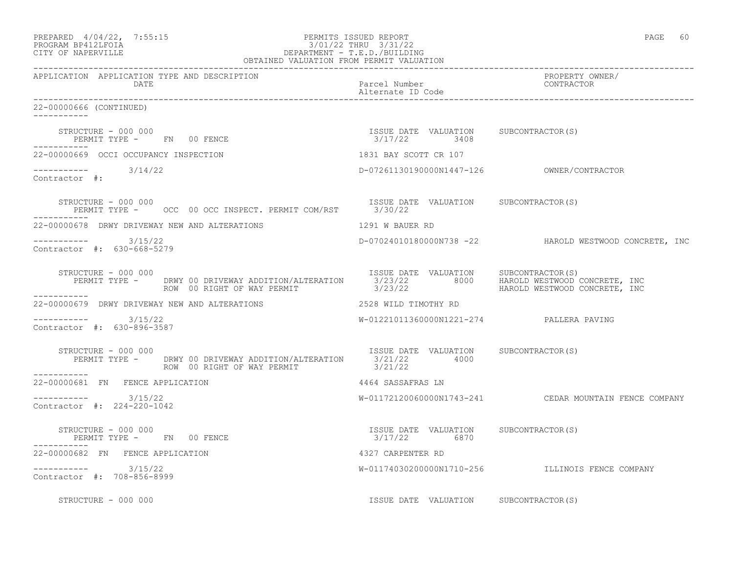22-00000666 (CONTINUED)

STRUCTURE - 000 000

| PERMIT TYPE | | ISSUE DATE | VALUATION | SUBCONTRACTOR(S) |
|---|---|---|---|---|
| FN | 00 FENCE | 3/17/22 | 3408 | |

---

**22-00000669 OCCI OCCUPANCY INSPECTION** — 1831 BAY SCOTT CR 107

3/14/22 — D-07261130190000N1447-126 — OWNER/CONTRACTOR

Contractor #:

STRUCTURE - 000 000

| PERMIT TYPE | | ISSUE DATE | VALUATION | SUBCONTRACTOR(S) |
|---|---|---|---|---|
| OCC | 00 OCC INSPECT. PERMIT COM/RST | 3/30/22 | | |

---

**22-00000678 DRWY DRIVEWAY NEW AND ALTERATIONS** — 1291 W BAUER RD

3/15/22 — D-07024010180000N738 -22 — HAROLD WESTWOOD CONCRETE, INC

Contractor #: 630-668-5279

STRUCTURE - 000 000

| PERMIT TYPE | | ISSUE DATE | VALUATION | SUBCONTRACTOR(S) |
|---|---|---|---|---|
| DRWY | 00 DRIVEWAY ADDITION/ALTERATION | 3/23/22 | 8000 | HAROLD WESTWOOD CONCRETE, INC |
| ROW | 00 RIGHT OF WAY PERMIT | 3/23/22 | | HAROLD WESTWOOD CONCRETE, INC |

---

**22-00000679 DRWY DRIVEWAY NEW AND ALTERATIONS** — 2528 WILD TIMOTHY RD

3/15/22 — W-01221011360000N1221-274 — PALLERA PAVING

Contractor #: 630-896-3587

STRUCTURE - 000 000

| PERMIT TYPE | | ISSUE DATE | VALUATION | SUBCONTRACTOR(S) |
|---|---|---|---|---|
| DRWY | 00 DRIVEWAY ADDITION/ALTERATION | 3/21/22 | 4000 | |
| ROW | 00 RIGHT OF WAY PERMIT | 3/21/22 | | |

---

**22-00000681 FN FENCE APPLICATION** — 4464 SASSAFRAS LN

3/15/22 — W-01172120060000N1743-241 — CEDAR MOUNTAIN FENCE COMPANY

Contractor #: 224-220-1042

STRUCTURE - 000 000

| PERMIT TYPE | | ISSUE DATE | VALUATION | SUBCONTRACTOR(S) |
|---|---|---|---|---|
| FN | 00 FENCE | 3/17/22 | 6870 | |

---

**22-00000682 FN FENCE APPLICATION** — 4327 CARPENTER RD

3/15/22 — W-01174030200000N1710-256 — ILLINOIS FENCE COMPANY

Contractor #: 708-856-8999

STRUCTURE - 000 000 — ISSUE DATE VALUATION SUBCONTRACTOR(S)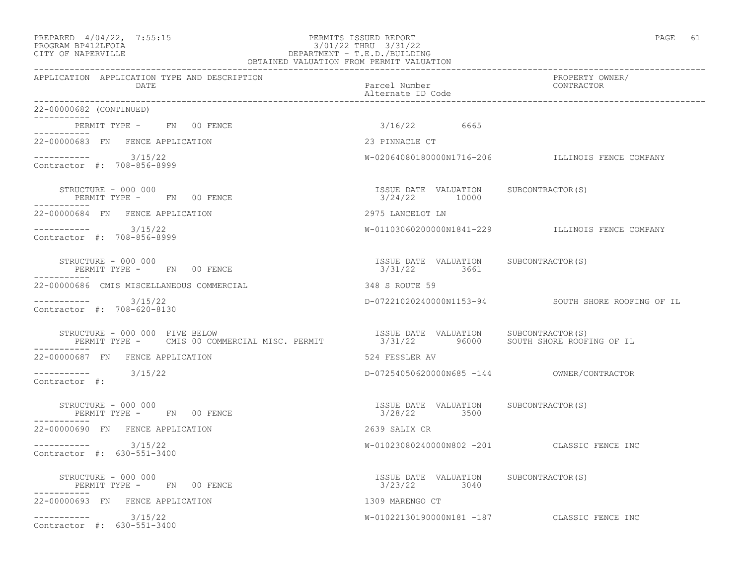APPLICATION APPLICATION TYPE AND DESCRIPTION DATE | Parcel Number Alternate ID Code | PROPERTY OWNER/ CONTRACTOR

22-00000682 (CONTINUED)

PERMIT TYPE - FN 00 FENCE 3/16/22 6665

22-00000683 FN FENCE APPLICATION 23 PINNACLE CT

----------- 3/15/22 W-02064080180000N1716-206 ILLINOIS FENCE COMPANY
Contractor #: 708-856-8999

STRUCTURE - 000 000 ISSUE DATE VALUATION SUBCONTRACTOR(S)
PERMIT TYPE - FN 00 FENCE 3/24/22 10000

22-00000684 FN FENCE APPLICATION 2975 LANCELOT LN

----------- 3/15/22 W-01103060200000N1841-229 ILLINOIS FENCE COMPANY
Contractor #: 708-856-8999

STRUCTURE - 000 000 ISSUE DATE VALUATION SUBCONTRACTOR(S)
PERMIT TYPE - FN 00 FENCE 3/31/22 3661

22-00000686 CMIS MISCELLANEOUS COMMERCIAL 348 S ROUTE 59

----------- 3/15/22 D-07221020240000N1153-94 SOUTH SHORE ROOFING OF IL
Contractor #: 708-620-8130

STRUCTURE - 000 000 FIVE BELOW ISSUE DATE VALUATION SUBCONTRACTOR(S)
PERMIT TYPE - CMIS 00 COMMERCIAL MISC. PERMIT 3/31/22 96000 SOUTH SHORE ROOFING OF IL

22-00000687 FN FENCE APPLICATION 524 FESSLER AV

----------- 3/15/22 D-07254050620000N685 -144 OWNER/CONTRACTOR
Contractor #:

STRUCTURE - 000 000 ISSUE DATE VALUATION SUBCONTRACTOR(S)
PERMIT TYPE - FN 00 FENCE 3/28/22 3500

22-00000690 FN FENCE APPLICATION 2639 SALIX CR

----------- 3/15/22 W-01023080240000N802 -201 CLASSIC FENCE INC
Contractor #: 630-551-3400

STRUCTURE - 000 000 ISSUE DATE VALUATION SUBCONTRACTOR(S)
PERMIT TYPE - FN 00 FENCE 3/23/22 3040

22-00000693 FN FENCE APPLICATION 1309 MARENGO CT

----------- 3/15/22 W-01022130190000N181 -187 CLASSIC FENCE INC
Contractor #: 630-551-3400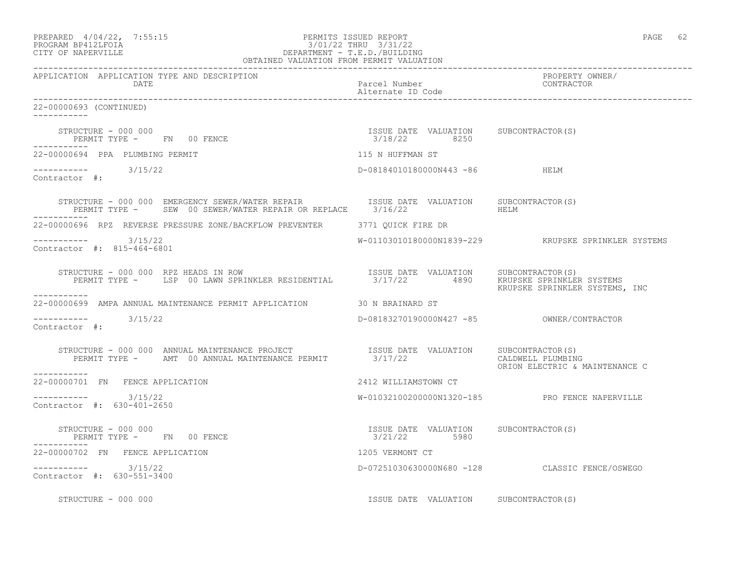PREPARED 4/04/22, 7:55:15 PERMITS ISSUED REPORT
PROGRAM BP412LFOIA 3/01/22 THRU 3/31/22
CITY OF NAPERVILLE DEPARTMENT - T.E.D./BUILDING
OBTAINED VALUATION FROM PERMIT VALUATION

| APPLICATION | APPLICATION TYPE AND DESCRIPTION / DATE | Parcel Number / Alternate ID Code | PROPERTY OWNER/ CONTRACTOR |
|---|---|---|---|

22-00000693 (CONTINUED)

STRUCTURE - 000 000 — ISSUE DATE 3/18/22, VALUATION 8250, SUBCONTRACTOR(S):
PERMIT TYPE - FN 00 FENCE

---

**22-00000694 PPA PLUMBING PERMIT** — 115 N HUFFMAN ST
3/15/22 — D-08184010180000N443 -86 — HELM
Contractor #:

STRUCTURE - 000 000 EMERGENCY SEWER/WATER REPAIR — ISSUE DATE 3/16/22, VALUATION , SUBCONTRACTOR(S): HELM
PERMIT TYPE - SEW 00 SEWER/WATER REPAIR OR REPLACE

---

**22-00000696 RPZ REVERSE PRESSURE ZONE/BACKFLOW PREVENTER** — 3771 QUICK FIRE DR
3/15/22 — W-01103010180000N1839-229 — KRUPSKE SPRINKLER SYSTEMS
Contractor #: 815-464-6801

STRUCTURE - 000 000 RPZ HEADS IN ROW — ISSUE DATE 3/17/22, VALUATION 4890, SUBCONTRACTOR(S): KRUPSKE SPRINKLER SYSTEMS; KRUPSKE SPRINKLER SYSTEMS, INC
PERMIT TYPE - LSP 00 LAWN SPRINKLER RESIDENTIAL

---

**22-00000699 AMPA ANNUAL MAINTENANCE PERMIT APPLICATION** — 30 N BRAINARD ST
3/15/22 — D-08183270190000N427 -85 — OWNER/CONTRACTOR
Contractor #:

STRUCTURE - 000 000 ANNUAL MAINTENANCE PROJECT — ISSUE DATE 3/17/22, VALUATION , SUBCONTRACTOR(S): CALDWELL PLUMBING; ORION ELECTRIC & MAINTENANCE C
PERMIT TYPE - AMT 00 ANNUAL MAINTENANCE PERMIT

---

**22-00000701 FN FENCE APPLICATION** — 2412 WILLIAMSTOWN CT
3/15/22 — W-01032100200000N1320-185 — PRO FENCE NAPERVILLE
Contractor #: 630-401-2650

STRUCTURE - 000 000 — ISSUE DATE 3/21/22, VALUATION 5980, SUBCONTRACTOR(S):
PERMIT TYPE - FN 00 FENCE

---

**22-00000702 FN FENCE APPLICATION** — 1205 VERMONT CT
3/15/22 — D-07251030630000N680 -128 — CLASSIC FENCE/OSWEGO
Contractor #: 630-551-3400

STRUCTURE - 000 000 — ISSUE DATE, VALUATION, SUBCONTRACTOR(S)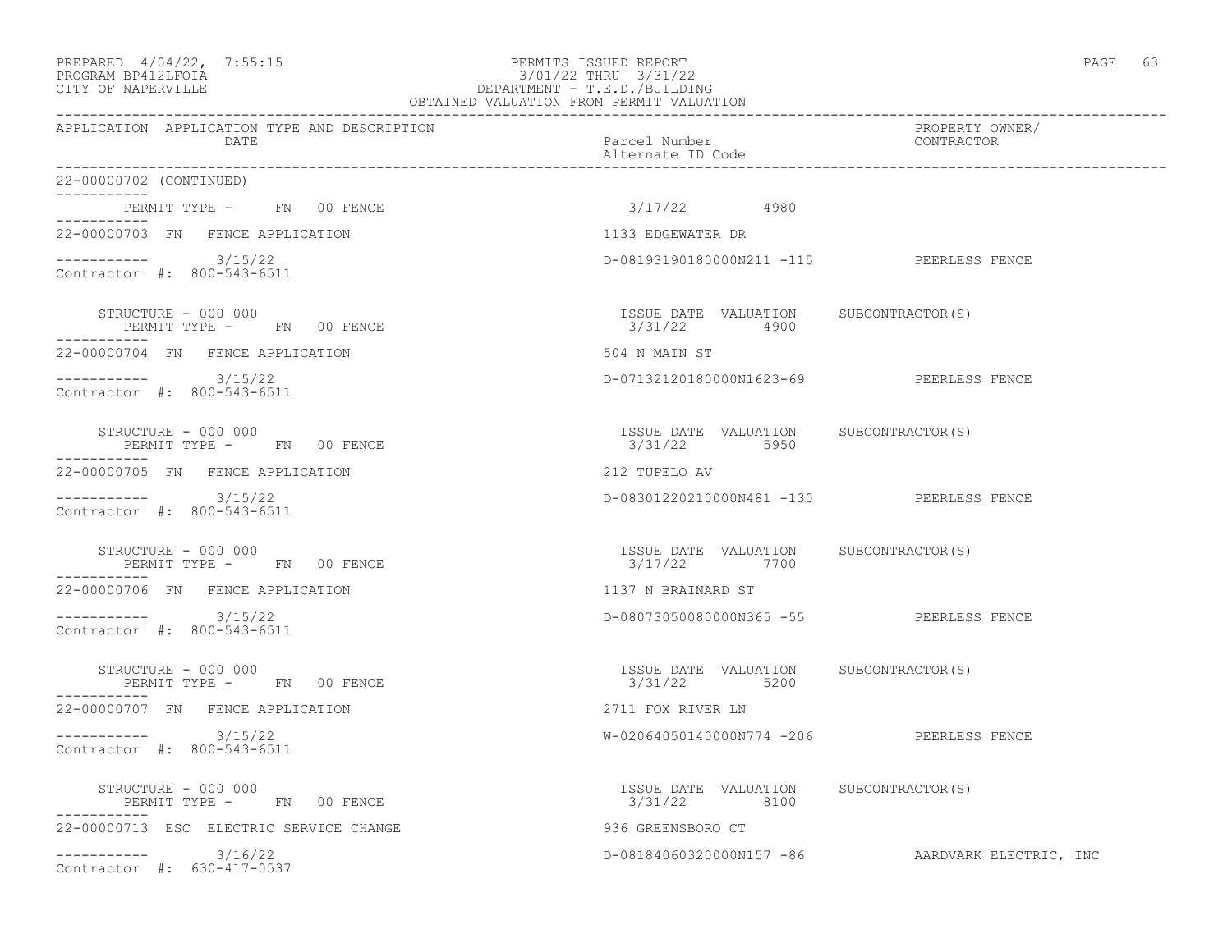OBTAINED VALUATION FROM PERMIT VALUATION

| APPLICATION | APPLICATION TYPE AND DESCRIPTION / DATE | Parcel Number / Alternate ID Code | PROPERTY OWNER/ CONTRACTOR |
|---|---|---|---|

22-00000702 (CONTINUED)

PERMIT TYPE - FN 00 FENCE — 3/17/22 — 4980

---

22-00000703 FN FENCE APPLICATION — 1133 EDGEWATER DR

3/15/22 — D-08193190180000N211 -115 — PEERLESS FENCE

Contractor #: 800-543-6511

STRUCTURE - 000 000
PERMIT TYPE - FN 00 FENCE

| ISSUE DATE | VALUATION | SUBCONTRACTOR(S) |
|---|---|---|
| 3/31/22 | 4900 | |

---

22-00000704 FN FENCE APPLICATION — 504 N MAIN ST

3/15/22 — D-07132120180000N1623-69 — PEERLESS FENCE

Contractor #: 800-543-6511

STRUCTURE - 000 000
PERMIT TYPE - FN 00 FENCE

| ISSUE DATE | VALUATION | SUBCONTRACTOR(S) |
|---|---|---|
| 3/31/22 | 5950 | |

---

22-00000705 FN FENCE APPLICATION — 212 TUPELO AV

3/15/22 — D-08301220210000N481 -130 — PEERLESS FENCE

Contractor #: 800-543-6511

STRUCTURE - 000 000
PERMIT TYPE - FN 00 FENCE

| ISSUE DATE | VALUATION | SUBCONTRACTOR(S) |
|---|---|---|
| 3/17/22 | 7700 | |

---

22-00000706 FN FENCE APPLICATION — 1137 N BRAINARD ST

3/15/22 — D-08073050080000N365 -55 — PEERLESS FENCE

Contractor #: 800-543-6511

STRUCTURE - 000 000
PERMIT TYPE - FN 00 FENCE

| ISSUE DATE | VALUATION | SUBCONTRACTOR(S) |
|---|---|---|
| 3/31/22 | 5200 | |

---

22-00000707 FN FENCE APPLICATION — 2711 FOX RIVER LN

3/15/22 — W-02064050140000N774 -206 — PEERLESS FENCE

Contractor #: 800-543-6511

STRUCTURE - 000 000
PERMIT TYPE - FN 00 FENCE

| ISSUE DATE | VALUATION | SUBCONTRACTOR(S) |
|---|---|---|
| 3/31/22 | 8100 | |

---

22-00000713 ESC ELECTRIC SERVICE CHANGE — 936 GREENSBORO CT

3/16/22 — D-08184060320000N157 -86 — AARDVARK ELECTRIC, INC

Contractor #: 630-417-0537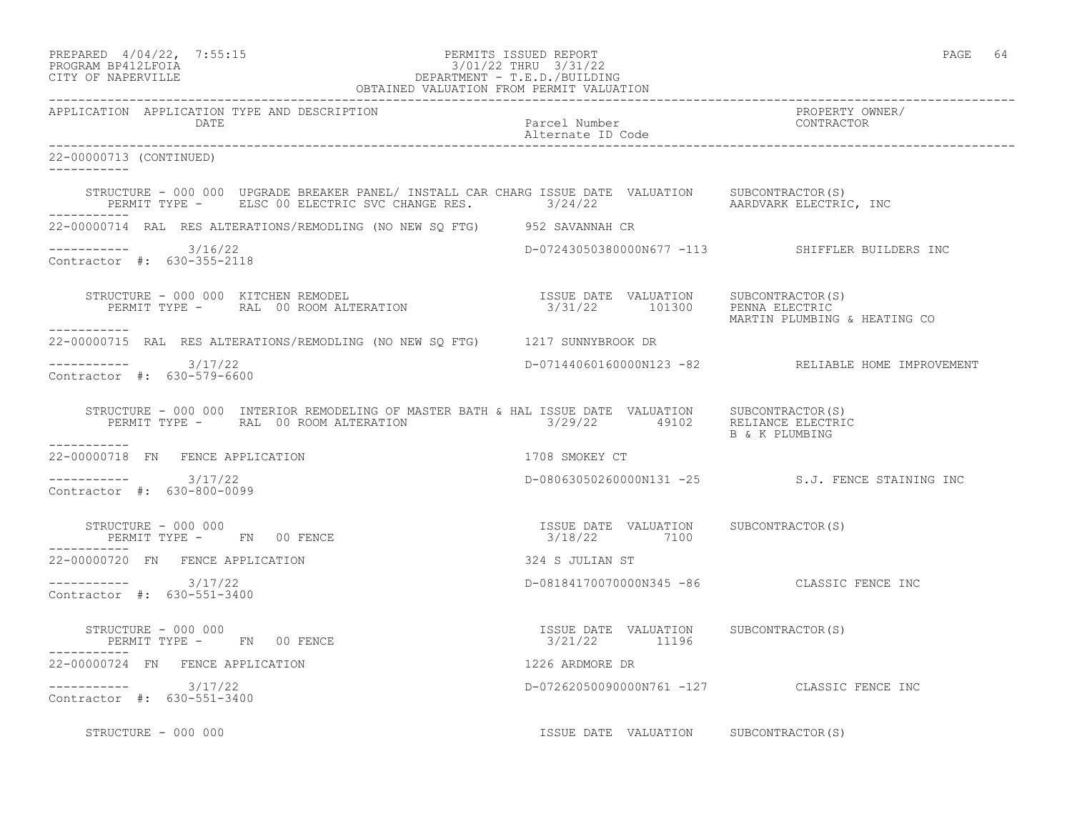PREPARED 4/04/22, 7:55:15
PROGRAM BP412LFOIA
CITY OF NAPERVILLE

PERMITS ISSUED REPORT
3/01/22 THRU 3/31/22
DEPARTMENT - T.E.D./BUILDING
OBTAINED VALUATION FROM PERMIT VALUATION

| APPLICATION | APPLICATION TYPE AND DESCRIPTION / DATE | Parcel Number / Alternate ID Code | PROPERTY OWNER/ CONTRACTOR |
|---|---|---|---|

22-00000713 (CONTINUED)

STRUCTURE - 000 000 UPGRADE BREAKER PANEL/ INSTALL CAR CHARG ISSUE DATE VALUATION SUBCONTRACTOR(S)
PERMIT TYPE - ELSC 00 ELECTRIC SVC CHANGE RES. 3/24/22 AARDVARK ELECTRIC, INC

22-00000714 RAL RES ALTERATIONS/REMODLING (NO NEW SQ FTG) 952 SAVANNAH CR
3/16/22 D-07243050380000N677 -113 SHIFFLER BUILDERS INC
Contractor #: 630-355-2118

STRUCTURE - 000 000 KITCHEN REMODEL ISSUE DATE VALUATION SUBCONTRACTOR(S)
PERMIT TYPE - RAL 00 ROOM ALTERATION 3/31/22 101300 PENNA ELECTRIC
MARTIN PLUMBING & HEATING CO

22-00000715 RAL RES ALTERATIONS/REMODLING (NO NEW SQ FTG) 1217 SUNNYBROOK DR
3/17/22 D-07144060160000N123 -82 RELIABLE HOME IMPROVEMENT
Contractor #: 630-579-6600

STRUCTURE - 000 000 INTERIOR REMODELING OF MASTER BATH & HAL ISSUE DATE VALUATION SUBCONTRACTOR(S)
PERMIT TYPE - RAL 00 ROOM ALTERATION 3/29/22 49102 RELIANCE ELECTRIC
B & K PLUMBING

22-00000718 FN FENCE APPLICATION 1708 SMOKEY CT
3/17/22 D-08063050260000N131 -25 S.J. FENCE STAINING INC
Contractor #: 630-800-0099

STRUCTURE - 000 000 ISSUE DATE VALUATION SUBCONTRACTOR(S)
PERMIT TYPE - FN 00 FENCE 3/18/22 7100

22-00000720 FN FENCE APPLICATION 324 S JULIAN ST
3/17/22 D-08184170070000N345 -86 CLASSIC FENCE INC
Contractor #: 630-551-3400

STRUCTURE - 000 000 ISSUE DATE VALUATION SUBCONTRACTOR(S)
PERMIT TYPE - FN 00 FENCE 3/21/22 11196

22-00000724 FN FENCE APPLICATION 1226 ARDMORE DR
3/17/22 D-07262050090000N761 -127 CLASSIC FENCE INC
Contractor #: 630-551-3400

STRUCTURE - 000 000 ISSUE DATE VALUATION SUBCONTRACTOR(S)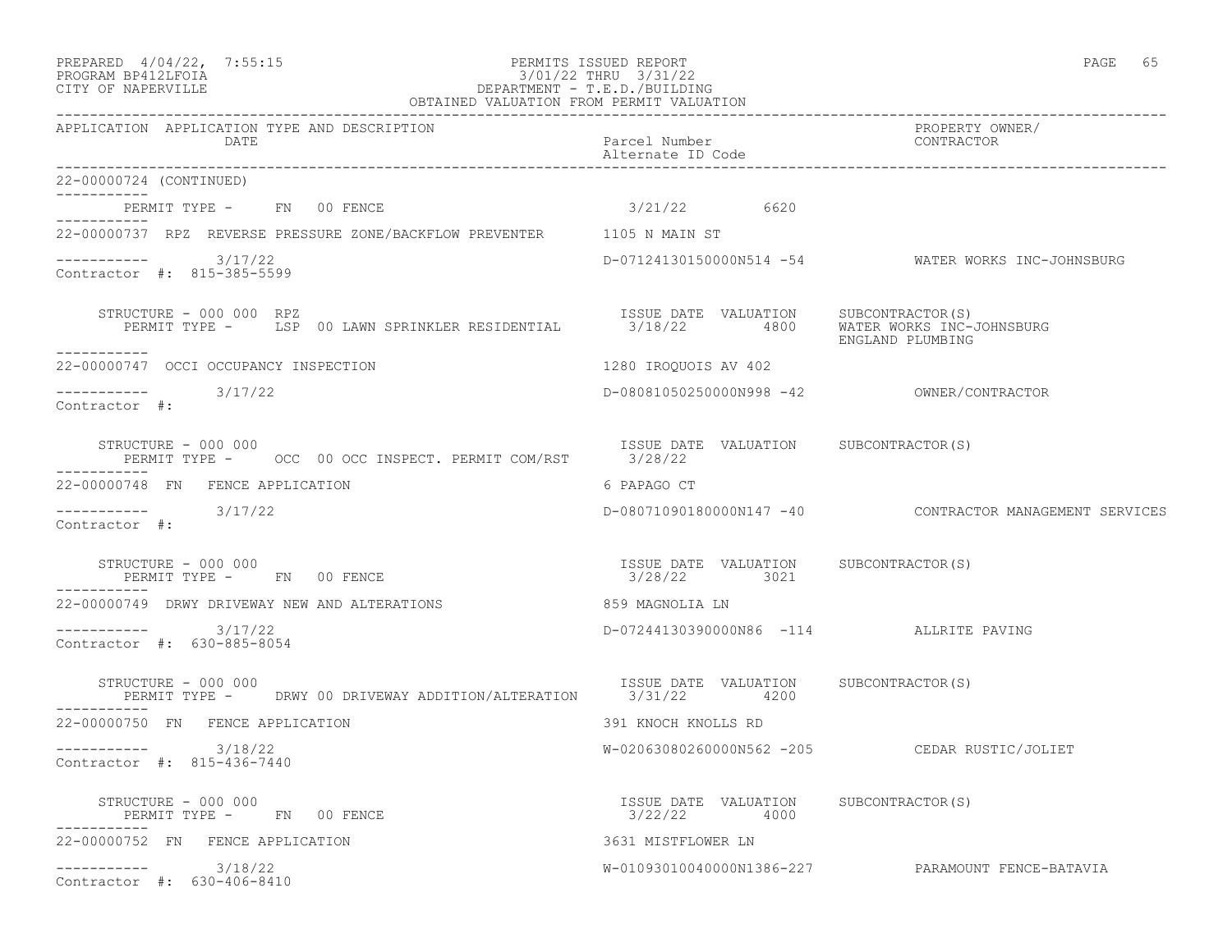OBTAINED VALUATION FROM PERMIT VALUATION

| APPLICATION | APPLICATION TYPE AND DESCRIPTION DATE | Parcel Number / Alternate ID Code | PROPERTY OWNER/ CONTRACTOR |
|---|---|---|---|

22-00000724 (CONTINUED)

PERMIT TYPE - FN 00 FENCE — 3/21/22 — 6620

---

22-00000737 RPZ REVERSE PRESSURE ZONE/BACKFLOW PREVENTER — 1105 N MAIN ST

3/17/22 — D-07124130150000N514 -54 — WATER WORKS INC-JOHNSBURG

Contractor #: 815-385-5599

STRUCTURE - 000 000 RPZ — ISSUE DATE VALUATION SUBCONTRACTOR(S)

PERMIT TYPE - LSP 00 LAWN SPRINKLER RESIDENTIAL — 3/18/22 — 4800 — WATER WORKS INC-JOHNSBURG, ENGLAND PLUMBING

---

22-00000747 OCCI OCCUPANCY INSPECTION — 1280 IROQUOIS AV 402

3/17/22 — D-08081050250000N998 -42 — OWNER/CONTRACTOR

Contractor #:

STRUCTURE - 000 000 — ISSUE DATE VALUATION SUBCONTRACTOR(S)

PERMIT TYPE - OCC 00 OCC INSPECT. PERMIT COM/RST — 3/28/22

---

22-00000748 FN FENCE APPLICATION — 6 PAPAGO CT

3/17/22 — D-08071090180000N147 -40 — CONTRACTOR MANAGEMENT SERVICES

Contractor #:

STRUCTURE - 000 000 — ISSUE DATE VALUATION SUBCONTRACTOR(S)

PERMIT TYPE - FN 00 FENCE — 3/28/22 — 3021

---

22-00000749 DRWY DRIVEWAY NEW AND ALTERATIONS — 859 MAGNOLIA LN

3/17/22 — D-07244130390000N86 -114 — ALLRITE PAVING

Contractor #: 630-885-8054

STRUCTURE - 000 000 — ISSUE DATE VALUATION SUBCONTRACTOR(S)

PERMIT TYPE - DRWY 00 DRIVEWAY ADDITION/ALTERATION — 3/31/22 — 4200

---

22-00000750 FN FENCE APPLICATION — 391 KNOCH KNOLLS RD

3/18/22 — W-02063080260000N562 -205 — CEDAR RUSTIC/JOLIET

Contractor #: 815-436-7440

STRUCTURE - 000 000 — ISSUE DATE VALUATION SUBCONTRACTOR(S)

PERMIT TYPE - FN 00 FENCE — 3/22/22 — 4000

---

22-00000752 FN FENCE APPLICATION — 3631 MISTFLOWER LN

3/18/22 — W-01093010040000N1386-227 — PARAMOUNT FENCE-BATAVIA

Contractor #: 630-406-8410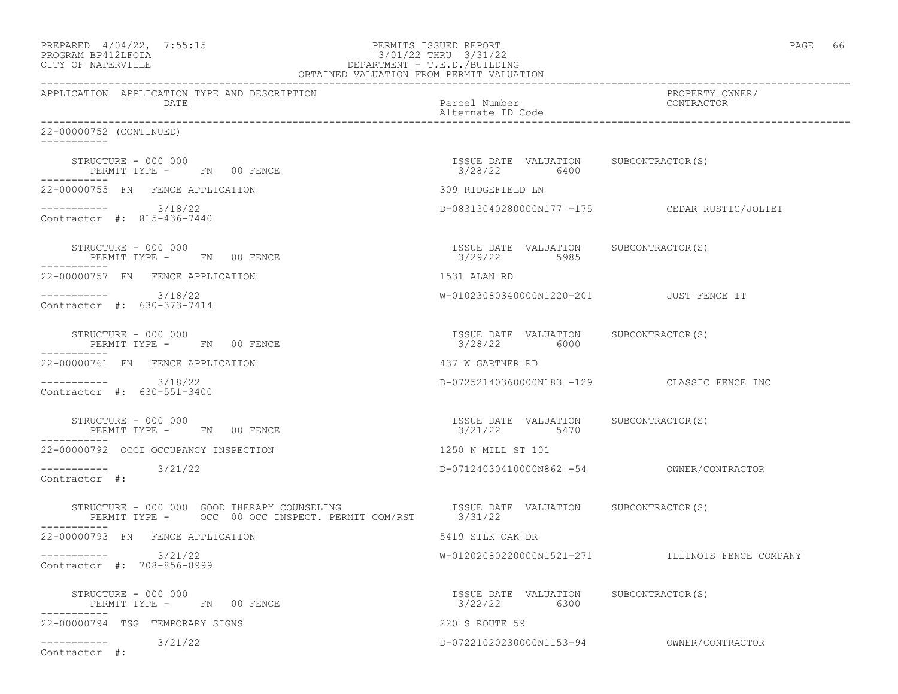PREPARED 4/04/22, 7:55:15
PROGRAM BP412LFOIA
CITY OF NAPERVILLE

PERMITS ISSUED REPORT
3/01/22 THRU 3/31/22
DEPARTMENT - T.E.D./BUILDING
OBTAINED VALUATION FROM PERMIT VALUATION

| APPLICATION | APPLICATION TYPE AND DESCRIPTION DATE | Parcel Number Alternate ID Code | PROPERTY OWNER/ CONTRACTOR |
|---|---|---|---|

22-00000752 (CONTINUED)

```
     STRUCTURE - 000 000                                         ISSUE DATE  VALUATION     SUBCONTRACTOR(S)
        PERMIT TYPE -     FN   00 FENCE                          3/28/22        6400
-----------
22-00000755  FN   FENCE APPLICATION                              309 RIDGEFIELD LN

-----------       3/18/22                                        D-08313040280000N177 -175          CEDAR RUSTIC/JOLIET
Contractor  #:  815-436-7440

     STRUCTURE - 000 000                                         ISSUE DATE  VALUATION     SUBCONTRACTOR(S)
        PERMIT TYPE -     FN   00 FENCE                          3/29/22        5985
-----------
22-00000757  FN   FENCE APPLICATION                              1531 ALAN RD

-----------       3/18/22                                        W-01023080340000N1220-201          JUST FENCE IT
Contractor  #:  630-373-7414

     STRUCTURE - 000 000                                         ISSUE DATE  VALUATION     SUBCONTRACTOR(S)
        PERMIT TYPE -     FN   00 FENCE                          3/28/22        6000
-----------
22-00000761  FN   FENCE APPLICATION                              437 W GARTNER RD

-----------       3/18/22                                        D-07252140360000N183 -129          CLASSIC FENCE INC
Contractor  #:  630-551-3400

     STRUCTURE - 000 000                                         ISSUE DATE  VALUATION     SUBCONTRACTOR(S)
        PERMIT TYPE -     FN   00 FENCE                          3/21/22        5470
-----------
22-00000792  OCCI OCCUPANCY INSPECTION                           1250 N MILL ST 101

-----------       3/21/22                                        D-07124030410000N862 -54           OWNER/CONTRACTOR
Contractor  #:

     STRUCTURE - 000 000  GOOD THERAPY COUNSELING                ISSUE DATE  VALUATION     SUBCONTRACTOR(S)
        PERMIT TYPE -     OCC  00 OCC INSPECT. PERMIT COM/RST    3/31/22
-----------
22-00000793  FN   FENCE APPLICATION                              5419 SILK OAK DR

-----------       3/21/22                                        W-01202080220000N1521-271          ILLINOIS FENCE COMPANY
Contractor  #:  708-856-8999

     STRUCTURE - 000 000                                         ISSUE DATE  VALUATION     SUBCONTRACTOR(S)
        PERMIT TYPE -     FN   00 FENCE                          3/22/22        6300
-----------
22-00000794  TSG  TEMPORARY SIGNS                                220 S ROUTE 59

-----------       3/21/22                                        D-07221020230000N1153-94           OWNER/CONTRACTOR
Contractor  #:
```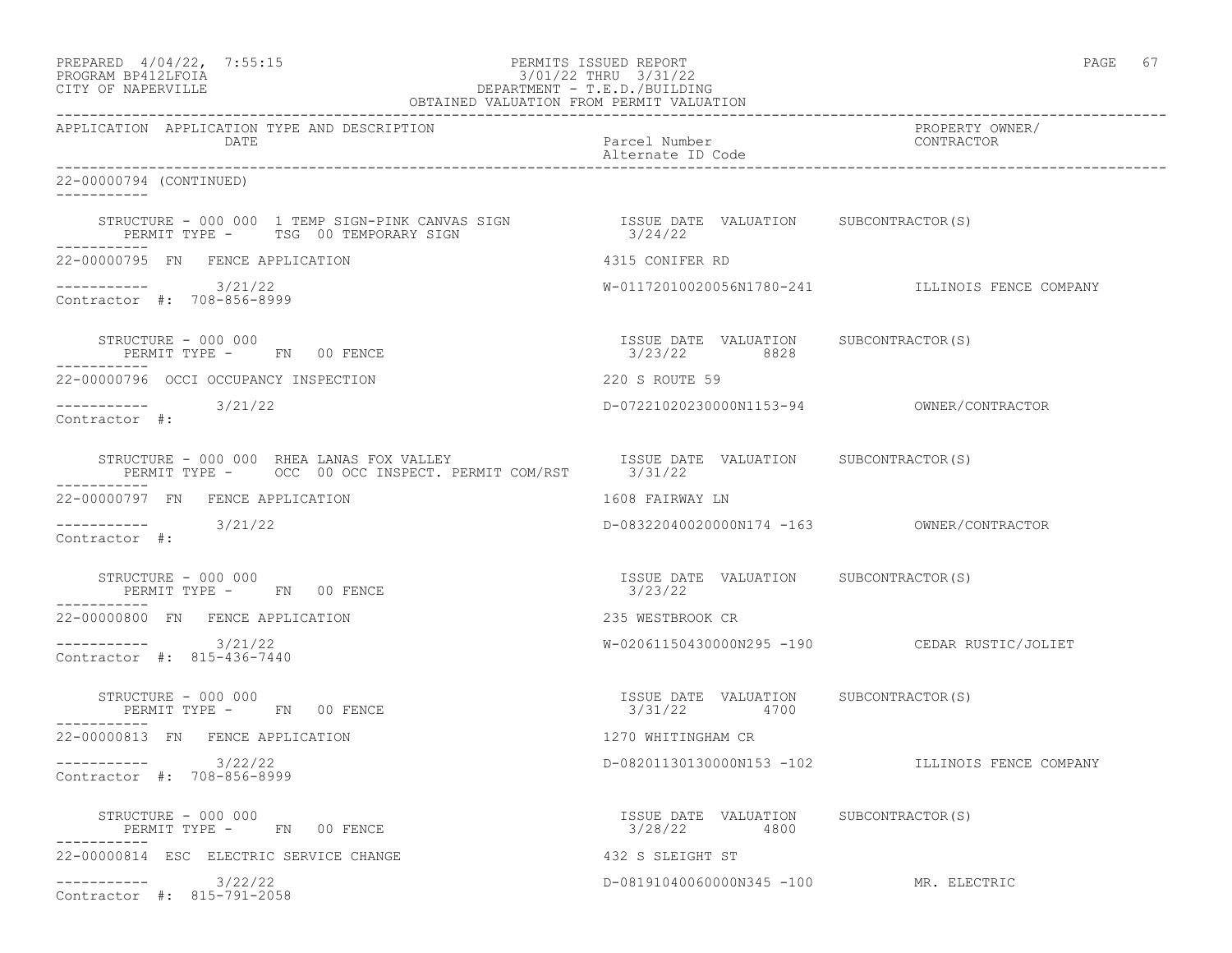PREPARED 4/04/22, 7:55:15 PERMITS ISSUED REPORT
PROGRAM BP412LFOIA 3/01/22 THRU 3/31/22
CITY OF NAPERVILLE DEPARTMENT - T.E.D./BUILDING
OBTAINED VALUATION FROM PERMIT VALUATION

| APPLICATION | APPLICATION TYPE AND DESCRIPTION / DATE | Parcel Number / Alternate ID Code | PROPERTY OWNER/ CONTRACTOR |
|---|---|---|---|

22-00000794 (CONTINUED)

STRUCTURE - 000 000 1 TEMP SIGN-PINK CANVAS SIGN — ISSUE DATE 3/24/22 — VALUATION — SUBCONTRACTOR(S)
PERMIT TYPE - TSG 00 TEMPORARY SIGN

---

22-00000795 FN FENCE APPLICATION — 4315 CONIFER RD
3/21/22 — W-01172010020056N1780-241 — ILLINOIS FENCE COMPANY
Contractor #: 708-856-8999

STRUCTURE - 000 000 — ISSUE DATE 3/23/22 — VALUATION 8828 — SUBCONTRACTOR(S)
PERMIT TYPE - FN 00 FENCE

---

22-00000796 OCCI OCCUPANCY INSPECTION — 220 S ROUTE 59
3/21/22 — D-07221020230000N1153-94 — OWNER/CONTRACTOR
Contractor #:

STRUCTURE - 000 000 RHEA LANAS FOX VALLEY — ISSUE DATE 3/31/22 — VALUATION — SUBCONTRACTOR(S)
PERMIT TYPE - OCC 00 OCC INSPECT. PERMIT COM/RST

---

22-00000797 FN FENCE APPLICATION — 1608 FAIRWAY LN
3/21/22 — D-08322040020000N174 -163 — OWNER/CONTRACTOR
Contractor #:

STRUCTURE - 000 000 — ISSUE DATE 3/23/22 — VALUATION — SUBCONTRACTOR(S)
PERMIT TYPE - FN 00 FENCE

---

22-00000800 FN FENCE APPLICATION — 235 WESTBROOK CR
3/21/22 — W-02061150430000N295 -190 — CEDAR RUSTIC/JOLIET
Contractor #: 815-436-7440

STRUCTURE - 000 000 — ISSUE DATE 3/31/22 — VALUATION 4700 — SUBCONTRACTOR(S)
PERMIT TYPE - FN 00 FENCE

---

22-00000813 FN FENCE APPLICATION — 1270 WHITINGHAM CR
3/22/22 — D-08201130130000N153 -102 — ILLINOIS FENCE COMPANY
Contractor #: 708-856-8999

STRUCTURE - 000 000 — ISSUE DATE 3/28/22 — VALUATION 4800 — SUBCONTRACTOR(S)
PERMIT TYPE - FN 00 FENCE

---

22-00000814 ESC ELECTRIC SERVICE CHANGE — 432 S SLEIGHT ST
3/22/22 — D-08191040060000N345 -100 — MR. ELECTRIC
Contractor #: 815-791-2058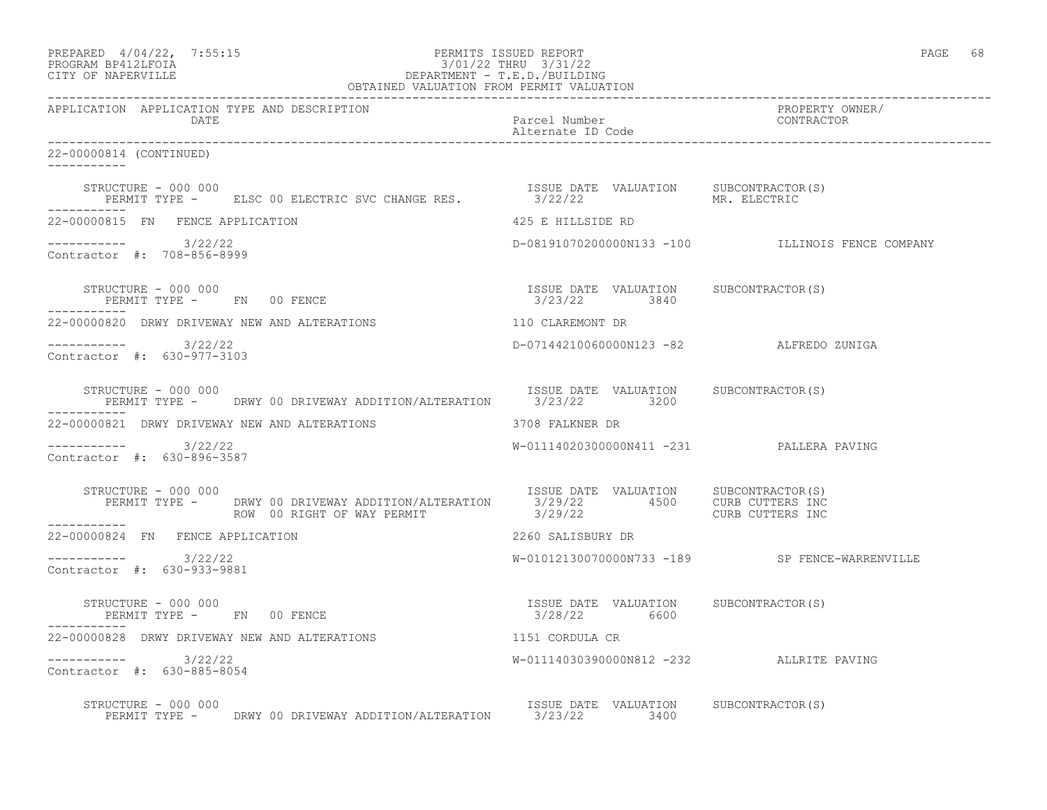PREPARED 4/04/22, 7:55:15
PROGRAM BP412LFOIA
CITY OF NAPERVILLE

PERMITS ISSUED REPORT
3/01/22 THRU 3/31/22
DEPARTMENT - T.E.D./BUILDING
OBTAINED VALUATION FROM PERMIT VALUATION

| APPLICATION | APPLICATION TYPE AND DESCRIPTION DATE | Parcel Number / Alternate ID Code | PROPERTY OWNER/ CONTRACTOR |
|---|---|---|---|

**22-00000814 (CONTINUED)**

STRUCTURE - 000 000 — PERMIT TYPE - ELSC 00 ELECTRIC SVC CHANGE RES. — ISSUE DATE 3/22/22 — VALUATION — SUBCONTRACTOR(S): MR. ELECTRIC

**22-00000815 FN FENCE APPLICATION** — 425 E HILLSIDE RD

3/22/22 — D-08191070200000N133 -100 — ILLINOIS FENCE COMPANY
Contractor #: 708-856-8999

STRUCTURE - 000 000 — PERMIT TYPE - FN 00 FENCE — ISSUE DATE 3/23/22 — VALUATION 3840 — SUBCONTRACTOR(S):

**22-00000820 DRWY DRIVEWAY NEW AND ALTERATIONS** — 110 CLAREMONT DR

3/22/22 — D-07144210060000N123 -82 — ALFREDO ZUNIGA
Contractor #: 630-977-3103

STRUCTURE - 000 000 — PERMIT TYPE - DRWY 00 DRIVEWAY ADDITION/ALTERATION — ISSUE DATE 3/23/22 — VALUATION 3200 — SUBCONTRACTOR(S):

**22-00000821 DRWY DRIVEWAY NEW AND ALTERATIONS** — 3708 FALKNER DR

3/22/22 — W-01114020300000N411 -231 — PALLERA PAVING
Contractor #: 630-896-3587

STRUCTURE - 000 000

| PERMIT TYPE | ISSUE DATE | VALUATION | SUBCONTRACTOR(S) |
|---|---|---|---|
| DRWY 00 DRIVEWAY ADDITION/ALTERATION | 3/29/22 | 4500 | CURB CUTTERS INC |
| ROW 00 RIGHT OF WAY PERMIT | 3/29/22 | | CURB CUTTERS INC |

**22-00000824 FN FENCE APPLICATION** — 2260 SALISBURY DR

3/22/22 — W-01012130070000N733 -189 — SP FENCE-WARRENVILLE
Contractor #: 630-933-9881

STRUCTURE - 000 000 — PERMIT TYPE - FN 00 FENCE — ISSUE DATE 3/28/22 — VALUATION 6600 — SUBCONTRACTOR(S):

**22-00000828 DRWY DRIVEWAY NEW AND ALTERATIONS** — 1151 CORDULA CR

3/22/22 — W-01114030390000N812 -232 — ALLRITE PAVING
Contractor #: 630-885-8054

STRUCTURE - 000 000 — PERMIT TYPE - DRWY 00 DRIVEWAY ADDITION/ALTERATION — ISSUE DATE 3/23/22 — VALUATION 3400 — SUBCONTRACTOR(S):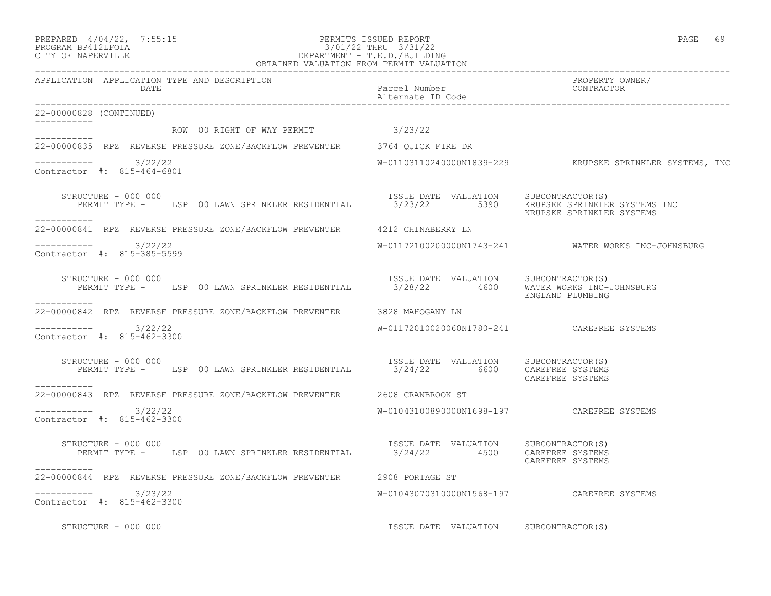PERMITS ISSUED REPORT
3/01/22 THRU 3/31/22
DEPARTMENT - T.E.D./BUILDING
OBTAINED VALUATION FROM PERMIT VALUATION

PREPARED 4/04/22, 7:55:15
PROGRAM BP412LFOIA
CITY OF NAPERVILLE

| APPLICATION | APPLICATION TYPE AND DESCRIPTION / DATE | Parcel Number / Alternate ID Code | PROPERTY OWNER/ CONTRACTOR |
|---|---|---|---|

22-00000828 (CONTINUED)

ROW 00 RIGHT OF WAY PERMIT 3/23/22

22-00000835 RPZ REVERSE PRESSURE ZONE/BACKFLOW PREVENTER 3764 QUICK FIRE DR
3/22/22 W-01103110240000N1839-229 KRUPSKE SPRINKLER SYSTEMS, INC
Contractor #: 815-464-6801

STRUCTURE - 000 000

| PERMIT TYPE | ISSUE DATE | VALUATION | SUBCONTRACTOR(S) |
|---|---|---|---|
| LSP 00 LAWN SPRINKLER RESIDENTIAL | 3/23/22 | 5390 | KRUPSKE SPRINKLER SYSTEMS INC<br>KRUPSKE SPRINKLER SYSTEMS |

22-00000841 RPZ REVERSE PRESSURE ZONE/BACKFLOW PREVENTER 4212 CHINABERRY LN
3/22/22 W-01172100200000N1743-241 WATER WORKS INC-JOHNSBURG
Contractor #: 815-385-5599

STRUCTURE - 000 000

| PERMIT TYPE | ISSUE DATE | VALUATION | SUBCONTRACTOR(S) |
|---|---|---|---|
| LSP 00 LAWN SPRINKLER RESIDENTIAL | 3/28/22 | 4600 | WATER WORKS INC-JOHNSBURG<br>ENGLAND PLUMBING |

22-00000842 RPZ REVERSE PRESSURE ZONE/BACKFLOW PREVENTER 3828 MAHOGANY LN
3/22/22 W-01172010020060N1780-241 CAREFREE SYSTEMS
Contractor #: 815-462-3300

STRUCTURE - 000 000

| PERMIT TYPE | ISSUE DATE | VALUATION | SUBCONTRACTOR(S) |
|---|---|---|---|
| LSP 00 LAWN SPRINKLER RESIDENTIAL | 3/24/22 | 6600 | CAREFREE SYSTEMS<br>CAREFREE SYSTEMS |

22-00000843 RPZ REVERSE PRESSURE ZONE/BACKFLOW PREVENTER 2608 CRANBROOK ST
3/22/22 W-01043100890000N1698-197 CAREFREE SYSTEMS
Contractor #: 815-462-3300

STRUCTURE - 000 000

| PERMIT TYPE | ISSUE DATE | VALUATION | SUBCONTRACTOR(S) |
|---|---|---|---|
| LSP 00 LAWN SPRINKLER RESIDENTIAL | 3/24/22 | 4500 | CAREFREE SYSTEMS<br>CAREFREE SYSTEMS |

22-00000844 RPZ REVERSE PRESSURE ZONE/BACKFLOW PREVENTER 2908 PORTAGE ST
3/23/22 W-01043070310000N1568-197 CAREFREE SYSTEMS
Contractor #: 815-462-3300

STRUCTURE - 000 000 ISSUE DATE VALUATION SUBCONTRACTOR(S)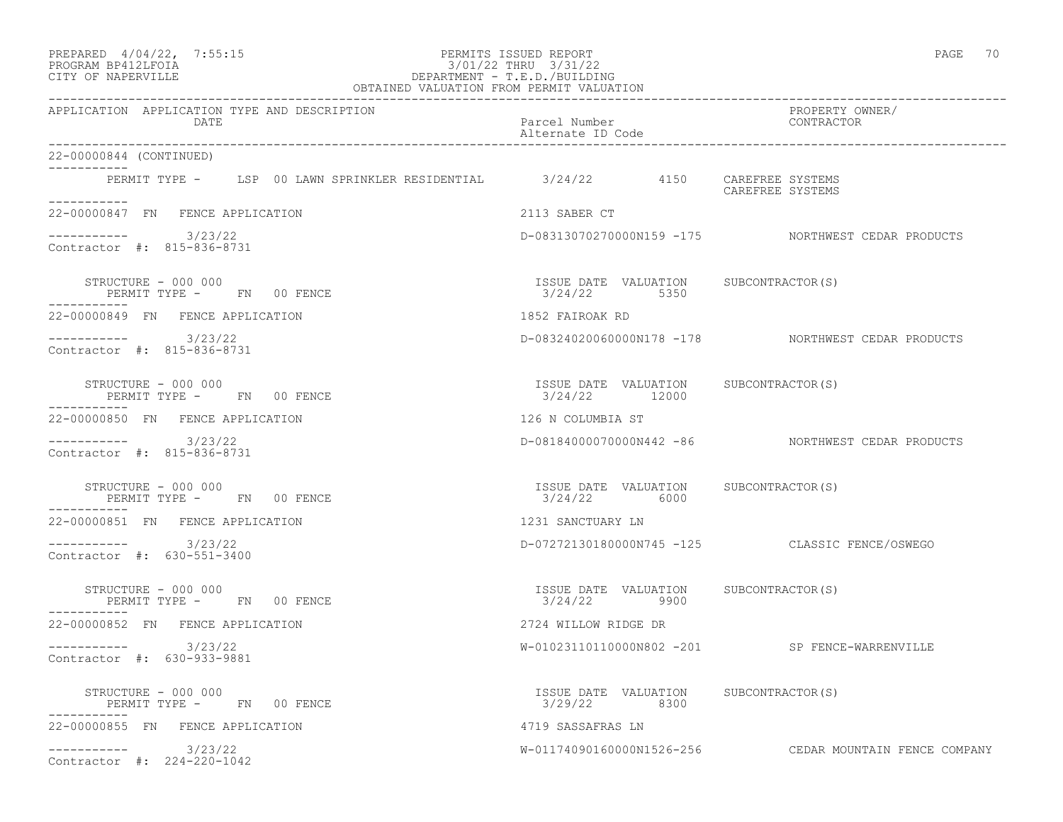PREPARED 4/04/22, 7:55:15 PERMITS ISSUED REPORT
PROGRAM BP412LFOIA 3/01/22 THRU 3/31/22
CITY OF NAPERVILLE DEPARTMENT - T.E.D./BUILDING
OBTAINED VALUATION FROM PERMIT VALUATION

| APPLICATION | APPLICATION TYPE AND DESCRIPTION / DATE | Parcel Number / Alternate ID Code | PROPERTY OWNER/ CONTRACTOR |
|---|---|---|---|

22-00000844 (CONTINUED)

PERMIT TYPE - LSP 00 LAWN SPRINKLER RESIDENTIAL 3/24/22 4150 CAREFREE SYSTEMS
CAREFREE SYSTEMS

---

22-00000847 FN FENCE APPLICATION — 2113 SABER CT
3/23/22 — D-08313070270000N159 -175 — NORTHWEST CEDAR PRODUCTS
Contractor #: 815-836-8731

| STRUCTURE - 000 000 | ISSUE DATE | VALUATION | SUBCONTRACTOR(S) |
|---|---|---|---|
| PERMIT TYPE - FN 00 FENCE | 3/24/22 | 5350 | |

---

22-00000849 FN FENCE APPLICATION — 1852 FAIROAK RD
3/23/22 — D-08324020060000N178 -178 — NORTHWEST CEDAR PRODUCTS
Contractor #: 815-836-8731

| STRUCTURE - 000 000 | ISSUE DATE | VALUATION | SUBCONTRACTOR(S) |
|---|---|---|---|
| PERMIT TYPE - FN 00 FENCE | 3/24/22 | 12000 | |

---

22-00000850 FN FENCE APPLICATION — 126 N COLUMBIA ST
3/23/22 — D-08184000070000N442 -86 — NORTHWEST CEDAR PRODUCTS
Contractor #: 815-836-8731

| STRUCTURE - 000 000 | ISSUE DATE | VALUATION | SUBCONTRACTOR(S) |
|---|---|---|---|
| PERMIT TYPE - FN 00 FENCE | 3/24/22 | 6000 | |

---

22-00000851 FN FENCE APPLICATION — 1231 SANCTUARY LN
3/23/22 — D-07272130180000N745 -125 — CLASSIC FENCE/OSWEGO
Contractor #: 630-551-3400

| STRUCTURE - 000 000 | ISSUE DATE | VALUATION | SUBCONTRACTOR(S) |
|---|---|---|---|
| PERMIT TYPE - FN 00 FENCE | 3/24/22 | 9900 | |

---

22-00000852 FN FENCE APPLICATION — 2724 WILLOW RIDGE DR
3/23/22 — W-01023110110000N802 -201 — SP FENCE-WARRENVILLE
Contractor #: 630-933-9881

| STRUCTURE - 000 000 | ISSUE DATE | VALUATION | SUBCONTRACTOR(S) |
|---|---|---|---|
| PERMIT TYPE - FN 00 FENCE | 3/29/22 | 8300 | |

---

22-00000855 FN FENCE APPLICATION — 4719 SASSAFRAS LN
3/23/22 — W-01174090160000N1526-256 — CEDAR MOUNTAIN FENCE COMPANY
Contractor #: 224-220-1042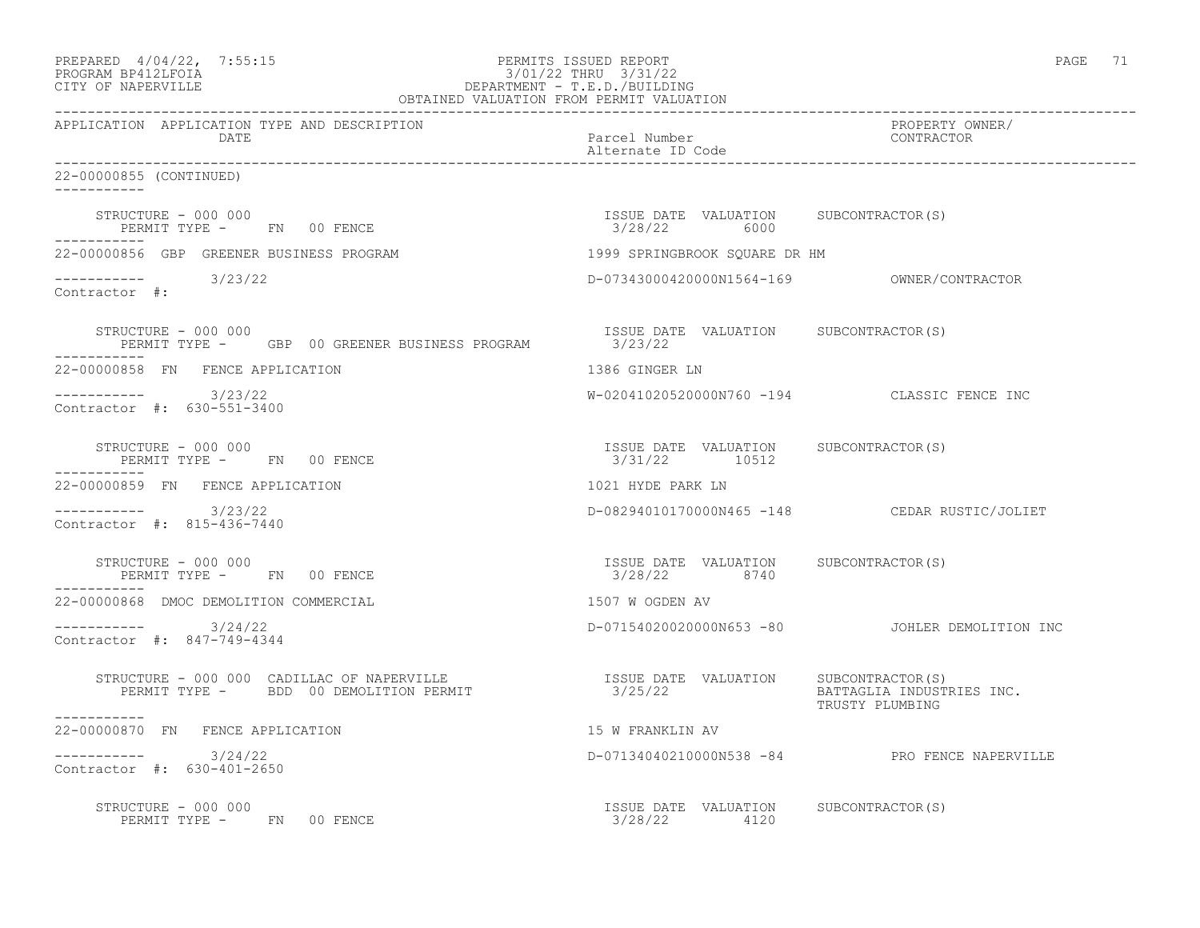PREPARED 4/04/22, 7:55:15 PERMITS ISSUED REPORT
PROGRAM BP412LFOIA 3/01/22 THRU 3/31/22
CITY OF NAPERVILLE DEPARTMENT - T.E.D./BUILDING
OBTAINED VALUATION FROM PERMIT VALUATION

| APPLICATION | APPLICATION TYPE AND DESCRIPTION / DATE | Parcel Number / Alternate ID Code | PROPERTY OWNER/ CONTRACTOR |
|---|---|---|---|

22-00000855 (CONTINUED)

STRUCTURE - 000 000
PERMIT TYPE - FN 00 FENCE
ISSUE DATE 3/28/22 VALUATION 6000 SUBCONTRACTOR(S)

22-00000856 GBP GREENER BUSINESS PROGRAM — 1999 SPRINGBROOK SQUARE DR HM
3/23/22 — D-07343000420000N1564-169 — OWNER/CONTRACTOR
Contractor #:

STRUCTURE - 000 000
PERMIT TYPE - GBP 00 GREENER BUSINESS PROGRAM
ISSUE DATE 3/23/22 VALUATION SUBCONTRACTOR(S)

22-00000858 FN FENCE APPLICATION — 1386 GINGER LN
3/23/22 — W-02041020520000N760 -194 — CLASSIC FENCE INC
Contractor #: 630-551-3400

STRUCTURE - 000 000
PERMIT TYPE - FN 00 FENCE
ISSUE DATE 3/31/22 VALUATION 10512 SUBCONTRACTOR(S)

22-00000859 FN FENCE APPLICATION — 1021 HYDE PARK LN
3/23/22 — D-08294010170000N465 -148 — CEDAR RUSTIC/JOLIET
Contractor #: 815-436-7440

STRUCTURE - 000 000
PERMIT TYPE - FN 00 FENCE
ISSUE DATE 3/28/22 VALUATION 8740 SUBCONTRACTOR(S)

22-00000868 DMOC DEMOLITION COMMERCIAL — 1507 W OGDEN AV
3/24/22 — D-07154020020000N653 -80 — JOHLER DEMOLITION INC
Contractor #: 847-749-4344

STRUCTURE - 000 000 CADILLAC OF NAPERVILLE
PERMIT TYPE - BDD 00 DEMOLITION PERMIT
ISSUE DATE 3/25/22 VALUATION SUBCONTRACTOR(S) BATTAGLIA INDUSTRIES INC., TRUSTY PLUMBING

22-00000870 FN FENCE APPLICATION — 15 W FRANKLIN AV
3/24/22 — D-07134040210000N538 -84 — PRO FENCE NAPERVILLE
Contractor #: 630-401-2650

STRUCTURE - 000 000
PERMIT TYPE - FN 00 FENCE
ISSUE DATE 3/28/22 VALUATION 4120 SUBCONTRACTOR(S)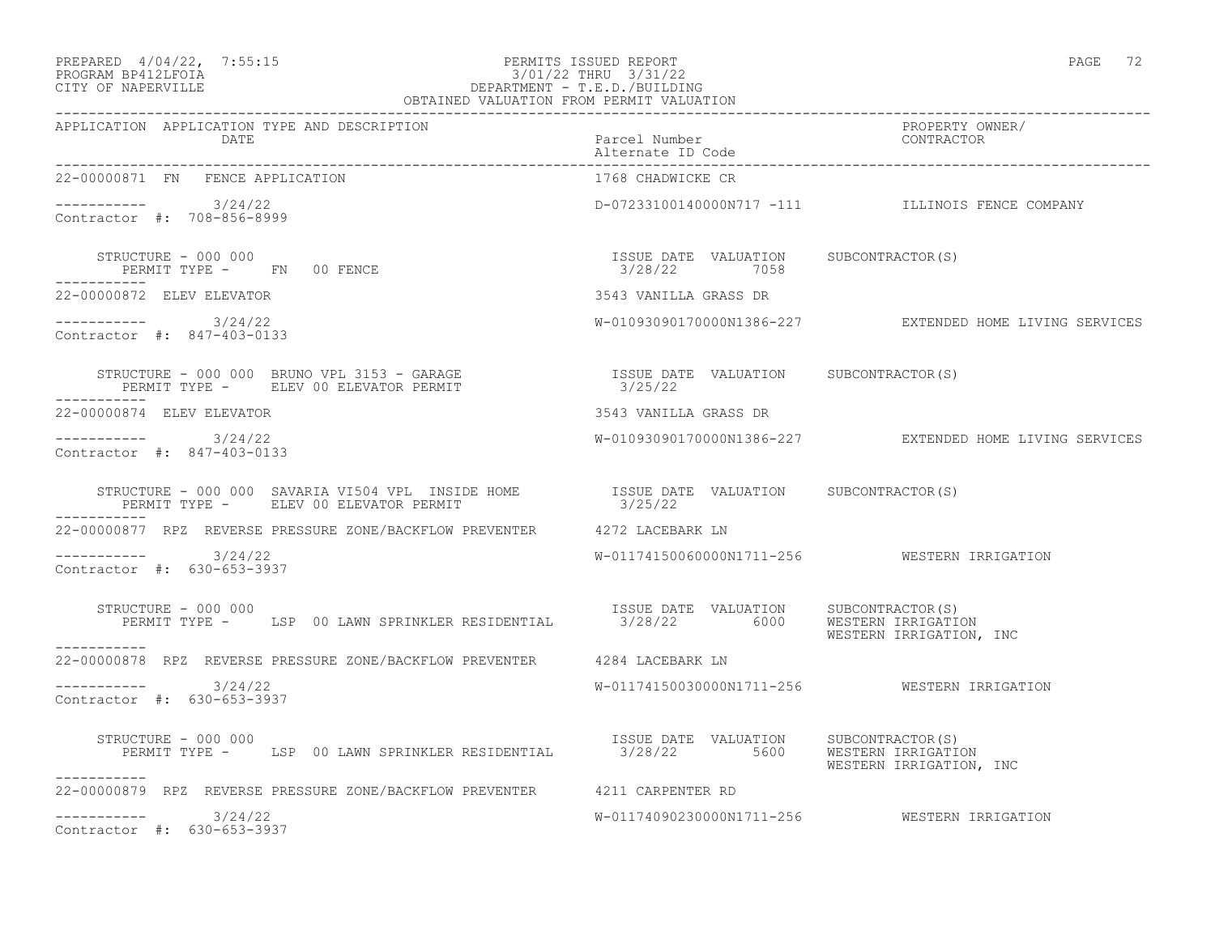PREPARED 4/04/22, 7:55:15 PERMITS ISSUED REPORT
PROGRAM BP412LFOIA 3/01/22 THRU 3/31/22
CITY OF NAPERVILLE DEPARTMENT - T.E.D./BUILDING
OBTAINED VALUATION FROM PERMIT VALUATION

| APPLICATION | APPLICATION TYPE AND DESCRIPTION / DATE | Parcel Number / Alternate ID Code | PROPERTY OWNER/ CONTRACTOR |
|---|---|---|---|
| 22-00000871 | FN FENCE APPLICATION | 1768 CHADWICKE CR | |
| ----------- | 3/24/22 | D-07233100140000N717 -111 | ILLINOIS FENCE COMPANY |
| Contractor #: 708-856-8999 | | | |
| STRUCTURE - 000 000 | PERMIT TYPE - FN 00 FENCE | ISSUE DATE 3/28/22 VALUATION 7058 | SUBCONTRACTOR(S) |
| 22-00000872 | ELEV ELEVATOR | 3543 VANILLA GRASS DR | |
| ----------- | 3/24/22 | W-01093090170000N1386-227 | EXTENDED HOME LIVING SERVICES |
| Contractor #: 847-403-0133 | | | |
| STRUCTURE - 000 000 BRUNO VPL 3153 - GARAGE | PERMIT TYPE - ELEV 00 ELEVATOR PERMIT | ISSUE DATE 3/25/22 VALUATION | SUBCONTRACTOR(S) |
| 22-00000874 | ELEV ELEVATOR | 3543 VANILLA GRASS DR | |
| ----------- | 3/24/22 | W-01093090170000N1386-227 | EXTENDED HOME LIVING SERVICES |
| Contractor #: 847-403-0133 | | | |
| STRUCTURE - 000 000 SAVARIA VI504 VPL INSIDE HOME | PERMIT TYPE - ELEV 00 ELEVATOR PERMIT | ISSUE DATE 3/25/22 VALUATION | SUBCONTRACTOR(S) |
| 22-00000877 | RPZ REVERSE PRESSURE ZONE/BACKFLOW PREVENTER | 4272 LACEBARK LN | |
| ----------- | 3/24/22 | W-01174150060000N1711-256 | WESTERN IRRIGATION |
| Contractor #: 630-653-3937 | | | |
| STRUCTURE - 000 000 | PERMIT TYPE - LSP 00 LAWN SPRINKLER RESIDENTIAL | ISSUE DATE 3/28/22 VALUATION 6000 | SUBCONTRACTOR(S) WESTERN IRRIGATION; WESTERN IRRIGATION, INC |
| 22-00000878 | RPZ REVERSE PRESSURE ZONE/BACKFLOW PREVENTER | 4284 LACEBARK LN | |
| ----------- | 3/24/22 | W-01174150030000N1711-256 | WESTERN IRRIGATION |
| Contractor #: 630-653-3937 | | | |
| STRUCTURE - 000 000 | PERMIT TYPE - LSP 00 LAWN SPRINKLER RESIDENTIAL | ISSUE DATE 3/28/22 VALUATION 5600 | SUBCONTRACTOR(S) WESTERN IRRIGATION; WESTERN IRRIGATION, INC |
| 22-00000879 | RPZ REVERSE PRESSURE ZONE/BACKFLOW PREVENTER | 4211 CARPENTER RD | |
| ----------- | 3/24/22 | W-01174090230000N1711-256 | WESTERN IRRIGATION |
| Contractor #: 630-653-3937 | | | |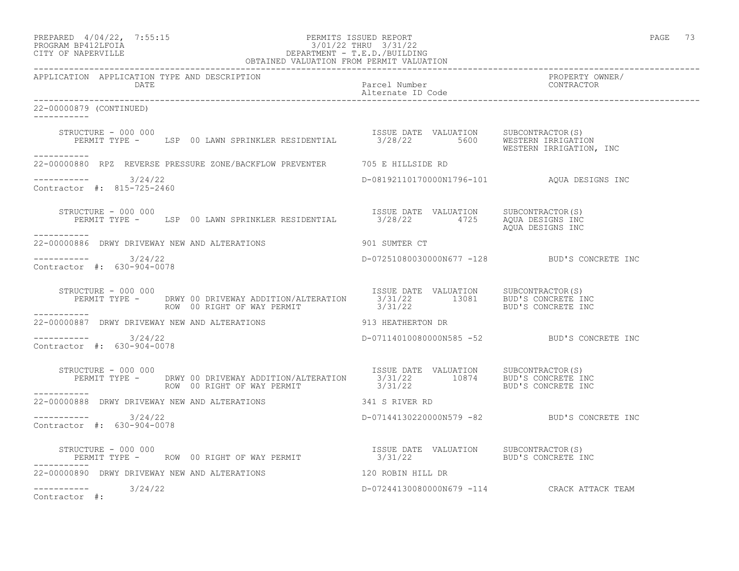PREPARED 4/04/22, 7:55:15 PERMITS ISSUED REPORT
PROGRAM BP412LFOIA 3/01/22 THRU 3/31/22
CITY OF NAPERVILLE DEPARTMENT - T.E.D./BUILDING
OBTAINED VALUATION FROM PERMIT VALUATION

| APPLICATION | APPLICATION TYPE AND DESCRIPTION DATE | Parcel Number Alternate ID Code | PROPERTY OWNER/ CONTRACTOR |
|---|---|---|---|

22-00000879 (CONTINUED)

STRUCTURE - 000 000
PERMIT TYPE - LSP 00 LAWN SPRINKLER RESIDENTIAL — ISSUE DATE 3/28/22, VALUATION 5600, SUBCONTRACTOR(S): WESTERN IRRIGATION; WESTERN IRRIGATION, INC

22-00000880 RPZ REVERSE PRESSURE ZONE/BACKFLOW PREVENTER — 705 E HILLSIDE RD
3/24/22 — D-08192110170000N1796-101 — AQUA DESIGNS INC
Contractor #: 815-725-2460

STRUCTURE - 000 000
PERMIT TYPE - LSP 00 LAWN SPRINKLER RESIDENTIAL — ISSUE DATE 3/28/22, VALUATION 4725, SUBCONTRACTOR(S): AQUA DESIGNS INC; AQUA DESIGNS INC

22-00000886 DRWY DRIVEWAY NEW AND ALTERATIONS — 901 SUMTER CT
3/24/22 — D-07251080030000N677 -128 — BUD'S CONCRETE INC
Contractor #: 630-904-0078

STRUCTURE - 000 000
PERMIT TYPE - DRWY 00 DRIVEWAY ADDITION/ALTERATION — ISSUE DATE 3/31/22, VALUATION 13081, SUBCONTRACTOR(S): BUD'S CONCRETE INC
ROW 00 RIGHT OF WAY PERMIT — ISSUE DATE 3/31/22, SUBCONTRACTOR(S): BUD'S CONCRETE INC

22-00000887 DRWY DRIVEWAY NEW AND ALTERATIONS — 913 HEATHERTON DR
3/24/22 — D-07114010080000N585 -52 — BUD'S CONCRETE INC
Contractor #: 630-904-0078

STRUCTURE - 000 000
PERMIT TYPE - DRWY 00 DRIVEWAY ADDITION/ALTERATION — ISSUE DATE 3/31/22, VALUATION 10874, SUBCONTRACTOR(S): BUD'S CONCRETE INC
ROW 00 RIGHT OF WAY PERMIT — ISSUE DATE 3/31/22, SUBCONTRACTOR(S): BUD'S CONCRETE INC

22-00000888 DRWY DRIVEWAY NEW AND ALTERATIONS — 341 S RIVER RD
3/24/22 — D-07144130220000N579 -82 — BUD'S CONCRETE INC
Contractor #: 630-904-0078

STRUCTURE - 000 000
PERMIT TYPE - ROW 00 RIGHT OF WAY PERMIT — ISSUE DATE 3/31/22, SUBCONTRACTOR(S): BUD'S CONCRETE INC

22-00000890 DRWY DRIVEWAY NEW AND ALTERATIONS — 120 ROBIN HILL DR
3/24/22 — D-07244130080000N679 -114 — CRACK ATTACK TEAM
Contractor #: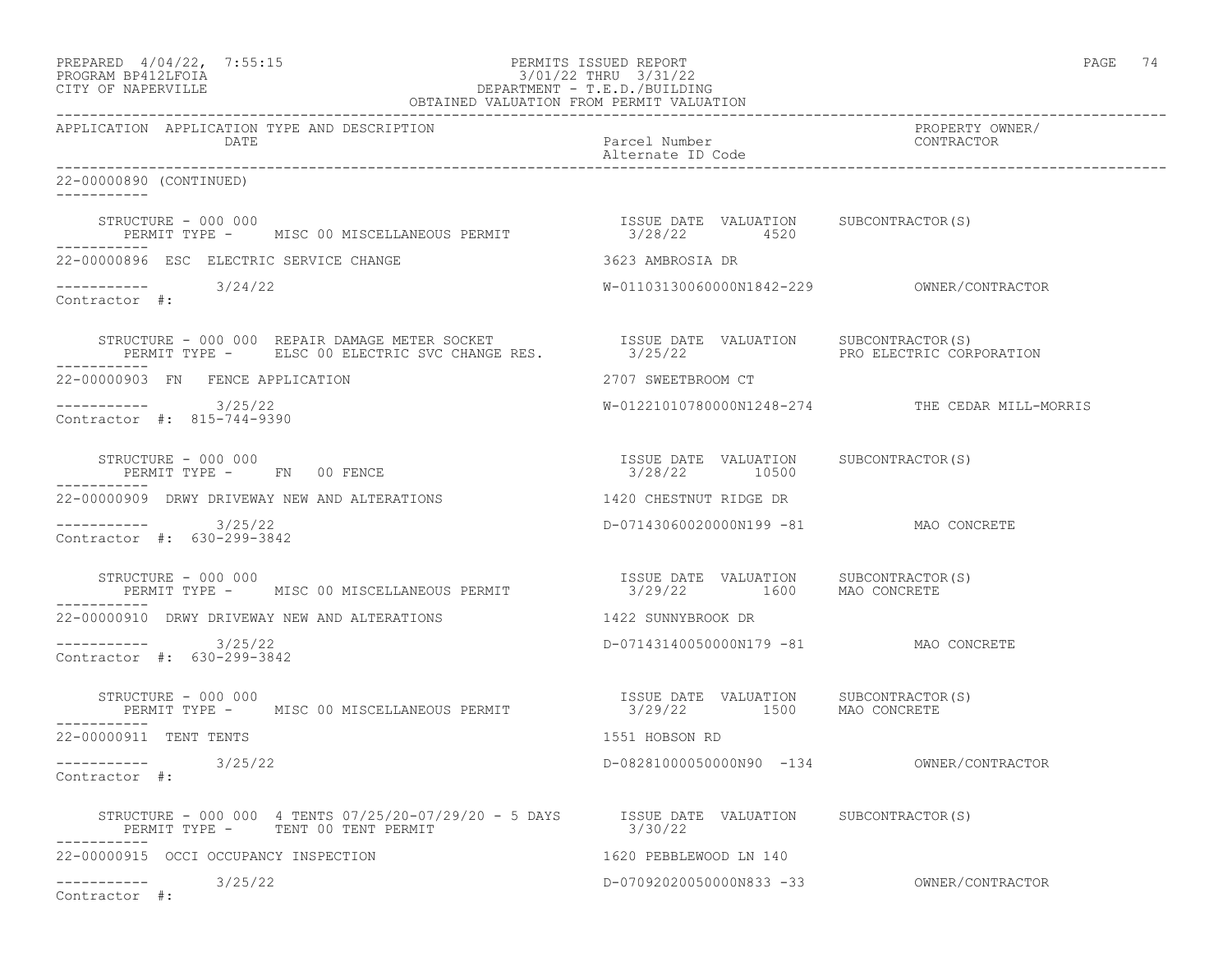PREPARED 4/04/22, 7:55:15 PERMITS ISSUED REPORT
PROGRAM BP412LFOIA 3/01/22 THRU 3/31/22
CITY OF NAPERVILLE DEPARTMENT - T.E.D./BUILDING
OBTAINED VALUATION FROM PERMIT VALUATION

| APPLICATION | APPLICATION TYPE AND DESCRIPTION / DATE | Parcel Number / Alternate ID Code | PROPERTY OWNER/ CONTRACTOR |
|---|---|---|---|

22-00000890 (CONTINUED)

STRUCTURE - 000 000
PERMIT TYPE - MISC 00 MISCELLANEOUS PERMIT
ISSUE DATE 3/28/22 VALUATION 4520 SUBCONTRACTOR(S)

22-00000896 ESC ELECTRIC SERVICE CHANGE — 3623 AMBROSIA DR
3/24/22 — W-01103130060000N1842-229 — OWNER/CONTRACTOR
Contractor #:

STRUCTURE - 000 000 REPAIR DAMAGE METER SOCKET
PERMIT TYPE - ELSC 00 ELECTRIC SVC CHANGE RES.
ISSUE DATE 3/25/22 VALUATION SUBCONTRACTOR(S) PRO ELECTRIC CORPORATION

22-00000903 FN FENCE APPLICATION — 2707 SWEETBROOM CT
3/25/22 — W-01221010780000N1248-274 — THE CEDAR MILL-MORRIS
Contractor #: 815-744-9390

STRUCTURE - 000 000
PERMIT TYPE - FN 00 FENCE
ISSUE DATE 3/28/22 VALUATION 10500 SUBCONTRACTOR(S)

22-00000909 DRWY DRIVEWAY NEW AND ALTERATIONS — 1420 CHESTNUT RIDGE DR
3/25/22 — D-07143060020000N199 -81 — MAO CONCRETE
Contractor #: 630-299-3842

STRUCTURE - 000 000
PERMIT TYPE - MISC 00 MISCELLANEOUS PERMIT
ISSUE DATE 3/29/22 VALUATION 1600 SUBCONTRACTOR(S) MAO CONCRETE

22-00000910 DRWY DRIVEWAY NEW AND ALTERATIONS — 1422 SUNNYBROOK DR
3/25/22 — D-07143140050000N179 -81 — MAO CONCRETE
Contractor #: 630-299-3842

STRUCTURE - 000 000
PERMIT TYPE - MISC 00 MISCELLANEOUS PERMIT
ISSUE DATE 3/29/22 VALUATION 1500 SUBCONTRACTOR(S) MAO CONCRETE

22-00000911 TENT TENTS — 1551 HOBSON RD
3/25/22 — D-08281000050000N90 -134 — OWNER/CONTRACTOR
Contractor #:

STRUCTURE - 000 000 4 TENTS 07/25/20-07/29/20 - 5 DAYS
PERMIT TYPE - TENT 00 TENT PERMIT
ISSUE DATE 3/30/22 VALUATION SUBCONTRACTOR(S)

22-00000915 OCCI OCCUPANCY INSPECTION — 1620 PEBBLEWOOD LN 140
3/25/22 — D-07092020050000N833 -33 — OWNER/CONTRACTOR
Contractor #: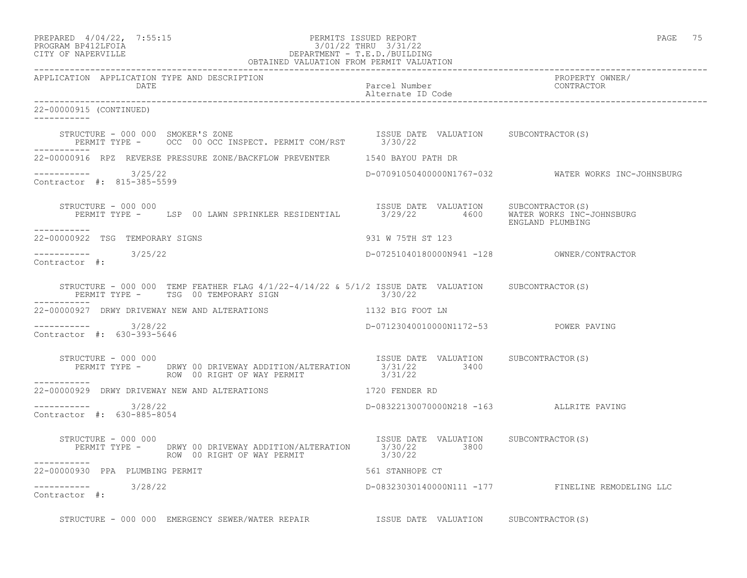PREPARED 4/04/22, 7:55:15 PERMITS ISSUED REPORT
PROGRAM BP412LFOIA 3/01/22 THRU 3/31/22
CITY OF NAPERVILLE DEPARTMENT - T.E.D./BUILDING
OBTAINED VALUATION FROM PERMIT VALUATION

```
APPLICATION  APPLICATION TYPE AND DESCRIPTION                                                          PROPERTY OWNER/
             DATE                                                    Parcel Number                     CONTRACTOR
                                                                     Alternate ID Code
----------------------------------------------------------------------------------------------------------------------------------
22-00000915 (CONTINUED)
-----------

     STRUCTURE - 000 000  SMOKER'S ZONE                              ISSUE DATE  VALUATION     SUBCONTRACTOR(S)
        PERMIT TYPE -     OCC  00 OCC INSPECT. PERMIT COM/RST        3/30/22
-----------
22-00000916  RPZ  REVERSE PRESSURE ZONE/BACKFLOW PREVENTER          1540 BAYOU PATH DR

-----------        3/25/22                                           D-07091050400000N1767-032         WATER WORKS INC-JOHNSBURG
Contractor #:  815-385-5599

     STRUCTURE - 000 000                                             ISSUE DATE  VALUATION     SUBCONTRACTOR(S)
        PERMIT TYPE -     LSP  00 LAWN SPRINKLER RESIDENTIAL         3/29/22         4600      WATER WORKS INC-JOHNSBURG
                                                                                               ENGLAND PLUMBING
-----------
22-00000922  TSG  TEMPORARY SIGNS                                    931 W 75TH ST 123

-----------        3/25/22                                           D-07251040180000N941 -128         OWNER/CONTRACTOR
Contractor #:

     STRUCTURE - 000 000  TEMP FEATHER FLAG 4/1/22-4/14/22 & 5/1/2  ISSUE DATE  VALUATION     SUBCONTRACTOR(S)
        PERMIT TYPE -     TSG  00 TEMPORARY SIGN                     3/30/22
-----------
22-00000927  DRWY DRIVEWAY NEW AND ALTERATIONS                       1132 BIG FOOT LN

-----------        3/28/22                                           D-07123040010000N1172-53          POWER PAVING
Contractor #:  630-393-5646

     STRUCTURE - 000 000                                             ISSUE DATE  VALUATION     SUBCONTRACTOR(S)
        PERMIT TYPE -     DRWY 00 DRIVEWAY ADDITION/ALTERATION       3/31/22         3400
                          ROW  00 RIGHT OF WAY PERMIT                3/31/22
-----------
22-00000929  DRWY DRIVEWAY NEW AND ALTERATIONS                       1720 FENDER RD

-----------        3/28/22                                           D-08322130070000N218 -163         ALLRITE PAVING
Contractor #:  630-885-8054

     STRUCTURE - 000 000                                             ISSUE DATE  VALUATION     SUBCONTRACTOR(S)
        PERMIT TYPE -     DRWY 00 DRIVEWAY ADDITION/ALTERATION       3/30/22         3800
                          ROW  00 RIGHT OF WAY PERMIT                3/30/22
-----------
22-00000930  PPA  PLUMBING PERMIT                                    561 STANHOPE CT

-----------        3/28/22                                           D-08323030140000N111 -177         FINELINE REMODELING LLC
Contractor #:

     STRUCTURE - 000 000  EMERGENCY SEWER/WATER REPAIR               ISSUE DATE  VALUATION     SUBCONTRACTOR(S)
```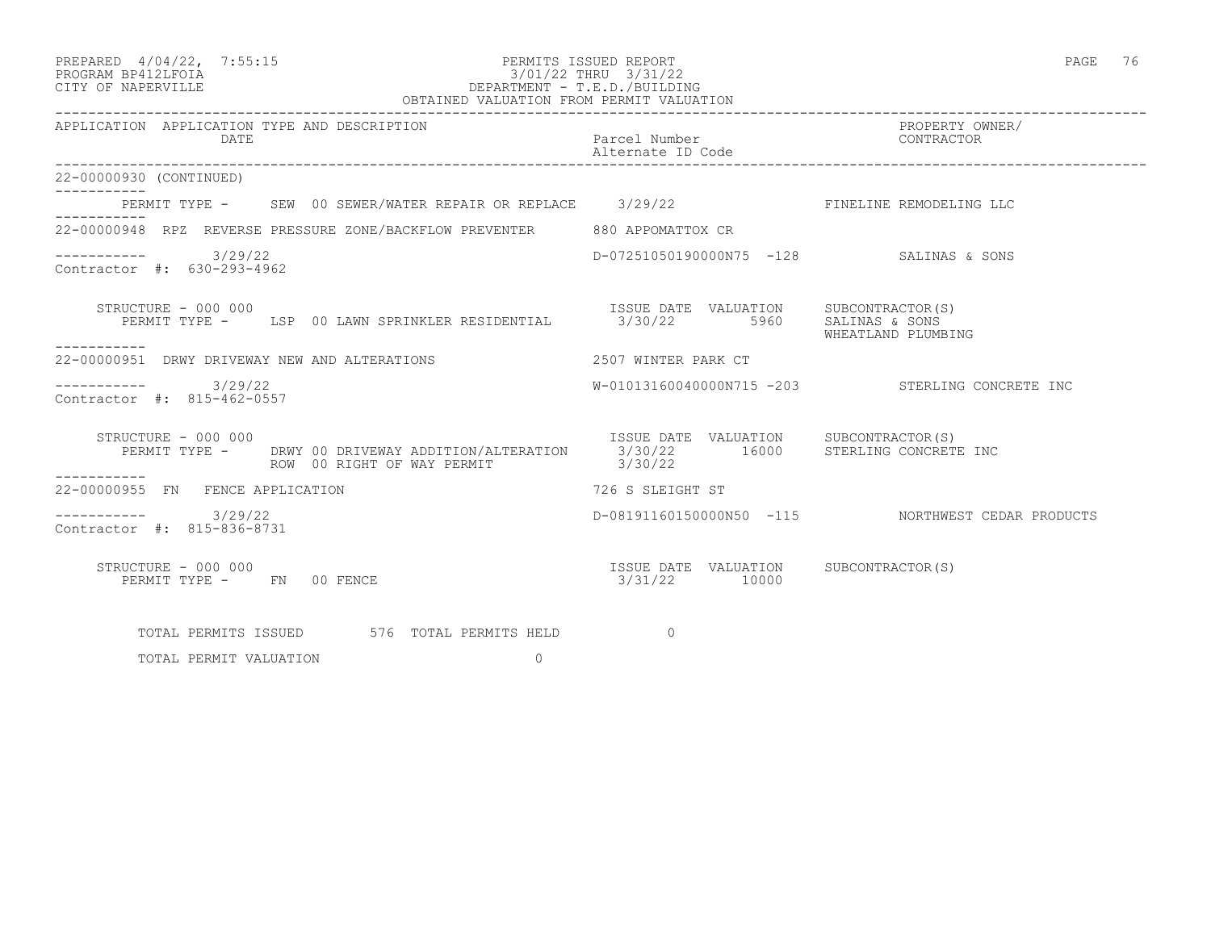PERMITS ISSUED REPORT
3/01/22 THRU 3/31/22
DEPARTMENT - T.E.D./BUILDING
OBTAINED VALUATION FROM PERMIT VALUATION

PREPARED 4/04/22, 7:55:15
PROGRAM BP412LFOIA
CITY OF NAPERVILLE

| APPLICATION | APPLICATION TYPE AND DESCRIPTION / DATE | Parcel Number / Alternate ID Code | PROPERTY OWNER/ CONTRACTOR |
|---|---|---|---|

22-00000930 (CONTINUED)

PERMIT TYPE - SEW 00 SEWER/WATER REPAIR OR REPLACE 3/29/22 FINELINE REMODELING LLC

---

22-00000948 RPZ REVERSE PRESSURE ZONE/BACKFLOW PREVENTER 880 APPOMATTOX CR

3/29/22 D-07251050190000N75 -128 SALINAS & SONS

Contractor #: 630-293-4962

STRUCTURE - 000 000

| PERMIT TYPE | ISSUE DATE | VALUATION | SUBCONTRACTOR(S) |
|---|---|---|---|
| LSP 00 LAWN SPRINKLER RESIDENTIAL | 3/30/22 | 5960 | SALINAS & SONS<br>WHEATLAND PLUMBING |

---

22-00000951 DRWY DRIVEWAY NEW AND ALTERATIONS 2507 WINTER PARK CT

3/29/22 W-01013160040000N715 -203 STERLING CONCRETE INC

Contractor #: 815-462-0557

STRUCTURE - 000 000

| PERMIT TYPE | ISSUE DATE | VALUATION | SUBCONTRACTOR(S) |
|---|---|---|---|
| DRWY 00 DRIVEWAY ADDITION/ALTERATION | 3/30/22 | 16000 | STERLING CONCRETE INC |
| ROW 00 RIGHT OF WAY PERMIT | 3/30/22 | | |

---

22-00000955 FN FENCE APPLICATION 726 S SLEIGHT ST

3/29/22 D-08191160150000N50 -115 NORTHWEST CEDAR PRODUCTS

Contractor #: 815-836-8731

STRUCTURE - 000 000

| PERMIT TYPE | ISSUE DATE | VALUATION | SUBCONTRACTOR(S) |
|---|---|---|---|
| FN 00 FENCE | 3/31/22 | 10000 | |

TOTAL PERMITS ISSUED 576 TOTAL PERMITS HELD 0

TOTAL PERMIT VALUATION 0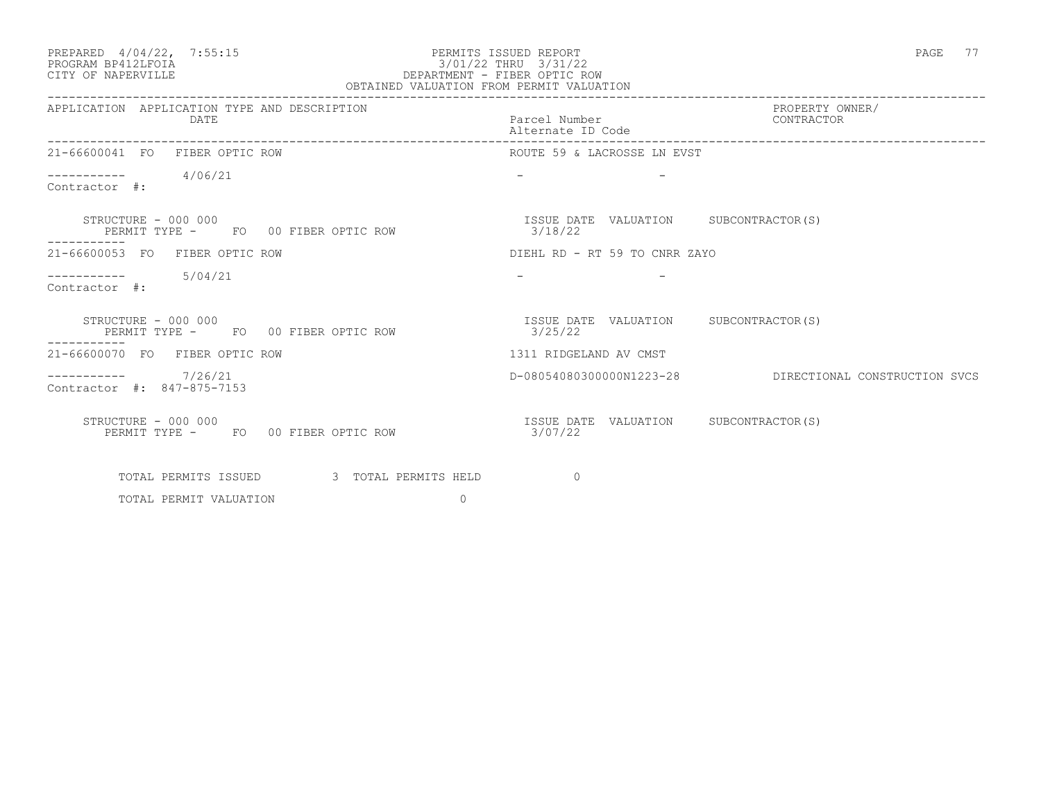PREPARED 4/04/22, 7:55:15
PROGRAM BP412LFOIA
CITY OF NAPERVILLE

PERMITS ISSUED REPORT
3/01/22 THRU 3/31/22
DEPARTMENT - FIBER OPTIC ROW
OBTAINED VALUATION FROM PERMIT VALUATION

| APPLICATION | APPLICATION TYPE AND DESCRIPTION DATE | Parcel Number Alternate ID Code | PROPERTY OWNER/ CONTRACTOR |
|---|---|---|---|
| 21-66600041 | FO FIBER OPTIC ROW | ROUTE 59 & LACROSSE LN EVST | |
| ----------- | 4/06/21 | - - | |
| Contractor #: | | | |
| STRUCTURE - 000 000 | PERMIT TYPE - FO 00 FIBER OPTIC ROW | ISSUE DATE 3/18/22 VALUATION | SUBCONTRACTOR(S) |
| 21-66600053 | FO FIBER OPTIC ROW | DIEHL RD - RT 59 TO CNRR ZAYO | |
| ----------- | 5/04/21 | - - | |
| Contractor #: | | | |
| STRUCTURE - 000 000 | PERMIT TYPE - FO 00 FIBER OPTIC ROW | ISSUE DATE 3/25/22 VALUATION | SUBCONTRACTOR(S) |
| 21-66600070 | FO FIBER OPTIC ROW | 1311 RIDGELAND AV CMST | |
| ----------- | 7/26/21 | D-08054080300000N1223-28 | DIRECTIONAL CONSTRUCTION SVCS |
| Contractor #: 847-875-7153 | | | |
| STRUCTURE - 000 000 | PERMIT TYPE - FO 00 FIBER OPTIC ROW | ISSUE DATE 3/07/22 VALUATION | SUBCONTRACTOR(S) |

TOTAL PERMITS ISSUED 3 TOTAL PERMITS HELD 0

TOTAL PERMIT VALUATION 0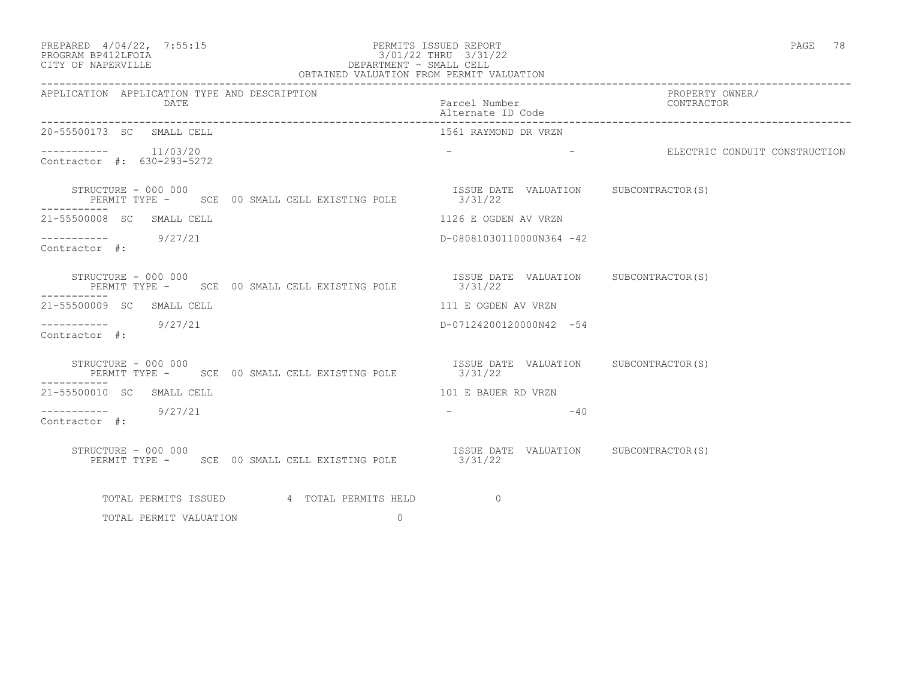PREPARED 4/04/22, 7:55:15
PROGRAM BP412LFOIA
CITY OF NAPERVILLE

PERMITS ISSUED REPORT
3/01/22 THRU 3/31/22
DEPARTMENT - SMALL CELL
OBTAINED VALUATION FROM PERMIT VALUATION

| APPLICATION | APPLICATION TYPE AND DESCRIPTION DATE | Parcel Number Alternate ID Code | PROPERTY OWNER/ CONTRACTOR |
|---|---|---|---|
| 20-55500173 SC | SMALL CELL | 1561 RAYMOND DR VRZN | |
| ----------- | 11/03/20 | - - | ELECTRIC CONDUIT CONSTRUCTION |
| Contractor #: 630-293-5272 | | | |
| STRUCTURE - 000 000 | PERMIT TYPE - SCE 00 SMALL CELL EXISTING POLE | ISSUE DATE VALUATION 3/31/22 | SUBCONTRACTOR(S) |
| 21-55500008 SC | SMALL CELL | 1126 E OGDEN AV VRZN | |
| ----------- | 9/27/21 | D-08081030110000N364 -42 | |
| Contractor #: | | | |
| STRUCTURE - 000 000 | PERMIT TYPE - SCE 00 SMALL CELL EXISTING POLE | ISSUE DATE VALUATION 3/31/22 | SUBCONTRACTOR(S) |
| 21-55500009 SC | SMALL CELL | 111 E OGDEN AV VRZN | |
| ----------- | 9/27/21 | D-07124200120000N42 -54 | |
| Contractor #: | | | |
| STRUCTURE - 000 000 | PERMIT TYPE - SCE 00 SMALL CELL EXISTING POLE | ISSUE DATE VALUATION 3/31/22 | SUBCONTRACTOR(S) |
| 21-55500010 SC | SMALL CELL | 101 E BAUER RD VRZN | |
| ----------- | 9/27/21 | - -40 | |
| Contractor #: | | | |
| STRUCTURE - 000 000 | PERMIT TYPE - SCE 00 SMALL CELL EXISTING POLE | ISSUE DATE VALUATION 3/31/22 | SUBCONTRACTOR(S) |

TOTAL PERMITS ISSUED 4 TOTAL PERMITS HELD 0

TOTAL PERMIT VALUATION 0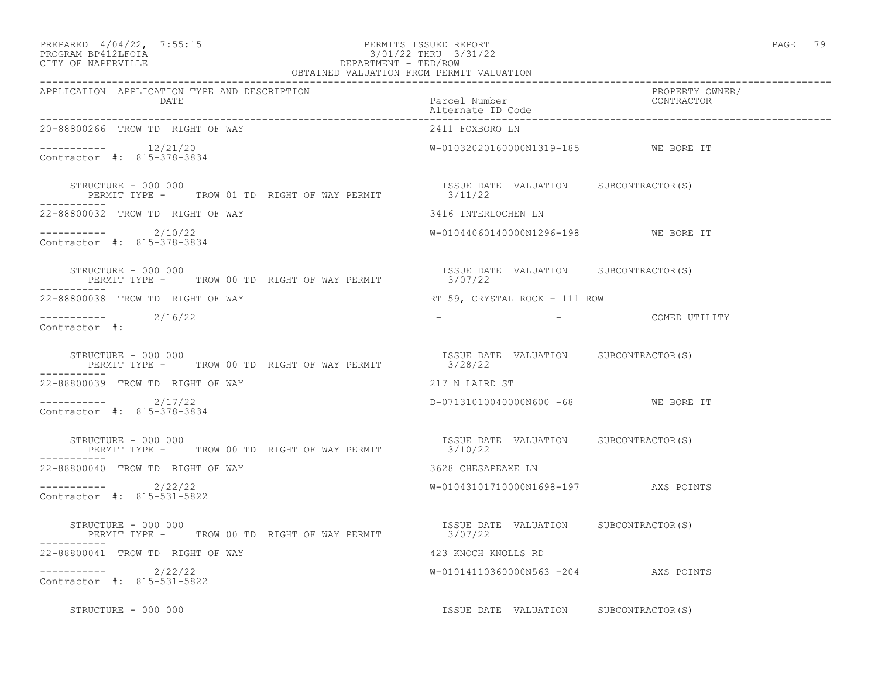PREPARED 4/04/22, 7:55:15
PROGRAM BP412LFOIA
CITY OF NAPERVILLE

PERMITS ISSUED REPORT
3/01/22 THRU 3/31/22
DEPARTMENT - TED/ROW
OBTAINED VALUATION FROM PERMIT VALUATION

| APPLICATION | APPLICATION TYPE AND DESCRIPTION / DATE | Parcel Number / Alternate ID Code | PROPERTY OWNER/ CONTRACTOR |
|---|---|---|---|
| 20-88800266 | TROW TD RIGHT OF WAY | 2411 FOXBORO LN | |
| ----------- | 12/21/20 | W-01032020160000N1319-185 | WE BORE IT |
| Contractor #: 815-378-3834 | | | |
| STRUCTURE - 000 000 | PERMIT TYPE - TROW 01 TD RIGHT OF WAY PERMIT | ISSUE DATE 3/11/22 VALUATION | SUBCONTRACTOR(S) |
| 22-88800032 | TROW TD RIGHT OF WAY | 3416 INTERLOCHEN LN | |
| ----------- | 2/10/22 | W-01044060140000N1296-198 | WE BORE IT |
| Contractor #: 815-378-3834 | | | |
| STRUCTURE - 000 000 | PERMIT TYPE - TROW 00 TD RIGHT OF WAY PERMIT | ISSUE DATE 3/07/22 VALUATION | SUBCONTRACTOR(S) |
| 22-88800038 | TROW TD RIGHT OF WAY | RT 59, CRYSTAL ROCK - 111 ROW | |
| ----------- | 2/16/22 | - - | COMED UTILITY |
| Contractor #: | | | |
| STRUCTURE - 000 000 | PERMIT TYPE - TROW 00 TD RIGHT OF WAY PERMIT | ISSUE DATE 3/28/22 VALUATION | SUBCONTRACTOR(S) |
| 22-88800039 | TROW TD RIGHT OF WAY | 217 N LAIRD ST | |
| ----------- | 2/17/22 | D-07131010040000N600 -68 | WE BORE IT |
| Contractor #: 815-378-3834 | | | |
| STRUCTURE - 000 000 | PERMIT TYPE - TROW 00 TD RIGHT OF WAY PERMIT | ISSUE DATE 3/10/22 VALUATION | SUBCONTRACTOR(S) |
| 22-88800040 | TROW TD RIGHT OF WAY | 3628 CHESAPEAKE LN | |
| ----------- | 2/22/22 | W-01043101710000N1698-197 | AXS POINTS |
| Contractor #: 815-531-5822 | | | |
| STRUCTURE - 000 000 | PERMIT TYPE - TROW 00 TD RIGHT OF WAY PERMIT | ISSUE DATE 3/07/22 VALUATION | SUBCONTRACTOR(S) |
| 22-88800041 | TROW TD RIGHT OF WAY | 423 KNOCH KNOLLS RD | |
| ----------- | 2/22/22 | W-01014110360000N563 -204 | AXS POINTS |
| Contractor #: 815-531-5822 | | | |
| STRUCTURE - 000 000 | | ISSUE DATE VALUATION | SUBCONTRACTOR(S) |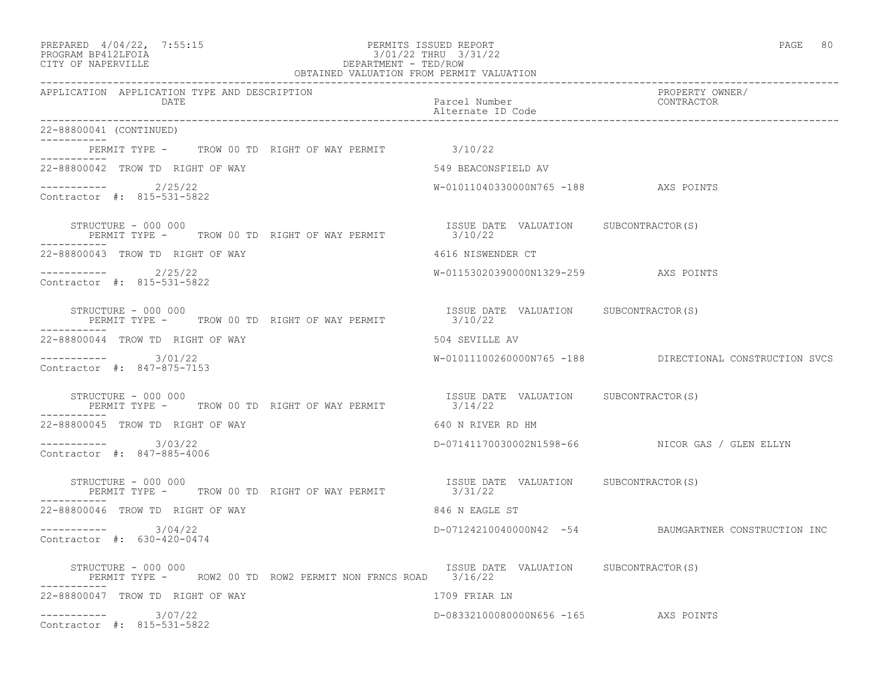PREPARED 4/04/22, 7:55:15 PERMITS ISSUED REPORT
PROGRAM BP412LFOIA 3/01/22 THRU 3/31/22
CITY OF NAPERVILLE DEPARTMENT - TED/ROW
OBTAINED VALUATION FROM PERMIT VALUATION

| APPLICATION | APPLICATION TYPE AND DESCRIPTION / DATE | Parcel Number / Alternate ID Code | PROPERTY OWNER/ CONTRACTOR |
|---|---|---|---|

22-88800041 (CONTINUED)

PERMIT TYPE - TROW 00 TD RIGHT OF WAY PERMIT 3/10/22

22-88800042 TROW TD RIGHT OF WAY — 549 BEACONSFIELD AV
2/25/22 — W-01011040330000N765 -188 — AXS POINTS
Contractor #: 815-531-5822

STRUCTURE - 000 000 — ISSUE DATE VALUATION SUBCONTRACTOR(S)
PERMIT TYPE - TROW 00 TD RIGHT OF WAY PERMIT 3/10/22

22-88800043 TROW TD RIGHT OF WAY — 4616 NISWENDER CT
2/25/22 — W-01153020390000N1329-259 — AXS POINTS
Contractor #: 815-531-5822

STRUCTURE - 000 000 — ISSUE DATE VALUATION SUBCONTRACTOR(S)
PERMIT TYPE - TROW 00 TD RIGHT OF WAY PERMIT 3/10/22

22-88800044 TROW TD RIGHT OF WAY — 504 SEVILLE AV
3/01/22 — W-01011100260000N765 -188 — DIRECTIONAL CONSTRUCTION SVCS
Contractor #: 847-875-7153

STRUCTURE - 000 000 — ISSUE DATE VALUATION SUBCONTRACTOR(S)
PERMIT TYPE - TROW 00 TD RIGHT OF WAY PERMIT 3/14/22

22-88800045 TROW TD RIGHT OF WAY — 640 N RIVER RD HM
3/03/22 — D-07141170030002N1598-66 — NICOR GAS / GLEN ELLYN
Contractor #: 847-885-4006

STRUCTURE - 000 000 — ISSUE DATE VALUATION SUBCONTRACTOR(S)
PERMIT TYPE - TROW 00 TD RIGHT OF WAY PERMIT 3/31/22

22-88800046 TROW TD RIGHT OF WAY — 846 N EAGLE ST
3/04/22 — D-07124210040000N42 -54 — BAUMGARTNER CONSTRUCTION INC
Contractor #: 630-420-0474

STRUCTURE - 000 000 — ISSUE DATE VALUATION SUBCONTRACTOR(S)
PERMIT TYPE - ROW2 00 TD ROW2 PERMIT NON FRNCS ROAD 3/16/22

22-88800047 TROW TD RIGHT OF WAY — 1709 FRIAR LN
3/07/22 — D-08332100080000N656 -165 — AXS POINTS
Contractor #: 815-531-5822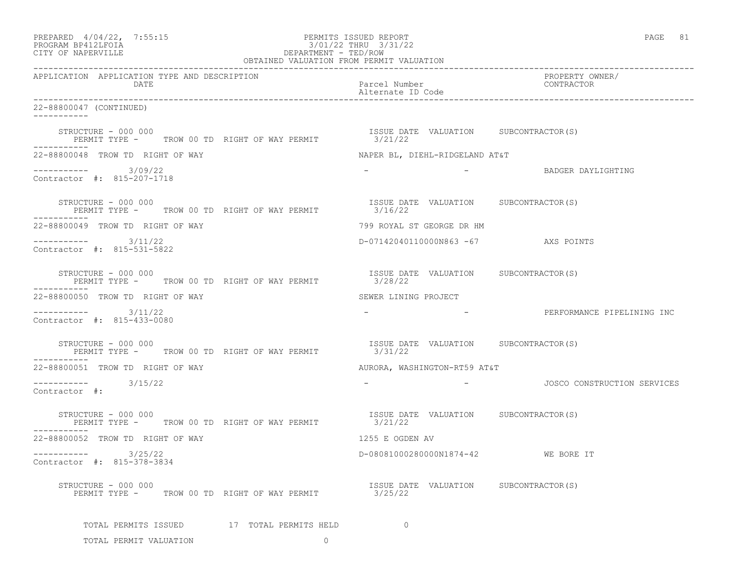PERMITS ISSUED REPORT
3/01/22 THRU 3/31/22
DEPARTMENT - TED/ROW
OBTAINED VALUATION FROM PERMIT VALUATION

PREPARED 4/04/22, 7:55:15
PROGRAM BP412LFOIA
CITY OF NAPERVILLE

| APPLICATION | APPLICATION TYPE AND DESCRIPTION DATE | Parcel Number Alternate ID Code | PROPERTY OWNER/ CONTRACTOR |
|---|---|---|---|

22-88800047 (CONTINUED)

STRUCTURE - 000 000
PERMIT TYPE - TROW 00 TD RIGHT OF WAY PERMIT — ISSUE DATE 3/21/22 — VALUATION — SUBCONTRACTOR(S)

---

22-88800048 TROW TD RIGHT OF WAY — NAPER BL, DIEHL-RIDGELAND AT&T
3/09/22 — - — - — BADGER DAYLIGHTING
Contractor #: 815-207-1718

STRUCTURE - 000 000
PERMIT TYPE - TROW 00 TD RIGHT OF WAY PERMIT — ISSUE DATE 3/16/22 — VALUATION — SUBCONTRACTOR(S)

---

22-88800049 TROW TD RIGHT OF WAY — 799 ROYAL ST GEORGE DR HM
3/11/22 — D-07142040110000N863 -67 — AXS POINTS
Contractor #: 815-531-5822

STRUCTURE - 000 000
PERMIT TYPE - TROW 00 TD RIGHT OF WAY PERMIT — ISSUE DATE 3/28/22 — VALUATION — SUBCONTRACTOR(S)

---

22-88800050 TROW TD RIGHT OF WAY — SEWER LINING PROJECT
3/11/22 — - — - — PERFORMANCE PIPELINING INC
Contractor #: 815-433-0080

STRUCTURE - 000 000
PERMIT TYPE - TROW 00 TD RIGHT OF WAY PERMIT — ISSUE DATE 3/31/22 — VALUATION — SUBCONTRACTOR(S)

---

22-88800051 TROW TD RIGHT OF WAY — AURORA, WASHINGTON-RT59 AT&T
3/15/22 — - — - — JOSCO CONSTRUCTION SERVICES
Contractor #:

STRUCTURE - 000 000
PERMIT TYPE - TROW 00 TD RIGHT OF WAY PERMIT — ISSUE DATE 3/21/22 — VALUATION — SUBCONTRACTOR(S)

---

22-88800052 TROW TD RIGHT OF WAY — 1255 E OGDEN AV
3/25/22 — D-08081000280000N1874-42 — WE BORE IT
Contractor #: 815-378-3834

STRUCTURE - 000 000
PERMIT TYPE - TROW 00 TD RIGHT OF WAY PERMIT — ISSUE DATE 3/25/22 — VALUATION — SUBCONTRACTOR(S)

TOTAL PERMITS ISSUED 17 TOTAL PERMITS HELD 0

TOTAL PERMIT VALUATION 0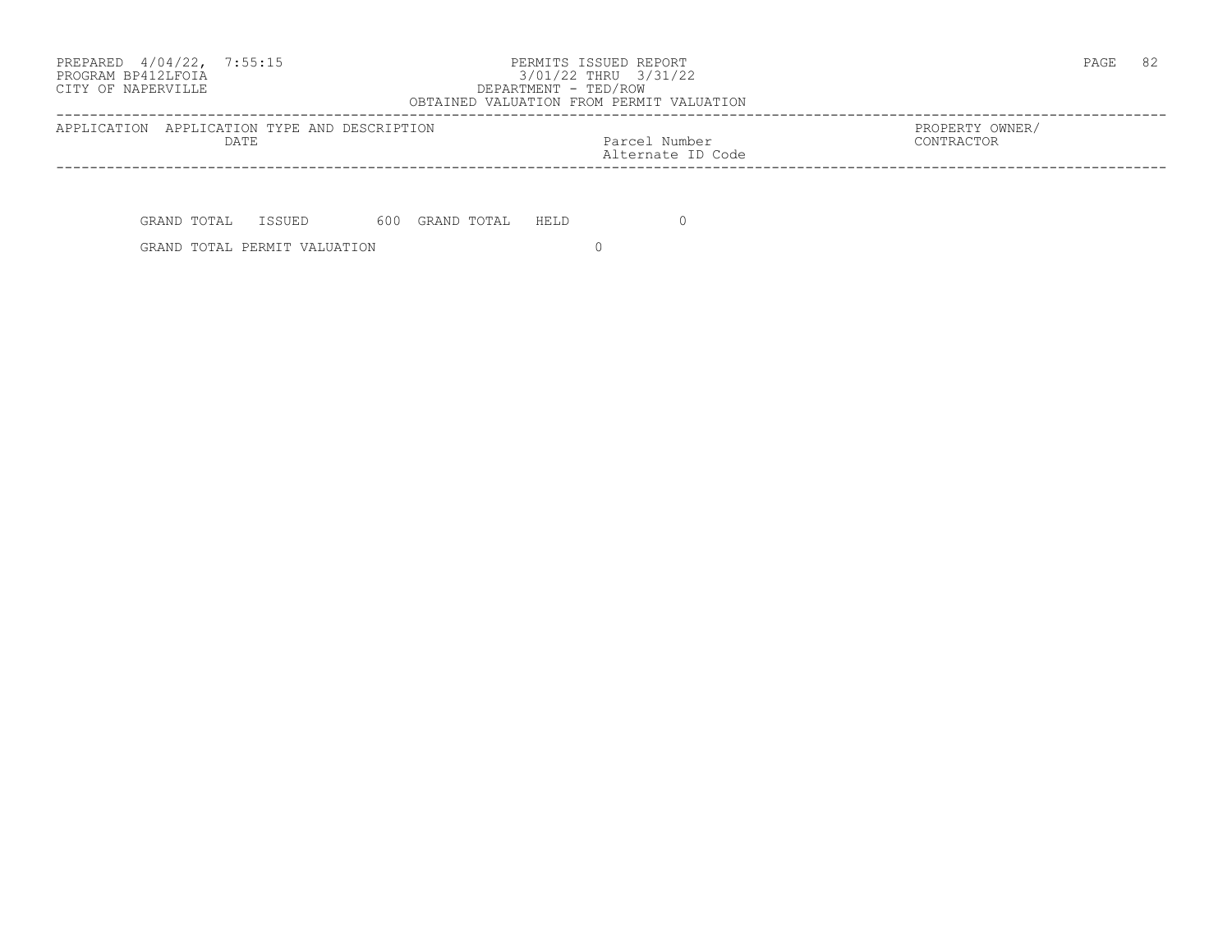| APPLICATION DATE | APPLICATION TYPE AND DESCRIPTION | Parcel Number Alternate ID Code | PROPERTY OWNER/ CONTRACTOR |
|---|---|---|---|

GRAND TOTAL ISSUED 600 GRAND TOTAL HELD 0

GRAND TOTAL PERMIT VALUATION 0